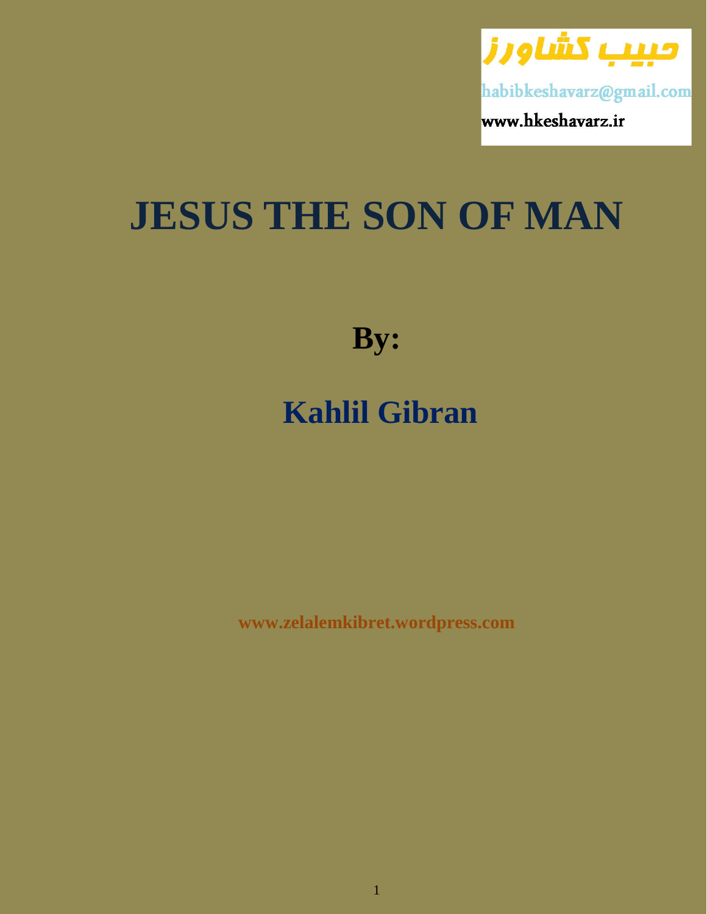حبیب کشاورز

habibkeshavarz@gmail.com

www.hkeshavarz.ir

# JESUS THE SON OF MAN

## By:

## Kahlil Gibran

**www.zelalemkibret.wordpress.com**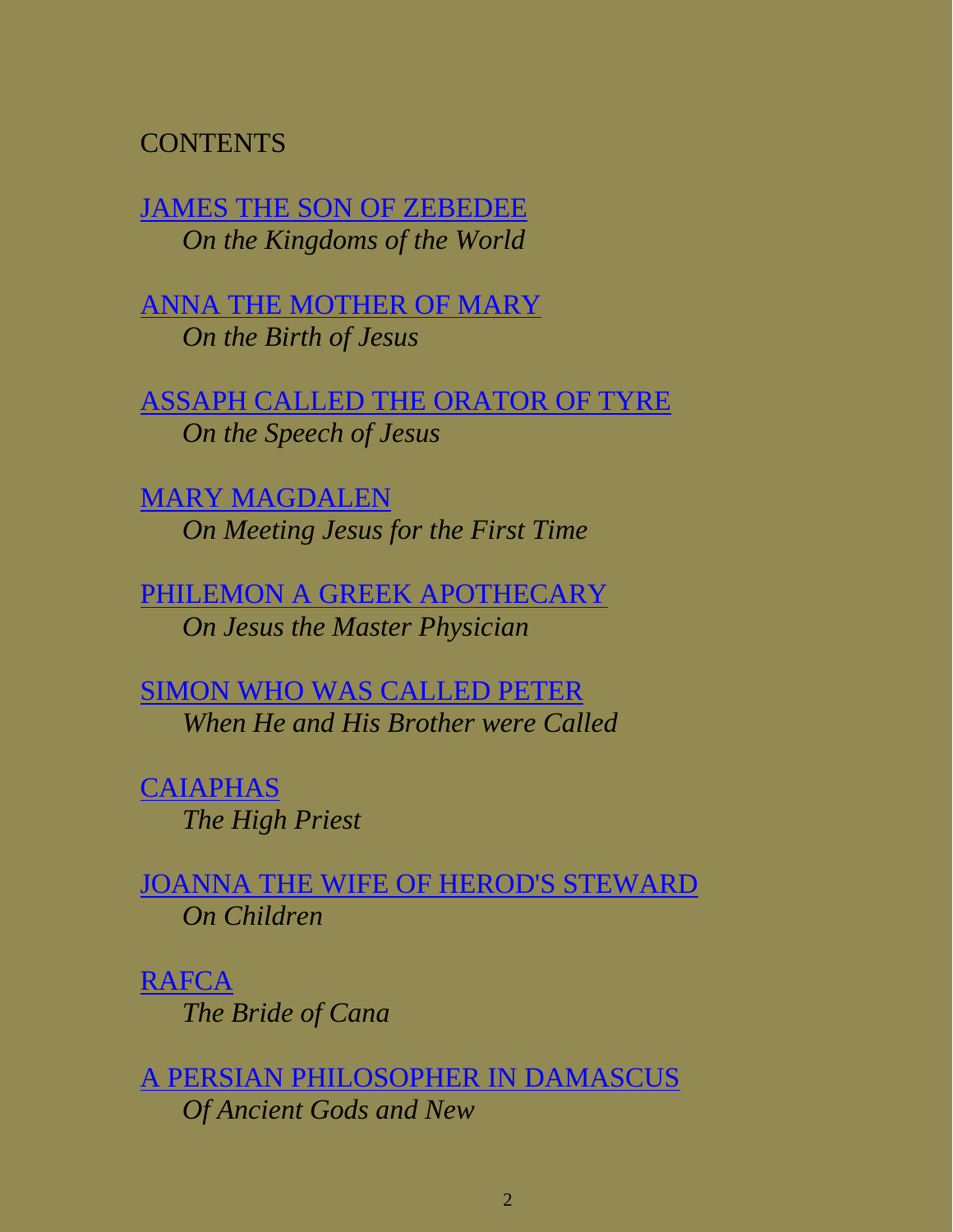CONTENTS

JAMES THE SON OF ZEBEDEE
*On the Kingdoms of the World*

ANNA THE MOTHER OF MARY
*On the Birth of Jesus*

ASSAPH CALLED THE ORATOR OF TYRE
*On the Speech of Jesus*

MARY MAGDALEN
*On Meeting Jesus for the First Time*

PHILEMON A GREEK APOTHECARY
*On Jesus the Master Physician*

SIMON WHO WAS CALLED PETER
*When He and His Brother were Called*

CAIAPHAS
*The High Priest*

JOANNA THE WIFE OF HEROD'S STEWARD
*On Children*

RAFCA
*The Bride of Cana*

A PERSIAN PHILOSOPHER IN DAMASCUS
*Of Ancient Gods and New*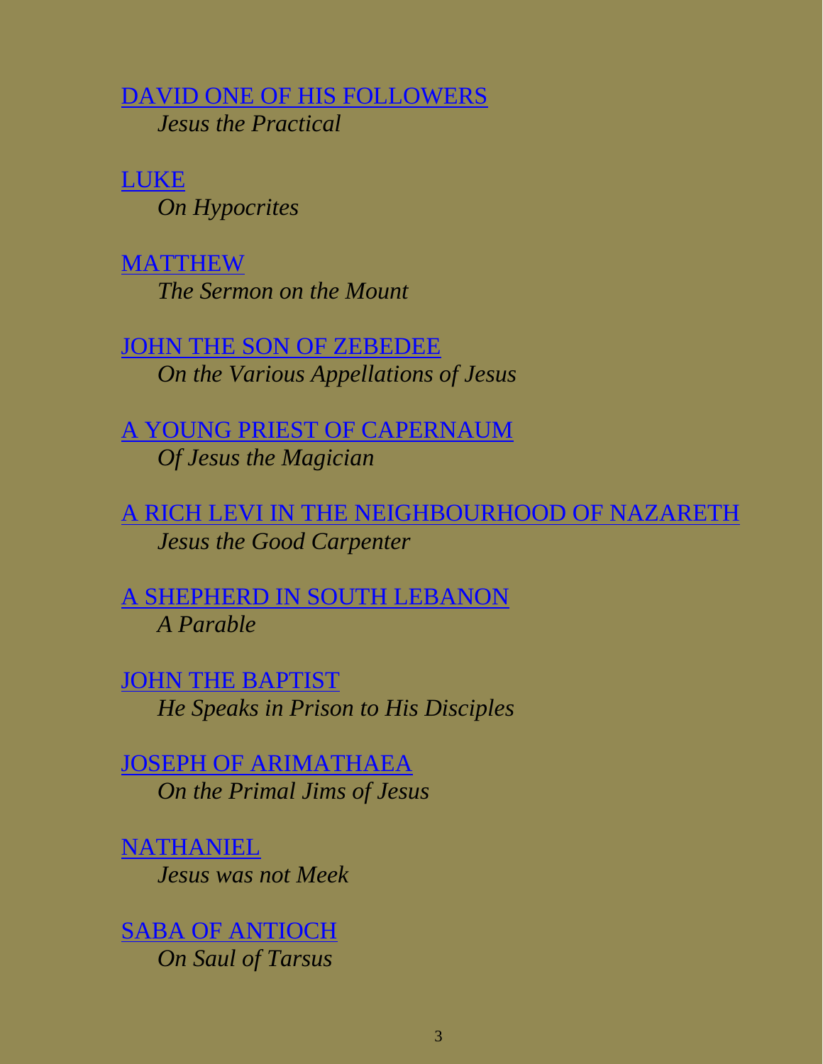DAVID ONE OF HIS FOLLOWERS
*Jesus the Practical*

LUKE
*On Hypocrites*

MATTHEW
*The Sermon on the Mount*

JOHN THE SON OF ZEBEDEE
*On the Various Appellations of Jesus*

A YOUNG PRIEST OF CAPERNAUM
*Of Jesus the Magician*

A RICH LEVI IN THE NEIGHBOURHOOD OF NAZARETH
*Jesus the Good Carpenter*

A SHEPHERD IN SOUTH LEBANON
*A Parable*

JOHN THE BAPTIST
*He Speaks in Prison to His Disciples*

JOSEPH OF ARIMATHAEA
*On the Primal Jims of Jesus*

NATHANIEL
*Jesus was not Meek*

SABA OF ANTIOCH
*On Saul of Tarsus*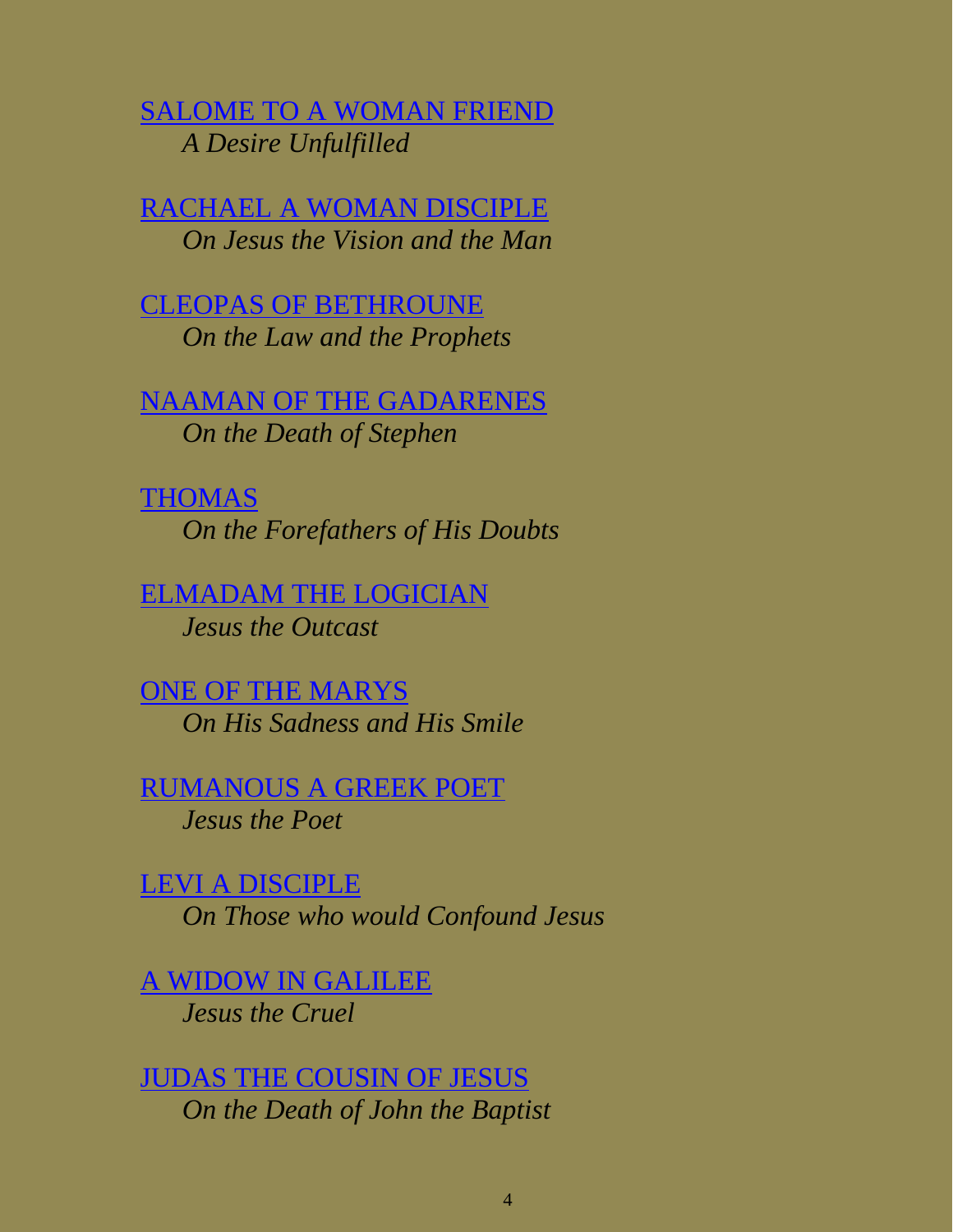SALOME TO A WOMAN FRIEND
*A Desire Unfulfilled*

RACHAEL A WOMAN DISCIPLE
*On Jesus the Vision and the Man*

CLEOPAS OF BETHROUNE
*On the Law and the Prophets*

NAAMAN OF THE GADARENES
*On the Death of Stephen*

THOMAS
*On the Forefathers of His Doubts*

ELMADAM THE LOGICIAN
*Jesus the Outcast*

ONE OF THE MARYS
*On His Sadness and His Smile*

RUMANOUS A GREEK POET
*Jesus the Poet*

LEVI A DISCIPLE
*On Those who would Confound Jesus*

A WIDOW IN GALILEE
*Jesus the Cruel*

JUDAS THE COUSIN OF JESUS
*On the Death of John the Baptist*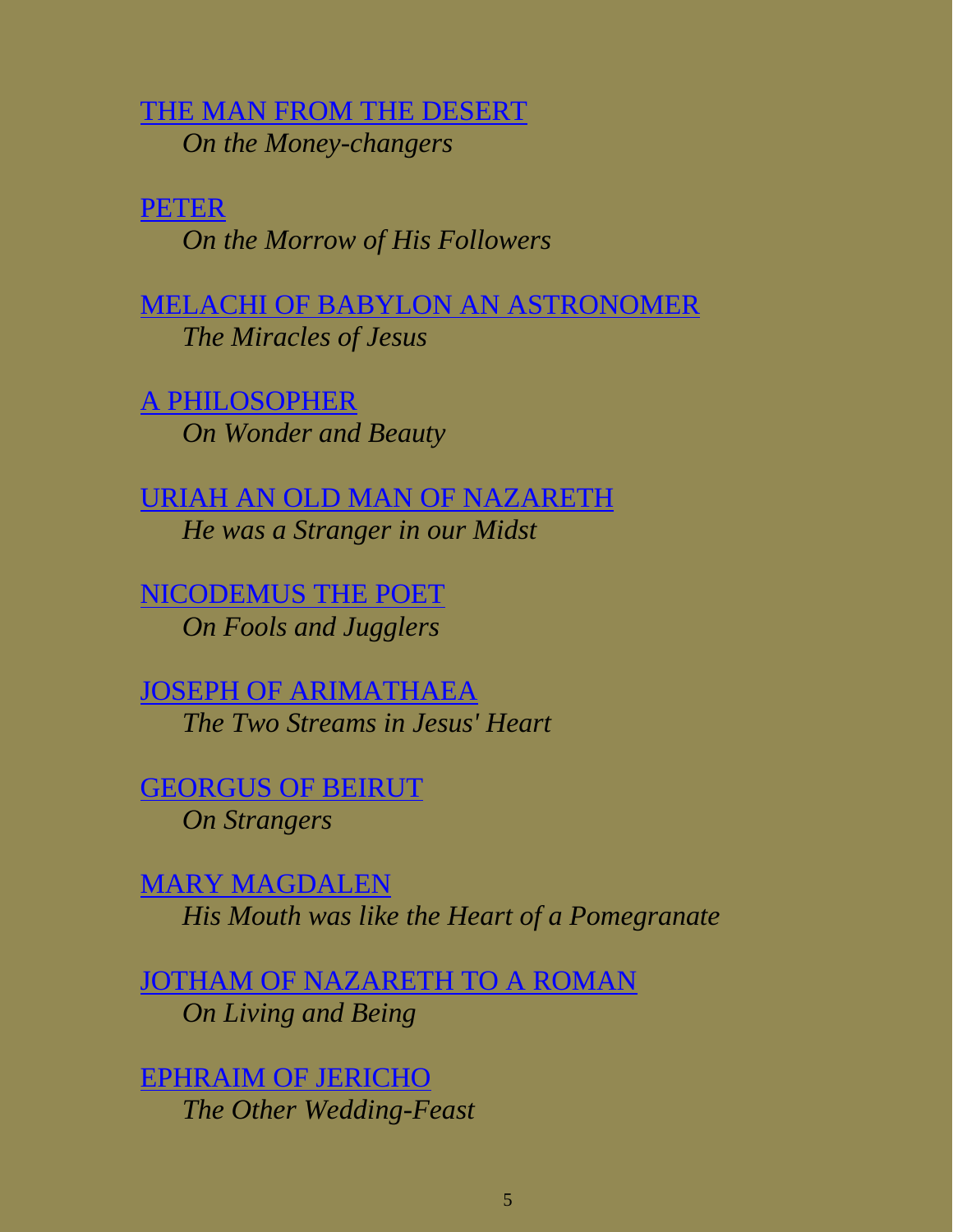THE MAN FROM THE DESERT
*On the Money-changers*

PETER
*On the Morrow of His Followers*

MELACHI OF BABYLON AN ASTRONOMER
*The Miracles of Jesus*

A PHILOSOPHER
*On Wonder and Beauty*

URIAH AN OLD MAN OF NAZARETH
*He was a Stranger in our Midst*

NICODEMUS THE POET
*On Fools and Jugglers*

JOSEPH OF ARIMATHAEA
*The Two Streams in Jesus' Heart*

GEORGUS OF BEIRUT
*On Strangers*

MARY MAGDALEN
*His Mouth was like the Heart of a Pomegranate*

JOTHAM OF NAZARETH TO A ROMAN
*On Living and Being*

EPHRAIM OF JERICHO
*The Other Wedding-Feast*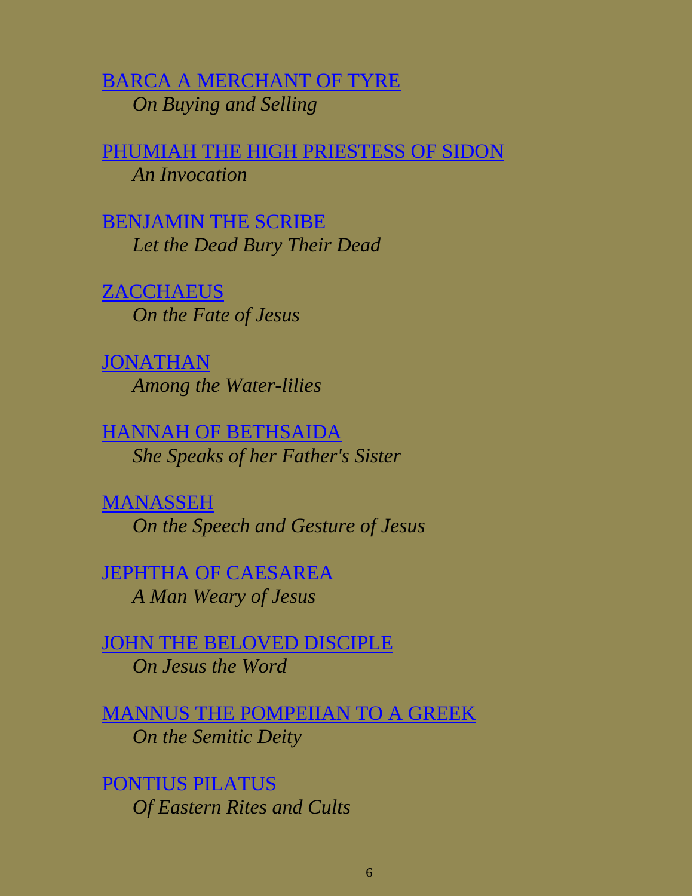BARCA A MERCHANT OF TYRE
*On Buying and Selling*

PHUMIAH THE HIGH PRIESTESS OF SIDON
*An Invocation*

BENJAMIN THE SCRIBE
*Let the Dead Bury Their Dead*

ZACCHAEUS
*On the Fate of Jesus*

JONATHAN
*Among the Water-lilies*

HANNAH OF BETHSAIDA
*She Speaks of her Father's Sister*

MANASSEH
*On the Speech and Gesture of Jesus*

JEPHTHA OF CAESAREA
*A Man Weary of Jesus*

JOHN THE BELOVED DISCIPLE
*On Jesus the Word*

MANNUS THE POMPEIIAN TO A GREEK
*On the Semitic Deity*

PONTIUS PILATUS
*Of Eastern Rites and Cults*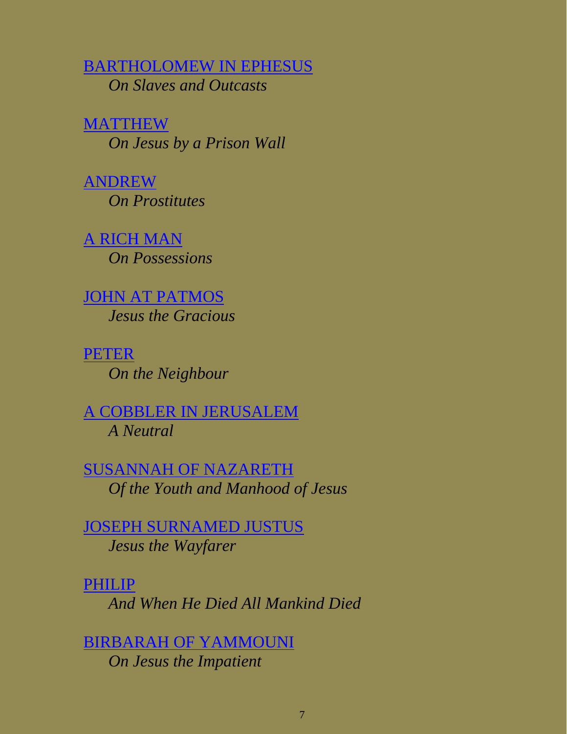[BARTHOLOMEW IN EPHESUS]
*On Slaves and Outcasts*

[MATTHEW]
*On Jesus by a Prison Wall*

[ANDREW]
*On Prostitutes*

[A RICH MAN]
*On Possessions*

[JOHN AT PATMOS]
*Jesus the Gracious*

[PETER]
*On the Neighbour*

[A COBBLER IN JERUSALEM]
*A Neutral*

[SUSANNAH OF NAZARETH]
*Of the Youth and Manhood of Jesus*

[JOSEPH SURNAMED JUSTUS]
*Jesus the Wayfarer*

[PHILIP]
*And When He Died All Mankind Died*

[BIRBARAH OF YAMMOUNI]
*On Jesus the Impatient*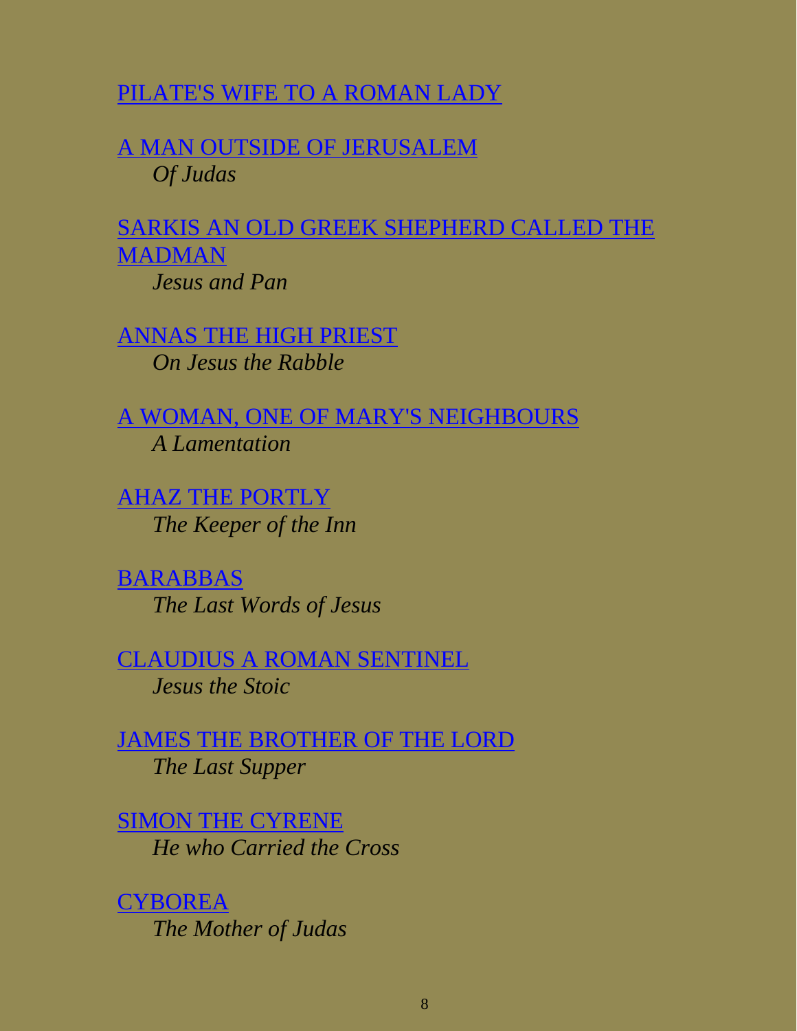PILATE'S WIFE TO A ROMAN LADY

A MAN OUTSIDE OF JERUSALEM
*Of Judas*

SARKIS AN OLD GREEK SHEPHERD CALLED THE MADMAN
*Jesus and Pan*

ANNAS THE HIGH PRIEST
*On Jesus the Rabble*

A WOMAN, ONE OF MARY'S NEIGHBOURS
*A Lamentation*

AHAZ THE PORTLY
*The Keeper of the Inn*

BARABBAS
*The Last Words of Jesus*

CLAUDIUS A ROMAN SENTINEL
*Jesus the Stoic*

JAMES THE BROTHER OF THE LORD
*The Last Supper*

SIMON THE CYRENE
*He who Carried the Cross*

CYBOREA
*The Mother of Judas*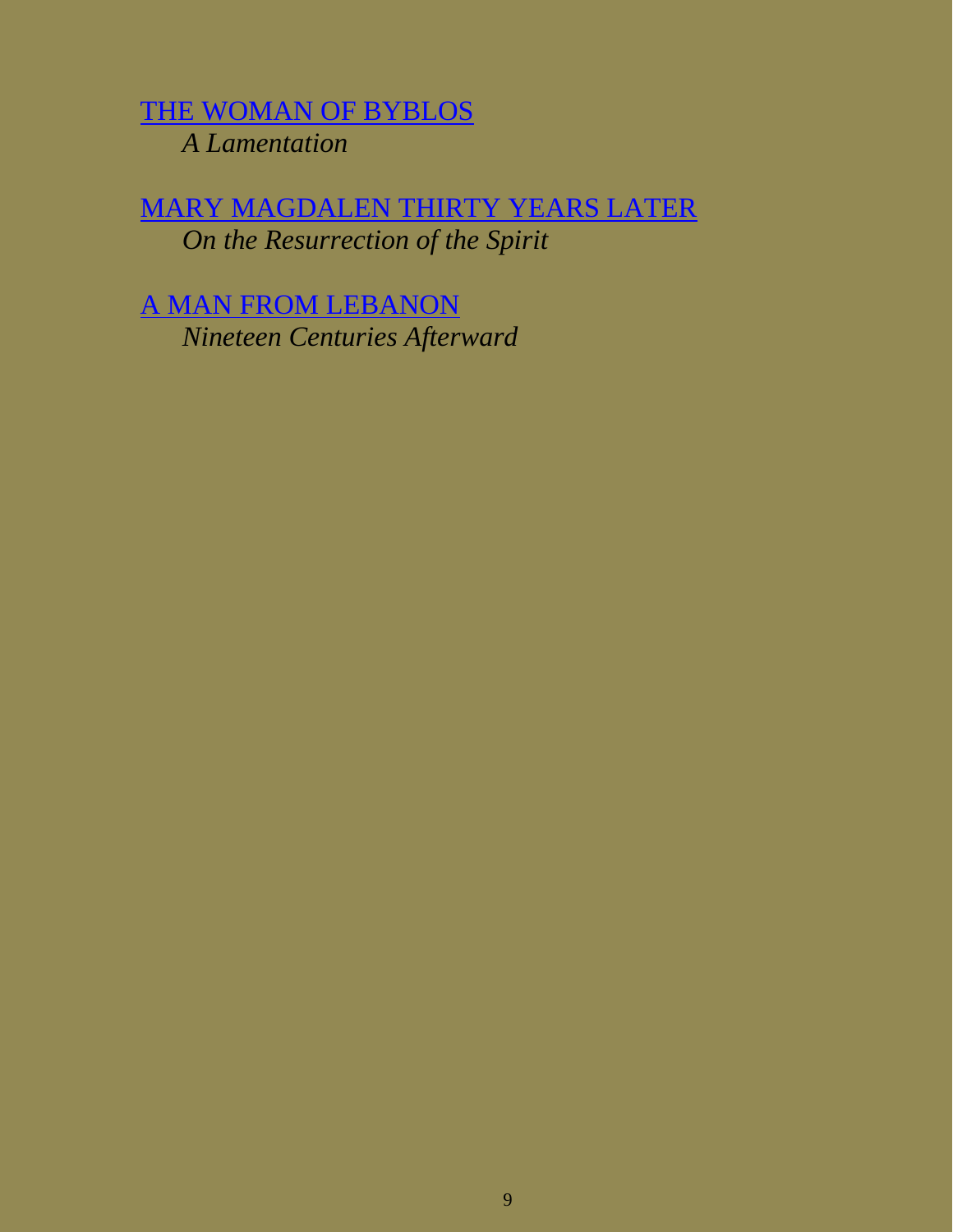THE WOMAN OF BYBLOS
*A Lamentation*

MARY MAGDALEN THIRTY YEARS LATER
*On the Resurrection of the Spirit*

A MAN FROM LEBANON
*Nineteen Centuries Afterward*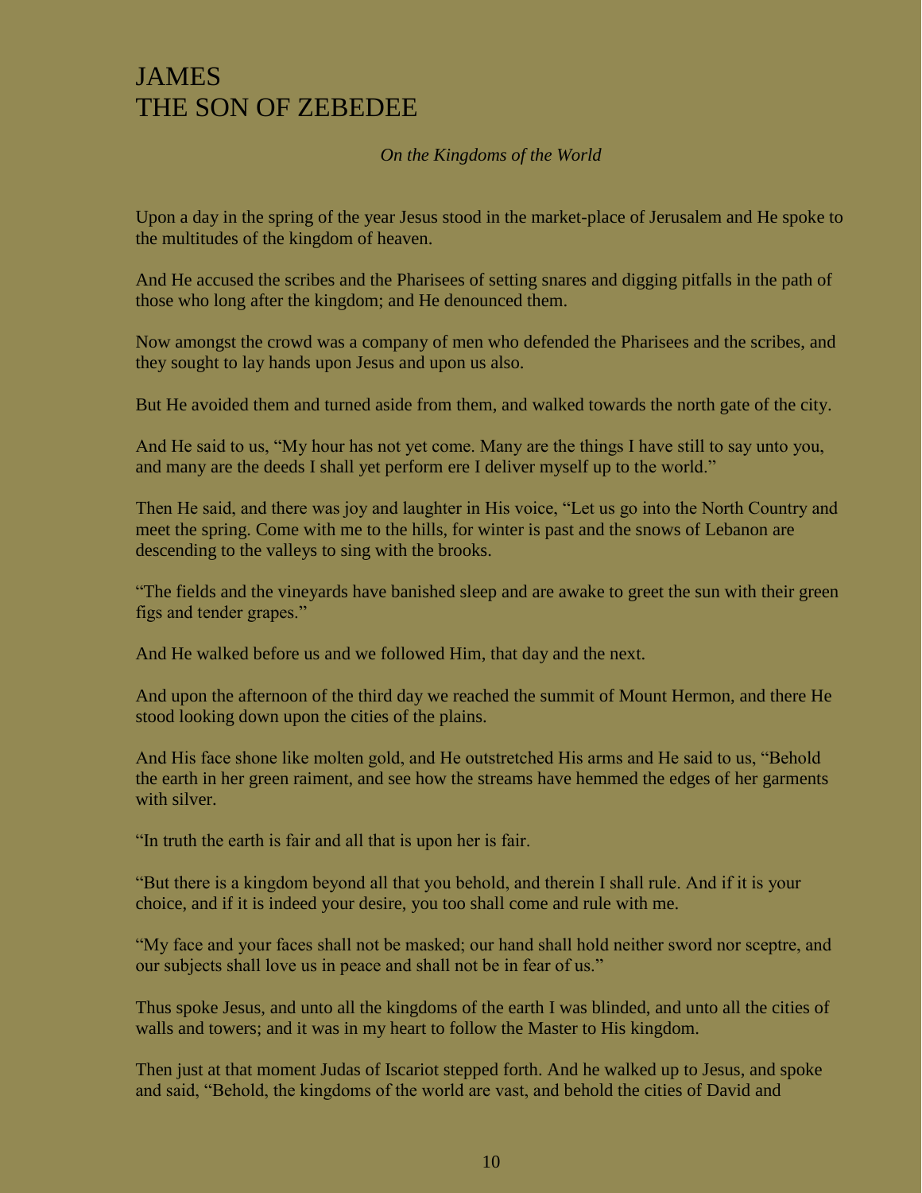# JAMES
# THE SON OF ZEBEDEE

*On the Kingdoms of the World*

Upon a day in the spring of the year Jesus stood in the market-place of Jerusalem and He spoke to the multitudes of the kingdom of heaven.

And He accused the scribes and the Pharisees of setting snares and digging pitfalls in the path of those who long after the kingdom; and He denounced them.

Now amongst the crowd was a company of men who defended the Pharisees and the scribes, and they sought to lay hands upon Jesus and upon us also.

But He avoided them and turned aside from them, and walked towards the north gate of the city.

And He said to us, "My hour has not yet come. Many are the things I have still to say unto you, and many are the deeds I shall yet perform ere I deliver myself up to the world."

Then He said, and there was joy and laughter in His voice, "Let us go into the North Country and meet the spring. Come with me to the hills, for winter is past and the snows of Lebanon are descending to the valleys to sing with the brooks.

"The fields and the vineyards have banished sleep and are awake to greet the sun with their green figs and tender grapes."

And He walked before us and we followed Him, that day and the next.

And upon the afternoon of the third day we reached the summit of Mount Hermon, and there He stood looking down upon the cities of the plains.

And His face shone like molten gold, and He outstretched His arms and He said to us, "Behold the earth in her green raiment, and see how the streams have hemmed the edges of her garments with silver.

"In truth the earth is fair and all that is upon her is fair.

"But there is a kingdom beyond all that you behold, and therein I shall rule. And if it is your choice, and if it is indeed your desire, you too shall come and rule with me.

"My face and your faces shall not be masked; our hand shall hold neither sword nor sceptre, and our subjects shall love us in peace and shall not be in fear of us."

Thus spoke Jesus, and unto all the kingdoms of the earth I was blinded, and unto all the cities of walls and towers; and it was in my heart to follow the Master to His kingdom.

Then just at that moment Judas of Iscariot stepped forth. And he walked up to Jesus, and spoke and said, "Behold, the kingdoms of the world are vast, and behold the cities of David and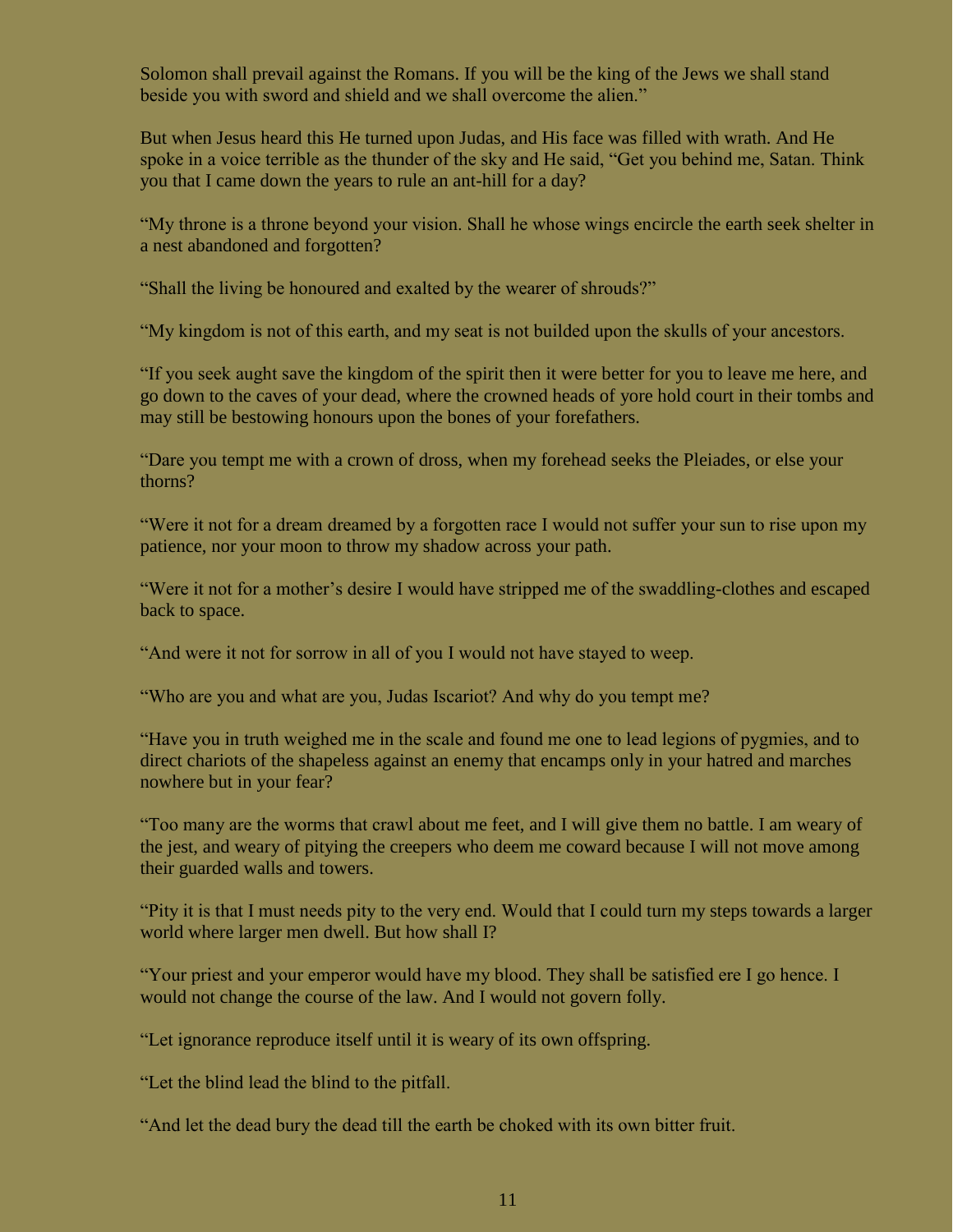Solomon shall prevail against the Romans. If you will be the king of the Jews we shall stand beside you with sword and shield and we shall overcome the alien."

But when Jesus heard this He turned upon Judas, and His face was filled with wrath. And He spoke in a voice terrible as the thunder of the sky and He said, "Get you behind me, Satan. Think you that I came down the years to rule an ant-hill for a day?

"My throne is a throne beyond your vision. Shall he whose wings encircle the earth seek shelter in a nest abandoned and forgotten?

"Shall the living be honoured and exalted by the wearer of shrouds?"

"My kingdom is not of this earth, and my seat is not builded upon the skulls of your ancestors.

"If you seek aught save the kingdom of the spirit then it were better for you to leave me here, and go down to the caves of your dead, where the crowned heads of yore hold court in their tombs and may still be bestowing honours upon the bones of your forefathers.

"Dare you tempt me with a crown of dross, when my forehead seeks the Pleiades, or else your thorns?

"Were it not for a dream dreamed by a forgotten race I would not suffer your sun to rise upon my patience, nor your moon to throw my shadow across your path.

"Were it not for a mother's desire I would have stripped me of the swaddling-clothes and escaped back to space.

"And were it not for sorrow in all of you I would not have stayed to weep.

"Who are you and what are you, Judas Iscariot? And why do you tempt me?

"Have you in truth weighed me in the scale and found me one to lead legions of pygmies, and to direct chariots of the shapeless against an enemy that encamps only in your hatred and marches nowhere but in your fear?

"Too many are the worms that crawl about me feet, and I will give them no battle. I am weary of the jest, and weary of pitying the creepers who deem me coward because I will not move among their guarded walls and towers.

"Pity it is that I must needs pity to the very end. Would that I could turn my steps towards a larger world where larger men dwell. But how shall I?

"Your priest and your emperor would have my blood. They shall be satisfied ere I go hence. I would not change the course of the law. And I would not govern folly.

"Let ignorance reproduce itself until it is weary of its own offspring.

"Let the blind lead the blind to the pitfall.

"And let the dead bury the dead till the earth be choked with its own bitter fruit.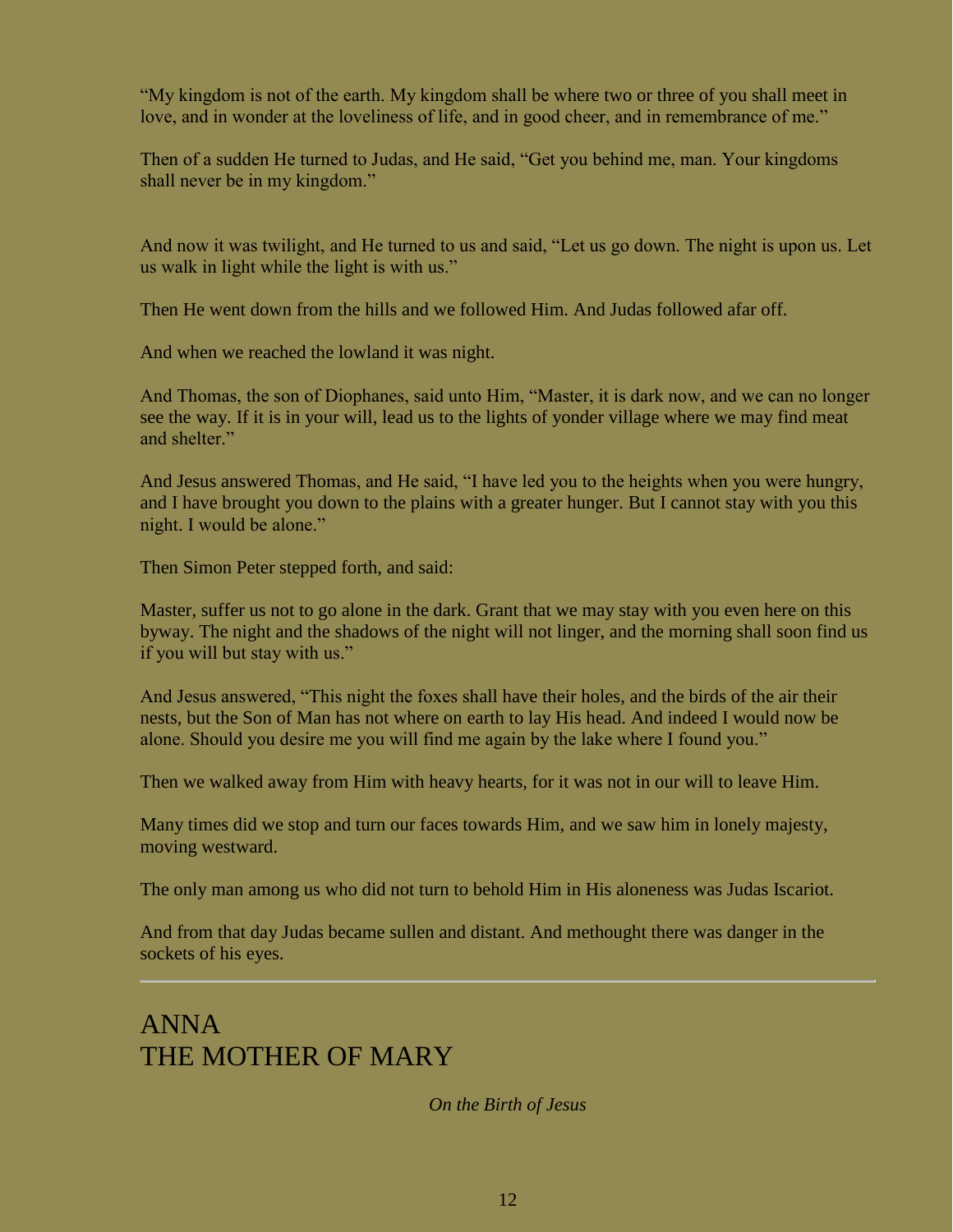"My kingdom is not of the earth. My kingdom shall be where two or three of you shall meet in love, and in wonder at the loveliness of life, and in good cheer, and in remembrance of me."

Then of a sudden He turned to Judas, and He said, "Get you behind me, man. Your kingdoms shall never be in my kingdom."

And now it was twilight, and He turned to us and said, "Let us go down. The night is upon us. Let us walk in light while the light is with us."

Then He went down from the hills and we followed Him. And Judas followed afar off.

And when we reached the lowland it was night.

And Thomas, the son of Diophanes, said unto Him, "Master, it is dark now, and we can no longer see the way. If it is in your will, lead us to the lights of yonder village where we may find meat and shelter."

And Jesus answered Thomas, and He said, "I have led you to the heights when you were hungry, and I have brought you down to the plains with a greater hunger. But I cannot stay with you this night. I would be alone."

Then Simon Peter stepped forth, and said:

Master, suffer us not to go alone in the dark. Grant that we may stay with you even here on this byway. The night and the shadows of the night will not linger, and the morning shall soon find us if you will but stay with us."

And Jesus answered, "This night the foxes shall have their holes, and the birds of the air their nests, but the Son of Man has not where on earth to lay His head. And indeed I would now be alone. Should you desire me you will find me again by the lake where I found you."

Then we walked away from Him with heavy hearts, for it was not in our will to leave Him.

Many times did we stop and turn our faces towards Him, and we saw him in lonely majesty, moving westward.

The only man among us who did not turn to behold Him in His aloneness was Judas Iscariot.

And from that day Judas became sullen and distant. And methought there was danger in the sockets of his eyes.

---

# ANNA
# THE MOTHER OF MARY

*On the Birth of Jesus*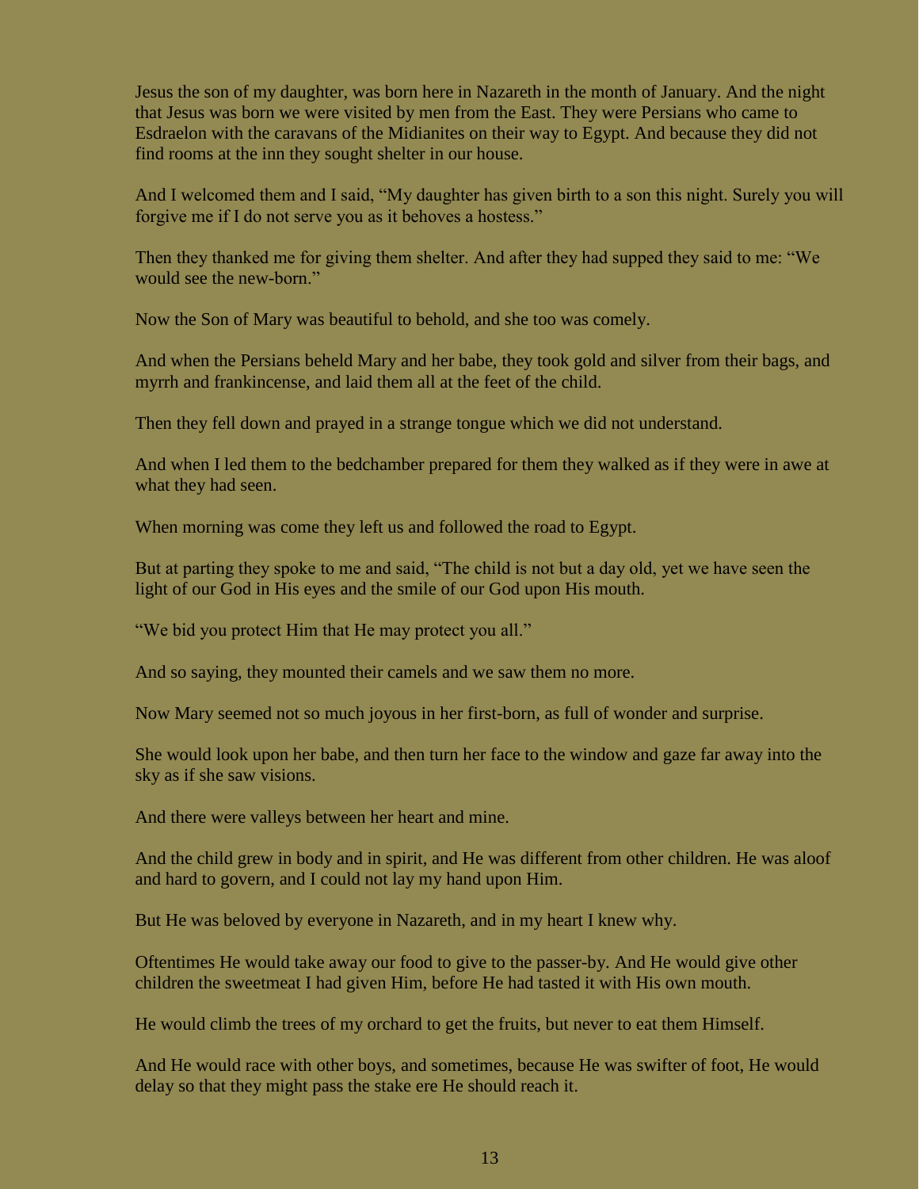Jesus the son of my daughter, was born here in Nazareth in the month of January. And the night that Jesus was born we were visited by men from the East. They were Persians who came to Esdraelon with the caravans of the Midianites on their way to Egypt. And because they did not find rooms at the inn they sought shelter in our house.

And I welcomed them and I said, “My daughter has given birth to a son this night. Surely you will forgive me if I do not serve you as it behoves a hostess.”

Then they thanked me for giving them shelter. And after they had supped they said to me: “We would see the new-born.”

Now the Son of Mary was beautiful to behold, and she too was comely.

And when the Persians beheld Mary and her babe, they took gold and silver from their bags, and myrrh and frankincense, and laid them all at the feet of the child.

Then they fell down and prayed in a strange tongue which we did not understand.

And when I led them to the bedchamber prepared for them they walked as if they were in awe at what they had seen.

When morning was come they left us and followed the road to Egypt.

But at parting they spoke to me and said, “The child is not but a day old, yet we have seen the light of our God in His eyes and the smile of our God upon His mouth.

“We bid you protect Him that He may protect you all.”

And so saying, they mounted their camels and we saw them no more.

Now Mary seemed not so much joyous in her first-born, as full of wonder and surprise.

She would look upon her babe, and then turn her face to the window and gaze far away into the sky as if she saw visions.

And there were valleys between her heart and mine.

And the child grew in body and in spirit, and He was different from other children. He was aloof and hard to govern, and I could not lay my hand upon Him.

But He was beloved by everyone in Nazareth, and in my heart I knew why.

Oftentimes He would take away our food to give to the passer-by. And He would give other children the sweetmeat I had given Him, before He had tasted it with His own mouth.

He would climb the trees of my orchard to get the fruits, but never to eat them Himself.

And He would race with other boys, and sometimes, because He was swifter of foot, He would delay so that they might pass the stake ere He should reach it.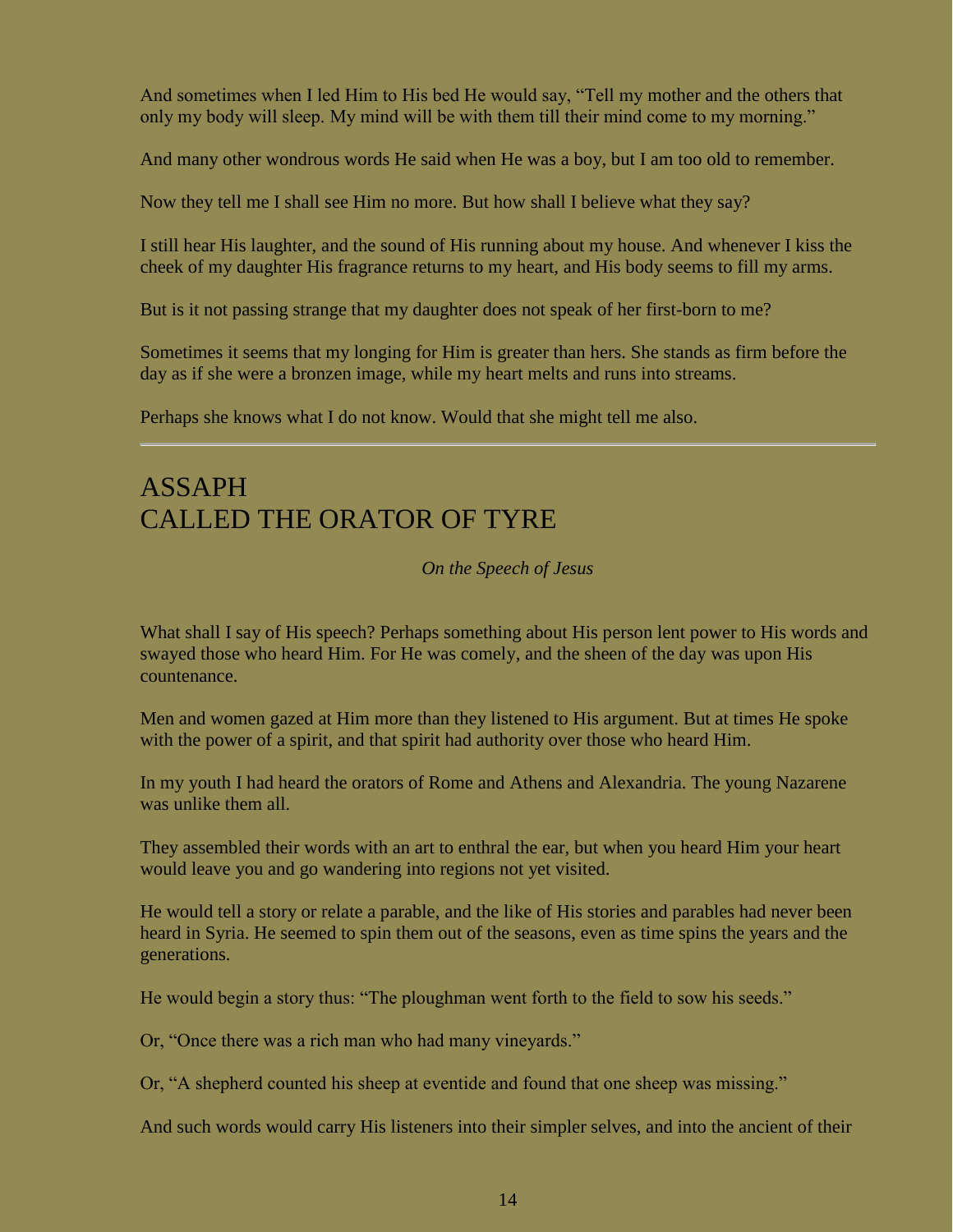And sometimes when I led Him to His bed He would say, “Tell my mother and the others that only my body will sleep. My mind will be with them till their mind come to my morning.”

And many other wondrous words He said when He was a boy, but I am too old to remember.

Now they tell me I shall see Him no more. But how shall I believe what they say?

I still hear His laughter, and the sound of His running about my house. And whenever I kiss the cheek of my daughter His fragrance returns to my heart, and His body seems to fill my arms.

But is it not passing strange that my daughter does not speak of her first-born to me?

Sometimes it seems that my longing for Him is greater than hers. She stands as firm before the day as if she were a bronzen image, while my heart melts and runs into streams.

Perhaps she knows what I do not know. Would that she might tell me also.

---

## ASSAPH
## CALLED THE ORATOR OF TYRE

*On the Speech of Jesus*

What shall I say of His speech? Perhaps something about His person lent power to His words and swayed those who heard Him. For He was comely, and the sheen of the day was upon His countenance.

Men and women gazed at Him more than they listened to His argument. But at times He spoke with the power of a spirit, and that spirit had authority over those who heard Him.

In my youth I had heard the orators of Rome and Athens and Alexandria. The young Nazarene was unlike them all.

They assembled their words with an art to enthral the ear, but when you heard Him your heart would leave you and go wandering into regions not yet visited.

He would tell a story or relate a parable, and the like of His stories and parables had never been heard in Syria. He seemed to spin them out of the seasons, even as time spins the years and the generations.

He would begin a story thus: “The ploughman went forth to the field to sow his seeds.”

Or, “Once there was a rich man who had many vineyards.”

Or, “A shepherd counted his sheep at eventide and found that one sheep was missing.”

And such words would carry His listeners into their simpler selves, and into the ancient of their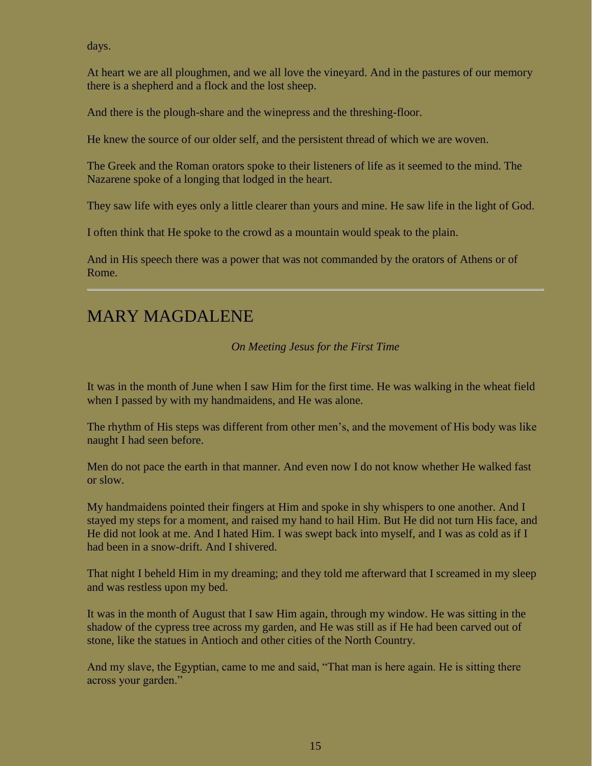days.

At heart we are all ploughmen, and we all love the vineyard. And in the pastures of our memory there is a shepherd and a flock and the lost sheep.

And there is the plough-share and the winepress and the threshing-floor.

He knew the source of our older self, and the persistent thread of which we are woven.

The Greek and the Roman orators spoke to their listeners of life as it seemed to the mind. The Nazarene spoke of a longing that lodged in the heart.

They saw life with eyes only a little clearer than yours and mine. He saw life in the light of God.

I often think that He spoke to the crowd as a mountain would speak to the plain.

And in His speech there was a power that was not commanded by the orators of Athens or of Rome.

---

## MARY MAGDALENE

*On Meeting Jesus for the First Time*

It was in the month of June when I saw Him for the first time. He was walking in the wheat field when I passed by with my handmaidens, and He was alone.

The rhythm of His steps was different from other men's, and the movement of His body was like naught I had seen before.

Men do not pace the earth in that manner. And even now I do not know whether He walked fast or slow.

My handmaidens pointed their fingers at Him and spoke in shy whispers to one another. And I stayed my steps for a moment, and raised my hand to hail Him. But He did not turn His face, and He did not look at me. And I hated Him. I was swept back into myself, and I was as cold as if I had been in a snow-drift. And I shivered.

That night I beheld Him in my dreaming; and they told me afterward that I screamed in my sleep and was restless upon my bed.

It was in the month of August that I saw Him again, through my window. He was sitting in the shadow of the cypress tree across my garden, and He was still as if He had been carved out of stone, like the statues in Antioch and other cities of the North Country.

And my slave, the Egyptian, came to me and said, "That man is here again. He is sitting there across your garden."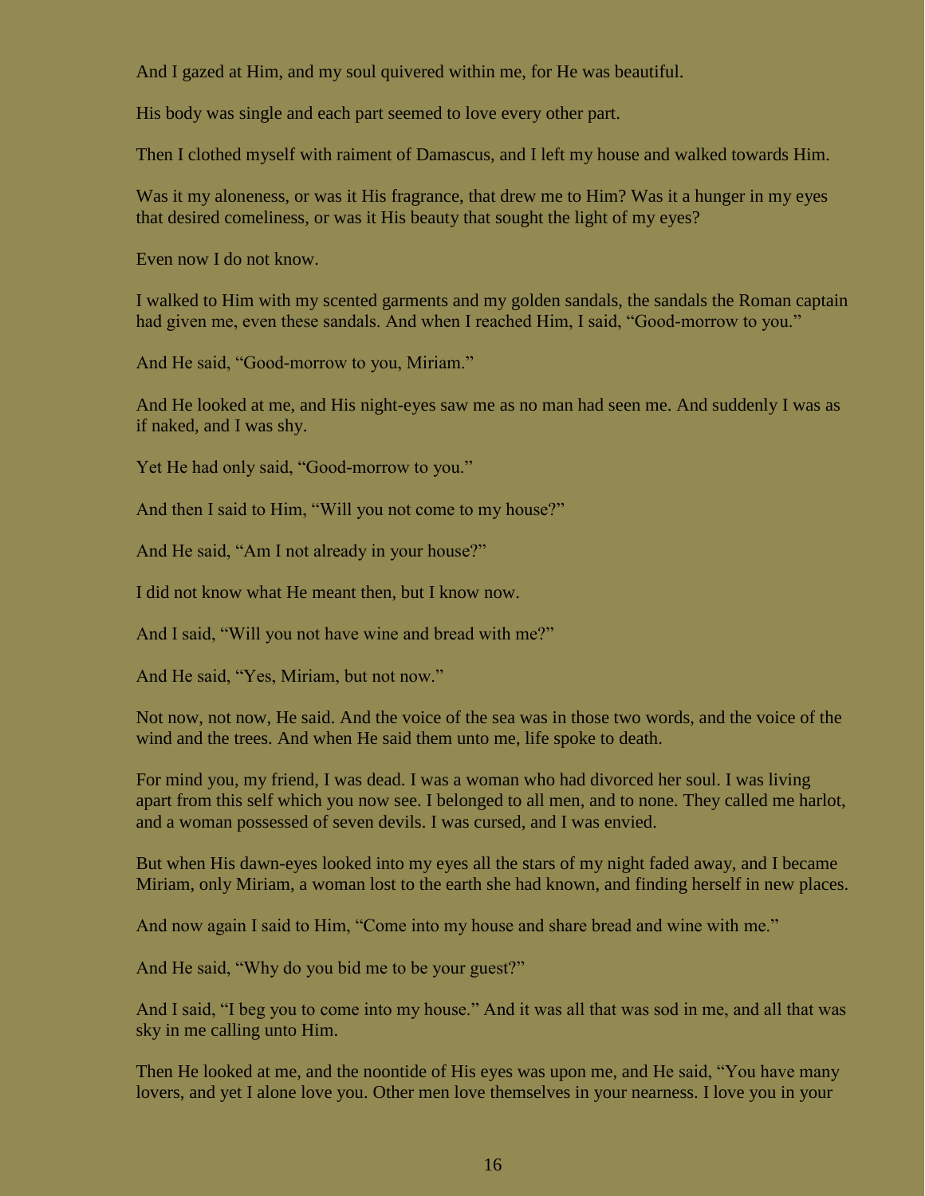And I gazed at Him, and my soul quivered within me, for He was beautiful.

His body was single and each part seemed to love every other part.

Then I clothed myself with raiment of Damascus, and I left my house and walked towards Him.

Was it my aloneness, or was it His fragrance, that drew me to Him? Was it a hunger in my eyes that desired comeliness, or was it His beauty that sought the light of my eyes?

Even now I do not know.

I walked to Him with my scented garments and my golden sandals, the sandals the Roman captain had given me, even these sandals. And when I reached Him, I said, "Good-morrow to you."

And He said, "Good-morrow to you, Miriam."

And He looked at me, and His night-eyes saw me as no man had seen me. And suddenly I was as if naked, and I was shy.

Yet He had only said, "Good-morrow to you."

And then I said to Him, "Will you not come to my house?"

And He said, "Am I not already in your house?"

I did not know what He meant then, but I know now.

And I said, "Will you not have wine and bread with me?"

And He said, "Yes, Miriam, but not now."

Not now, not now, He said. And the voice of the sea was in those two words, and the voice of the wind and the trees. And when He said them unto me, life spoke to death.

For mind you, my friend, I was dead. I was a woman who had divorced her soul. I was living apart from this self which you now see. I belonged to all men, and to none. They called me harlot, and a woman possessed of seven devils. I was cursed, and I was envied.

But when His dawn-eyes looked into my eyes all the stars of my night faded away, and I became Miriam, only Miriam, a woman lost to the earth she had known, and finding herself in new places.

And now again I said to Him, "Come into my house and share bread and wine with me."

And He said, "Why do you bid me to be your guest?"

And I said, "I beg you to come into my house." And it was all that was sod in me, and all that was sky in me calling unto Him.

Then He looked at me, and the noontide of His eyes was upon me, and He said, "You have many lovers, and yet I alone love you. Other men love themselves in your nearness. I love you in your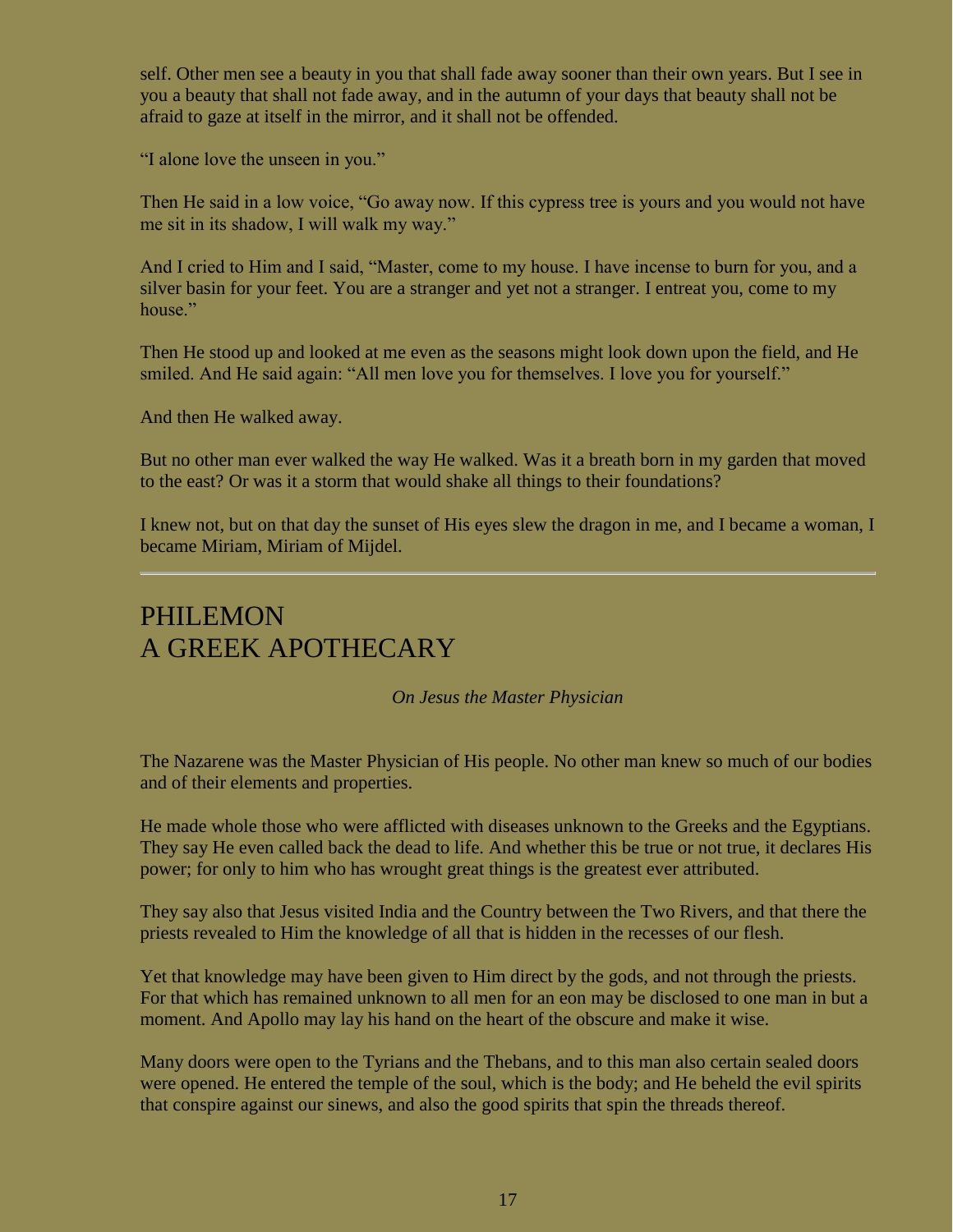self. Other men see a beauty in you that shall fade away sooner than their own years. But I see in you a beauty that shall not fade away, and in the autumn of your days that beauty shall not be afraid to gaze at itself in the mirror, and it shall not be offended.

"I alone love the unseen in you."

Then He said in a low voice, "Go away now. If this cypress tree is yours and you would not have me sit in its shadow, I will walk my way."

And I cried to Him and I said, "Master, come to my house. I have incense to burn for you, and a silver basin for your feet. You are a stranger and yet not a stranger. I entreat you, come to my house."

Then He stood up and looked at me even as the seasons might look down upon the field, and He smiled. And He said again: "All men love you for themselves. I love you for yourself."

And then He walked away.

But no other man ever walked the way He walked. Was it a breath born in my garden that moved to the east? Or was it a storm that would shake all things to their foundations?

I knew not, but on that day the sunset of His eyes slew the dragon in me, and I became a woman, I became Miriam, Miriam of Mijdel.

---

# PHILEMON
# A GREEK APOTHECARY

*On Jesus the Master Physician*

The Nazarene was the Master Physician of His people. No other man knew so much of our bodies and of their elements and properties.

He made whole those who were afflicted with diseases unknown to the Greeks and the Egyptians. They say He even called back the dead to life. And whether this be true or not true, it declares His power; for only to him who has wrought great things is the greatest ever attributed.

They say also that Jesus visited India and the Country between the Two Rivers, and that there the priests revealed to Him the knowledge of all that is hidden in the recesses of our flesh.

Yet that knowledge may have been given to Him direct by the gods, and not through the priests. For that which has remained unknown to all men for an eon may be disclosed to one man in but a moment. And Apollo may lay his hand on the heart of the obscure and make it wise.

Many doors were open to the Tyrians and the Thebans, and to this man also certain sealed doors were opened. He entered the temple of the soul, which is the body; and He beheld the evil spirits that conspire against our sinews, and also the good spirits that spin the threads thereof.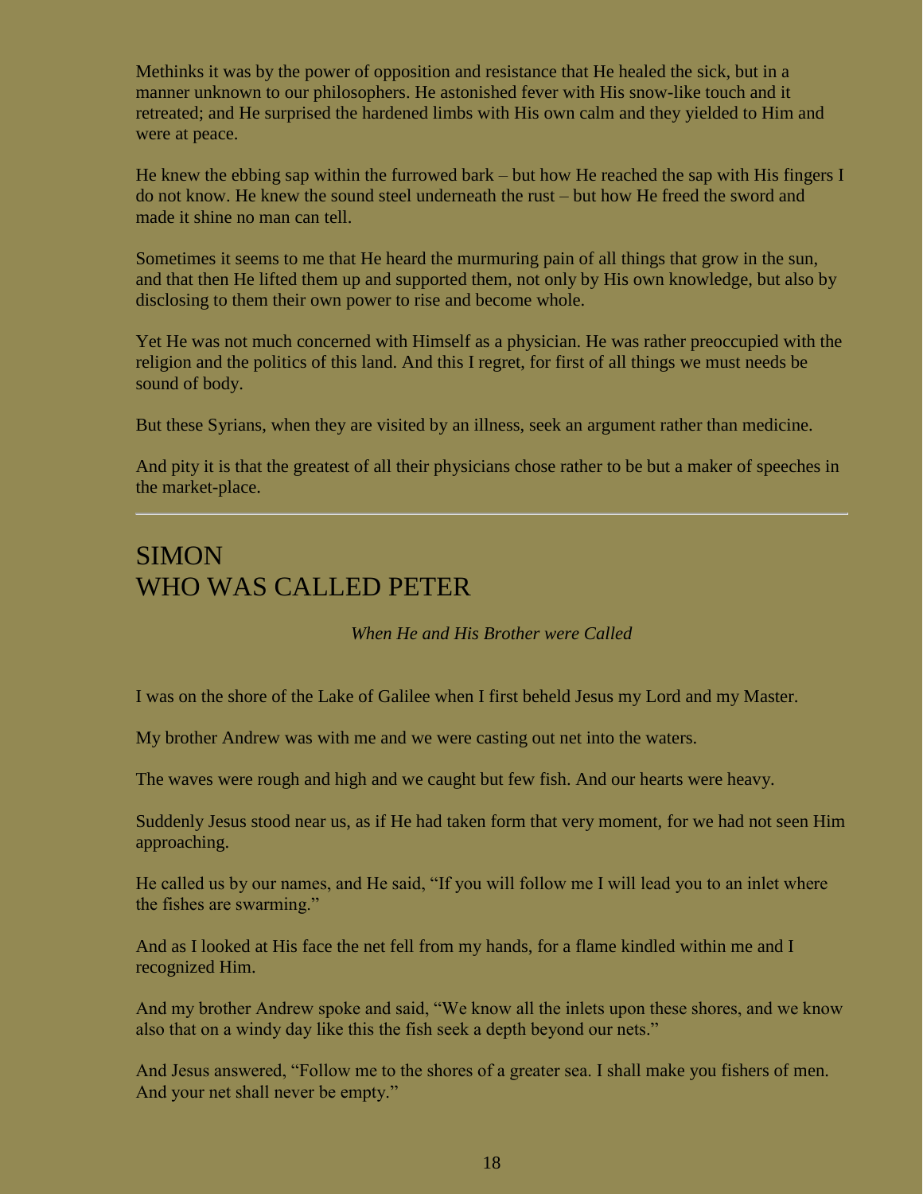Methinks it was by the power of opposition and resistance that He healed the sick, but in a manner unknown to our philosophers. He astonished fever with His snow-like touch and it retreated; and He surprised the hardened limbs with His own calm and they yielded to Him and were at peace.

He knew the ebbing sap within the furrowed bark – but how He reached the sap with His fingers I do not know. He knew the sound steel underneath the rust – but how He freed the sword and made it shine no man can tell.

Sometimes it seems to me that He heard the murmuring pain of all things that grow in the sun, and that then He lifted them up and supported them, not only by His own knowledge, but also by disclosing to them their own power to rise and become whole.

Yet He was not much concerned with Himself as a physician. He was rather preoccupied with the religion and the politics of this land. And this I regret, for first of all things we must needs be sound of body.

But these Syrians, when they are visited by an illness, seek an argument rather than medicine.

And pity it is that the greatest of all their physicians chose rather to be but a maker of speeches in the market-place.

---

# SIMON
# WHO WAS CALLED PETER

*When He and His Brother were Called*

I was on the shore of the Lake of Galilee when I first beheld Jesus my Lord and my Master.

My brother Andrew was with me and we were casting out net into the waters.

The waves were rough and high and we caught but few fish. And our hearts were heavy.

Suddenly Jesus stood near us, as if He had taken form that very moment, for we had not seen Him approaching.

He called us by our names, and He said, "If you will follow me I will lead you to an inlet where the fishes are swarming."

And as I looked at His face the net fell from my hands, for a flame kindled within me and I recognized Him.

And my brother Andrew spoke and said, "We know all the inlets upon these shores, and we know also that on a windy day like this the fish seek a depth beyond our nets."

And Jesus answered, "Follow me to the shores of a greater sea. I shall make you fishers of men. And your net shall never be empty."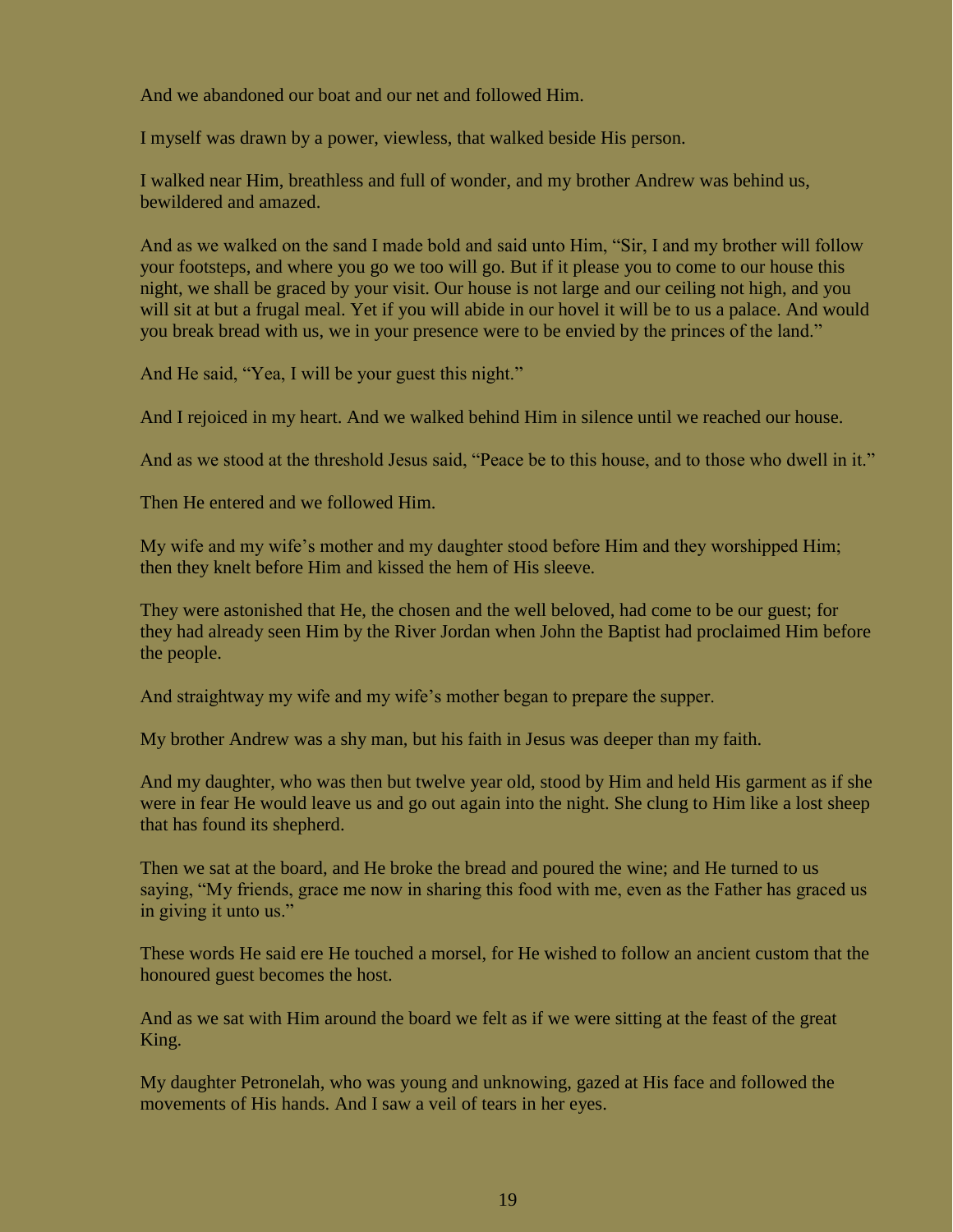And we abandoned our boat and our net and followed Him.

I myself was drawn by a power, viewless, that walked beside His person.

I walked near Him, breathless and full of wonder, and my brother Andrew was behind us, bewildered and amazed.

And as we walked on the sand I made bold and said unto Him, “Sir, I and my brother will follow your footsteps, and where you go we too will go. But if it please you to come to our house this night, we shall be graced by your visit. Our house is not large and our ceiling not high, and you will sit at but a frugal meal. Yet if you will abide in our hovel it will be to us a palace. And would you break bread with us, we in your presence were to be envied by the princes of the land.”

And He said, “Yea, I will be your guest this night.”

And I rejoiced in my heart. And we walked behind Him in silence until we reached our house.

And as we stood at the threshold Jesus said, “Peace be to this house, and to those who dwell in it.”

Then He entered and we followed Him.

My wife and my wife’s mother and my daughter stood before Him and they worshipped Him; then they knelt before Him and kissed the hem of His sleeve.

They were astonished that He, the chosen and the well beloved, had come to be our guest; for they had already seen Him by the River Jordan when John the Baptist had proclaimed Him before the people.

And straightway my wife and my wife’s mother began to prepare the supper.

My brother Andrew was a shy man, but his faith in Jesus was deeper than my faith.

And my daughter, who was then but twelve year old, stood by Him and held His garment as if she were in fear He would leave us and go out again into the night. She clung to Him like a lost sheep that has found its shepherd.

Then we sat at the board, and He broke the bread and poured the wine; and He turned to us saying, “My friends, grace me now in sharing this food with me, even as the Father has graced us in giving it unto us.”

These words He said ere He touched a morsel, for He wished to follow an ancient custom that the honoured guest becomes the host.

And as we sat with Him around the board we felt as if we were sitting at the feast of the great King.

My daughter Petronelah, who was young and unknowing, gazed at His face and followed the movements of His hands. And I saw a veil of tears in her eyes.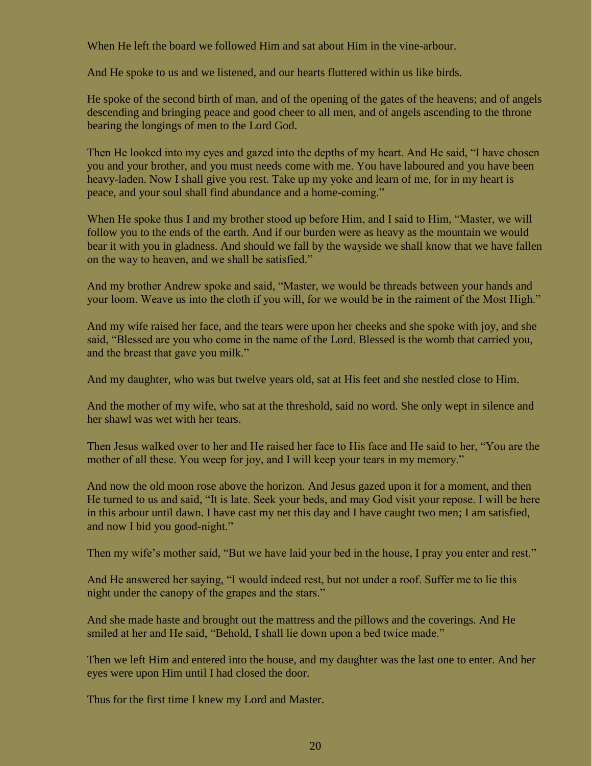When He left the board we followed Him and sat about Him in the vine-arbour.

And He spoke to us and we listened, and our hearts fluttered within us like birds.

He spoke of the second birth of man, and of the opening of the gates of the heavens; and of angels descending and bringing peace and good cheer to all men, and of angels ascending to the throne bearing the longings of men to the Lord God.

Then He looked into my eyes and gazed into the depths of my heart. And He said, "I have chosen you and your brother, and you must needs come with me. You have laboured and you have been heavy-laden. Now I shall give you rest. Take up my yoke and learn of me, for in my heart is peace, and your soul shall find abundance and a home-coming."

When He spoke thus I and my brother stood up before Him, and I said to Him, "Master, we will follow you to the ends of the earth. And if our burden were as heavy as the mountain we would bear it with you in gladness. And should we fall by the wayside we shall know that we have fallen on the way to heaven, and we shall be satisfied."

And my brother Andrew spoke and said, "Master, we would be threads between your hands and your loom. Weave us into the cloth if you will, for we would be in the raiment of the Most High."

And my wife raised her face, and the tears were upon her cheeks and she spoke with joy, and she said, "Blessed are you who come in the name of the Lord. Blessed is the womb that carried you, and the breast that gave you milk."

And my daughter, who was but twelve years old, sat at His feet and she nestled close to Him.

And the mother of my wife, who sat at the threshold, said no word. She only wept in silence and her shawl was wet with her tears.

Then Jesus walked over to her and He raised her face to His face and He said to her, "You are the mother of all these. You weep for joy, and I will keep your tears in my memory."

And now the old moon rose above the horizon. And Jesus gazed upon it for a moment, and then He turned to us and said, "It is late. Seek your beds, and may God visit your repose. I will be here in this arbour until dawn. I have cast my net this day and I have caught two men; I am satisfied, and now I bid you good-night."

Then my wife's mother said, "But we have laid your bed in the house, I pray you enter and rest."

And He answered her saying, "I would indeed rest, but not under a roof. Suffer me to lie this night under the canopy of the grapes and the stars."

And she made haste and brought out the mattress and the pillows and the coverings. And He smiled at her and He said, "Behold, I shall lie down upon a bed twice made."

Then we left Him and entered into the house, and my daughter was the last one to enter. And her eyes were upon Him until I had closed the door.

Thus for the first time I knew my Lord and Master.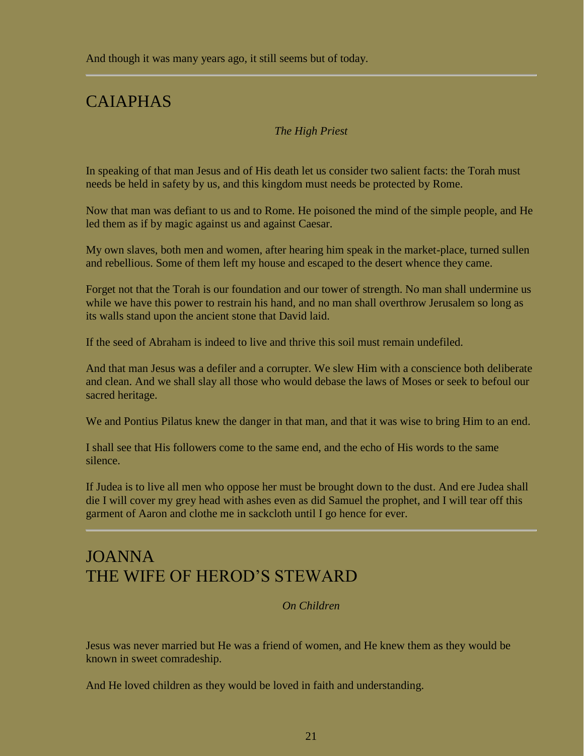And though it was many years ago, it still seems but of today.

---

## CAIAPHAS

*The High Priest*

In speaking of that man Jesus and of His death let us consider two salient facts: the Torah must needs be held in safety by us, and this kingdom must needs be protected by Rome.

Now that man was defiant to us and to Rome. He poisoned the mind of the simple people, and He led them as if by magic against us and against Caesar.

My own slaves, both men and women, after hearing him speak in the market-place, turned sullen and rebellious. Some of them left my house and escaped to the desert whence they came.

Forget not that the Torah is our foundation and our tower of strength. No man shall undermine us while we have this power to restrain his hand, and no man shall overthrow Jerusalem so long as its walls stand upon the ancient stone that David laid.

If the seed of Abraham is indeed to live and thrive this soil must remain undefiled.

And that man Jesus was a defiler and a corrupter. We slew Him with a conscience both deliberate and clean. And we shall slay all those who would debase the laws of Moses or seek to befoul our sacred heritage.

We and Pontius Pilatus knew the danger in that man, and that it was wise to bring Him to an end.

I shall see that His followers come to the same end, and the echo of His words to the same silence.

If Judea is to live all men who oppose her must be brought down to the dust. And ere Judea shall die I will cover my grey head with ashes even as did Samuel the prophet, and I will tear off this garment of Aaron and clothe me in sackcloth until I go hence for ever.

---

## JOANNA
## THE WIFE OF HEROD'S STEWARD

*On Children*

Jesus was never married but He was a friend of women, and He knew them as they would be known in sweet comradeship.

And He loved children as they would be loved in faith and understanding.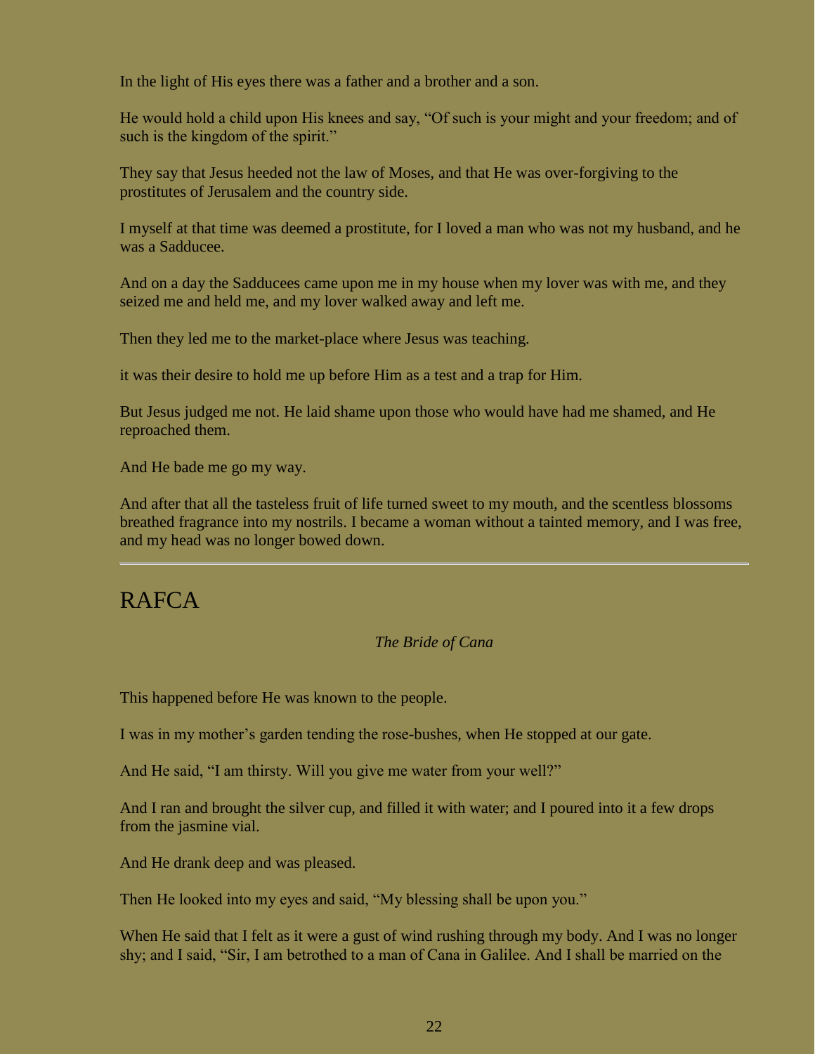In the light of His eyes there was a father and a brother and a son.

He would hold a child upon His knees and say, “Of such is your might and your freedom; and of such is the kingdom of the spirit.”

They say that Jesus heeded not the law of Moses, and that He was over-forgiving to the prostitutes of Jerusalem and the country side.

I myself at that time was deemed a prostitute, for I loved a man who was not my husband, and he was a Sadducee.

And on a day the Sadducees came upon me in my house when my lover was with me, and they seized me and held me, and my lover walked away and left me.

Then they led me to the market-place where Jesus was teaching.

it was their desire to hold me up before Him as a test and a trap for Him.

But Jesus judged me not. He laid shame upon those who would have had me shamed, and He reproached them.

And He bade me go my way.

And after that all the tasteless fruit of life turned sweet to my mouth, and the scentless blossoms breathed fragrance into my nostrils. I became a woman without a tainted memory, and I was free, and my head was no longer bowed down.

---

## RAFCA

*The Bride of Cana*

This happened before He was known to the people.

I was in my mother’s garden tending the rose-bushes, when He stopped at our gate.

And He said, “I am thirsty. Will you give me water from your well?”

And I ran and brought the silver cup, and filled it with water; and I poured into it a few drops from the jasmine vial.

And He drank deep and was pleased.

Then He looked into my eyes and said, “My blessing shall be upon you.”

When He said that I felt as it were a gust of wind rushing through my body. And I was no longer shy; and I said, “Sir, I am betrothed to a man of Cana in Galilee. And I shall be married on the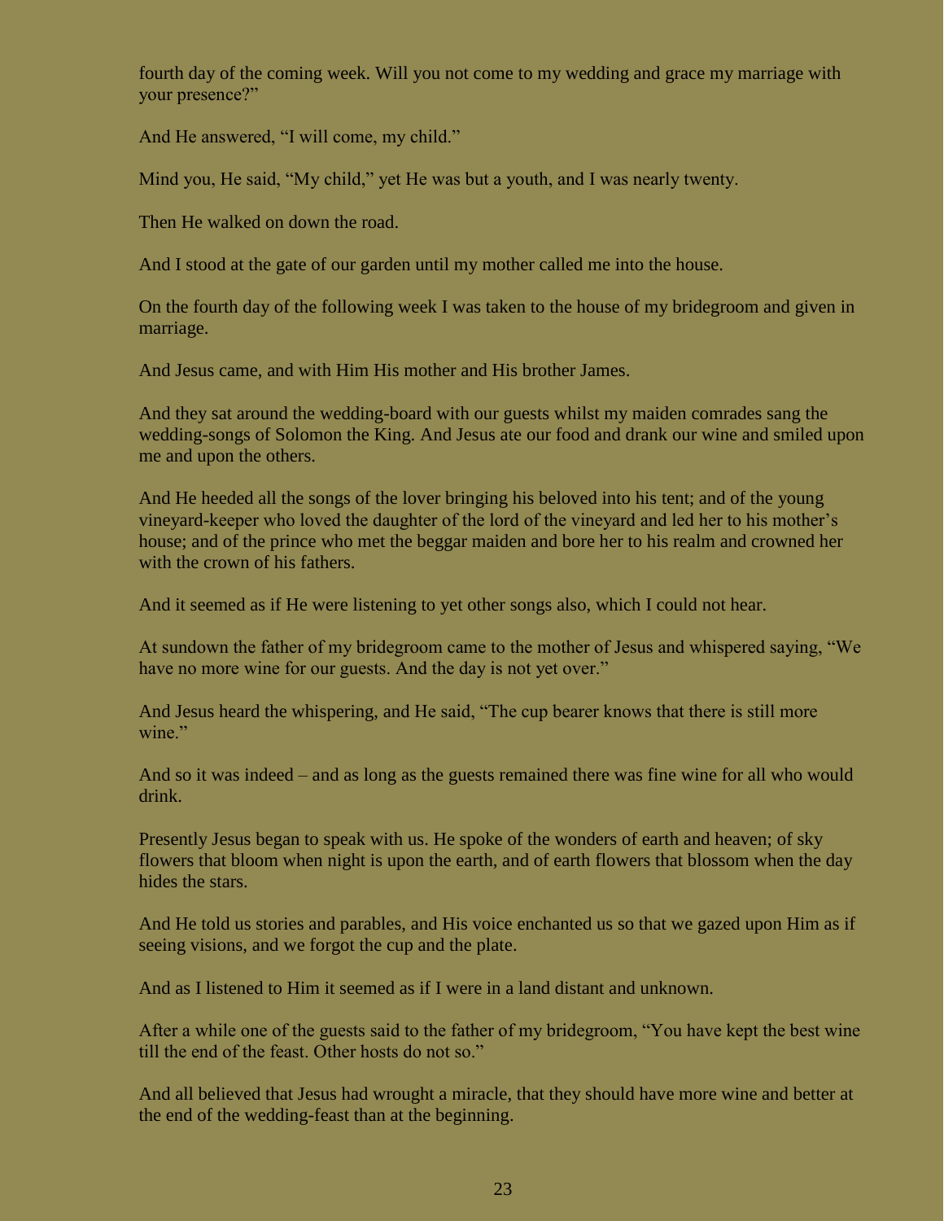fourth day of the coming week. Will you not come to my wedding and grace my marriage with your presence?"

And He answered, "I will come, my child."

Mind you, He said, "My child," yet He was but a youth, and I was nearly twenty.

Then He walked on down the road.

And I stood at the gate of our garden until my mother called me into the house.

On the fourth day of the following week I was taken to the house of my bridegroom and given in marriage.

And Jesus came, and with Him His mother and His brother James.

And they sat around the wedding-board with our guests whilst my maiden comrades sang the wedding-songs of Solomon the King. And Jesus ate our food and drank our wine and smiled upon me and upon the others.

And He heeded all the songs of the lover bringing his beloved into his tent; and of the young vineyard-keeper who loved the daughter of the lord of the vineyard and led her to his mother's house; and of the prince who met the beggar maiden and bore her to his realm and crowned her with the crown of his fathers.

And it seemed as if He were listening to yet other songs also, which I could not hear.

At sundown the father of my bridegroom came to the mother of Jesus and whispered saying, "We have no more wine for our guests. And the day is not yet over."

And Jesus heard the whispering, and He said, "The cup bearer knows that there is still more wine."

And so it was indeed – and as long as the guests remained there was fine wine for all who would drink.

Presently Jesus began to speak with us. He spoke of the wonders of earth and heaven; of sky flowers that bloom when night is upon the earth, and of earth flowers that blossom when the day hides the stars.

And He told us stories and parables, and His voice enchanted us so that we gazed upon Him as if seeing visions, and we forgot the cup and the plate.

And as I listened to Him it seemed as if I were in a land distant and unknown.

After a while one of the guests said to the father of my bridegroom, "You have kept the best wine till the end of the feast. Other hosts do not so."

And all believed that Jesus had wrought a miracle, that they should have more wine and better at the end of the wedding-feast than at the beginning.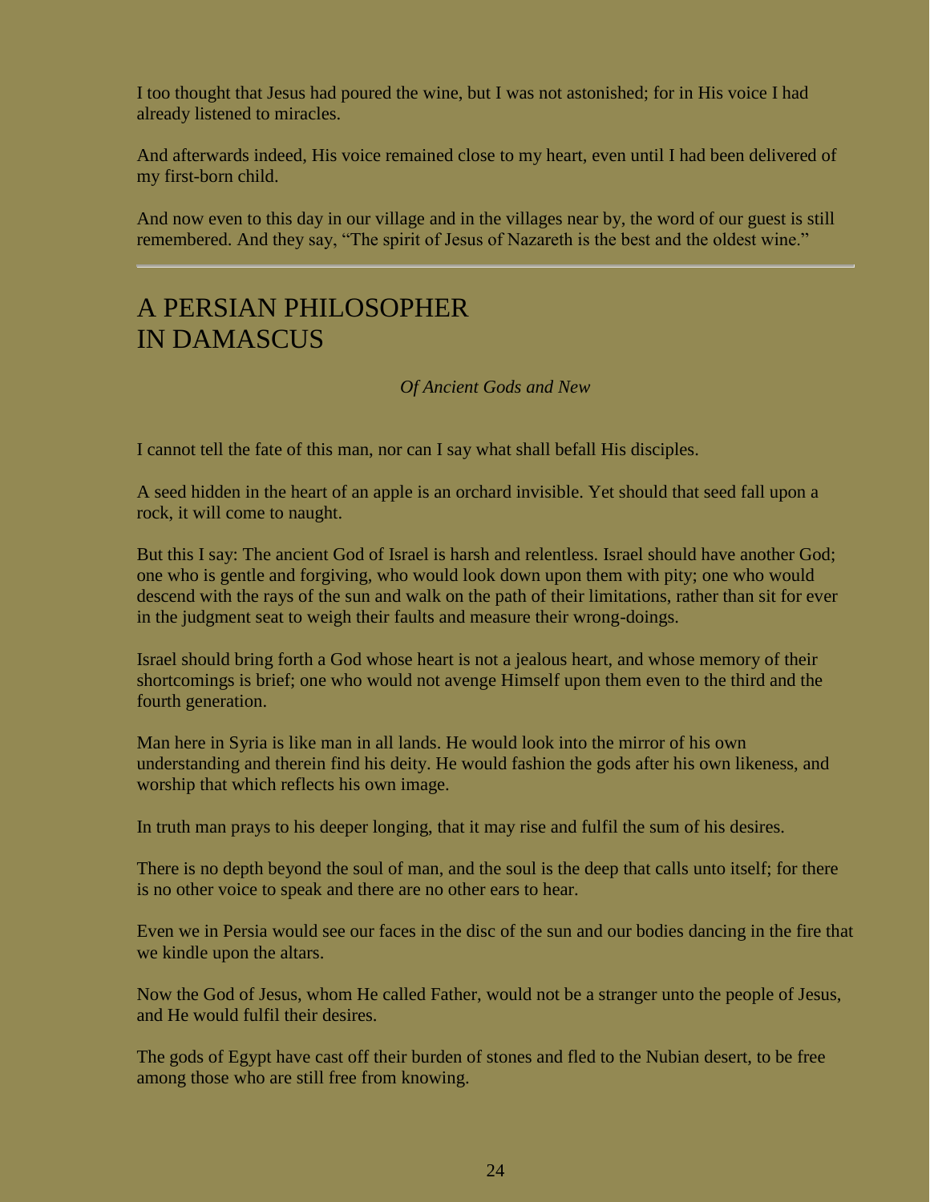I too thought that Jesus had poured the wine, but I was not astonished; for in His voice I had already listened to miracles.

And afterwards indeed, His voice remained close to my heart, even until I had been delivered of my first-born child.

And now even to this day in our village and in the villages near by, the word of our guest is still remembered. And they say, "The spirit of Jesus of Nazareth is the best and the oldest wine."

---

# A PERSIAN PHILOSOPHER IN DAMASCUS

*Of Ancient Gods and New*

I cannot tell the fate of this man, nor can I say what shall befall His disciples.

A seed hidden in the heart of an apple is an orchard invisible. Yet should that seed fall upon a rock, it will come to naught.

But this I say: The ancient God of Israel is harsh and relentless. Israel should have another God; one who is gentle and forgiving, who would look down upon them with pity; one who would descend with the rays of the sun and walk on the path of their limitations, rather than sit for ever in the judgment seat to weigh their faults and measure their wrong-doings.

Israel should bring forth a God whose heart is not a jealous heart, and whose memory of their shortcomings is brief; one who would not avenge Himself upon them even to the third and the fourth generation.

Man here in Syria is like man in all lands. He would look into the mirror of his own understanding and therein find his deity. He would fashion the gods after his own likeness, and worship that which reflects his own image.

In truth man prays to his deeper longing, that it may rise and fulfil the sum of his desires.

There is no depth beyond the soul of man, and the soul is the deep that calls unto itself; for there is no other voice to speak and there are no other ears to hear.

Even we in Persia would see our faces in the disc of the sun and our bodies dancing in the fire that we kindle upon the altars.

Now the God of Jesus, whom He called Father, would not be a stranger unto the people of Jesus, and He would fulfil their desires.

The gods of Egypt have cast off their burden of stones and fled to the Nubian desert, to be free among those who are still free from knowing.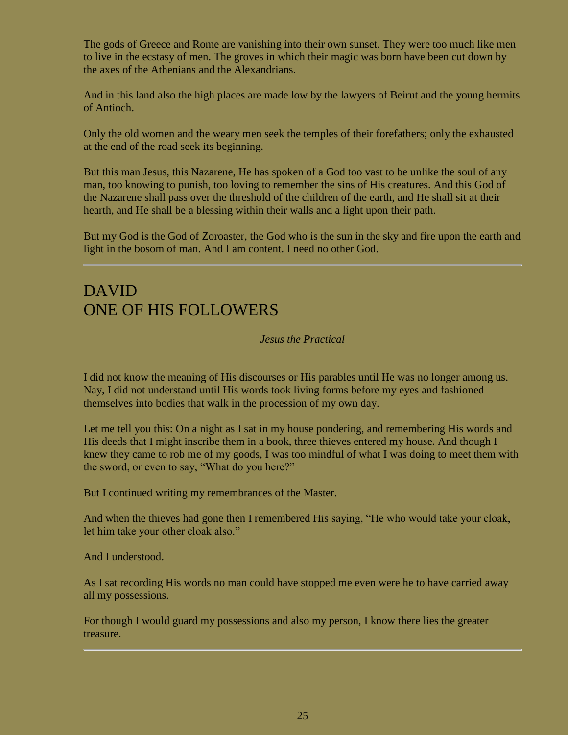The gods of Greece and Rome are vanishing into their own sunset. They were too much like men to live in the ecstasy of men. The groves in which their magic was born have been cut down by the axes of the Athenians and the Alexandrians.

And in this land also the high places are made low by the lawyers of Beirut and the young hermits of Antioch.

Only the old women and the weary men seek the temples of their forefathers; only the exhausted at the end of the road seek its beginning.

But this man Jesus, this Nazarene, He has spoken of a God too vast to be unlike the soul of any man, too knowing to punish, too loving to remember the sins of His creatures. And this God of the Nazarene shall pass over the threshold of the children of the earth, and He shall sit at their hearth, and He shall be a blessing within their walls and a light upon their path.

But my God is the God of Zoroaster, the God who is the sun in the sky and fire upon the earth and light in the bosom of man. And I am content. I need no other God.

---

## DAVID
## ONE OF HIS FOLLOWERS

*Jesus the Practical*

I did not know the meaning of His discourses or His parables until He was no longer among us. Nay, I did not understand until His words took living forms before my eyes and fashioned themselves into bodies that walk in the procession of my own day.

Let me tell you this: On a night as I sat in my house pondering, and remembering His words and His deeds that I might inscribe them in a book, three thieves entered my house. And though I knew they came to rob me of my goods, I was too mindful of what I was doing to meet them with the sword, or even to say, "What do you here?"

But I continued writing my remembrances of the Master.

And when the thieves had gone then I remembered His saying, "He who would take your cloak, let him take your other cloak also."

And I understood.

As I sat recording His words no man could have stopped me even were he to have carried away all my possessions.

For though I would guard my possessions and also my person, I know there lies the greater treasure.

---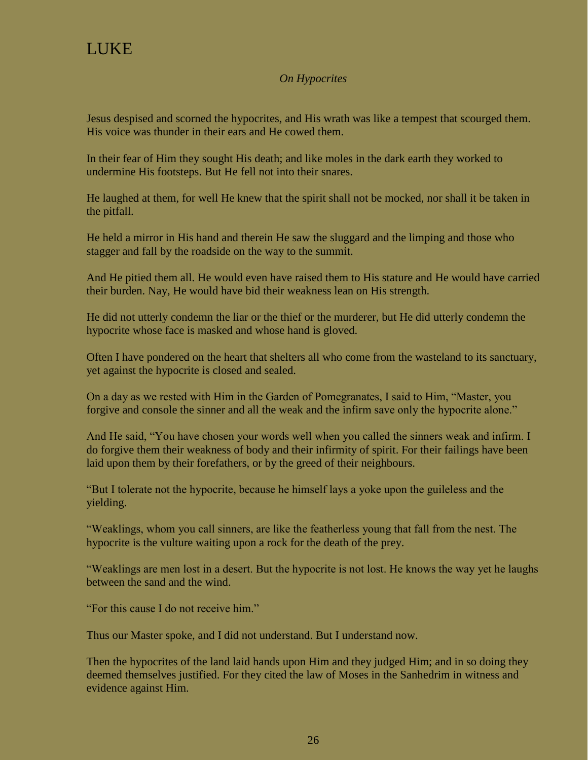# LUKE

*On Hypocrites*

Jesus despised and scorned the hypocrites, and His wrath was like a tempest that scourged them. His voice was thunder in their ears and He cowed them.

In their fear of Him they sought His death; and like moles in the dark earth they worked to undermine His footsteps. But He fell not into their snares.

He laughed at them, for well He knew that the spirit shall not be mocked, nor shall it be taken in the pitfall.

He held a mirror in His hand and therein He saw the sluggard and the limping and those who stagger and fall by the roadside on the way to the summit.

And He pitied them all. He would even have raised them to His stature and He would have carried their burden. Nay, He would have bid their weakness lean on His strength.

He did not utterly condemn the liar or the thief or the murderer, but He did utterly condemn the hypocrite whose face is masked and whose hand is gloved.

Often I have pondered on the heart that shelters all who come from the wasteland to its sanctuary, yet against the hypocrite is closed and sealed.

On a day as we rested with Him in the Garden of Pomegranates, I said to Him, "Master, you forgive and console the sinner and all the weak and the infirm save only the hypocrite alone."

And He said, "You have chosen your words well when you called the sinners weak and infirm. I do forgive them their weakness of body and their infirmity of spirit. For their failings have been laid upon them by their forefathers, or by the greed of their neighbours.

"But I tolerate not the hypocrite, because he himself lays a yoke upon the guileless and the yielding.

"Weaklings, whom you call sinners, are like the featherless young that fall from the nest. The hypocrite is the vulture waiting upon a rock for the death of the prey.

"Weaklings are men lost in a desert. But the hypocrite is not lost. He knows the way yet he laughs between the sand and the wind.

"For this cause I do not receive him."

Thus our Master spoke, and I did not understand. But I understand now.

Then the hypocrites of the land laid hands upon Him and they judged Him; and in so doing they deemed themselves justified. For they cited the law of Moses in the Sanhedrim in witness and evidence against Him.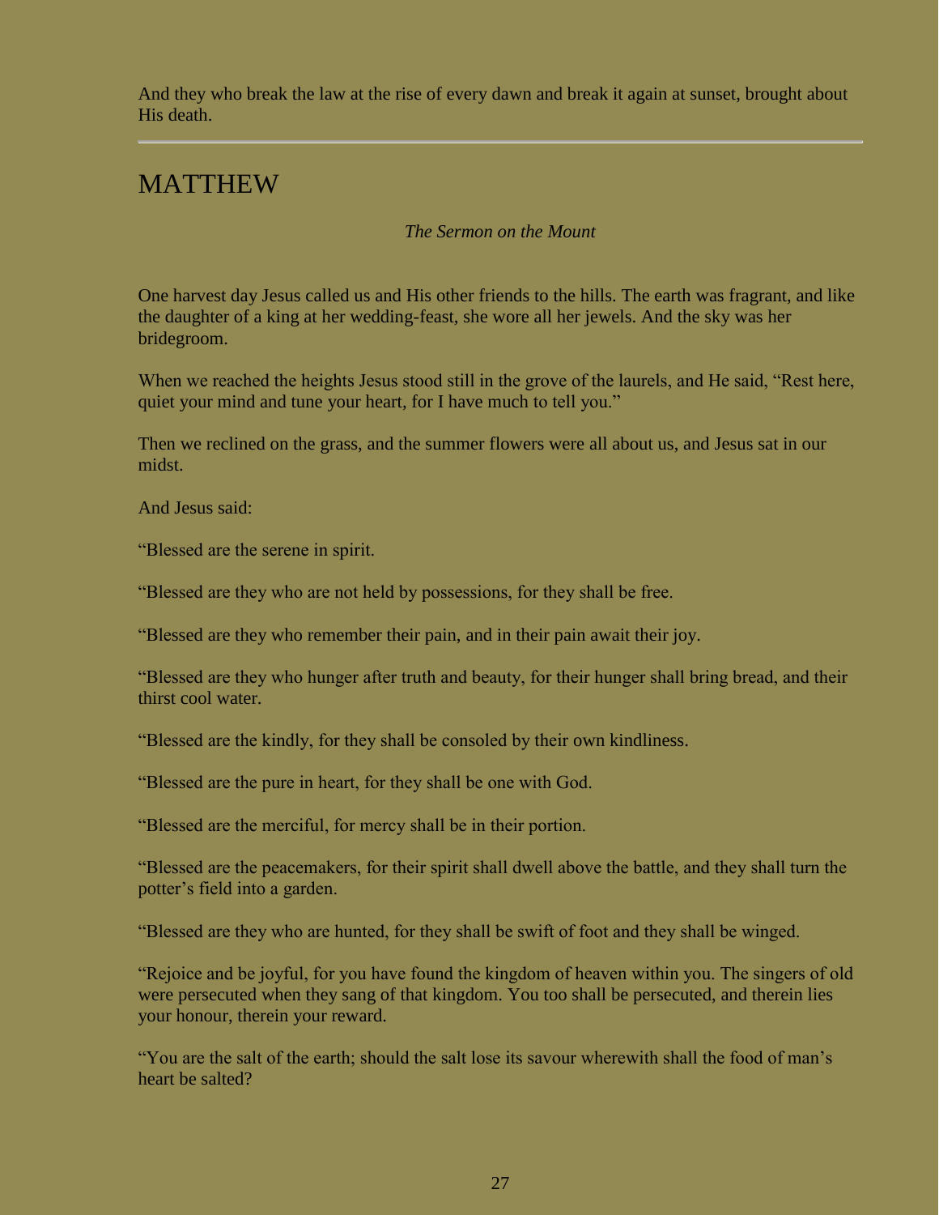And they who break the law at the rise of every dawn and break it again at sunset, brought about His death.

---

## MATTHEW

*The Sermon on the Mount*

One harvest day Jesus called us and His other friends to the hills. The earth was fragrant, and like the daughter of a king at her wedding-feast, she wore all her jewels. And the sky was her bridegroom.

When we reached the heights Jesus stood still in the grove of the laurels, and He said, "Rest here, quiet your mind and tune your heart, for I have much to tell you."

Then we reclined on the grass, and the summer flowers were all about us, and Jesus sat in our midst.

And Jesus said:

"Blessed are the serene in spirit.

"Blessed are they who are not held by possessions, for they shall be free.

"Blessed are they who remember their pain, and in their pain await their joy.

"Blessed are they who hunger after truth and beauty, for their hunger shall bring bread, and their thirst cool water.

"Blessed are the kindly, for they shall be consoled by their own kindliness.

"Blessed are the pure in heart, for they shall be one with God.

"Blessed are the merciful, for mercy shall be in their portion.

"Blessed are the peacemakers, for their spirit shall dwell above the battle, and they shall turn the potter's field into a garden.

"Blessed are they who are hunted, for they shall be swift of foot and they shall be winged.

"Rejoice and be joyful, for you have found the kingdom of heaven within you. The singers of old were persecuted when they sang of that kingdom. You too shall be persecuted, and therein lies your honour, therein your reward.

"You are the salt of the earth; should the salt lose its savour wherewith shall the food of man's heart be salted?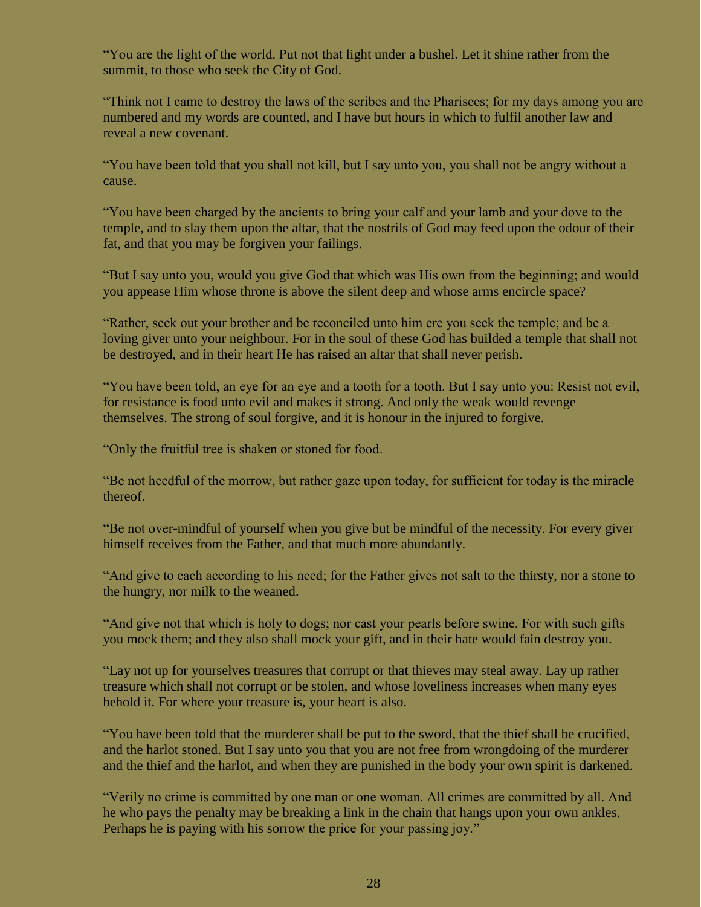"You are the light of the world. Put not that light under a bushel. Let it shine rather from the summit, to those who seek the City of God.

"Think not I came to destroy the laws of the scribes and the Pharisees; for my days among you are numbered and my words are counted, and I have but hours in which to fulfil another law and reveal a new covenant.

"You have been told that you shall not kill, but I say unto you, you shall not be angry without a cause.

"You have been charged by the ancients to bring your calf and your lamb and your dove to the temple, and to slay them upon the altar, that the nostrils of God may feed upon the odour of their fat, and that you may be forgiven your failings.

"But I say unto you, would you give God that which was His own from the beginning; and would you appease Him whose throne is above the silent deep and whose arms encircle space?

"Rather, seek out your brother and be reconciled unto him ere you seek the temple; and be a loving giver unto your neighbour. For in the soul of these God has builded a temple that shall not be destroyed, and in their heart He has raised an altar that shall never perish.

"You have been told, an eye for an eye and a tooth for a tooth. But I say unto you: Resist not evil, for resistance is food unto evil and makes it strong. And only the weak would revenge themselves. The strong of soul forgive, and it is honour in the injured to forgive.

"Only the fruitful tree is shaken or stoned for food.

"Be not heedful of the morrow, but rather gaze upon today, for sufficient for today is the miracle thereof.

"Be not over-mindful of yourself when you give but be mindful of the necessity. For every giver himself receives from the Father, and that much more abundantly.

"And give to each according to his need; for the Father gives not salt to the thirsty, nor a stone to the hungry, nor milk to the weaned.

"And give not that which is holy to dogs; nor cast your pearls before swine. For with such gifts you mock them; and they also shall mock your gift, and in their hate would fain destroy you.

"Lay not up for yourselves treasures that corrupt or that thieves may steal away. Lay up rather treasure which shall not corrupt or be stolen, and whose loveliness increases when many eyes behold it. For where your treasure is, your heart is also.

"You have been told that the murderer shall be put to the sword, that the thief shall be crucified, and the harlot stoned. But I say unto you that you are not free from wrongdoing of the murderer and the thief and the harlot, and when they are punished in the body your own spirit is darkened.

"Verily no crime is committed by one man or one woman. All crimes are committed by all. And he who pays the penalty may be breaking a link in the chain that hangs upon your own ankles. Perhaps he is paying with his sorrow the price for your passing joy."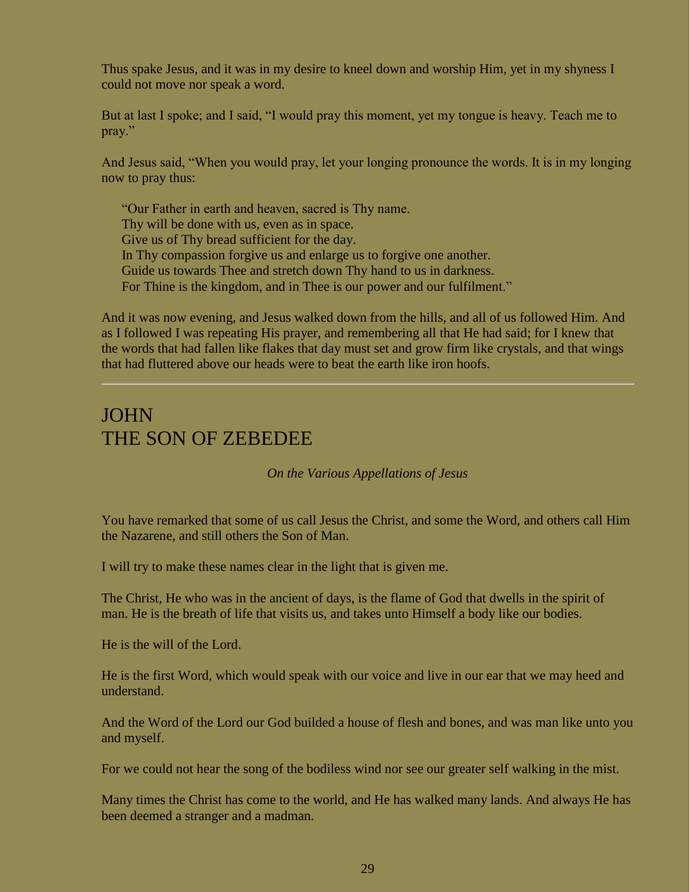Thus spake Jesus, and it was in my desire to kneel down and worship Him, yet in my shyness I could not move nor speak a word.

But at last I spoke; and I said, “I would pray this moment, yet my tongue is heavy. Teach me to pray.”

And Jesus said, “When you would pray, let your longing pronounce the words. It is in my longing now to pray thus:

> “Our Father in earth and heaven, sacred is Thy name.
> Thy will be done with us, even as in space.
> Give us of Thy bread sufficient for the day.
> In Thy compassion forgive us and enlarge us to forgive one another.
> Guide us towards Thee and stretch down Thy hand to us in darkness.
> For Thine is the kingdom, and in Thee is our power and our fulfilment.”

And it was now evening, and Jesus walked down from the hills, and all of us followed Him. And as I followed I was repeating His prayer, and remembering all that He had said; for I knew that the words that had fallen like flakes that day must set and grow firm like crystals, and that wings that had fluttered above our heads were to beat the earth like iron hoofs.

---

## JOHN
## THE SON OF ZEBEDEE

*On the Various Appellations of Jesus*

You have remarked that some of us call Jesus the Christ, and some the Word, and others call Him the Nazarene, and still others the Son of Man.

I will try to make these names clear in the light that is given me.

The Christ, He who was in the ancient of days, is the flame of God that dwells in the spirit of man. He is the breath of life that visits us, and takes unto Himself a body like our bodies.

He is the will of the Lord.

He is the first Word, which would speak with our voice and live in our ear that we may heed and understand.

And the Word of the Lord our God builded a house of flesh and bones, and was man like unto you and myself.

For we could not hear the song of the bodiless wind nor see our greater self walking in the mist.

Many times the Christ has come to the world, and He has walked many lands. And always He has been deemed a stranger and a madman.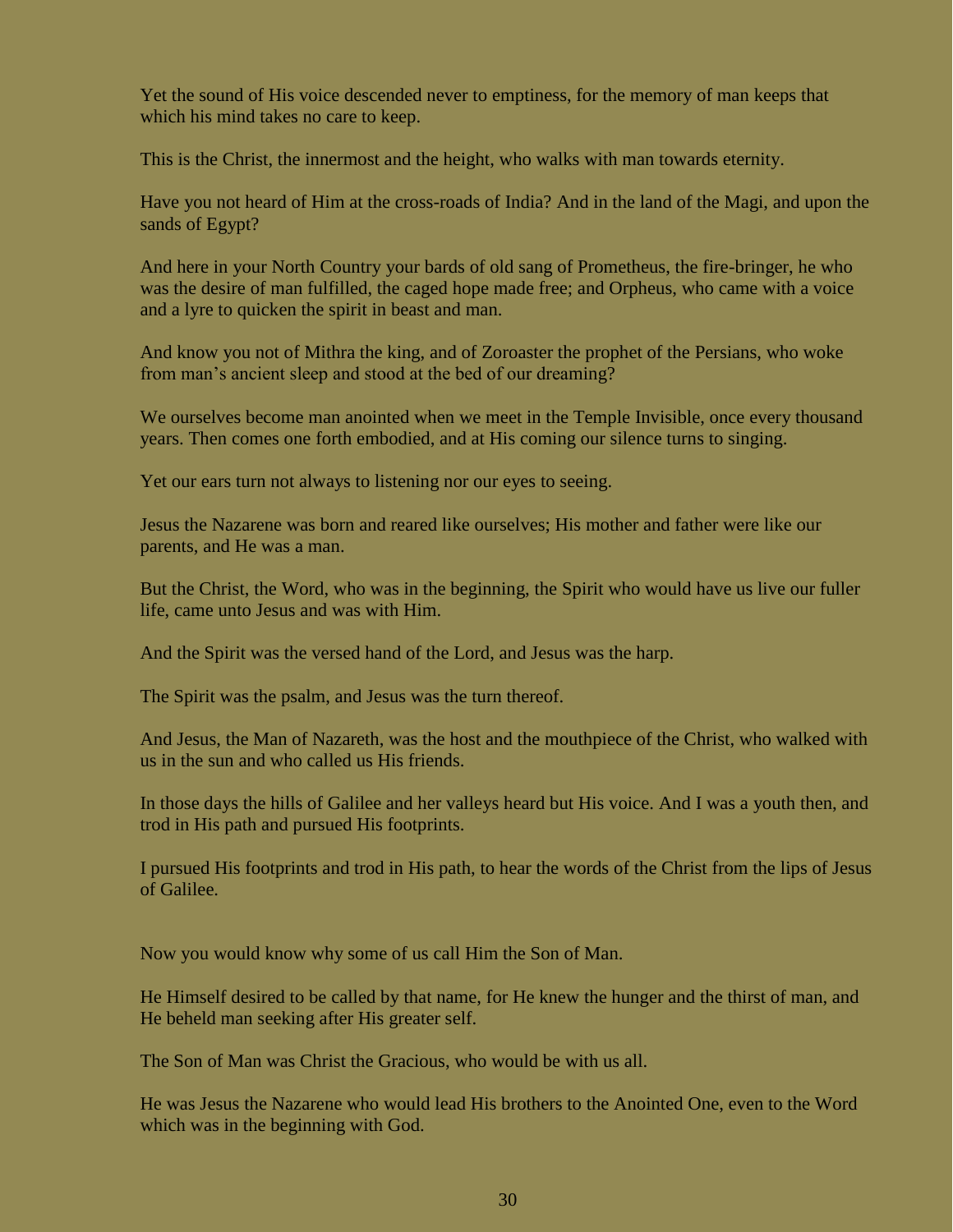Yet the sound of His voice descended never to emptiness, for the memory of man keeps that which his mind takes no care to keep.

This is the Christ, the innermost and the height, who walks with man towards eternity.

Have you not heard of Him at the cross-roads of India? And in the land of the Magi, and upon the sands of Egypt?

And here in your North Country your bards of old sang of Prometheus, the fire-bringer, he who was the desire of man fulfilled, the caged hope made free; and Orpheus, who came with a voice and a lyre to quicken the spirit in beast and man.

And know you not of Mithra the king, and of Zoroaster the prophet of the Persians, who woke from man's ancient sleep and stood at the bed of our dreaming?

We ourselves become man anointed when we meet in the Temple Invisible, once every thousand years. Then comes one forth embodied, and at His coming our silence turns to singing.

Yet our ears turn not always to listening nor our eyes to seeing.

Jesus the Nazarene was born and reared like ourselves; His mother and father were like our parents, and He was a man.

But the Christ, the Word, who was in the beginning, the Spirit who would have us live our fuller life, came unto Jesus and was with Him.

And the Spirit was the versed hand of the Lord, and Jesus was the harp.

The Spirit was the psalm, and Jesus was the turn thereof.

And Jesus, the Man of Nazareth, was the host and the mouthpiece of the Christ, who walked with us in the sun and who called us His friends.

In those days the hills of Galilee and her valleys heard but His voice. And I was a youth then, and trod in His path and pursued His footprints.

I pursued His footprints and trod in His path, to hear the words of the Christ from the lips of Jesus of Galilee.

Now you would know why some of us call Him the Son of Man.

He Himself desired to be called by that name, for He knew the hunger and the thirst of man, and He beheld man seeking after His greater self.

The Son of Man was Christ the Gracious, who would be with us all.

He was Jesus the Nazarene who would lead His brothers to the Anointed One, even to the Word which was in the beginning with God.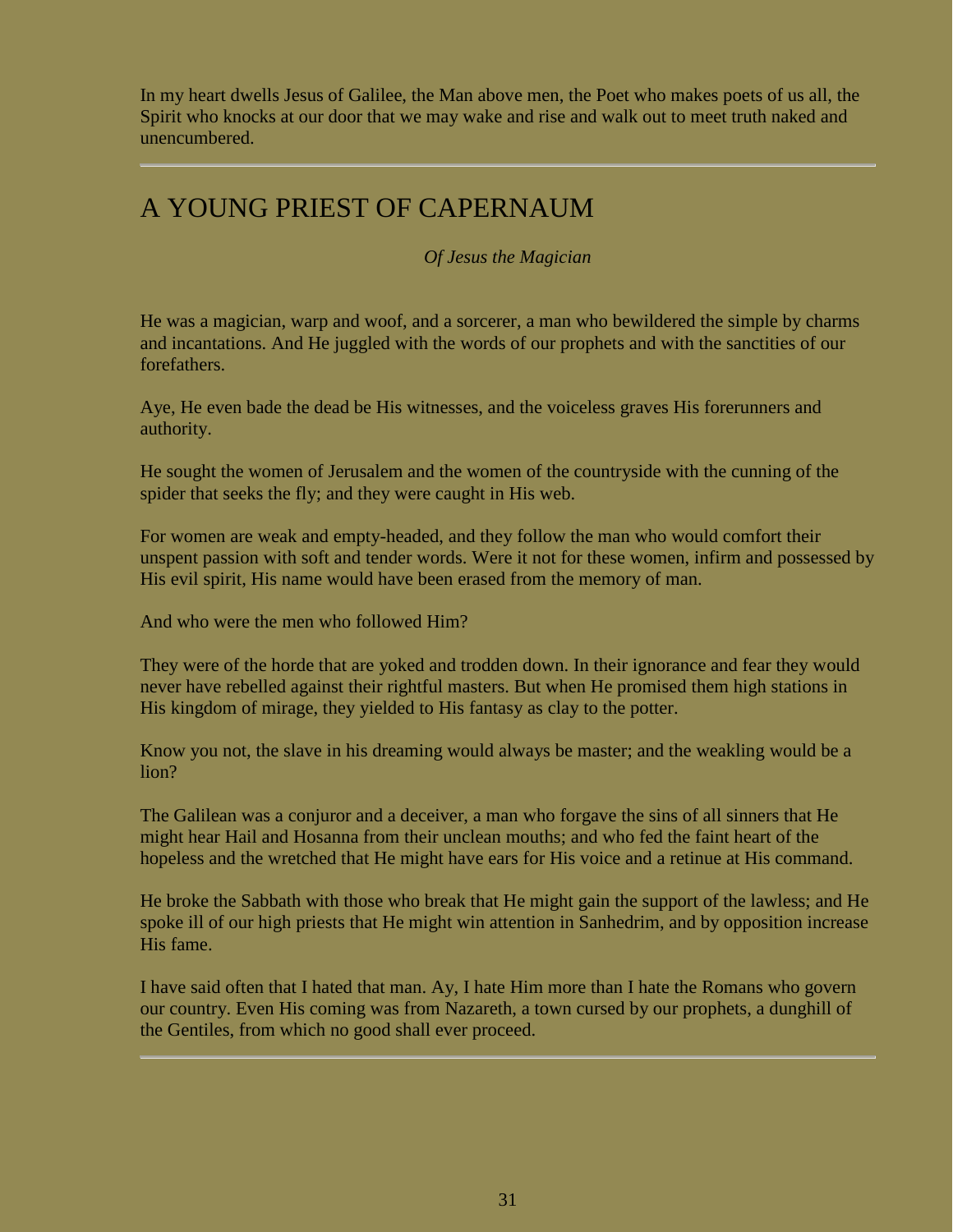In my heart dwells Jesus of Galilee, the Man above men, the Poet who makes poets of us all, the Spirit who knocks at our door that we may wake and rise and walk out to meet truth naked and unencumbered.

---

## A YOUNG PRIEST OF CAPERNAUM

*Of Jesus the Magician*

He was a magician, warp and woof, and a sorcerer, a man who bewildered the simple by charms and incantations. And He juggled with the words of our prophets and with the sanctities of our forefathers.

Aye, He even bade the dead be His witnesses, and the voiceless graves His forerunners and authority.

He sought the women of Jerusalem and the women of the countryside with the cunning of the spider that seeks the fly; and they were caught in His web.

For women are weak and empty-headed, and they follow the man who would comfort their unspent passion with soft and tender words. Were it not for these women, infirm and possessed by His evil spirit, His name would have been erased from the memory of man.

And who were the men who followed Him?

They were of the horde that are yoked and trodden down. In their ignorance and fear they would never have rebelled against their rightful masters. But when He promised them high stations in His kingdom of mirage, they yielded to His fantasy as clay to the potter.

Know you not, the slave in his dreaming would always be master; and the weakling would be a lion?

The Galilean was a conjuror and a deceiver, a man who forgave the sins of all sinners that He might hear Hail and Hosanna from their unclean mouths; and who fed the faint heart of the hopeless and the wretched that He might have ears for His voice and a retinue at His command.

He broke the Sabbath with those who break that He might gain the support of the lawless; and He spoke ill of our high priests that He might win attention in Sanhedrim, and by opposition increase His fame.

I have said often that I hated that man. Ay, I hate Him more than I hate the Romans who govern our country. Even His coming was from Nazareth, a town cursed by our prophets, a dunghill of the Gentiles, from which no good shall ever proceed.

---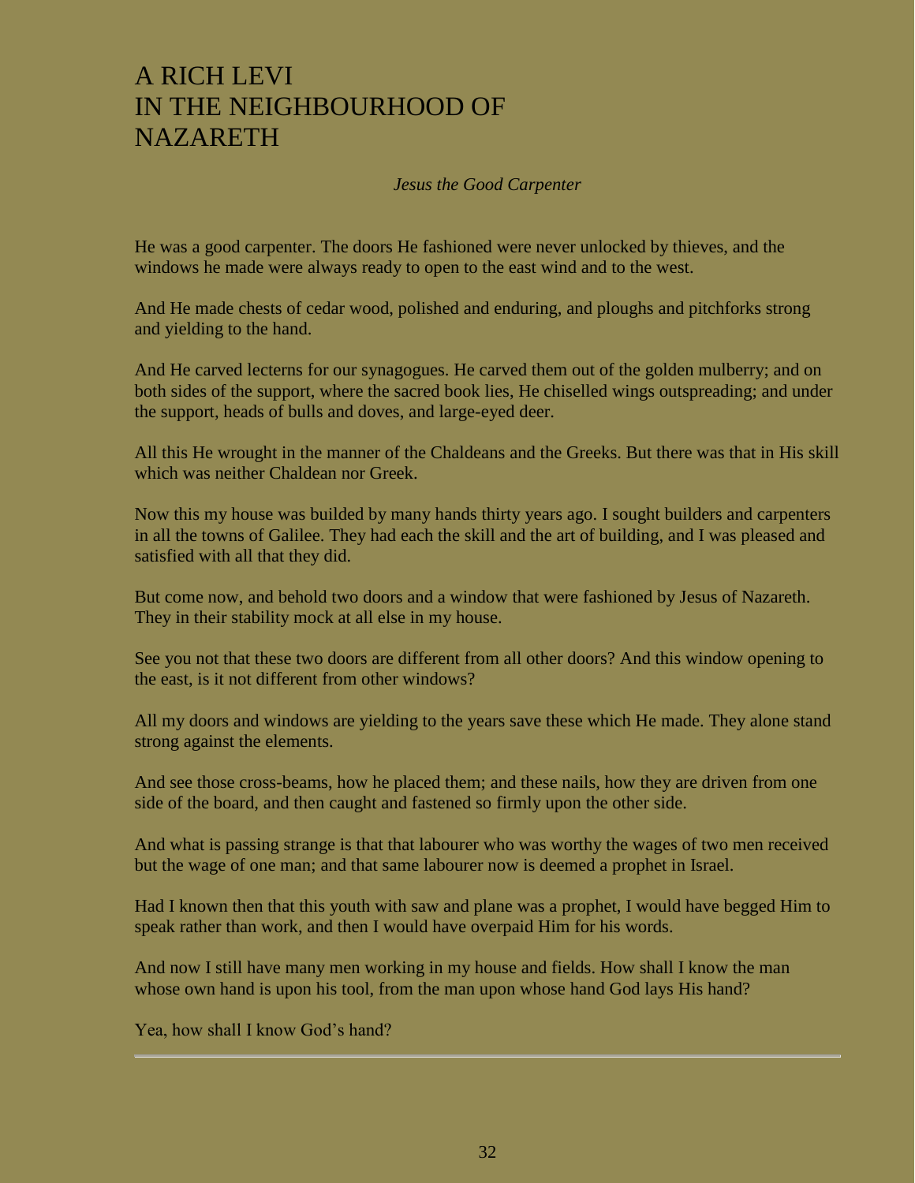# A RICH LEVI IN THE NEIGHBOURHOOD OF NAZARETH

*Jesus the Good Carpenter*

He was a good carpenter. The doors He fashioned were never unlocked by thieves, and the windows he made were always ready to open to the east wind and to the west.

And He made chests of cedar wood, polished and enduring, and ploughs and pitchforks strong and yielding to the hand.

And He carved lecterns for our synagogues. He carved them out of the golden mulberry; and on both sides of the support, where the sacred book lies, He chiselled wings outspreading; and under the support, heads of bulls and doves, and large-eyed deer.

All this He wrought in the manner of the Chaldeans and the Greeks. But there was that in His skill which was neither Chaldean nor Greek.

Now this my house was builded by many hands thirty years ago. I sought builders and carpenters in all the towns of Galilee. They had each the skill and the art of building, and I was pleased and satisfied with all that they did.

But come now, and behold two doors and a window that were fashioned by Jesus of Nazareth. They in their stability mock at all else in my house.

See you not that these two doors are different from all other doors? And this window opening to the east, is it not different from other windows?

All my doors and windows are yielding to the years save these which He made. They alone stand strong against the elements.

And see those cross-beams, how he placed them; and these nails, how they are driven from one side of the board, and then caught and fastened so firmly upon the other side.

And what is passing strange is that that labourer who was worthy the wages of two men received but the wage of one man; and that same labourer now is deemed a prophet in Israel.

Had I known then that this youth with saw and plane was a prophet, I would have begged Him to speak rather than work, and then I would have overpaid Him for his words.

And now I still have many men working in my house and fields. How shall I know the man whose own hand is upon his tool, from the man upon whose hand God lays His hand?

Yea, how shall I know God's hand?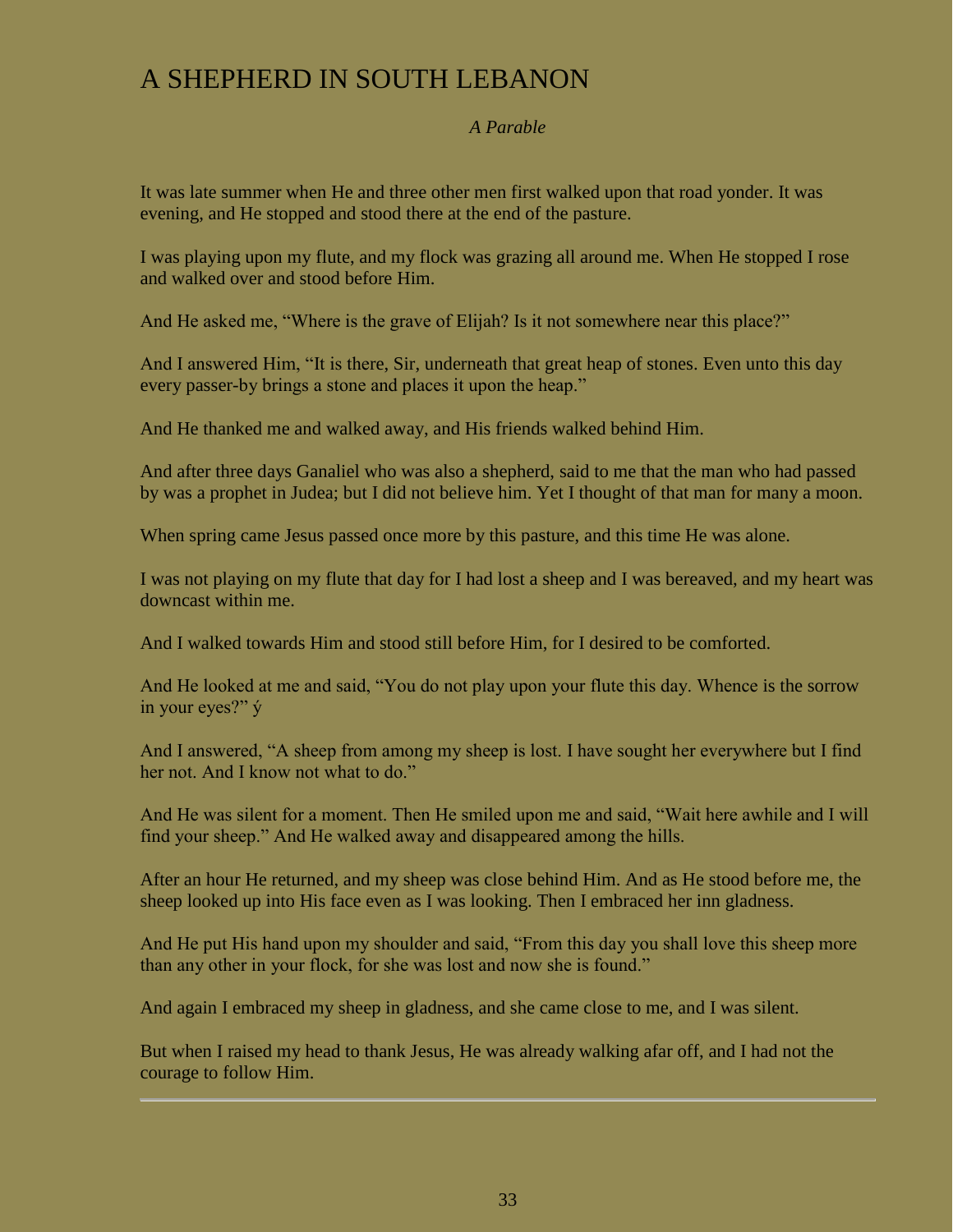# A SHEPHERD IN SOUTH LEBANON

*A Parable*

It was late summer when He and three other men first walked upon that road yonder. It was evening, and He stopped and stood there at the end of the pasture.

I was playing upon my flute, and my flock was grazing all around me. When He stopped I rose and walked over and stood before Him.

And He asked me, “Where is the grave of Elijah? Is it not somewhere near this place?”

And I answered Him, “It is there, Sir, underneath that great heap of stones. Even unto this day every passer-by brings a stone and places it upon the heap.”

And He thanked me and walked away, and His friends walked behind Him.

And after three days Ganaliel who was also a shepherd, said to me that the man who had passed by was a prophet in Judea; but I did not believe him. Yet I thought of that man for many a moon.

When spring came Jesus passed once more by this pasture, and this time He was alone.

I was not playing on my flute that day for I had lost a sheep and I was bereaved, and my heart was downcast within me.

And I walked towards Him and stood still before Him, for I desired to be comforted.

And He looked at me and said, “You do not play upon your flute this day. Whence is the sorrow in your eyes?” ý

And I answered, “A sheep from among my sheep is lost. I have sought her everywhere but I find her not. And I know not what to do.”

And He was silent for a moment. Then He smiled upon me and said, “Wait here awhile and I will find your sheep.” And He walked away and disappeared among the hills.

After an hour He returned, and my sheep was close behind Him. And as He stood before me, the sheep looked up into His face even as I was looking. Then I embraced her inn gladness.

And He put His hand upon my shoulder and said, “From this day you shall love this sheep more than any other in your flock, for she was lost and now she is found.”

And again I embraced my sheep in gladness, and she came close to me, and I was silent.

But when I raised my head to thank Jesus, He was already walking afar off, and I had not the courage to follow Him.

---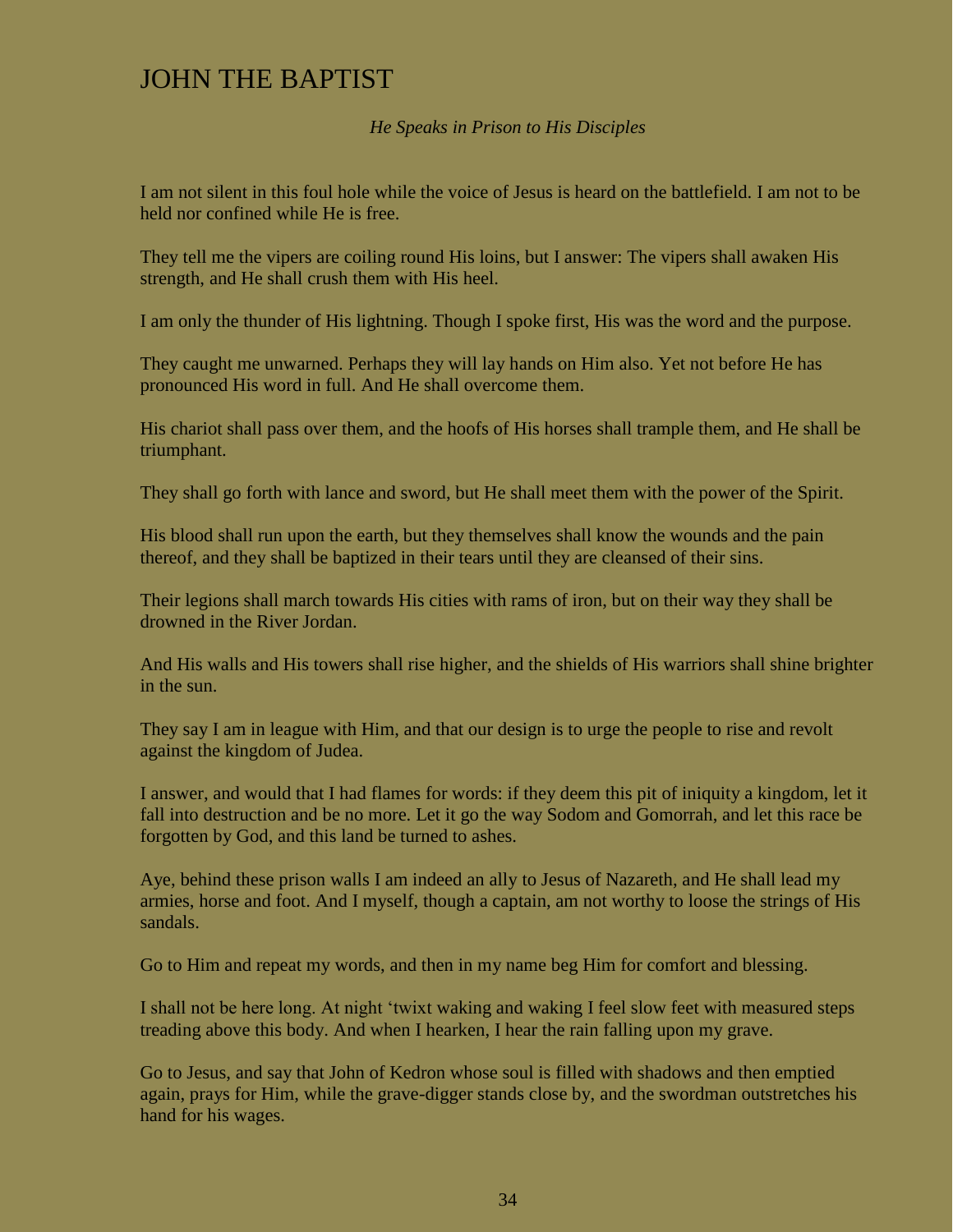# JOHN THE BAPTIST

*He Speaks in Prison to His Disciples*

I am not silent in this foul hole while the voice of Jesus is heard on the battlefield. I am not to be held nor confined while He is free.

They tell me the vipers are coiling round His loins, but I answer: The vipers shall awaken His strength, and He shall crush them with His heel.

I am only the thunder of His lightning. Though I spoke first, His was the word and the purpose.

They caught me unwarned. Perhaps they will lay hands on Him also. Yet not before He has pronounced His word in full. And He shall overcome them.

His chariot shall pass over them, and the hoofs of His horses shall trample them, and He shall be triumphant.

They shall go forth with lance and sword, but He shall meet them with the power of the Spirit.

His blood shall run upon the earth, but they themselves shall know the wounds and the pain thereof, and they shall be baptized in their tears until they are cleansed of their sins.

Their legions shall march towards His cities with rams of iron, but on their way they shall be drowned in the River Jordan.

And His walls and His towers shall rise higher, and the shields of His warriors shall shine brighter in the sun.

They say I am in league with Him, and that our design is to urge the people to rise and revolt against the kingdom of Judea.

I answer, and would that I had flames for words: if they deem this pit of iniquity a kingdom, let it fall into destruction and be no more. Let it go the way Sodom and Gomorrah, and let this race be forgotten by God, and this land be turned to ashes.

Aye, behind these prison walls I am indeed an ally to Jesus of Nazareth, and He shall lead my armies, horse and foot. And I myself, though a captain, am not worthy to loose the strings of His sandals.

Go to Him and repeat my words, and then in my name beg Him for comfort and blessing.

I shall not be here long. At night 'twixt waking and waking I feel slow feet with measured steps treading above this body. And when I hearken, I hear the rain falling upon my grave.

Go to Jesus, and say that John of Kedron whose soul is filled with shadows and then emptied again, prays for Him, while the grave-digger stands close by, and the swordman outstretches his hand for his wages.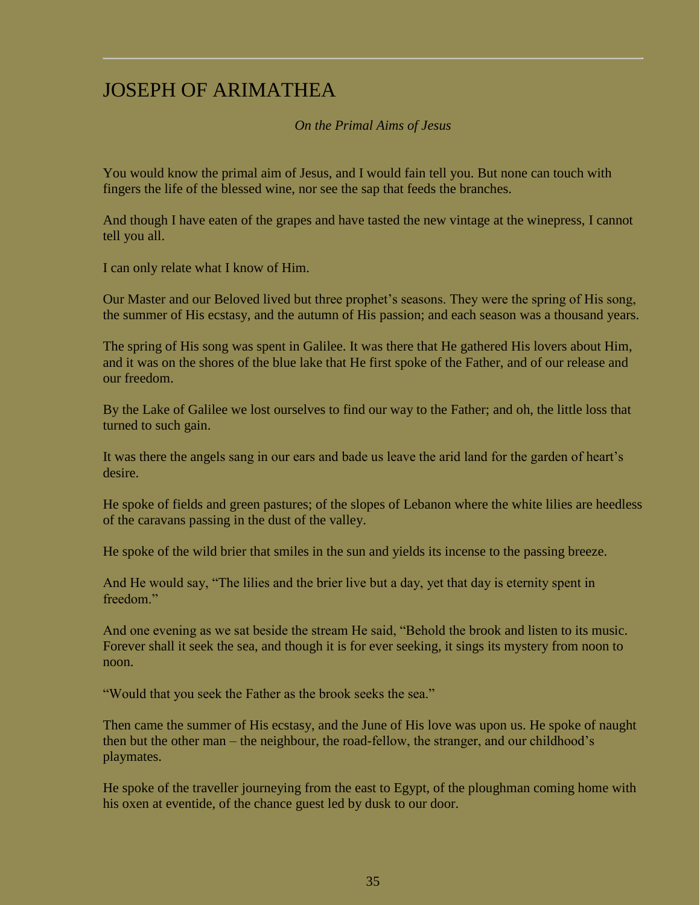# JOSEPH OF ARIMATHEA

*On the Primal Aims of Jesus*

You would know the primal aim of Jesus, and I would fain tell you. But none can touch with fingers the life of the blessed wine, nor see the sap that feeds the branches.

And though I have eaten of the grapes and have tasted the new vintage at the winepress, I cannot tell you all.

I can only relate what I know of Him.

Our Master and our Beloved lived but three prophet's seasons. They were the spring of His song, the summer of His ecstasy, and the autumn of His passion; and each season was a thousand years.

The spring of His song was spent in Galilee. It was there that He gathered His lovers about Him, and it was on the shores of the blue lake that He first spoke of the Father, and of our release and our freedom.

By the Lake of Galilee we lost ourselves to find our way to the Father; and oh, the little loss that turned to such gain.

It was there the angels sang in our ears and bade us leave the arid land for the garden of heart's desire.

He spoke of fields and green pastures; of the slopes of Lebanon where the white lilies are heedless of the caravans passing in the dust of the valley.

He spoke of the wild brier that smiles in the sun and yields its incense to the passing breeze.

And He would say, "The lilies and the brier live but a day, yet that day is eternity spent in freedom."

And one evening as we sat beside the stream He said, "Behold the brook and listen to its music. Forever shall it seek the sea, and though it is for ever seeking, it sings its mystery from noon to noon.

"Would that you seek the Father as the brook seeks the sea."

Then came the summer of His ecstasy, and the June of His love was upon us. He spoke of naught then but the other man – the neighbour, the road-fellow, the stranger, and our childhood's playmates.

He spoke of the traveller journeying from the east to Egypt, of the ploughman coming home with his oxen at eventide, of the chance guest led by dusk to our door.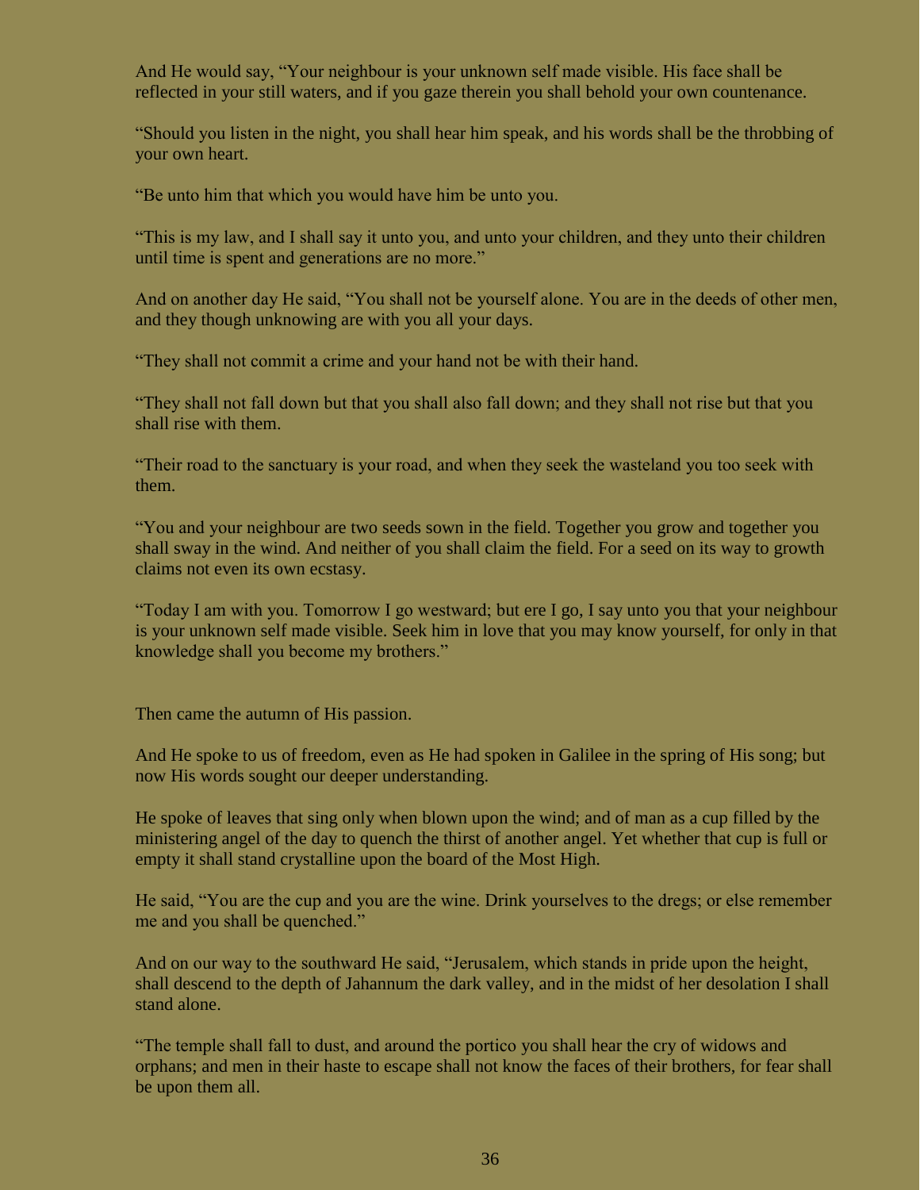And He would say, "Your neighbour is your unknown self made visible. His face shall be reflected in your still waters, and if you gaze therein you shall behold your own countenance.

"Should you listen in the night, you shall hear him speak, and his words shall be the throbbing of your own heart.

"Be unto him that which you would have him be unto you.

"This is my law, and I shall say it unto you, and unto your children, and they unto their children until time is spent and generations are no more."

And on another day He said, "You shall not be yourself alone. You are in the deeds of other men, and they though unknowing are with you all your days.

"They shall not commit a crime and your hand not be with their hand.

"They shall not fall down but that you shall also fall down; and they shall not rise but that you shall rise with them.

"Their road to the sanctuary is your road, and when they seek the wasteland you too seek with them.

"You and your neighbour are two seeds sown in the field. Together you grow and together you shall sway in the wind. And neither of you shall claim the field. For a seed on its way to growth claims not even its own ecstasy.

"Today I am with you. Tomorrow I go westward; but ere I go, I say unto you that your neighbour is your unknown self made visible. Seek him in love that you may know yourself, for only in that knowledge shall you become my brothers."

Then came the autumn of His passion.

And He spoke to us of freedom, even as He had spoken in Galilee in the spring of His song; but now His words sought our deeper understanding.

He spoke of leaves that sing only when blown upon the wind; and of man as a cup filled by the ministering angel of the day to quench the thirst of another angel. Yet whether that cup is full or empty it shall stand crystalline upon the board of the Most High.

He said, "You are the cup and you are the wine. Drink yourselves to the dregs; or else remember me and you shall be quenched."

And on our way to the southward He said, "Jerusalem, which stands in pride upon the height, shall descend to the depth of Jahannum the dark valley, and in the midst of her desolation I shall stand alone.

"The temple shall fall to dust, and around the portico you shall hear the cry of widows and orphans; and men in their haste to escape shall not know the faces of their brothers, for fear shall be upon them all.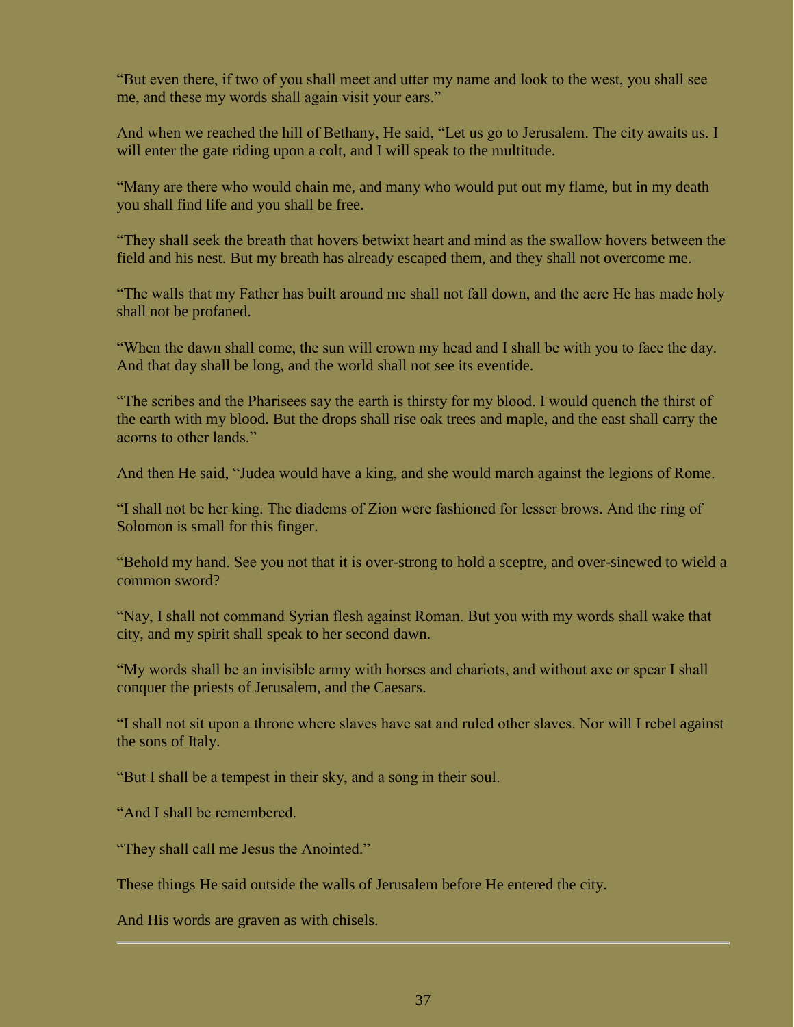"But even there, if two of you shall meet and utter my name and look to the west, you shall see me, and these my words shall again visit your ears."

And when we reached the hill of Bethany, He said, "Let us go to Jerusalem. The city awaits us. I will enter the gate riding upon a colt, and I will speak to the multitude.

"Many are there who would chain me, and many who would put out my flame, but in my death you shall find life and you shall be free.

"They shall seek the breath that hovers betwixt heart and mind as the swallow hovers between the field and his nest. But my breath has already escaped them, and they shall not overcome me.

"The walls that my Father has built around me shall not fall down, and the acre He has made holy shall not be profaned.

"When the dawn shall come, the sun will crown my head and I shall be with you to face the day. And that day shall be long, and the world shall not see its eventide.

"The scribes and the Pharisees say the earth is thirsty for my blood. I would quench the thirst of the earth with my blood. But the drops shall rise oak trees and maple, and the east shall carry the acorns to other lands."

And then He said, "Judea would have a king, and she would march against the legions of Rome.

"I shall not be her king. The diadems of Zion were fashioned for lesser brows. And the ring of Solomon is small for this finger.

"Behold my hand. See you not that it is over-strong to hold a sceptre, and over-sinewed to wield a common sword?

"Nay, I shall not command Syrian flesh against Roman. But you with my words shall wake that city, and my spirit shall speak to her second dawn.

"My words shall be an invisible army with horses and chariots, and without axe or spear I shall conquer the priests of Jerusalem, and the Caesars.

"I shall not sit upon a throne where slaves have sat and ruled other slaves. Nor will I rebel against the sons of Italy.

"But I shall be a tempest in their sky, and a song in their soul.

"And I shall be remembered.

"They shall call me Jesus the Anointed."

These things He said outside the walls of Jerusalem before He entered the city.

And His words are graven as with chisels.

---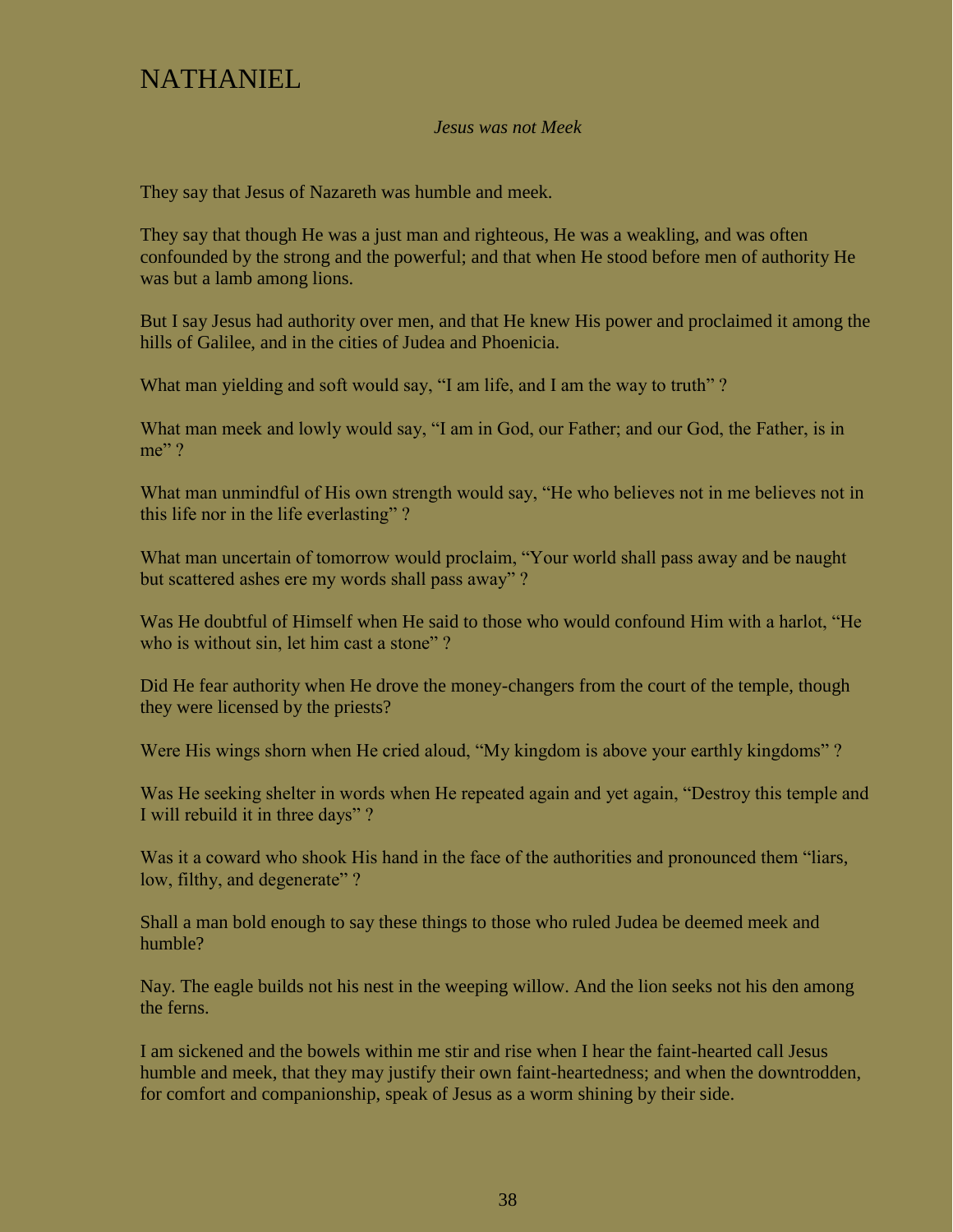# NATHANIEL

*Jesus was not Meek*

They say that Jesus of Nazareth was humble and meek.

They say that though He was a just man and righteous, He was a weakling, and was often confounded by the strong and the powerful; and that when He stood before men of authority He was but a lamb among lions.

But I say Jesus had authority over men, and that He knew His power and proclaimed it among the hills of Galilee, and in the cities of Judea and Phoenicia.

What man yielding and soft would say, "I am life, and I am the way to truth" ?

What man meek and lowly would say, "I am in God, our Father; and our God, the Father, is in me" ?

What man unmindful of His own strength would say, "He who believes not in me believes not in this life nor in the life everlasting" ?

What man uncertain of tomorrow would proclaim, "Your world shall pass away and be naught but scattered ashes ere my words shall pass away" ?

Was He doubtful of Himself when He said to those who would confound Him with a harlot, "He who is without sin, let him cast a stone" ?

Did He fear authority when He drove the money-changers from the court of the temple, though they were licensed by the priests?

Were His wings shorn when He cried aloud, "My kingdom is above your earthly kingdoms" ?

Was He seeking shelter in words when He repeated again and yet again, "Destroy this temple and I will rebuild it in three days" ?

Was it a coward who shook His hand in the face of the authorities and pronounced them "liars, low, filthy, and degenerate" ?

Shall a man bold enough to say these things to those who ruled Judea be deemed meek and humble?

Nay. The eagle builds not his nest in the weeping willow. And the lion seeks not his den among the ferns.

I am sickened and the bowels within me stir and rise when I hear the faint-hearted call Jesus humble and meek, that they may justify their own faint-heartedness; and when the downtrodden, for comfort and companionship, speak of Jesus as a worm shining by their side.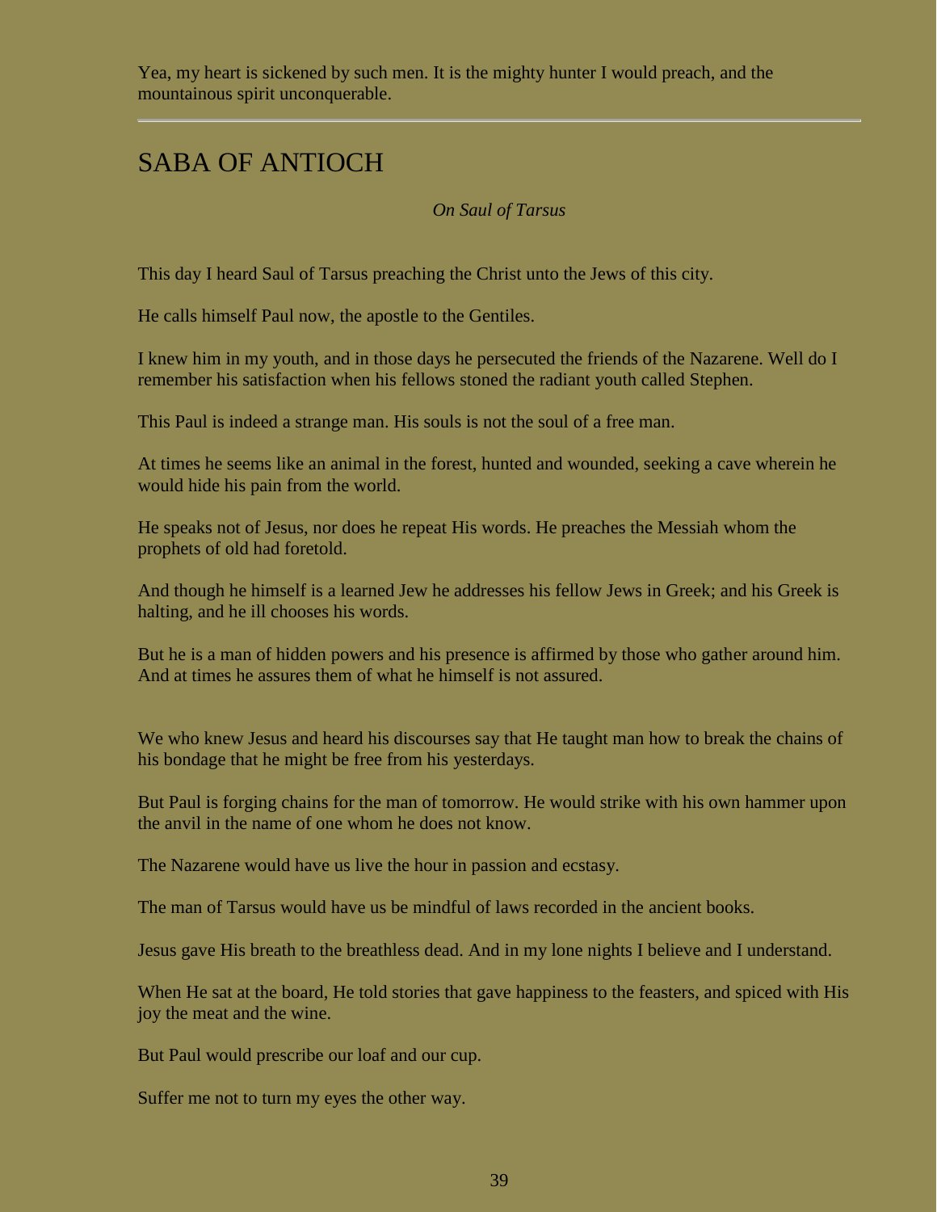Yea, my heart is sickened by such men. It is the mighty hunter I would preach, and the mountainous spirit unconquerable.

---

## SABA OF ANTIOCH

*On Saul of Tarsus*

This day I heard Saul of Tarsus preaching the Christ unto the Jews of this city.

He calls himself Paul now, the apostle to the Gentiles.

I knew him in my youth, and in those days he persecuted the friends of the Nazarene. Well do I remember his satisfaction when his fellows stoned the radiant youth called Stephen.

This Paul is indeed a strange man. His souls is not the soul of a free man.

At times he seems like an animal in the forest, hunted and wounded, seeking a cave wherein he would hide his pain from the world.

He speaks not of Jesus, nor does he repeat His words. He preaches the Messiah whom the prophets of old had foretold.

And though he himself is a learned Jew he addresses his fellow Jews in Greek; and his Greek is halting, and he ill chooses his words.

But he is a man of hidden powers and his presence is affirmed by those who gather around him. And at times he assures them of what he himself is not assured.

We who knew Jesus and heard his discourses say that He taught man how to break the chains of his bondage that he might be free from his yesterdays.

But Paul is forging chains for the man of tomorrow. He would strike with his own hammer upon the anvil in the name of one whom he does not know.

The Nazarene would have us live the hour in passion and ecstasy.

The man of Tarsus would have us be mindful of laws recorded in the ancient books.

Jesus gave His breath to the breathless dead. And in my lone nights I believe and I understand.

When He sat at the board, He told stories that gave happiness to the feasters, and spiced with His joy the meat and the wine.

But Paul would prescribe our loaf and our cup.

Suffer me not to turn my eyes the other way.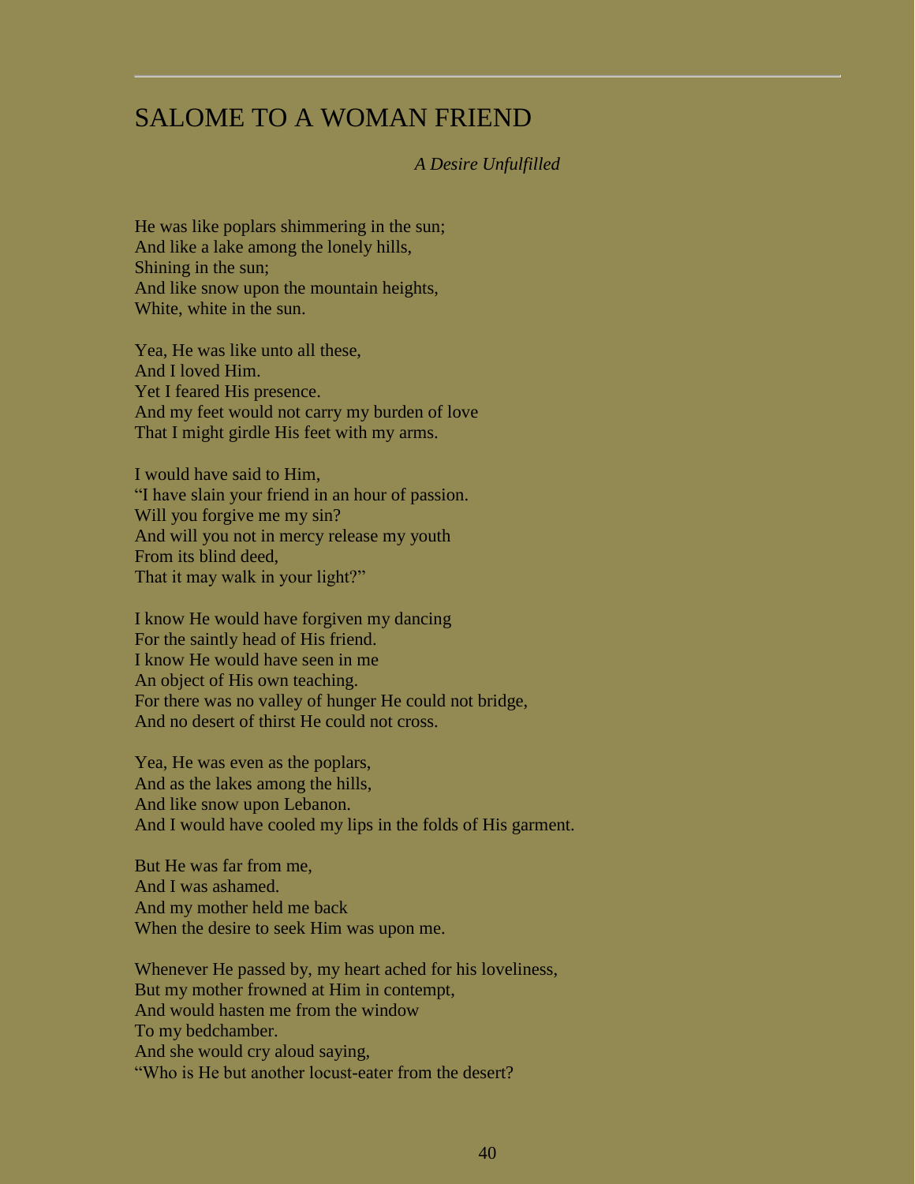# SALOME TO A WOMAN FRIEND

*A Desire Unfulfilled*

He was like poplars shimmering in the sun;  
And like a lake among the lonely hills,  
Shining in the sun;  
And like snow upon the mountain heights,  
White, white in the sun.

Yea, He was like unto all these,  
And I loved Him.  
Yet I feared His presence.  
And my feet would not carry my burden of love  
That I might girdle His feet with my arms.

I would have said to Him,  
"I have slain your friend in an hour of passion.  
Will you forgive me my sin?  
And will you not in mercy release my youth  
From its blind deed,  
That it may walk in your light?"

I know He would have forgiven my dancing  
For the saintly head of His friend.  
I know He would have seen in me  
An object of His own teaching.  
For there was no valley of hunger He could not bridge,  
And no desert of thirst He could not cross.

Yea, He was even as the poplars,  
And as the lakes among the hills,  
And like snow upon Lebanon.  
And I would have cooled my lips in the folds of His garment.

But He was far from me,  
And I was ashamed.  
And my mother held me back  
When the desire to seek Him was upon me.

Whenever He passed by, my heart ached for his loveliness,  
But my mother frowned at Him in contempt,  
And would hasten me from the window  
To my bedchamber.  
And she would cry aloud saying,  
"Who is He but another locust-eater from the desert?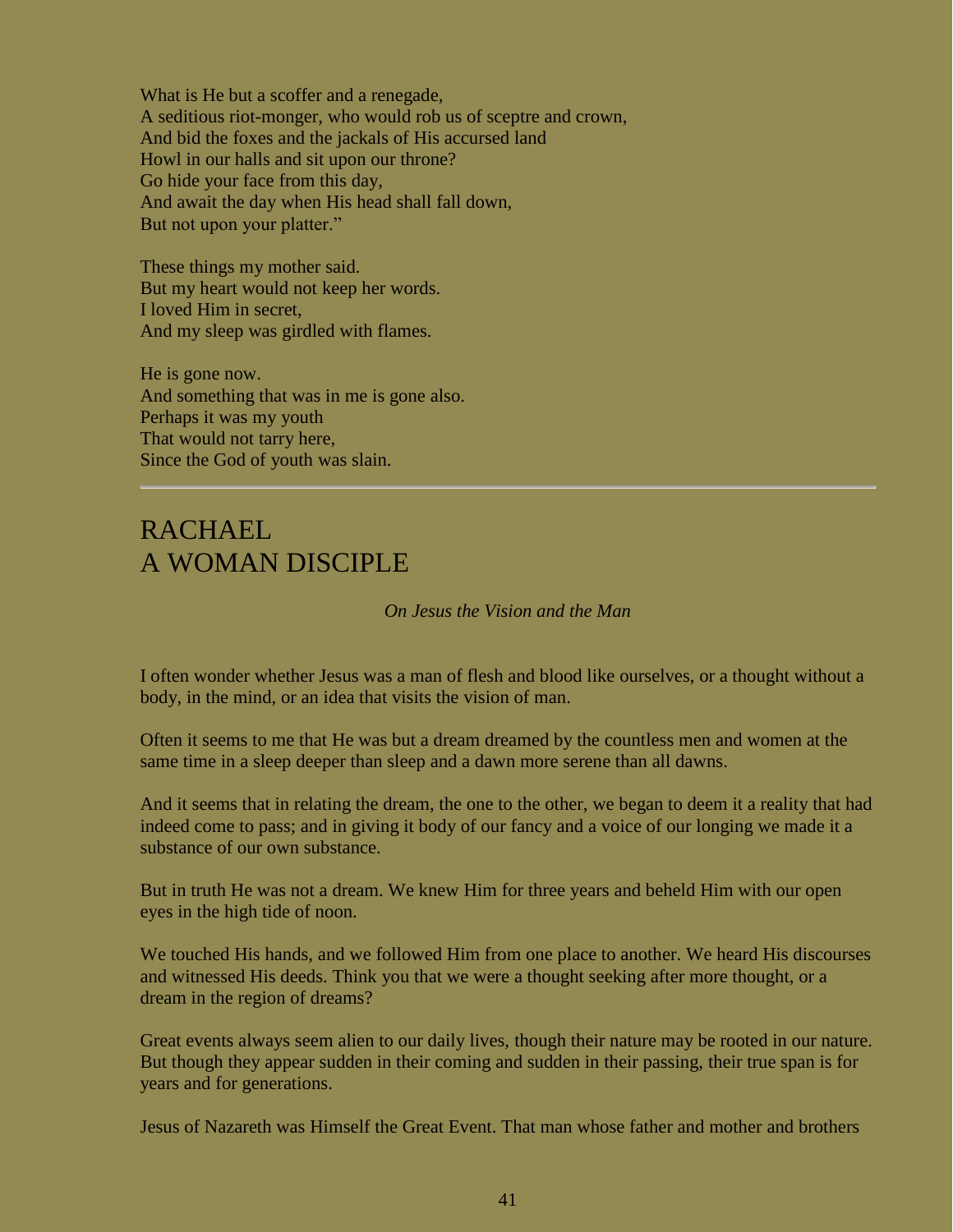What is He but a scoffer and a renegade,  
A seditious riot-monger, who would rob us of sceptre and crown,  
And bid the foxes and the jackals of His accursed land  
Howl in our halls and sit upon our throne?  
Go hide your face from this day,  
And await the day when His head shall fall down,  
But not upon your platter."

These things my mother said.  
But my heart would not keep her words.  
I loved Him in secret,  
And my sleep was girdled with flames.

He is gone now.  
And something that was in me is gone also.  
Perhaps it was my youth  
That would not tarry here,  
Since the God of youth was slain.

---

## RACHAEL
## A WOMAN DISCIPLE

*On Jesus the Vision and the Man*

I often wonder whether Jesus was a man of flesh and blood like ourselves, or a thought without a body, in the mind, or an idea that visits the vision of man.

Often it seems to me that He was but a dream dreamed by the countless men and women at the same time in a sleep deeper than sleep and a dawn more serene than all dawns.

And it seems that in relating the dream, the one to the other, we began to deem it a reality that had indeed come to pass; and in giving it body of our fancy and a voice of our longing we made it a substance of our own substance.

But in truth He was not a dream. We knew Him for three years and beheld Him with our open eyes in the high tide of noon.

We touched His hands, and we followed Him from one place to another. We heard His discourses and witnessed His deeds. Think you that we were a thought seeking after more thought, or a dream in the region of dreams?

Great events always seem alien to our daily lives, though their nature may be rooted in our nature. But though they appear sudden in their coming and sudden in their passing, their true span is for years and for generations.

Jesus of Nazareth was Himself the Great Event. That man whose father and mother and brothers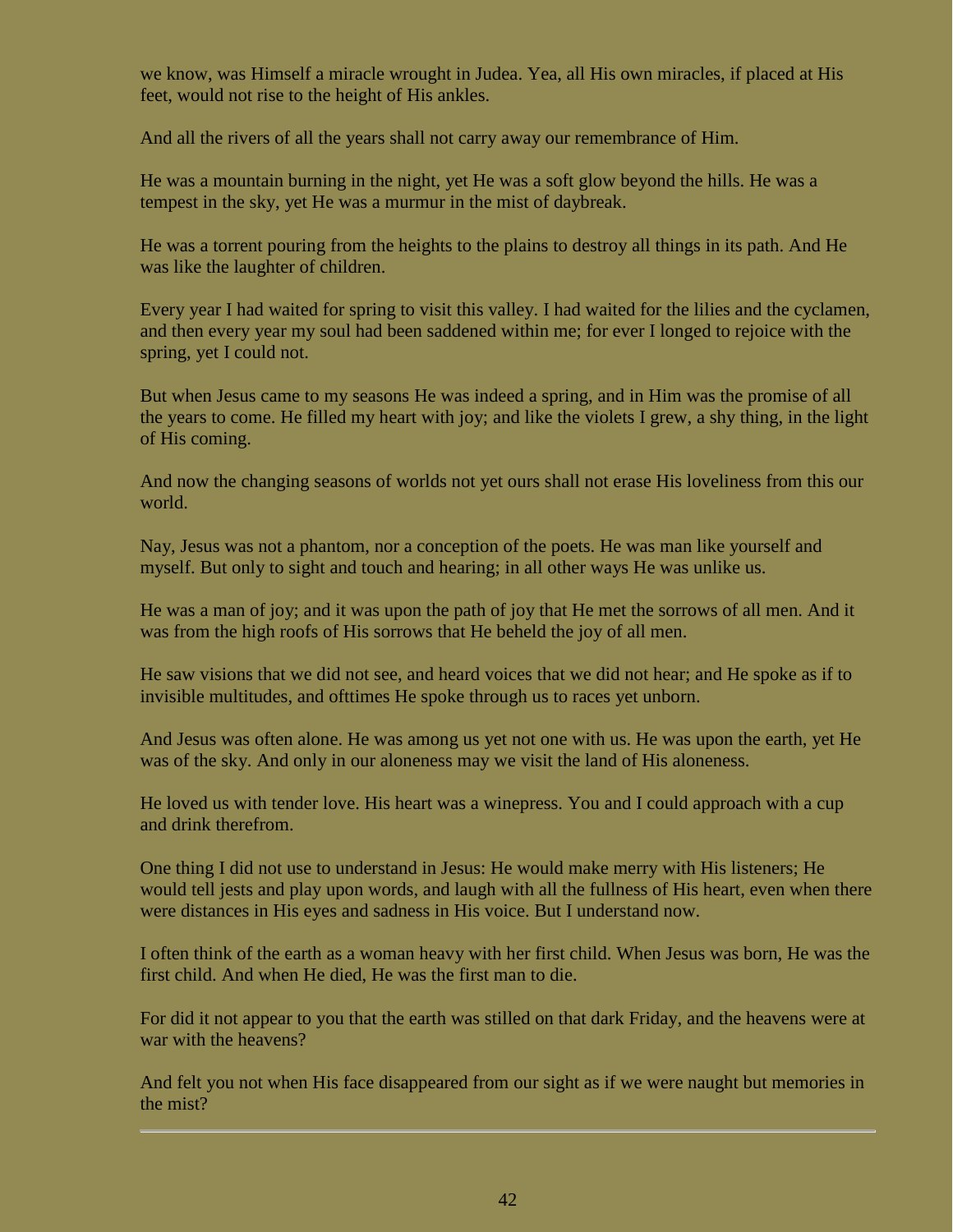we know, was Himself a miracle wrought in Judea. Yea, all His own miracles, if placed at His feet, would not rise to the height of His ankles.

And all the rivers of all the years shall not carry away our remembrance of Him.

He was a mountain burning in the night, yet He was a soft glow beyond the hills. He was a tempest in the sky, yet He was a murmur in the mist of daybreak.

He was a torrent pouring from the heights to the plains to destroy all things in its path. And He was like the laughter of children.

Every year I had waited for spring to visit this valley. I had waited for the lilies and the cyclamen, and then every year my soul had been saddened within me; for ever I longed to rejoice with the spring, yet I could not.

But when Jesus came to my seasons He was indeed a spring, and in Him was the promise of all the years to come. He filled my heart with joy; and like the violets I grew, a shy thing, in the light of His coming.

And now the changing seasons of worlds not yet ours shall not erase His loveliness from this our world.

Nay, Jesus was not a phantom, nor a conception of the poets. He was man like yourself and myself. But only to sight and touch and hearing; in all other ways He was unlike us.

He was a man of joy; and it was upon the path of joy that He met the sorrows of all men. And it was from the high roofs of His sorrows that He beheld the joy of all men.

He saw visions that we did not see, and heard voices that we did not hear; and He spoke as if to invisible multitudes, and ofttimes He spoke through us to races yet unborn.

And Jesus was often alone. He was among us yet not one with us. He was upon the earth, yet He was of the sky. And only in our aloneness may we visit the land of His aloneness.

He loved us with tender love. His heart was a winepress. You and I could approach with a cup and drink therefrom.

One thing I did not use to understand in Jesus: He would make merry with His listeners; He would tell jests and play upon words, and laugh with all the fullness of His heart, even when there were distances in His eyes and sadness in His voice. But I understand now.

I often think of the earth as a woman heavy with her first child. When Jesus was born, He was the first child. And when He died, He was the first man to die.

For did it not appear to you that the earth was stilled on that dark Friday, and the heavens were at war with the heavens?

And felt you not when His face disappeared from our sight as if we were naught but memories in the mist?

---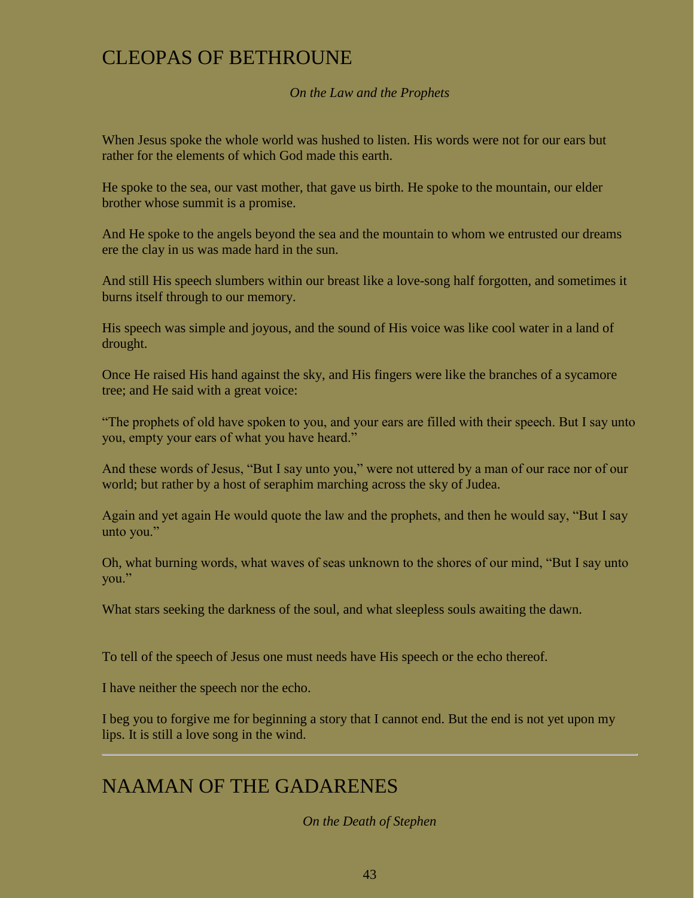## CLEOPAS OF BETHROUNE

*On the Law and the Prophets*

When Jesus spoke the whole world was hushed to listen. His words were not for our ears but rather for the elements of which God made this earth.

He spoke to the sea, our vast mother, that gave us birth. He spoke to the mountain, our elder brother whose summit is a promise.

And He spoke to the angels beyond the sea and the mountain to whom we entrusted our dreams ere the clay in us was made hard in the sun.

And still His speech slumbers within our breast like a love-song half forgotten, and sometimes it burns itself through to our memory.

His speech was simple and joyous, and the sound of His voice was like cool water in a land of drought.

Once He raised His hand against the sky, and His fingers were like the branches of a sycamore tree; and He said with a great voice:

"The prophets of old have spoken to you, and your ears are filled with their speech. But I say unto you, empty your ears of what you have heard."

And these words of Jesus, "But I say unto you," were not uttered by a man of our race nor of our world; but rather by a host of seraphim marching across the sky of Judea.

Again and yet again He would quote the law and the prophets, and then he would say, "But I say unto you."

Oh, what burning words, what waves of seas unknown to the shores of our mind, "But I say unto you."

What stars seeking the darkness of the soul, and what sleepless souls awaiting the dawn.

To tell of the speech of Jesus one must needs have His speech or the echo thereof.

I have neither the speech nor the echo.

I beg you to forgive me for beginning a story that I cannot end. But the end is not yet upon my lips. It is still a love song in the wind.

---

## NAAMAN OF THE GADARENES

*On the Death of Stephen*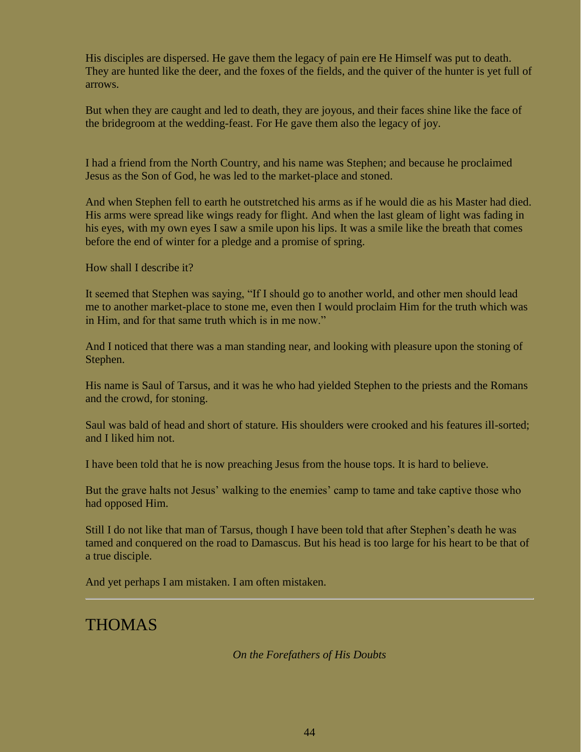His disciples are dispersed. He gave them the legacy of pain ere He Himself was put to death. They are hunted like the deer, and the foxes of the fields, and the quiver of the hunter is yet full of arrows.

But when they are caught and led to death, they are joyous, and their faces shine like the face of the bridegroom at the wedding-feast. For He gave them also the legacy of joy.

I had a friend from the North Country, and his name was Stephen; and because he proclaimed Jesus as the Son of God, he was led to the market-place and stoned.

And when Stephen fell to earth he outstretched his arms as if he would die as his Master had died. His arms were spread like wings ready for flight. And when the last gleam of light was fading in his eyes, with my own eyes I saw a smile upon his lips. It was a smile like the breath that comes before the end of winter for a pledge and a promise of spring.

How shall I describe it?

It seemed that Stephen was saying, "If I should go to another world, and other men should lead me to another market-place to stone me, even then I would proclaim Him for the truth which was in Him, and for that same truth which is in me now."

And I noticed that there was a man standing near, and looking with pleasure upon the stoning of Stephen.

His name is Saul of Tarsus, and it was he who had yielded Stephen to the priests and the Romans and the crowd, for stoning.

Saul was bald of head and short of stature. His shoulders were crooked and his features ill-sorted; and I liked him not.

I have been told that he is now preaching Jesus from the house tops. It is hard to believe.

But the grave halts not Jesus' walking to the enemies' camp to tame and take captive those who had opposed Him.

Still I do not like that man of Tarsus, though I have been told that after Stephen's death he was tamed and conquered on the road to Damascus. But his head is too large for his heart to be that of a true disciple.

And yet perhaps I am mistaken. I am often mistaken.

---

## THOMAS

*On the Forefathers of His Doubts*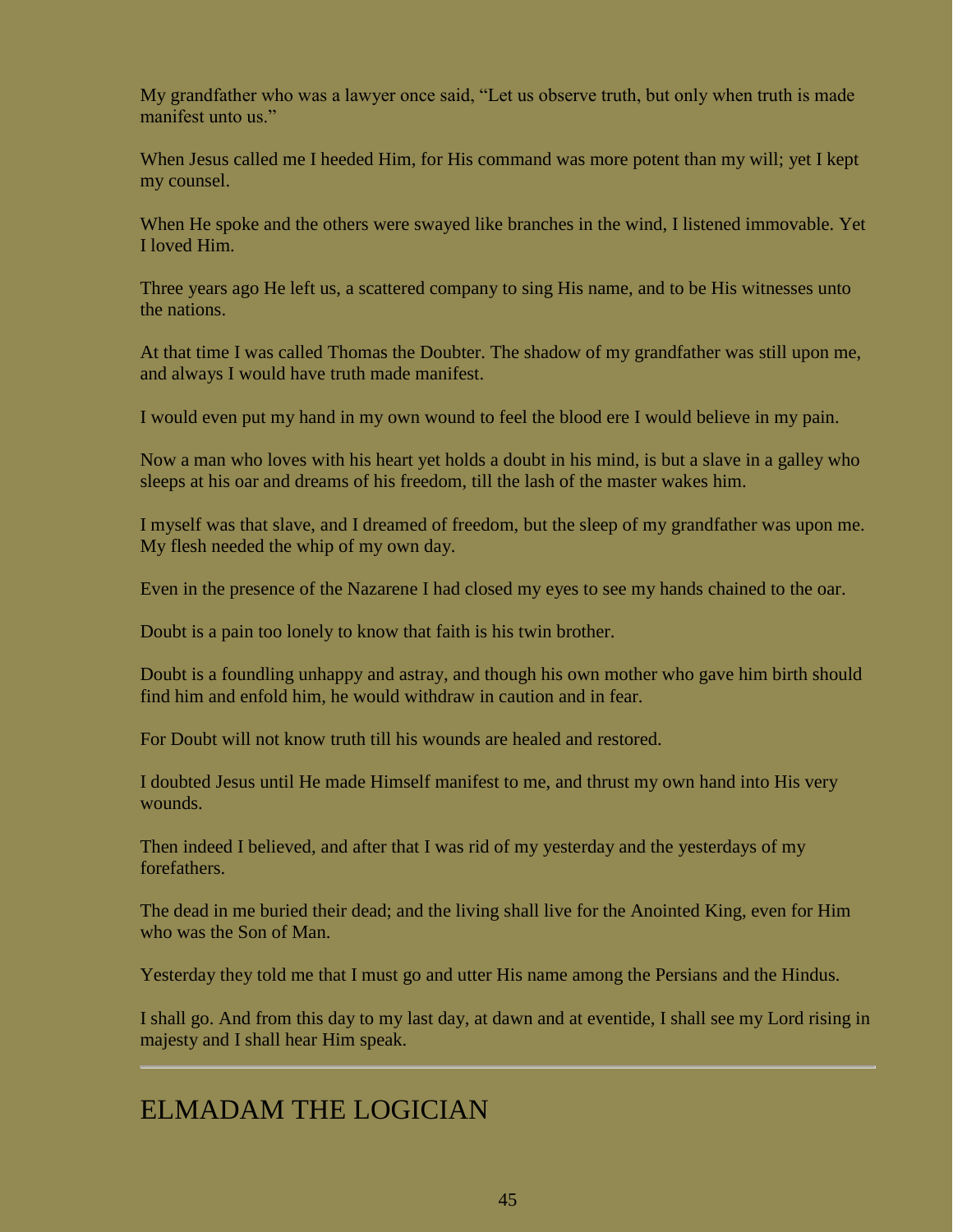My grandfather who was a lawyer once said, "Let us observe truth, but only when truth is made manifest unto us."

When Jesus called me I heeded Him, for His command was more potent than my will; yet I kept my counsel.

When He spoke and the others were swayed like branches in the wind, I listened immovable. Yet I loved Him.

Three years ago He left us, a scattered company to sing His name, and to be His witnesses unto the nations.

At that time I was called Thomas the Doubter. The shadow of my grandfather was still upon me, and always I would have truth made manifest.

I would even put my hand in my own wound to feel the blood ere I would believe in my pain.

Now a man who loves with his heart yet holds a doubt in his mind, is but a slave in a galley who sleeps at his oar and dreams of his freedom, till the lash of the master wakes him.

I myself was that slave, and I dreamed of freedom, but the sleep of my grandfather was upon me. My flesh needed the whip of my own day.

Even in the presence of the Nazarene I had closed my eyes to see my hands chained to the oar.

Doubt is a pain too lonely to know that faith is his twin brother.

Doubt is a foundling unhappy and astray, and though his own mother who gave him birth should find him and enfold him, he would withdraw in caution and in fear.

For Doubt will not know truth till his wounds are healed and restored.

I doubted Jesus until He made Himself manifest to me, and thrust my own hand into His very wounds.

Then indeed I believed, and after that I was rid of my yesterday and the yesterdays of my forefathers.

The dead in me buried their dead; and the living shall live for the Anointed King, even for Him who was the Son of Man.

Yesterday they told me that I must go and utter His name among the Persians and the Hindus.

I shall go. And from this day to my last day, at dawn and at eventide, I shall see my Lord rising in majesty and I shall hear Him speak.

---

# ELMADAM THE LOGICIAN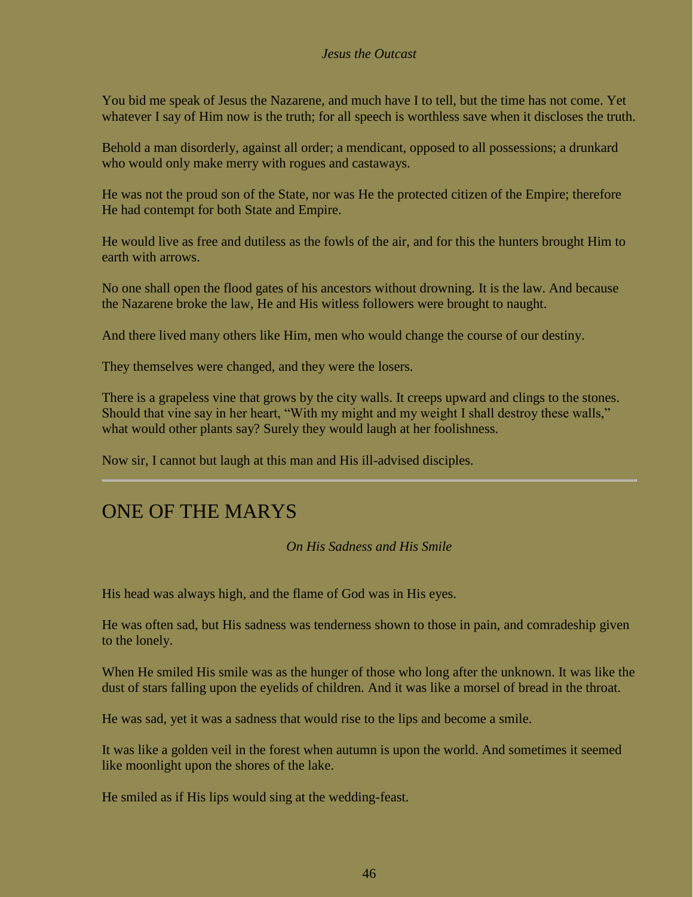*Jesus the Outcast*

You bid me speak of Jesus the Nazarene, and much have I to tell, but the time has not come. Yet whatever I say of Him now is the truth; for all speech is worthless save when it discloses the truth.

Behold a man disorderly, against all order; a mendicant, opposed to all possessions; a drunkard who would only make merry with rogues and castaways.

He was not the proud son of the State, nor was He the protected citizen of the Empire; therefore He had contempt for both State and Empire.

He would live as free and dutiless as the fowls of the air, and for this the hunters brought Him to earth with arrows.

No one shall open the flood gates of his ancestors without drowning. It is the law. And because the Nazarene broke the law, He and His witless followers were brought to naught.

And there lived many others like Him, men who would change the course of our destiny.

They themselves were changed, and they were the losers.

There is a grapeless vine that grows by the city walls. It creeps upward and clings to the stones. Should that vine say in her heart, "With my might and my weight I shall destroy these walls," what would other plants say? Surely they would laugh at her foolishness.

Now sir, I cannot but laugh at this man and His ill-advised disciples.

---

## ONE OF THE MARYS

*On His Sadness and His Smile*

His head was always high, and the flame of God was in His eyes.

He was often sad, but His sadness was tenderness shown to those in pain, and comradeship given to the lonely.

When He smiled His smile was as the hunger of those who long after the unknown. It was like the dust of stars falling upon the eyelids of children. And it was like a morsel of bread in the throat.

He was sad, yet it was a sadness that would rise to the lips and become a smile.

It was like a golden veil in the forest when autumn is upon the world. And sometimes it seemed like moonlight upon the shores of the lake.

He smiled as if His lips would sing at the wedding-feast.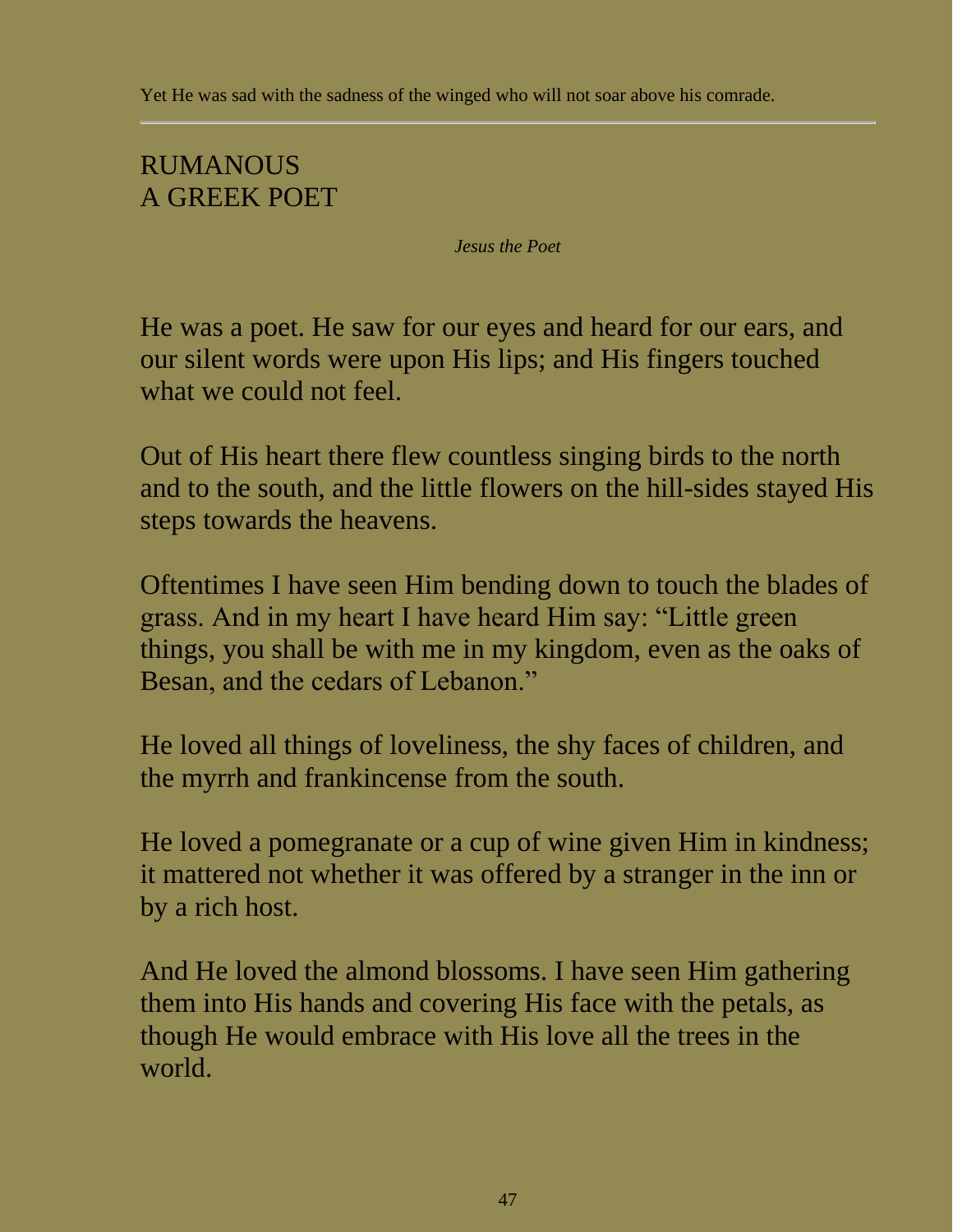Yet He was sad with the sadness of the winged who will not soar above his comrade.

---

## RUMANOUS
## A GREEK POET

*Jesus the Poet*

He was a poet. He saw for our eyes and heard for our ears, and our silent words were upon His lips; and His fingers touched what we could not feel.

Out of His heart there flew countless singing birds to the north and to the south, and the little flowers on the hill-sides stayed His steps towards the heavens.

Oftentimes I have seen Him bending down to touch the blades of grass. And in my heart I have heard Him say: "Little green things, you shall be with me in my kingdom, even as the oaks of Besan, and the cedars of Lebanon."

He loved all things of loveliness, the shy faces of children, and the myrrh and frankincense from the south.

He loved a pomegranate or a cup of wine given Him in kindness; it mattered not whether it was offered by a stranger in the inn or by a rich host.

And He loved the almond blossoms. I have seen Him gathering them into His hands and covering His face with the petals, as though He would embrace with His love all the trees in the world.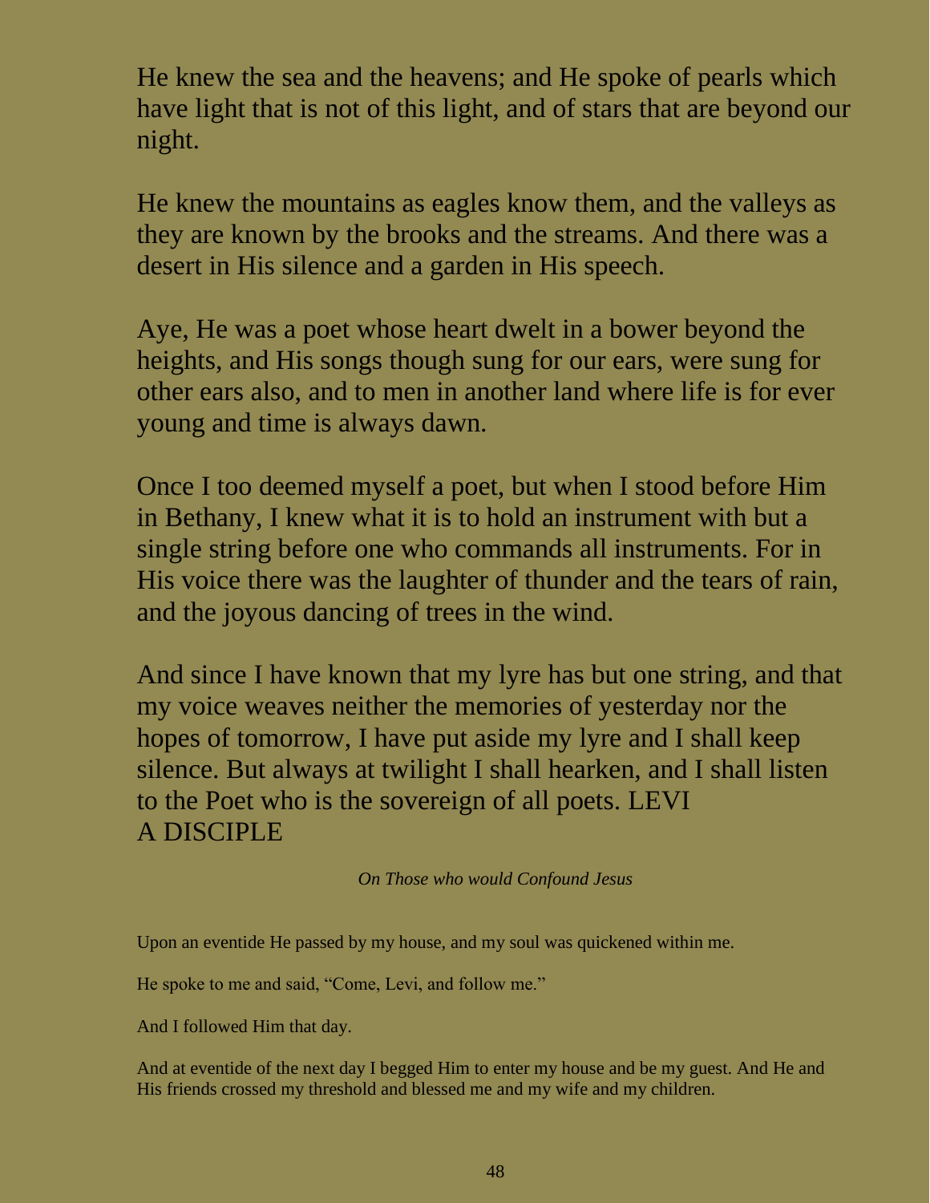He knew the sea and the heavens; and He spoke of pearls which have light that is not of this light, and of stars that are beyond our night.

He knew the mountains as eagles know them, and the valleys as they are known by the brooks and the streams. And there was a desert in His silence and a garden in His speech.

Aye, He was a poet whose heart dwelt in a bower beyond the heights, and His songs though sung for our ears, were sung for other ears also, and to men in another land where life is for ever young and time is always dawn.

Once I too deemed myself a poet, but when I stood before Him in Bethany, I knew what it is to hold an instrument with but a single string before one who commands all instruments. For in His voice there was the laughter of thunder and the tears of rain, and the joyous dancing of trees in the wind.

And since I have known that my lyre has but one string, and that my voice weaves neither the memories of yesterday nor the hopes of tomorrow, I have put aside my lyre and I shall keep silence. But always at twilight I shall hearken, and I shall listen to the Poet who is the sovereign of all poets.

## LEVI
## A DISCIPLE

*On Those who would Confound Jesus*

Upon an eventide He passed by my house, and my soul was quickened within me.

He spoke to me and said, "Come, Levi, and follow me."

And I followed Him that day.

And at eventide of the next day I begged Him to enter my house and be my guest. And He and His friends crossed my threshold and blessed me and my wife and my children.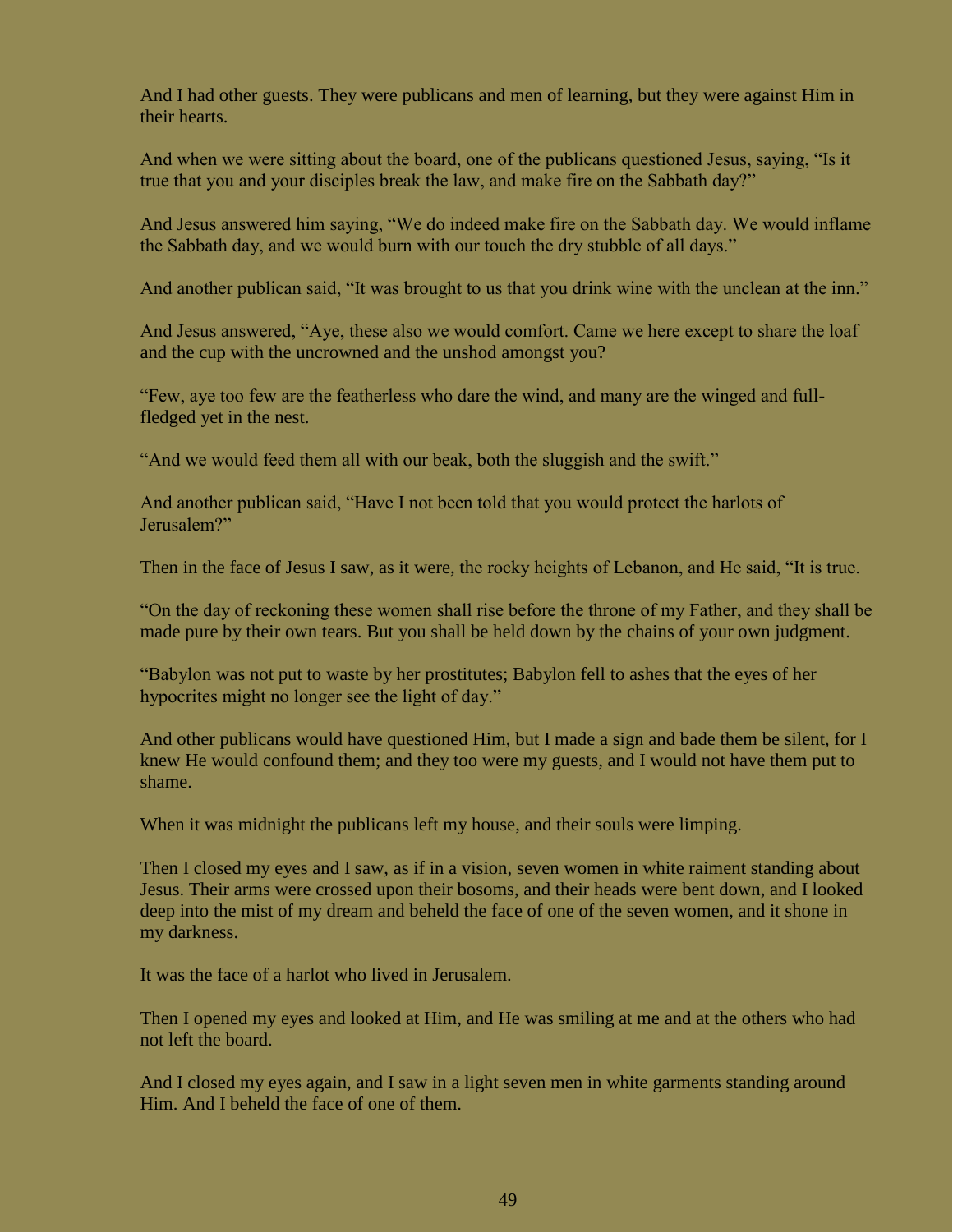And I had other guests. They were publicans and men of learning, but they were against Him in their hearts.

And when we were sitting about the board, one of the publicans questioned Jesus, saying, “Is it true that you and your disciples break the law, and make fire on the Sabbath day?”

And Jesus answered him saying, “We do indeed make fire on the Sabbath day. We would inflame the Sabbath day, and we would burn with our touch the dry stubble of all days.”

And another publican said, “It was brought to us that you drink wine with the unclean at the inn.”

And Jesus answered, “Aye, these also we would comfort. Came we here except to share the loaf and the cup with the uncrowned and the unshod amongst you?

“Few, aye too few are the featherless who dare the wind, and many are the winged and full-fledged yet in the nest.

“And we would feed them all with our beak, both the sluggish and the swift.”

And another publican said, “Have I not been told that you would protect the harlots of Jerusalem?”

Then in the face of Jesus I saw, as it were, the rocky heights of Lebanon, and He said, “It is true.

“On the day of reckoning these women shall rise before the throne of my Father, and they shall be made pure by their own tears. But you shall be held down by the chains of your own judgment.

“Babylon was not put to waste by her prostitutes; Babylon fell to ashes that the eyes of her hypocrites might no longer see the light of day.”

And other publicans would have questioned Him, but I made a sign and bade them be silent, for I knew He would confound them; and they too were my guests, and I would not have them put to shame.

When it was midnight the publicans left my house, and their souls were limping.

Then I closed my eyes and I saw, as if in a vision, seven women in white raiment standing about Jesus. Their arms were crossed upon their bosoms, and their heads were bent down, and I looked deep into the mist of my dream and beheld the face of one of the seven women, and it shone in my darkness.

It was the face of a harlot who lived in Jerusalem.

Then I opened my eyes and looked at Him, and He was smiling at me and at the others who had not left the board.

And I closed my eyes again, and I saw in a light seven men in white garments standing around Him. And I beheld the face of one of them.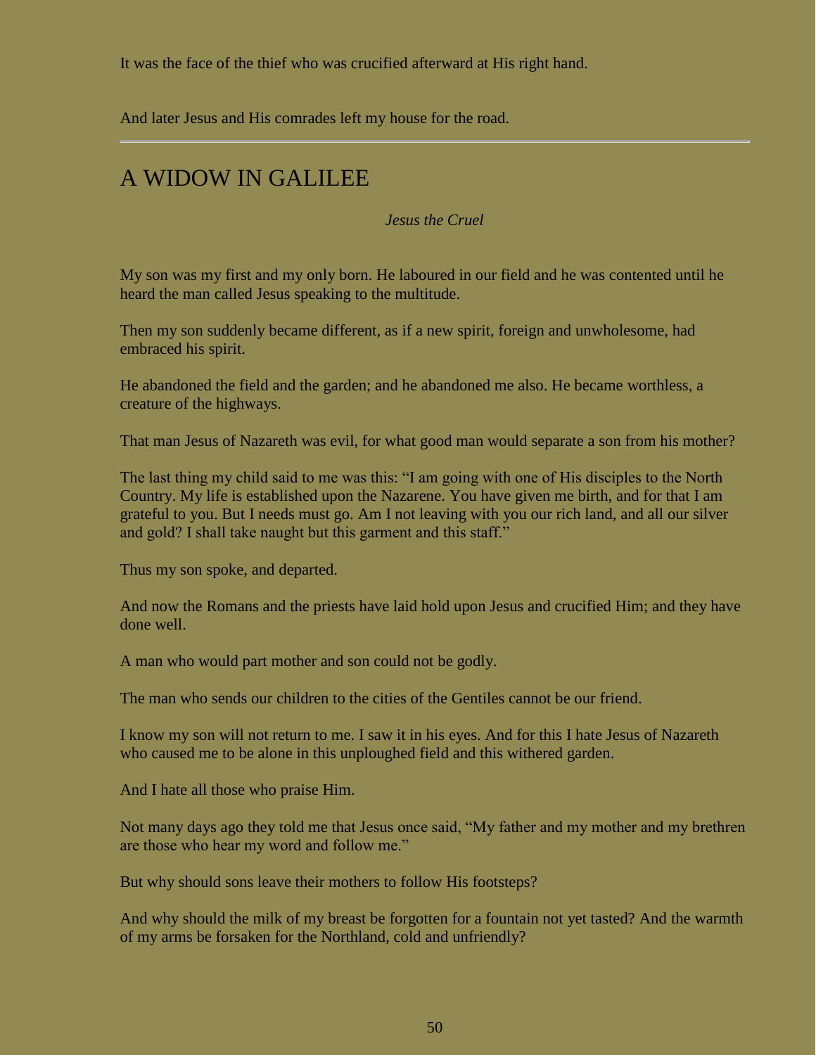It was the face of the thief who was crucified afterward at His right hand.

And later Jesus and His comrades left my house for the road.

---

## A WIDOW IN GALILEE

*Jesus the Cruel*

My son was my first and my only born. He laboured in our field and he was contented until he heard the man called Jesus speaking to the multitude.

Then my son suddenly became different, as if a new spirit, foreign and unwholesome, had embraced his spirit.

He abandoned the field and the garden; and he abandoned me also. He became worthless, a creature of the highways.

That man Jesus of Nazareth was evil, for what good man would separate a son from his mother?

The last thing my child said to me was this: "I am going with one of His disciples to the North Country. My life is established upon the Nazarene. You have given me birth, and for that I am grateful to you. But I needs must go. Am I not leaving with you our rich land, and all our silver and gold? I shall take naught but this garment and this staff."

Thus my son spoke, and departed.

And now the Romans and the priests have laid hold upon Jesus and crucified Him; and they have done well.

A man who would part mother and son could not be godly.

The man who sends our children to the cities of the Gentiles cannot be our friend.

I know my son will not return to me. I saw it in his eyes. And for this I hate Jesus of Nazareth who caused me to be alone in this unploughed field and this withered garden.

And I hate all those who praise Him.

Not many days ago they told me that Jesus once said, "My father and my mother and my brethren are those who hear my word and follow me."

But why should sons leave their mothers to follow His footsteps?

And why should the milk of my breast be forgotten for a fountain not yet tasted? And the warmth of my arms be forsaken for the Northland, cold and unfriendly?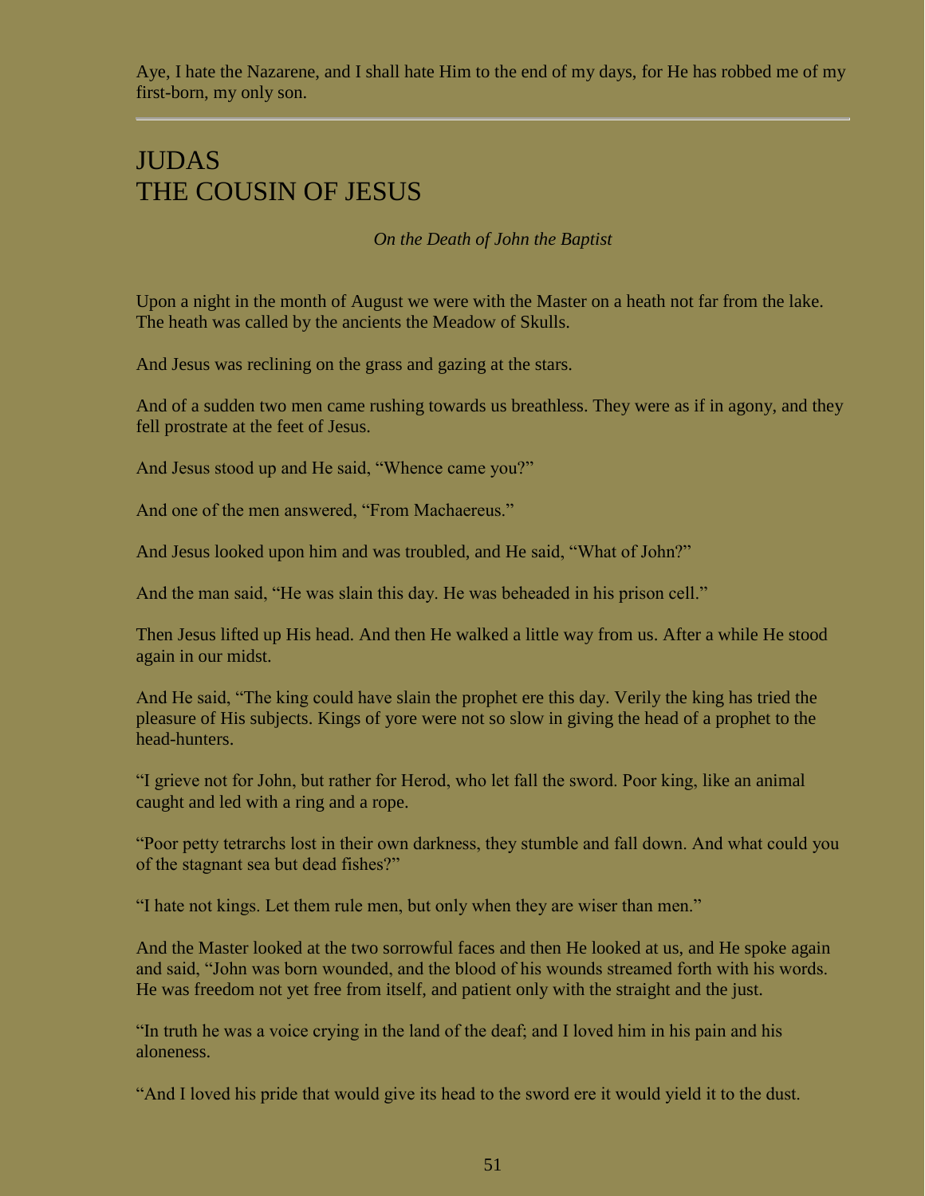Aye, I hate the Nazarene, and I shall hate Him to the end of my days, for He has robbed me of my first-born, my only son.

---

# JUDAS
# THE COUSIN OF JESUS

*On the Death of John the Baptist*

Upon a night in the month of August we were with the Master on a heath not far from the lake. The heath was called by the ancients the Meadow of Skulls.

And Jesus was reclining on the grass and gazing at the stars.

And of a sudden two men came rushing towards us breathless. They were as if in agony, and they fell prostrate at the feet of Jesus.

And Jesus stood up and He said, "Whence came you?"

And one of the men answered, "From Machaereus."

And Jesus looked upon him and was troubled, and He said, "What of John?"

And the man said, "He was slain this day. He was beheaded in his prison cell."

Then Jesus lifted up His head. And then He walked a little way from us. After a while He stood again in our midst.

And He said, "The king could have slain the prophet ere this day. Verily the king has tried the pleasure of His subjects. Kings of yore were not so slow in giving the head of a prophet to the head-hunters.

"I grieve not for John, but rather for Herod, who let fall the sword. Poor king, like an animal caught and led with a ring and a rope.

"Poor petty tetrarchs lost in their own darkness, they stumble and fall down. And what could you of the stagnant sea but dead fishes?"

"I hate not kings. Let them rule men, but only when they are wiser than men."

And the Master looked at the two sorrowful faces and then He looked at us, and He spoke again and said, "John was born wounded, and the blood of his wounds streamed forth with his words. He was freedom not yet free from itself, and patient only with the straight and the just.

"In truth he was a voice crying in the land of the deaf; and I loved him in his pain and his aloneness.

"And I loved his pride that would give its head to the sword ere it would yield it to the dust.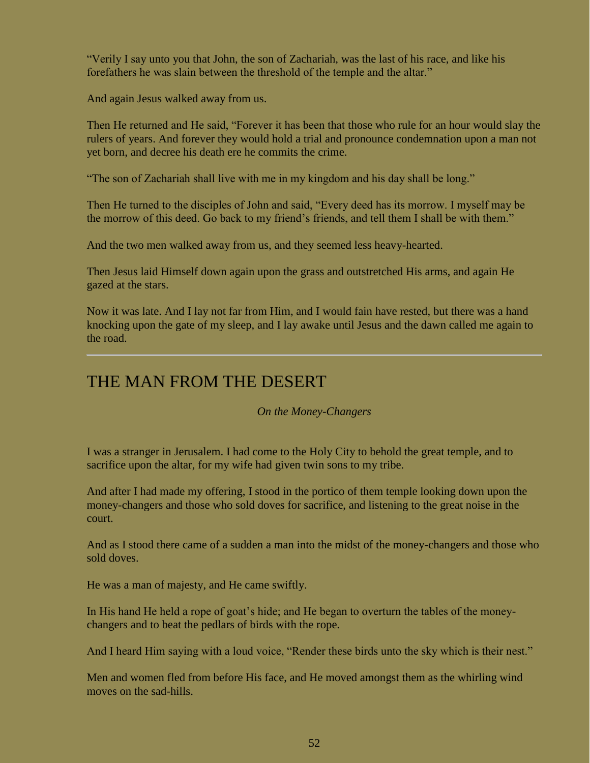“Verily I say unto you that John, the son of Zachariah, was the last of his race, and like his forefathers he was slain between the threshold of the temple and the altar.”

And again Jesus walked away from us.

Then He returned and He said, “Forever it has been that those who rule for an hour would slay the rulers of years. And forever they would hold a trial and pronounce condemnation upon a man not yet born, and decree his death ere he commits the crime.

“The son of Zachariah shall live with me in my kingdom and his day shall be long.”

Then He turned to the disciples of John and said, “Every deed has its morrow. I myself may be the morrow of this deed. Go back to my friend’s friends, and tell them I shall be with them.”

And the two men walked away from us, and they seemed less heavy-hearted.

Then Jesus laid Himself down again upon the grass and outstretched His arms, and again He gazed at the stars.

Now it was late. And I lay not far from Him, and I would fain have rested, but there was a hand knocking upon the gate of my sleep, and I lay awake until Jesus and the dawn called me again to the road.

---

## THE MAN FROM THE DESERT

*On the Money-Changers*

I was a stranger in Jerusalem. I had come to the Holy City to behold the great temple, and to sacrifice upon the altar, for my wife had given twin sons to my tribe.

And after I had made my offering, I stood in the portico of them temple looking down upon the money-changers and those who sold doves for sacrifice, and listening to the great noise in the court.

And as I stood there came of a sudden a man into the midst of the money-changers and those who sold doves.

He was a man of majesty, and He came swiftly.

In His hand He held a rope of goat’s hide; and He began to overturn the tables of the money-changers and to beat the pedlars of birds with the rope.

And I heard Him saying with a loud voice, “Render these birds unto the sky which is their nest.”

Men and women fled from before His face, and He moved amongst them as the whirling wind moves on the sad-hills.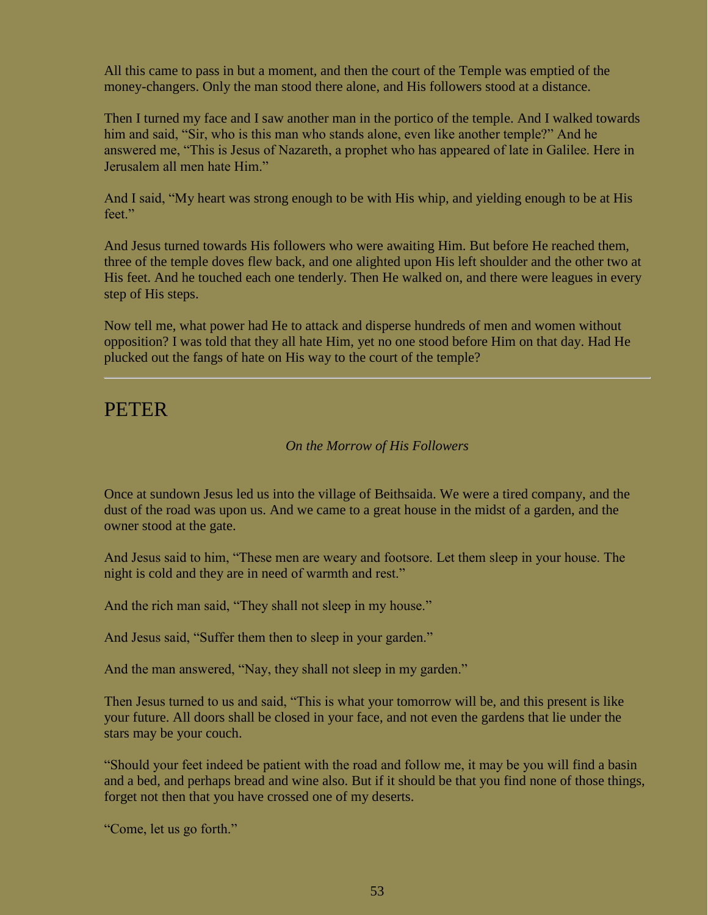All this came to pass in but a moment, and then the court of the Temple was emptied of the money-changers. Only the man stood there alone, and His followers stood at a distance.

Then I turned my face and I saw another man in the portico of the temple. And I walked towards him and said, "Sir, who is this man who stands alone, even like another temple?" And he answered me, "This is Jesus of Nazareth, a prophet who has appeared of late in Galilee. Here in Jerusalem all men hate Him."

And I said, "My heart was strong enough to be with His whip, and yielding enough to be at His feet."

And Jesus turned towards His followers who were awaiting Him. But before He reached them, three of the temple doves flew back, and one alighted upon His left shoulder and the other two at His feet. And he touched each one tenderly. Then He walked on, and there were leagues in every step of His steps.

Now tell me, what power had He to attack and disperse hundreds of men and women without opposition? I was told that they all hate Him, yet no one stood before Him on that day. Had He plucked out the fangs of hate on His way to the court of the temple?

---

## PETER

*On the Morrow of His Followers*

Once at sundown Jesus led us into the village of Beithsaida. We were a tired company, and the dust of the road was upon us. And we came to a great house in the midst of a garden, and the owner stood at the gate.

And Jesus said to him, "These men are weary and footsore. Let them sleep in your house. The night is cold and they are in need of warmth and rest."

And the rich man said, "They shall not sleep in my house."

And Jesus said, "Suffer them then to sleep in your garden."

And the man answered, "Nay, they shall not sleep in my garden."

Then Jesus turned to us and said, "This is what your tomorrow will be, and this present is like your future. All doors shall be closed in your face, and not even the gardens that lie under the stars may be your couch.

"Should your feet indeed be patient with the road and follow me, it may be you will find a basin and a bed, and perhaps bread and wine also. But if it should be that you find none of those things, forget not then that you have crossed one of my deserts.

"Come, let us go forth."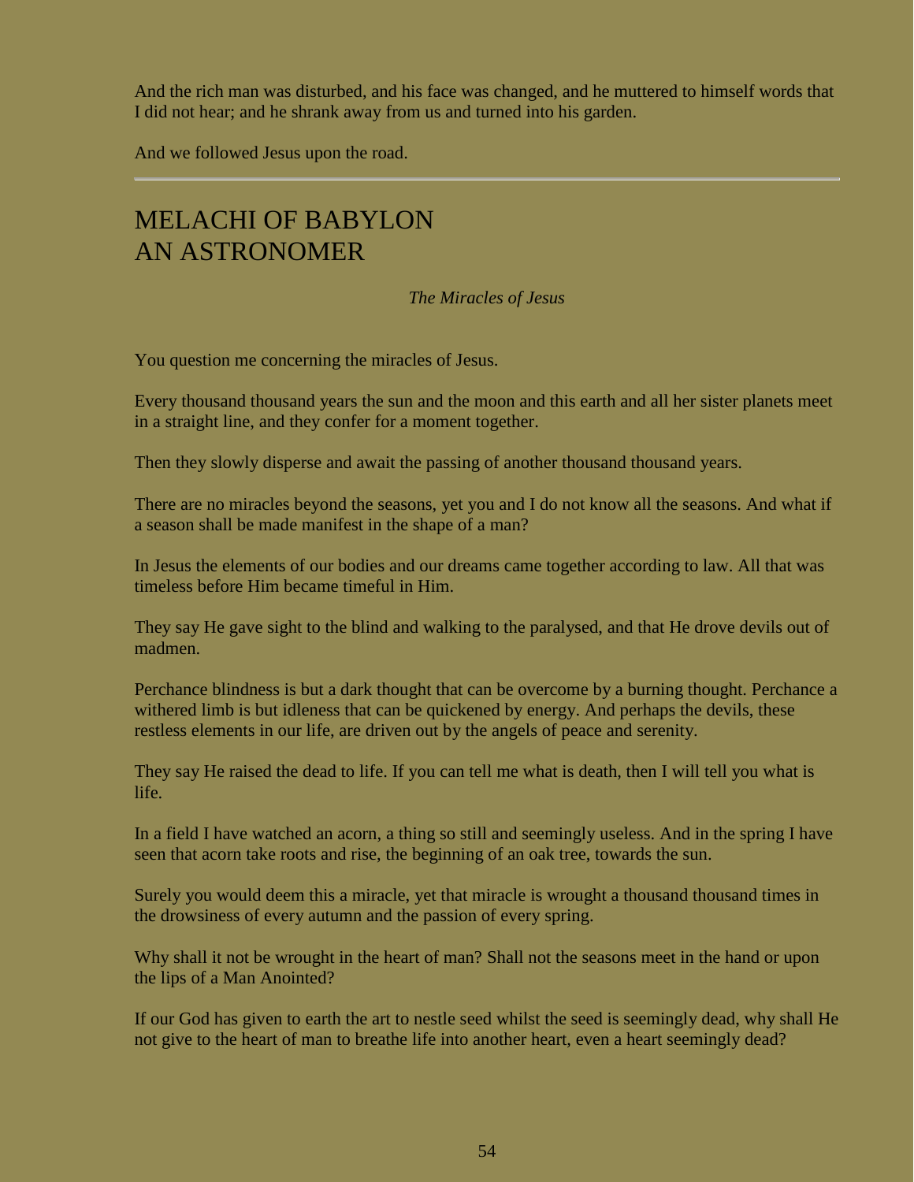And the rich man was disturbed, and his face was changed, and he muttered to himself words that I did not hear; and he shrank away from us and turned into his garden.

And we followed Jesus upon the road.

---

# MELACHI OF BABYLON
# AN ASTRONOMER

*The Miracles of Jesus*

You question me concerning the miracles of Jesus.

Every thousand thousand years the sun and the moon and this earth and all her sister planets meet in a straight line, and they confer for a moment together.

Then they slowly disperse and await the passing of another thousand thousand years.

There are no miracles beyond the seasons, yet you and I do not know all the seasons. And what if a season shall be made manifest in the shape of a man?

In Jesus the elements of our bodies and our dreams came together according to law. All that was timeless before Him became timeful in Him.

They say He gave sight to the blind and walking to the paralysed, and that He drove devils out of madmen.

Perchance blindness is but a dark thought that can be overcome by a burning thought. Perchance a withered limb is but idleness that can be quickened by energy. And perhaps the devils, these restless elements in our life, are driven out by the angels of peace and serenity.

They say He raised the dead to life. If you can tell me what is death, then I will tell you what is life.

In a field I have watched an acorn, a thing so still and seemingly useless. And in the spring I have seen that acorn take roots and rise, the beginning of an oak tree, towards the sun.

Surely you would deem this a miracle, yet that miracle is wrought a thousand thousand times in the drowsiness of every autumn and the passion of every spring.

Why shall it not be wrought in the heart of man? Shall not the seasons meet in the hand or upon the lips of a Man Anointed?

If our God has given to earth the art to nestle seed whilst the seed is seemingly dead, why shall He not give to the heart of man to breathe life into another heart, even a heart seemingly dead?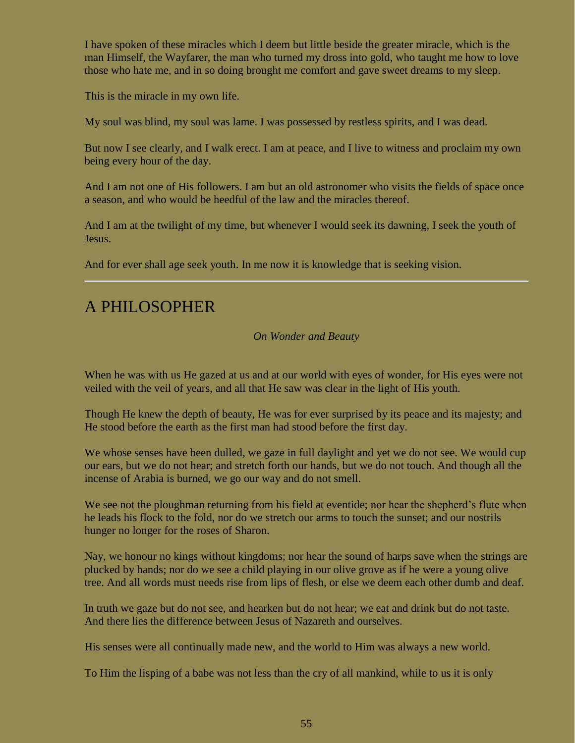I have spoken of these miracles which I deem but little beside the greater miracle, which is the man Himself, the Wayfarer, the man who turned my dross into gold, who taught me how to love those who hate me, and in so doing brought me comfort and gave sweet dreams to my sleep.

This is the miracle in my own life.

My soul was blind, my soul was lame. I was possessed by restless spirits, and I was dead.

But now I see clearly, and I walk erect. I am at peace, and I live to witness and proclaim my own being every hour of the day.

And I am not one of His followers. I am but an old astronomer who visits the fields of space once a season, and who would be heedful of the law and the miracles thereof.

And I am at the twilight of my time, but whenever I would seek its dawning, I seek the youth of Jesus.

And for ever shall age seek youth. In me now it is knowledge that is seeking vision.

---

# A PHILOSOPHER

*On Wonder and Beauty*

When he was with us He gazed at us and at our world with eyes of wonder, for His eyes were not veiled with the veil of years, and all that He saw was clear in the light of His youth.

Though He knew the depth of beauty, He was for ever surprised by its peace and its majesty; and He stood before the earth as the first man had stood before the first day.

We whose senses have been dulled, we gaze in full daylight and yet we do not see. We would cup our ears, but we do not hear; and stretch forth our hands, but we do not touch. And though all the incense of Arabia is burned, we go our way and do not smell.

We see not the ploughman returning from his field at eventide; nor hear the shepherd's flute when he leads his flock to the fold, nor do we stretch our arms to touch the sunset; and our nostrils hunger no longer for the roses of Sharon.

Nay, we honour no kings without kingdoms; nor hear the sound of harps save when the strings are plucked by hands; nor do we see a child playing in our olive grove as if he were a young olive tree. And all words must needs rise from lips of flesh, or else we deem each other dumb and deaf.

In truth we gaze but do not see, and hearken but do not hear; we eat and drink but do not taste. And there lies the difference between Jesus of Nazareth and ourselves.

His senses were all continually made new, and the world to Him was always a new world.

To Him the lisping of a babe was not less than the cry of all mankind, while to us it is only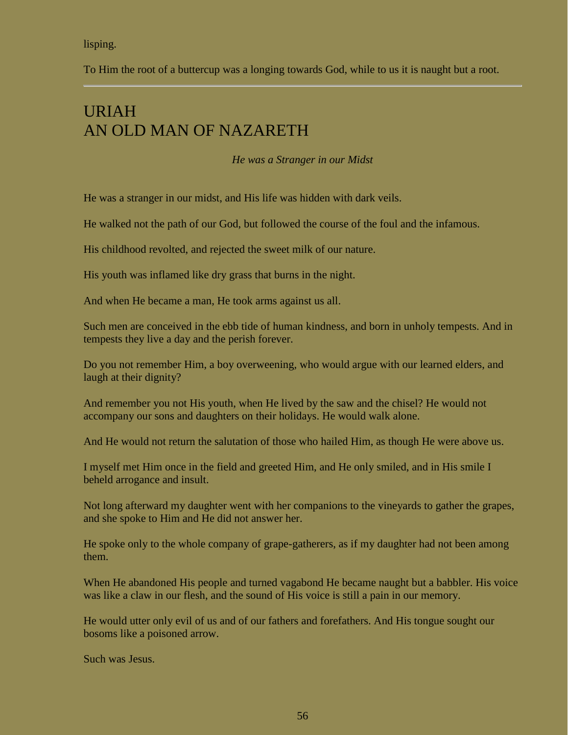lisping.

To Him the root of a buttercup was a longing towards God, while to us it is naught but a root.

---

## URIAH
## AN OLD MAN OF NAZARETH

*He was a Stranger in our Midst*

He was a stranger in our midst, and His life was hidden with dark veils.

He walked not the path of our God, but followed the course of the foul and the infamous.

His childhood revolted, and rejected the sweet milk of our nature.

His youth was inflamed like dry grass that burns in the night.

And when He became a man, He took arms against us all.

Such men are conceived in the ebb tide of human kindness, and born in unholy tempests. And in tempests they live a day and the perish forever.

Do you not remember Him, a boy overweening, who would argue with our learned elders, and laugh at their dignity?

And remember you not His youth, when He lived by the saw and the chisel? He would not accompany our sons and daughters on their holidays. He would walk alone.

And He would not return the salutation of those who hailed Him, as though He were above us.

I myself met Him once in the field and greeted Him, and He only smiled, and in His smile I beheld arrogance and insult.

Not long afterward my daughter went with her companions to the vineyards to gather the grapes, and she spoke to Him and He did not answer her.

He spoke only to the whole company of grape-gatherers, as if my daughter had not been among them.

When He abandoned His people and turned vagabond He became naught but a babbler. His voice was like a claw in our flesh, and the sound of His voice is still a pain in our memory.

He would utter only evil of us and of our fathers and forefathers. And His tongue sought our bosoms like a poisoned arrow.

Such was Jesus.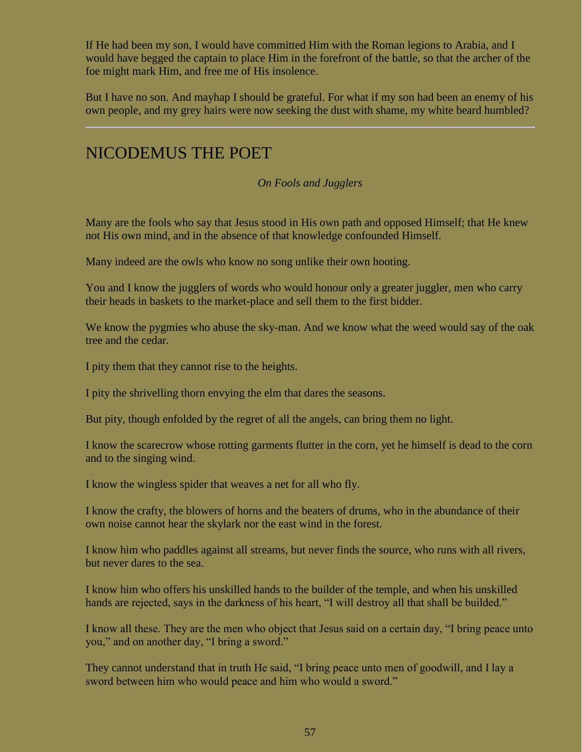If He had been my son, I would have committed Him with the Roman legions to Arabia, and I would have begged the captain to place Him in the forefront of the battle, so that the archer of the foe might mark Him, and free me of His insolence.

But I have no son. And mayhap I should be grateful. For what if my son had been an enemy of his own people, and my grey hairs were now seeking the dust with shame, my white beard humbled?

---

## NICODEMUS THE POET

*On Fools and Jugglers*

Many are the fools who say that Jesus stood in His own path and opposed Himself; that He knew not His own mind, and in the absence of that knowledge confounded Himself.

Many indeed are the owls who know no song unlike their own hooting.

You and I know the jugglers of words who would honour only a greater juggler, men who carry their heads in baskets to the market-place and sell them to the first bidder.

We know the pygmies who abuse the sky-man. And we know what the weed would say of the oak tree and the cedar.

I pity them that they cannot rise to the heights.

I pity the shrivelling thorn envying the elm that dares the seasons.

But pity, though enfolded by the regret of all the angels, can bring them no light.

I know the scarecrow whose rotting garments flutter in the corn, yet he himself is dead to the corn and to the singing wind.

I know the wingless spider that weaves a net for all who fly.

I know the crafty, the blowers of horns and the beaters of drums, who in the abundance of their own noise cannot hear the skylark nor the east wind in the forest.

I know him who paddles against all streams, but never finds the source, who runs with all rivers, but never dares to the sea.

I know him who offers his unskilled hands to the builder of the temple, and when his unskilled hands are rejected, says in the darkness of his heart, "I will destroy all that shall be builded."

I know all these. They are the men who object that Jesus said on a certain day, "I bring peace unto you," and on another day, "I bring a sword."

They cannot understand that in truth He said, "I bring peace unto men of goodwill, and I lay a sword between him who would peace and him who would a sword."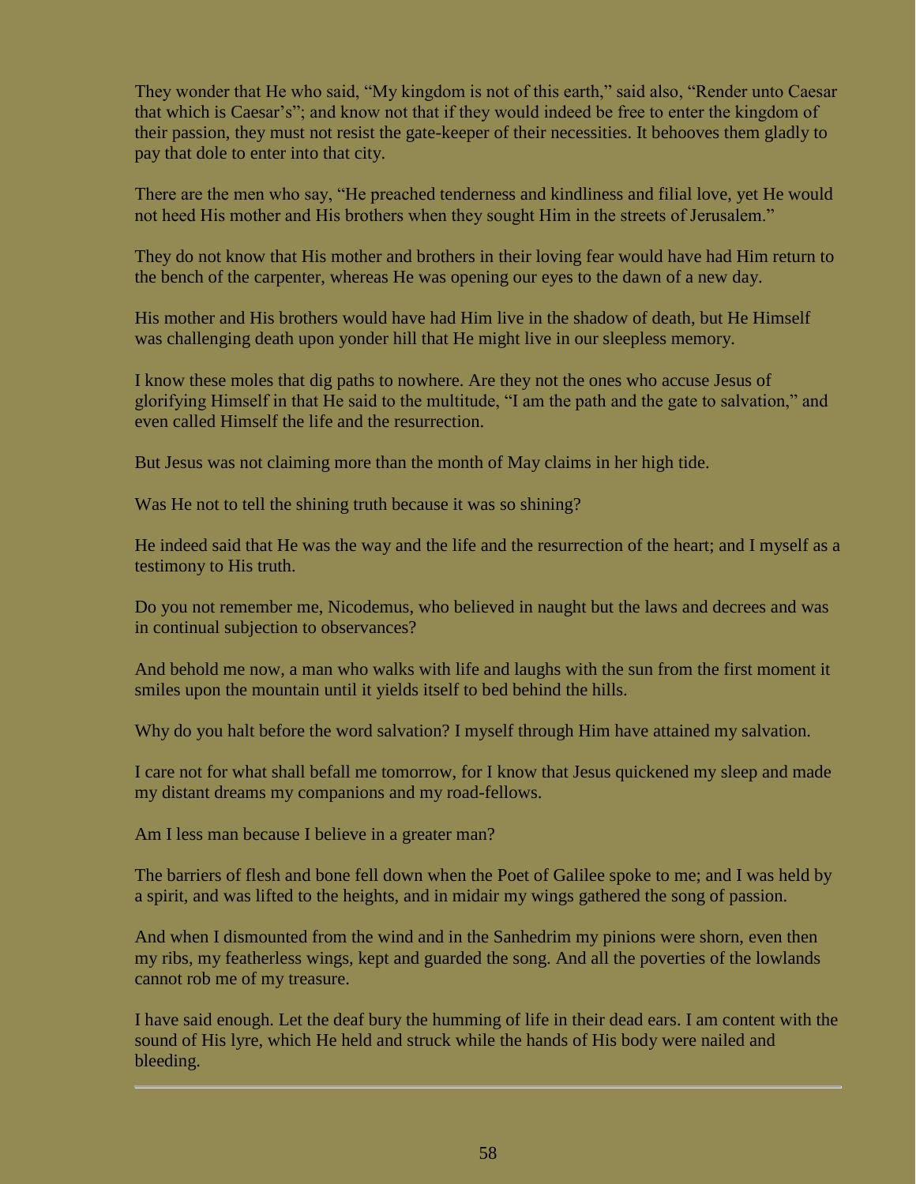They wonder that He who said, “My kingdom is not of this earth,” said also, “Render unto Caesar that which is Caesar’s”; and know not that if they would indeed be free to enter the kingdom of their passion, they must not resist the gate-keeper of their necessities. It behooves them gladly to pay that dole to enter into that city.

There are the men who say, “He preached tenderness and kindliness and filial love, yet He would not heed His mother and His brothers when they sought Him in the streets of Jerusalem.”

They do not know that His mother and brothers in their loving fear would have had Him return to the bench of the carpenter, whereas He was opening our eyes to the dawn of a new day.

His mother and His brothers would have had Him live in the shadow of death, but He Himself was challenging death upon yonder hill that He might live in our sleepless memory.

I know these moles that dig paths to nowhere. Are they not the ones who accuse Jesus of glorifying Himself in that He said to the multitude, “I am the path and the gate to salvation,” and even called Himself the life and the resurrection.

But Jesus was not claiming more than the month of May claims in her high tide.

Was He not to tell the shining truth because it was so shining?

He indeed said that He was the way and the life and the resurrection of the heart; and I myself as a testimony to His truth.

Do you not remember me, Nicodemus, who believed in naught but the laws and decrees and was in continual subjection to observances?

And behold me now, a man who walks with life and laughs with the sun from the first moment it smiles upon the mountain until it yields itself to bed behind the hills.

Why do you halt before the word salvation? I myself through Him have attained my salvation.

I care not for what shall befall me tomorrow, for I know that Jesus quickened my sleep and made my distant dreams my companions and my road-fellows.

Am I less man because I believe in a greater man?

The barriers of flesh and bone fell down when the Poet of Galilee spoke to me; and I was held by a spirit, and was lifted to the heights, and in midair my wings gathered the song of passion.

And when I dismounted from the wind and in the Sanhedrim my pinions were shorn, even then my ribs, my featherless wings, kept and guarded the song. And all the poverties of the lowlands cannot rob me of my treasure.

I have said enough. Let the deaf bury the humming of life in their dead ears. I am content with the sound of His lyre, which He held and struck while the hands of His body were nailed and bleeding.

---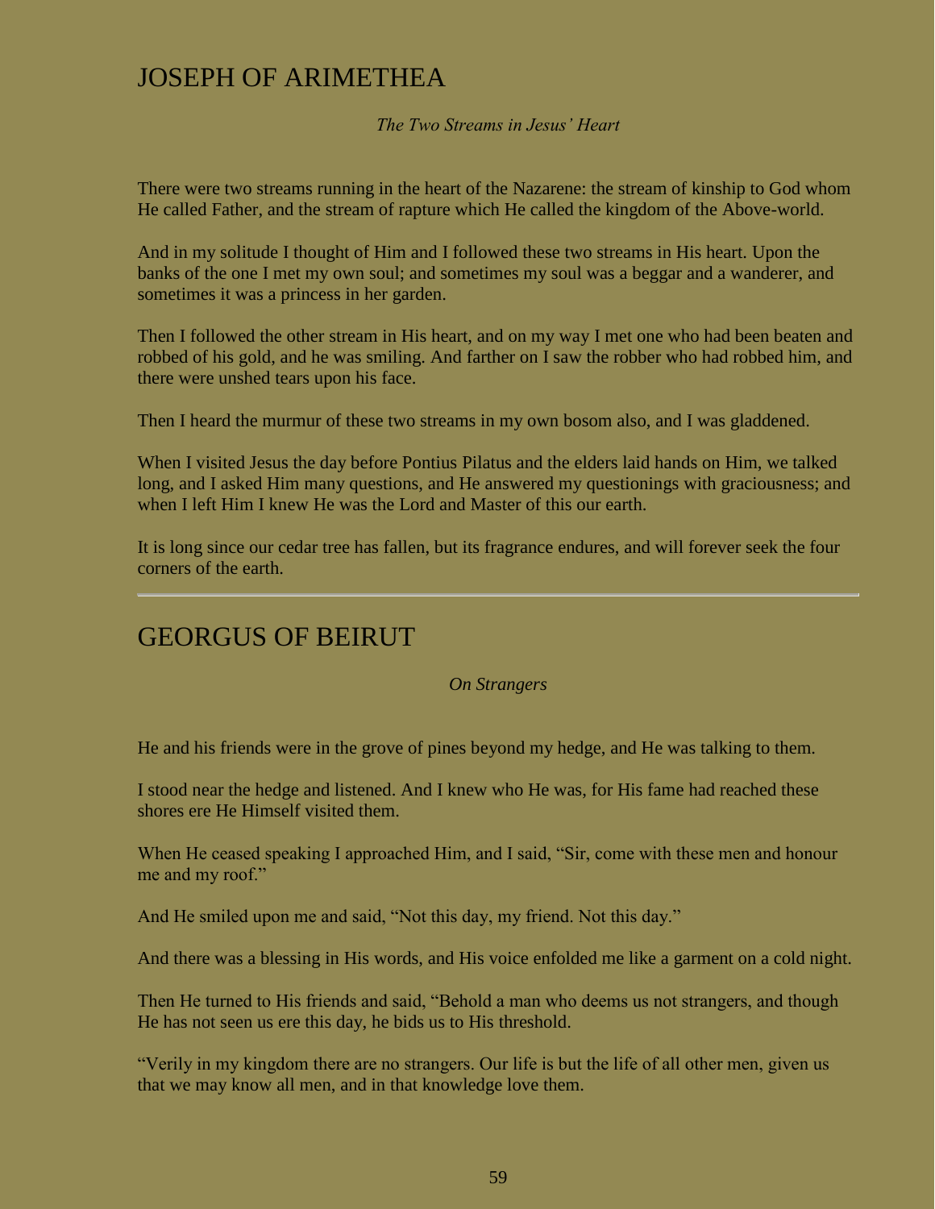# JOSEPH OF ARIMETHEA

*The Two Streams in Jesus' Heart*

There were two streams running in the heart of the Nazarene: the stream of kinship to God whom He called Father, and the stream of rapture which He called the kingdom of the Above-world.

And in my solitude I thought of Him and I followed these two streams in His heart. Upon the banks of the one I met my own soul; and sometimes my soul was a beggar and a wanderer, and sometimes it was a princess in her garden.

Then I followed the other stream in His heart, and on my way I met one who had been beaten and robbed of his gold, and he was smiling. And farther on I saw the robber who had robbed him, and there were unshed tears upon his face.

Then I heard the murmur of these two streams in my own bosom also, and I was gladdened.

When I visited Jesus the day before Pontius Pilatus and the elders laid hands on Him, we talked long, and I asked Him many questions, and He answered my questionings with graciousness; and when I left Him I knew He was the Lord and Master of this our earth.

It is long since our cedar tree has fallen, but its fragrance endures, and will forever seek the four corners of the earth.

---

# GEORGUS OF BEIRUT

*On Strangers*

He and his friends were in the grove of pines beyond my hedge, and He was talking to them.

I stood near the hedge and listened. And I knew who He was, for His fame had reached these shores ere He Himself visited them.

When He ceased speaking I approached Him, and I said, "Sir, come with these men and honour me and my roof."

And He smiled upon me and said, "Not this day, my friend. Not this day."

And there was a blessing in His words, and His voice enfolded me like a garment on a cold night.

Then He turned to His friends and said, "Behold a man who deems us not strangers, and though He has not seen us ere this day, he bids us to His threshold.

"Verily in my kingdom there are no strangers. Our life is but the life of all other men, given us that we may know all men, and in that knowledge love them.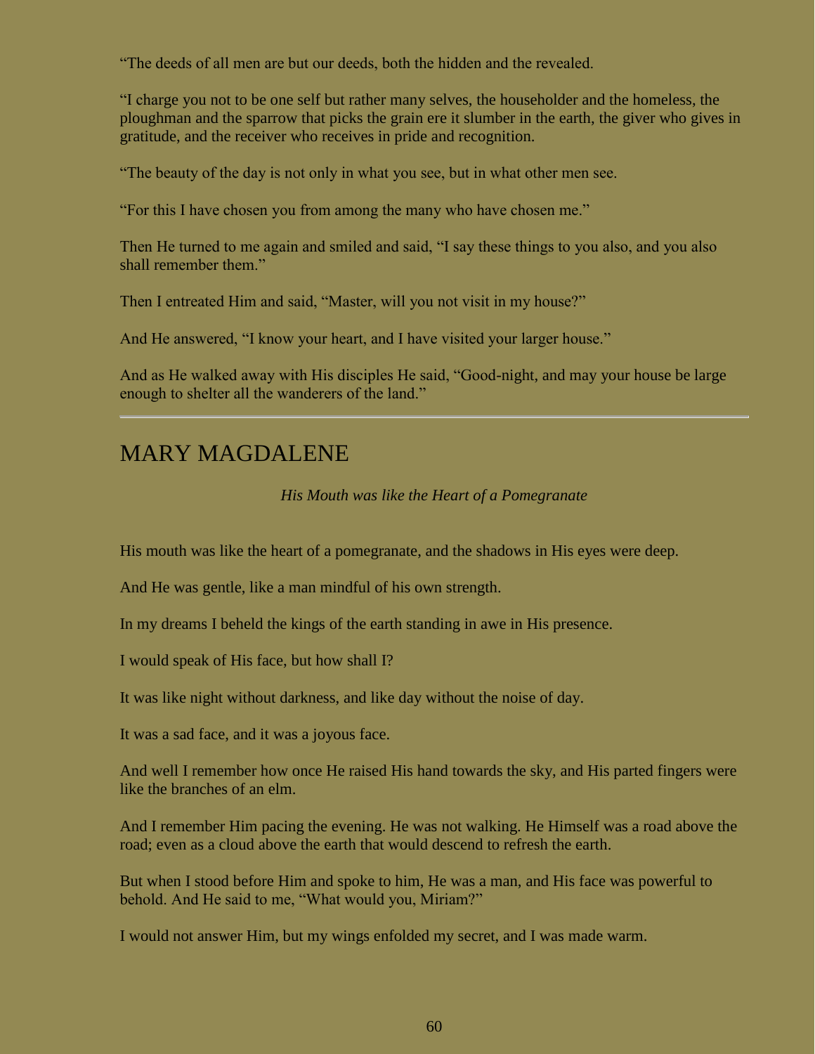"The deeds of all men are but our deeds, both the hidden and the revealed.

"I charge you not to be one self but rather many selves, the householder and the homeless, the ploughman and the sparrow that picks the grain ere it slumber in the earth, the giver who gives in gratitude, and the receiver who receives in pride and recognition.

"The beauty of the day is not only in what you see, but in what other men see.

"For this I have chosen you from among the many who have chosen me."

Then He turned to me again and smiled and said, "I say these things to you also, and you also shall remember them."

Then I entreated Him and said, "Master, will you not visit in my house?"

And He answered, "I know your heart, and I have visited your larger house."

And as He walked away with His disciples He said, "Good-night, and may your house be large enough to shelter all the wanderers of the land."

---

## MARY MAGDALENE

*His Mouth was like the Heart of a Pomegranate*

His mouth was like the heart of a pomegranate, and the shadows in His eyes were deep.

And He was gentle, like a man mindful of his own strength.

In my dreams I beheld the kings of the earth standing in awe in His presence.

I would speak of His face, but how shall I?

It was like night without darkness, and like day without the noise of day.

It was a sad face, and it was a joyous face.

And well I remember how once He raised His hand towards the sky, and His parted fingers were like the branches of an elm.

And I remember Him pacing the evening. He was not walking. He Himself was a road above the road; even as a cloud above the earth that would descend to refresh the earth.

But when I stood before Him and spoke to him, He was a man, and His face was powerful to behold. And He said to me, "What would you, Miriam?"

I would not answer Him, but my wings enfolded my secret, and I was made warm.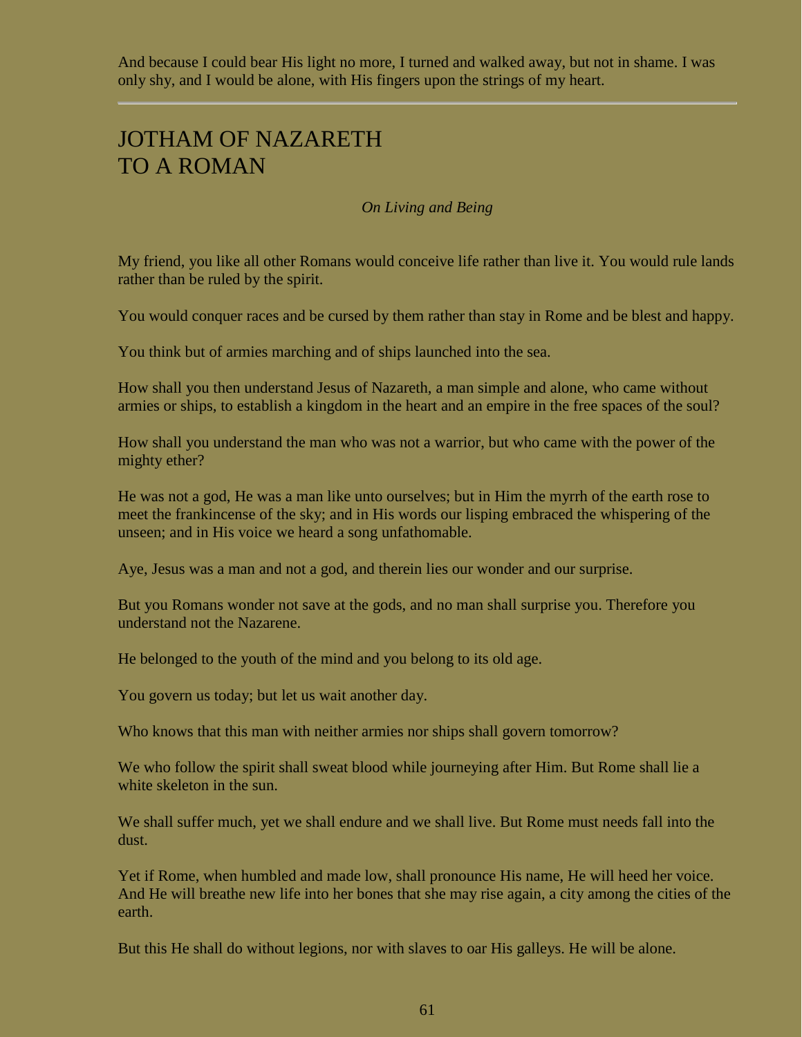And because I could bear His light no more, I turned and walked away, but not in shame. I was only shy, and I would be alone, with His fingers upon the strings of my heart.

---

## JOTHAM OF NAZARETH TO A ROMAN

*On Living and Being*

My friend, you like all other Romans would conceive life rather than live it. You would rule lands rather than be ruled by the spirit.

You would conquer races and be cursed by them rather than stay in Rome and be blest and happy.

You think but of armies marching and of ships launched into the sea.

How shall you then understand Jesus of Nazareth, a man simple and alone, who came without armies or ships, to establish a kingdom in the heart and an empire in the free spaces of the soul?

How shall you understand the man who was not a warrior, but who came with the power of the mighty ether?

He was not a god, He was a man like unto ourselves; but in Him the myrrh of the earth rose to meet the frankincense of the sky; and in His words our lisping embraced the whispering of the unseen; and in His voice we heard a song unfathomable.

Aye, Jesus was a man and not a god, and therein lies our wonder and our surprise.

But you Romans wonder not save at the gods, and no man shall surprise you. Therefore you understand not the Nazarene.

He belonged to the youth of the mind and you belong to its old age.

You govern us today; but let us wait another day.

Who knows that this man with neither armies nor ships shall govern tomorrow?

We who follow the spirit shall sweat blood while journeying after Him. But Rome shall lie a white skeleton in the sun.

We shall suffer much, yet we shall endure and we shall live. But Rome must needs fall into the dust.

Yet if Rome, when humbled and made low, shall pronounce His name, He will heed her voice. And He will breathe new life into her bones that she may rise again, a city among the cities of the earth.

But this He shall do without legions, nor with slaves to oar His galleys. He will be alone.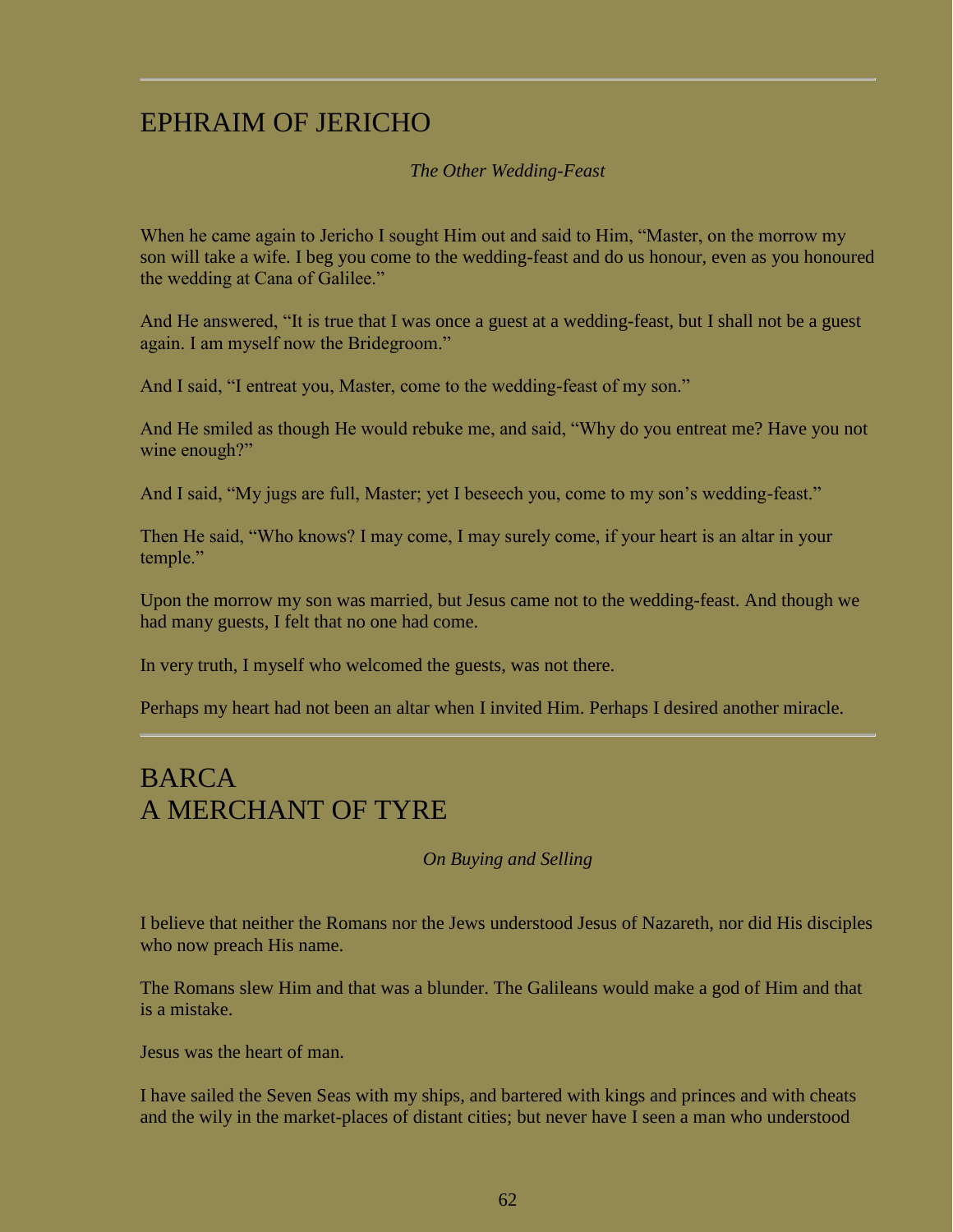## EPHRAIM OF JERICHO

*The Other Wedding-Feast*

When he came again to Jericho I sought Him out and said to Him, “Master, on the morrow my son will take a wife. I beg you come to the wedding-feast and do us honour, even as you honoured the wedding at Cana of Galilee.”

And He answered, “It is true that I was once a guest at a wedding-feast, but I shall not be a guest again. I am myself now the Bridegroom.”

And I said, “I entreat you, Master, come to the wedding-feast of my son.”

And He smiled as though He would rebuke me, and said, “Why do you entreat me? Have you not wine enough?”

And I said, “My jugs are full, Master; yet I beseech you, come to my son’s wedding-feast.”

Then He said, “Who knows? I may come, I may surely come, if your heart is an altar in your temple.”

Upon the morrow my son was married, but Jesus came not to the wedding-feast. And though we had many guests, I felt that no one had come.

In very truth, I myself who welcomed the guests, was not there.

Perhaps my heart had not been an altar when I invited Him. Perhaps I desired another miracle.

## BARCA
## A MERCHANT OF TYRE

*On Buying and Selling*

I believe that neither the Romans nor the Jews understood Jesus of Nazareth, nor did His disciples who now preach His name.

The Romans slew Him and that was a blunder. The Galileans would make a god of Him and that is a mistake.

Jesus was the heart of man.

I have sailed the Seven Seas with my ships, and bartered with kings and princes and with cheats and the wily in the market-places of distant cities; but never have I seen a man who understood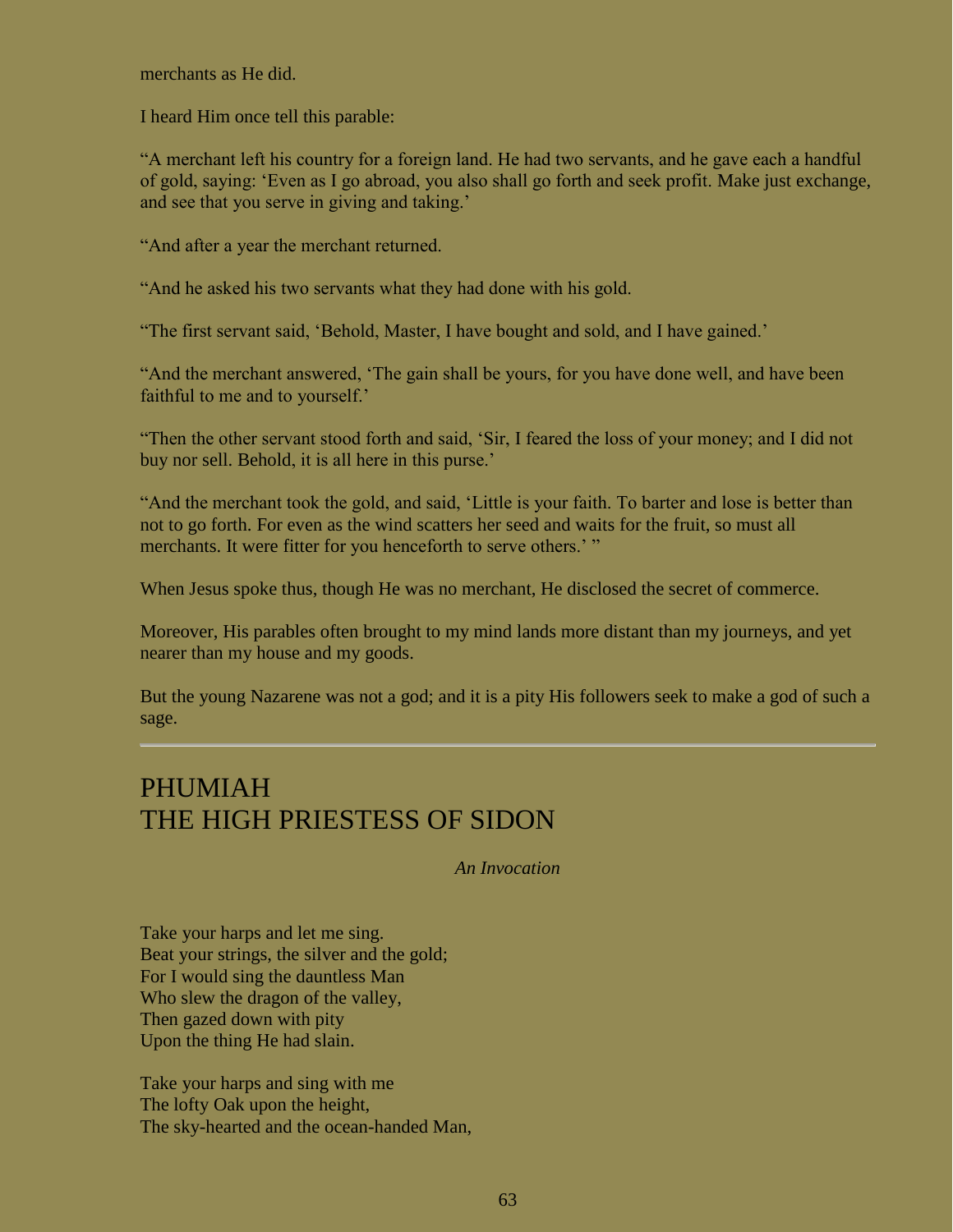merchants as He did.

I heard Him once tell this parable:

“A merchant left his country for a foreign land. He had two servants, and he gave each a handful of gold, saying: ‘Even as I go abroad, you also shall go forth and seek profit. Make just exchange, and see that you serve in giving and taking.’

“And after a year the merchant returned.

“And he asked his two servants what they had done with his gold.

“The first servant said, ‘Behold, Master, I have bought and sold, and I have gained.’

“And the merchant answered, ‘The gain shall be yours, for you have done well, and have been faithful to me and to yourself.’

“Then the other servant stood forth and said, ‘Sir, I feared the loss of your money; and I did not buy nor sell. Behold, it is all here in this purse.’

“And the merchant took the gold, and said, ‘Little is your faith. To barter and lose is better than not to go forth. For even as the wind scatters her seed and waits for the fruit, so must all merchants. It were fitter for you henceforth to serve others.’ ”

When Jesus spoke thus, though He was no merchant, He disclosed the secret of commerce.

Moreover, His parables often brought to my mind lands more distant than my journeys, and yet nearer than my house and my goods.

But the young Nazarene was not a god; and it is a pity His followers seek to make a god of such a sage.

---

## PHUMIAH
## THE HIGH PRIESTESS OF SIDON

*An Invocation*

Take your harps and let me sing.
Beat your strings, the silver and the gold;
For I would sing the dauntless Man
Who slew the dragon of the valley,
Then gazed down with pity
Upon the thing He had slain.

Take your harps and sing with me
The lofty Oak upon the height,
The sky-hearted and the ocean-handed Man,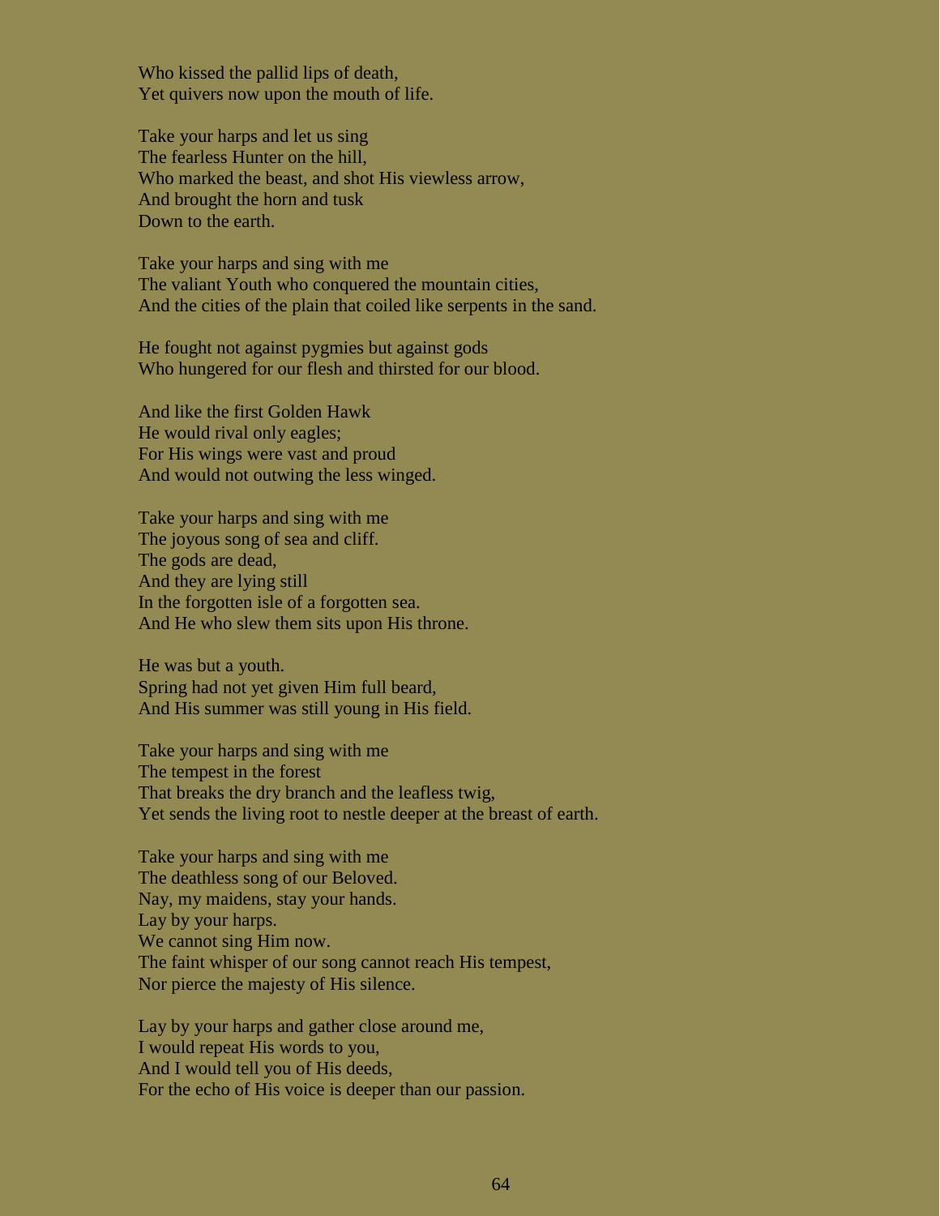Who kissed the pallid lips of death,
Yet quivers now upon the mouth of life.

Take your harps and let us sing
The fearless Hunter on the hill,
Who marked the beast, and shot His viewless arrow,
And brought the horn and tusk
Down to the earth.

Take your harps and sing with me
The valiant Youth who conquered the mountain cities,
And the cities of the plain that coiled like serpents in the sand.

He fought not against pygmies but against gods
Who hungered for our flesh and thirsted for our blood.

And like the first Golden Hawk
He would rival only eagles;
For His wings were vast and proud
And would not outwing the less winged.

Take your harps and sing with me
The joyous song of sea and cliff.
The gods are dead,
And they are lying still
In the forgotten isle of a forgotten sea.
And He who slew them sits upon His throne.

He was but a youth.
Spring had not yet given Him full beard,
And His summer was still young in His field.

Take your harps and sing with me
The tempest in the forest
That breaks the dry branch and the leafless twig,
Yet sends the living root to nestle deeper at the breast of earth.

Take your harps and sing with me
The deathless song of our Beloved.
Nay, my maidens, stay your hands.
Lay by your harps.
We cannot sing Him now.
The faint whisper of our song cannot reach His tempest,
Nor pierce the majesty of His silence.

Lay by your harps and gather close around me,
I would repeat His words to you,
And I would tell you of His deeds,
For the echo of His voice is deeper than our passion.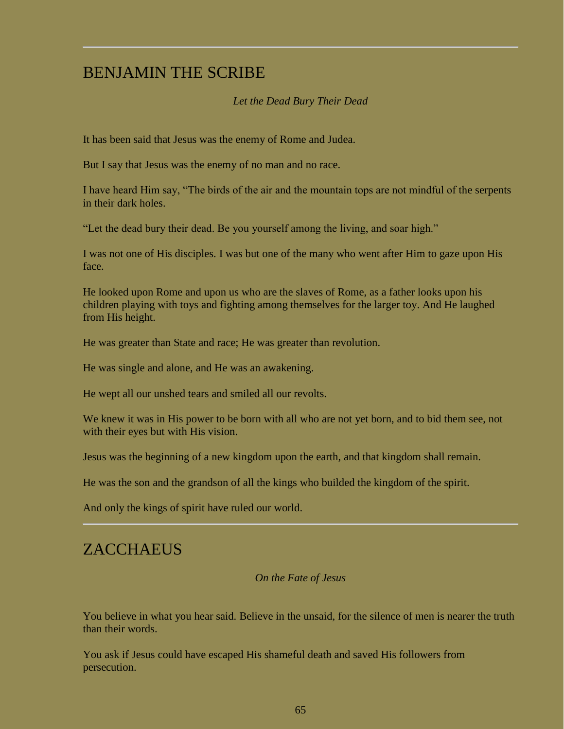## BENJAMIN THE SCRIBE

*Let the Dead Bury Their Dead*

It has been said that Jesus was the enemy of Rome and Judea.

But I say that Jesus was the enemy of no man and no race.

I have heard Him say, "The birds of the air and the mountain tops are not mindful of the serpents in their dark holes.

"Let the dead bury their dead. Be you yourself among the living, and soar high."

I was not one of His disciples. I was but one of the many who went after Him to gaze upon His face.

He looked upon Rome and upon us who are the slaves of Rome, as a father looks upon his children playing with toys and fighting among themselves for the larger toy. And He laughed from His height.

He was greater than State and race; He was greater than revolution.

He was single and alone, and He was an awakening.

He wept all our unshed tears and smiled all our revolts.

We knew it was in His power to be born with all who are not yet born, and to bid them see, not with their eyes but with His vision.

Jesus was the beginning of a new kingdom upon the earth, and that kingdom shall remain.

He was the son and the grandson of all the kings who builded the kingdom of the spirit.

And only the kings of spirit have ruled our world.

## ZACCHAEUS

*On the Fate of Jesus*

You believe in what you hear said. Believe in the unsaid, for the silence of men is nearer the truth than their words.

You ask if Jesus could have escaped His shameful death and saved His followers from persecution.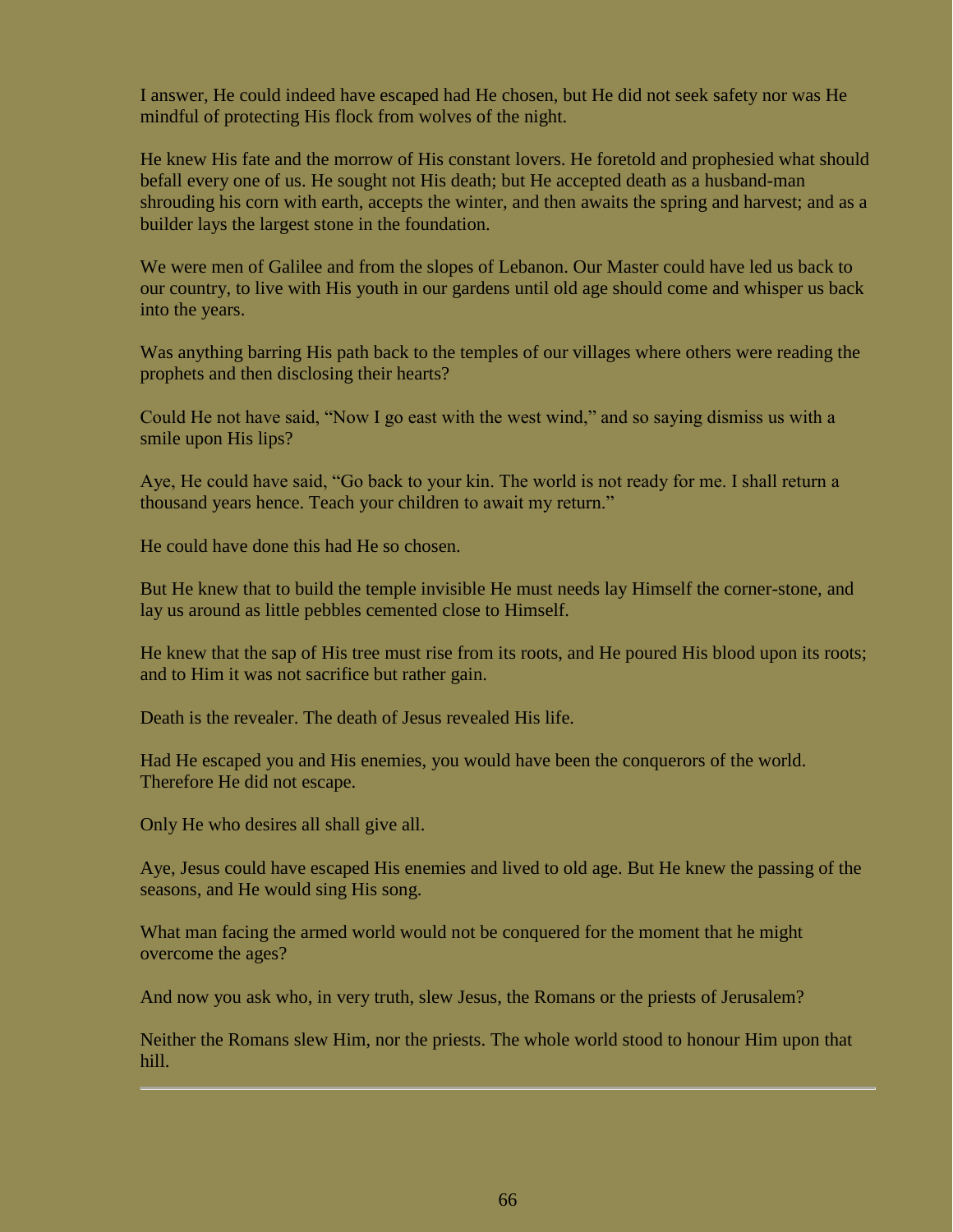I answer, He could indeed have escaped had He chosen, but He did not seek safety nor was He mindful of protecting His flock from wolves of the night.

He knew His fate and the morrow of His constant lovers. He foretold and prophesied what should befall every one of us. He sought not His death; but He accepted death as a husband-man shrouding his corn with earth, accepts the winter, and then awaits the spring and harvest; and as a builder lays the largest stone in the foundation.

We were men of Galilee and from the slopes of Lebanon. Our Master could have led us back to our country, to live with His youth in our gardens until old age should come and whisper us back into the years.

Was anything barring His path back to the temples of our villages where others were reading the prophets and then disclosing their hearts?

Could He not have said, "Now I go east with the west wind," and so saying dismiss us with a smile upon His lips?

Aye, He could have said, "Go back to your kin. The world is not ready for me. I shall return a thousand years hence. Teach your children to await my return."

He could have done this had He so chosen.

But He knew that to build the temple invisible He must needs lay Himself the corner-stone, and lay us around as little pebbles cemented close to Himself.

He knew that the sap of His tree must rise from its roots, and He poured His blood upon its roots; and to Him it was not sacrifice but rather gain.

Death is the revealer. The death of Jesus revealed His life.

Had He escaped you and His enemies, you would have been the conquerors of the world. Therefore He did not escape.

Only He who desires all shall give all.

Aye, Jesus could have escaped His enemies and lived to old age. But He knew the passing of the seasons, and He would sing His song.

What man facing the armed world would not be conquered for the moment that he might overcome the ages?

And now you ask who, in very truth, slew Jesus, the Romans or the priests of Jerusalem?

Neither the Romans slew Him, nor the priests. The whole world stood to honour Him upon that hill.

---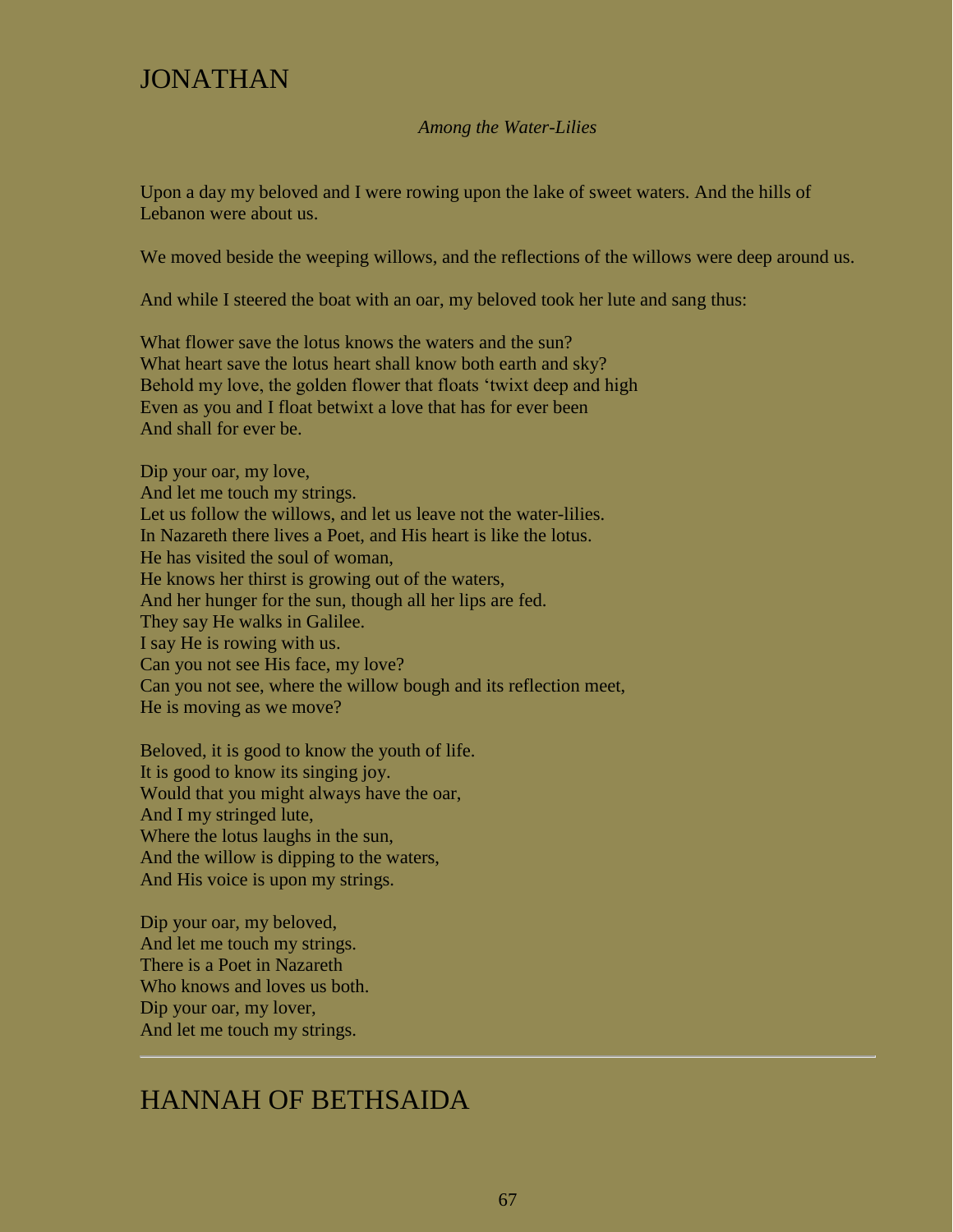## JONATHAN

*Among the Water-Lilies*

Upon a day my beloved and I were rowing upon the lake of sweet waters. And the hills of Lebanon were about us.

We moved beside the weeping willows, and the reflections of the willows were deep around us.

And while I steered the boat with an oar, my beloved took her lute and sang thus:

What flower save the lotus knows the waters and the sun?
What heart save the lotus heart shall know both earth and sky?
Behold my love, the golden flower that floats 'twixt deep and high
Even as you and I float betwixt a love that has for ever been
And shall for ever be.

Dip your oar, my love,
And let me touch my strings.
Let us follow the willows, and let us leave not the water-lilies.
In Nazareth there lives a Poet, and His heart is like the lotus.
He has visited the soul of woman,
He knows her thirst is growing out of the waters,
And her hunger for the sun, though all her lips are fed.
They say He walks in Galilee.
I say He is rowing with us.
Can you not see His face, my love?
Can you not see, where the willow bough and its reflection meet,
He is moving as we move?

Beloved, it is good to know the youth of life.
It is good to know its singing joy.
Would that you might always have the oar,
And I my stringed lute,
Where the lotus laughs in the sun,
And the willow is dipping to the waters,
And His voice is upon my strings.

Dip your oar, my beloved,
And let me touch my strings.
There is a Poet in Nazareth
Who knows and loves us both.
Dip your oar, my lover,
And let me touch my strings.

---

## HANNAH OF BETHSAIDA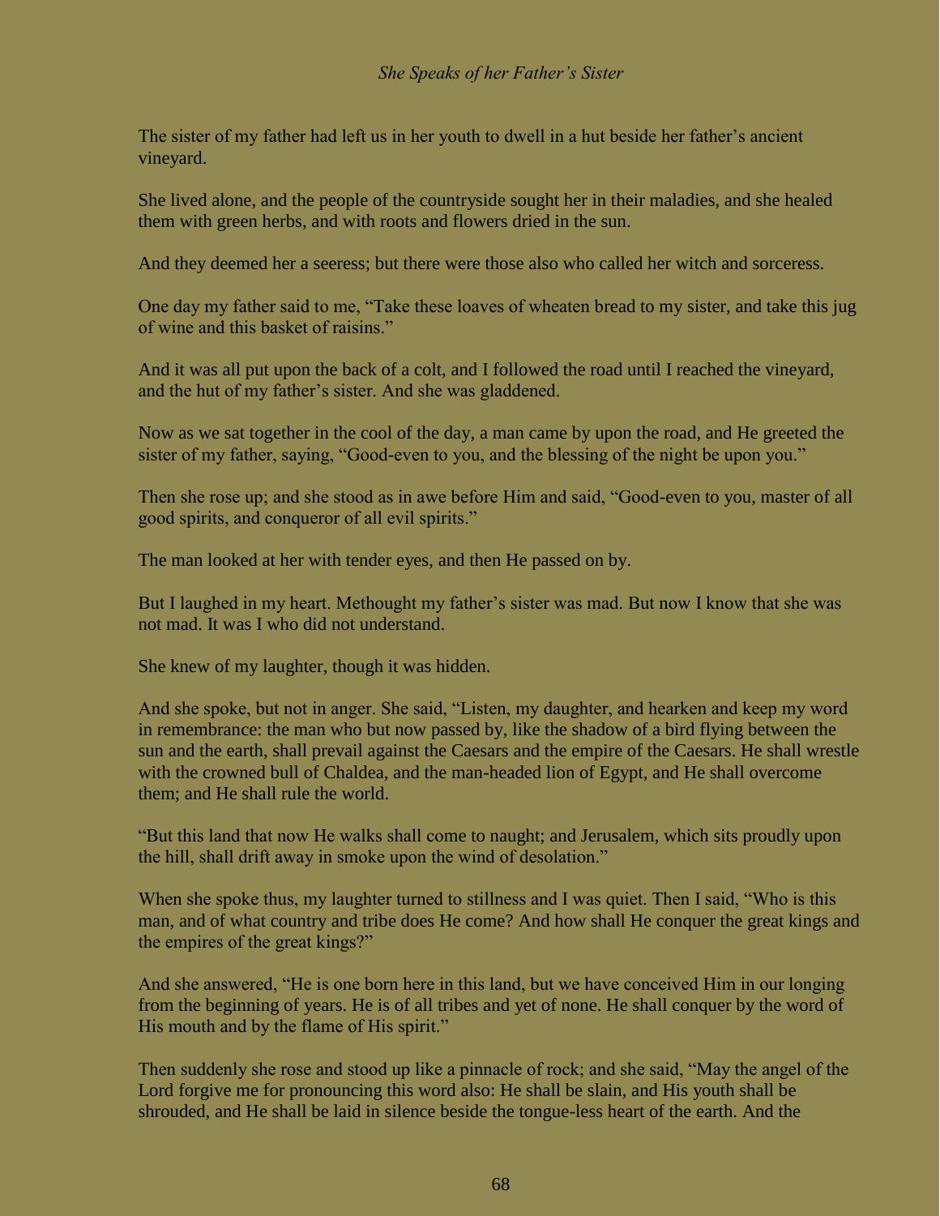*She Speaks of her Father's Sister*

The sister of my father had left us in her youth to dwell in a hut beside her father's ancient vineyard.

She lived alone, and the people of the countryside sought her in their maladies, and she healed them with green herbs, and with roots and flowers dried in the sun.

And they deemed her a seeress; but there were those also who called her witch and sorceress.

One day my father said to me, "Take these loaves of wheaten bread to my sister, and take this jug of wine and this basket of raisins."

And it was all put upon the back of a colt, and I followed the road until I reached the vineyard, and the hut of my father's sister. And she was gladdened.

Now as we sat together in the cool of the day, a man came by upon the road, and He greeted the sister of my father, saying, "Good-even to you, and the blessing of the night be upon you."

Then she rose up; and she stood as in awe before Him and said, "Good-even to you, master of all good spirits, and conqueror of all evil spirits."

The man looked at her with tender eyes, and then He passed on by.

But I laughed in my heart. Methought my father's sister was mad. But now I know that she was not mad. It was I who did not understand.

She knew of my laughter, though it was hidden.

And she spoke, but not in anger. She said, "Listen, my daughter, and hearken and keep my word in remembrance: the man who but now passed by, like the shadow of a bird flying between the sun and the earth, shall prevail against the Caesars and the empire of the Caesars. He shall wrestle with the crowned bull of Chaldea, and the man-headed lion of Egypt, and He shall overcome them; and He shall rule the world.

"But this land that now He walks shall come to naught; and Jerusalem, which sits proudly upon the hill, shall drift away in smoke upon the wind of desolation."

When she spoke thus, my laughter turned to stillness and I was quiet. Then I said, "Who is this man, and of what country and tribe does He come? And how shall He conquer the great kings and the empires of the great kings?"

And she answered, "He is one born here in this land, but we have conceived Him in our longing from the beginning of years. He is of all tribes and yet of none. He shall conquer by the word of His mouth and by the flame of His spirit."

Then suddenly she rose and stood up like a pinnacle of rock; and she said, "May the angel of the Lord forgive me for pronouncing this word also: He shall be slain, and His youth shall be shrouded, and He shall be laid in silence beside the tongue-less heart of the earth. And the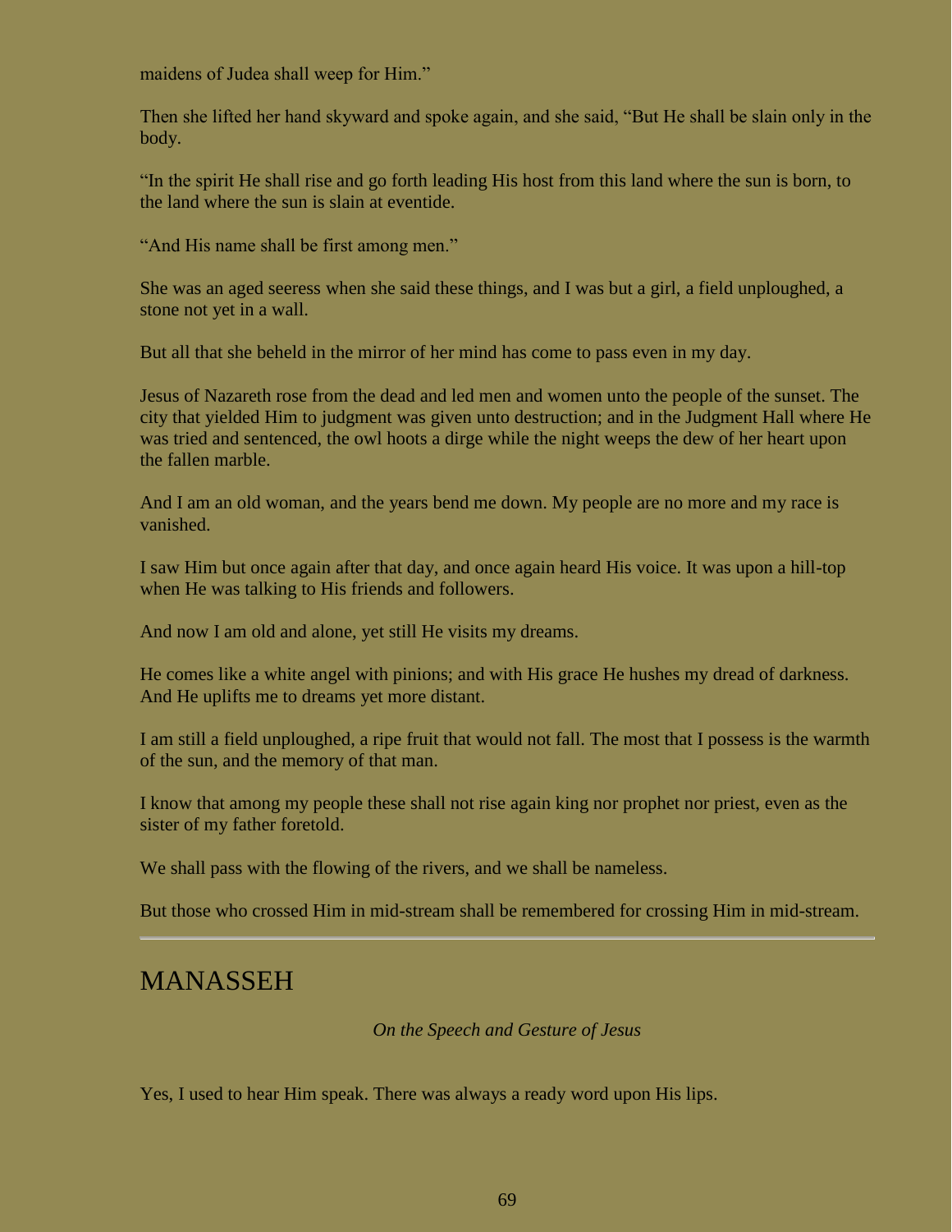maidens of Judea shall weep for Him."

Then she lifted her hand skyward and spoke again, and she said, "But He shall be slain only in the body.

"In the spirit He shall rise and go forth leading His host from this land where the sun is born, to the land where the sun is slain at eventide.

"And His name shall be first among men."

She was an aged seeress when she said these things, and I was but a girl, a field unploughed, a stone not yet in a wall.

But all that she beheld in the mirror of her mind has come to pass even in my day.

Jesus of Nazareth rose from the dead and led men and women unto the people of the sunset. The city that yielded Him to judgment was given unto destruction; and in the Judgment Hall where He was tried and sentenced, the owl hoots a dirge while the night weeps the dew of her heart upon the fallen marble.

And I am an old woman, and the years bend me down. My people are no more and my race is vanished.

I saw Him but once again after that day, and once again heard His voice. It was upon a hill-top when He was talking to His friends and followers.

And now I am old and alone, yet still He visits my dreams.

He comes like a white angel with pinions; and with His grace He hushes my dread of darkness. And He uplifts me to dreams yet more distant.

I am still a field unploughed, a ripe fruit that would not fall. The most that I possess is the warmth of the sun, and the memory of that man.

I know that among my people these shall not rise again king nor prophet nor priest, even as the sister of my father foretold.

We shall pass with the flowing of the rivers, and we shall be nameless.

But those who crossed Him in mid-stream shall be remembered for crossing Him in mid-stream.

---

## MANASSEH

*On the Speech and Gesture of Jesus*

Yes, I used to hear Him speak. There was always a ready word upon His lips.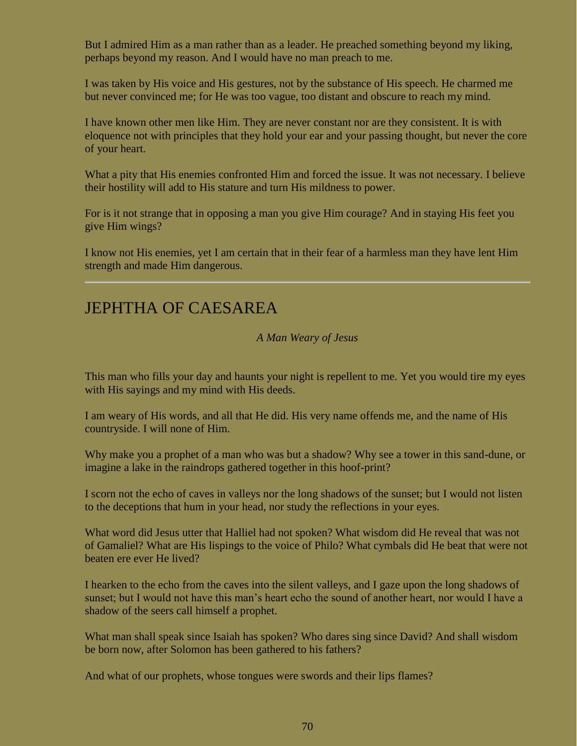But I admired Him as a man rather than as a leader. He preached something beyond my liking, perhaps beyond my reason. And I would have no man preach to me.

I was taken by His voice and His gestures, not by the substance of His speech. He charmed me but never convinced me; for He was too vague, too distant and obscure to reach my mind.

I have known other men like Him. They are never constant nor are they consistent. It is with eloquence not with principles that they hold your ear and your passing thought, but never the core of your heart.

What a pity that His enemies confronted Him and forced the issue. It was not necessary. I believe their hostility will add to His stature and turn His mildness to power.

For is it not strange that in opposing a man you give Him courage? And in staying His feet you give Him wings?

I know not His enemies, yet I am certain that in their fear of a harmless man they have lent Him strength and made Him dangerous.

---

# JEPHTHA OF CAESAREA

*A Man Weary of Jesus*

This man who fills your day and haunts your night is repellent to me. Yet you would tire my eyes with His sayings and my mind with His deeds.

I am weary of His words, and all that He did. His very name offends me, and the name of His countryside. I will none of Him.

Why make you a prophet of a man who was but a shadow? Why see a tower in this sand-dune, or imagine a lake in the raindrops gathered together in this hoof-print?

I scorn not the echo of caves in valleys nor the long shadows of the sunset; but I would not listen to the deceptions that hum in your head, nor study the reflections in your eyes.

What word did Jesus utter that Halliel had not spoken? What wisdom did He reveal that was not of Gamaliel? What are His lispings to the voice of Philo? What cymbals did He beat that were not beaten ere ever He lived?

I hearken to the echo from the caves into the silent valleys, and I gaze upon the long shadows of sunset; but I would not have this man's heart echo the sound of another heart, nor would I have a shadow of the seers call himself a prophet.

What man shall speak since Isaiah has spoken? Who dares sing since David? And shall wisdom be born now, after Solomon has been gathered to his fathers?

And what of our prophets, whose tongues were swords and their lips flames?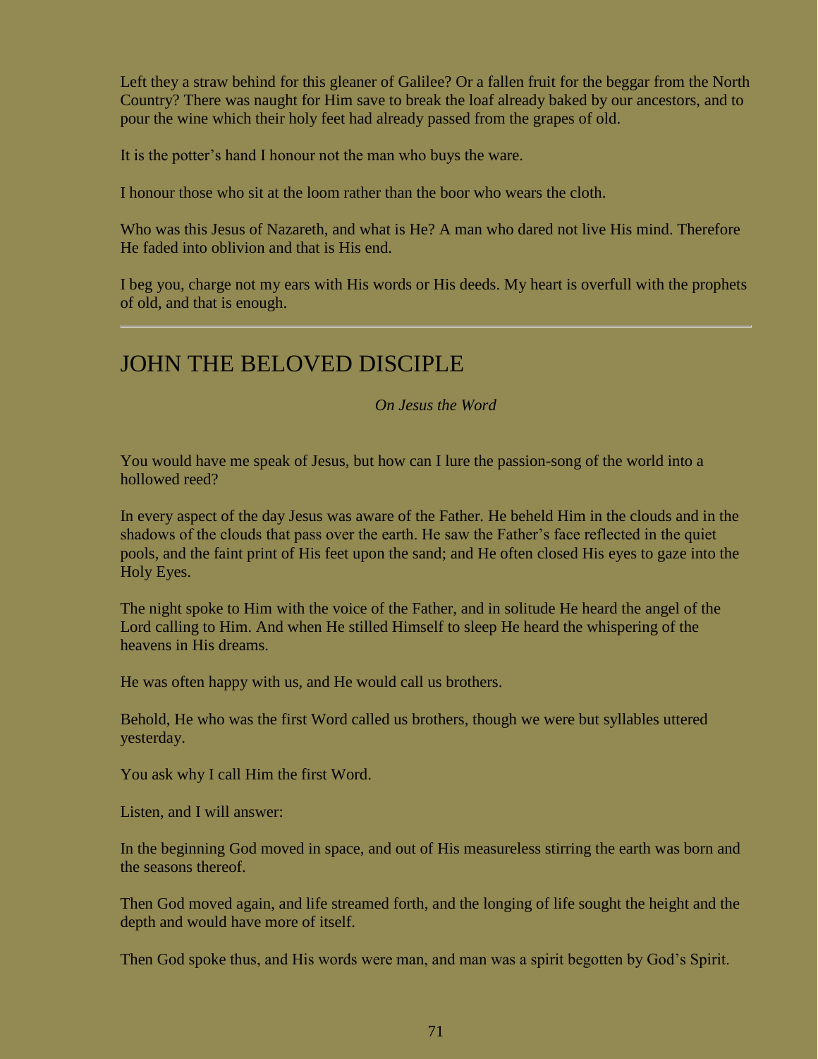Left they a straw behind for this gleaner of Galilee? Or a fallen fruit for the beggar from the North Country? There was naught for Him save to break the loaf already baked by our ancestors, and to pour the wine which their holy feet had already passed from the grapes of old.

It is the potter’s hand I honour not the man who buys the ware.

I honour those who sit at the loom rather than the boor who wears the cloth.

Who was this Jesus of Nazareth, and what is He? A man who dared not live His mind. Therefore He faded into oblivion and that is His end.

I beg you, charge not my ears with His words or His deeds. My heart is overfull with the prophets of old, and that is enough.

---

## JOHN THE BELOVED DISCIPLE

*On Jesus the Word*

You would have me speak of Jesus, but how can I lure the passion-song of the world into a hollowed reed?

In every aspect of the day Jesus was aware of the Father. He beheld Him in the clouds and in the shadows of the clouds that pass over the earth. He saw the Father’s face reflected in the quiet pools, and the faint print of His feet upon the sand; and He often closed His eyes to gaze into the Holy Eyes.

The night spoke to Him with the voice of the Father, and in solitude He heard the angel of the Lord calling to Him. And when He stilled Himself to sleep He heard the whispering of the heavens in His dreams.

He was often happy with us, and He would call us brothers.

Behold, He who was the first Word called us brothers, though we were but syllables uttered yesterday.

You ask why I call Him the first Word.

Listen, and I will answer:

In the beginning God moved in space, and out of His measureless stirring the earth was born and the seasons thereof.

Then God moved again, and life streamed forth, and the longing of life sought the height and the depth and would have more of itself.

Then God spoke thus, and His words were man, and man was a spirit begotten by God’s Spirit.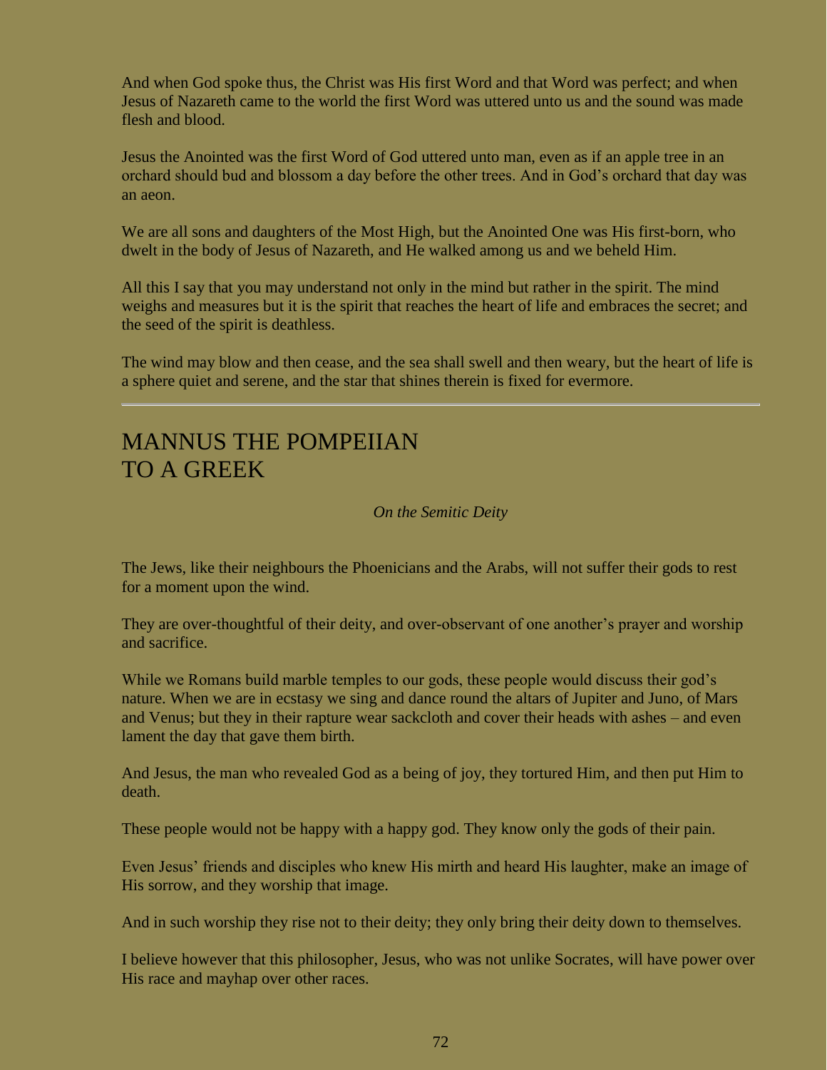And when God spoke thus, the Christ was His first Word and that Word was perfect; and when Jesus of Nazareth came to the world the first Word was uttered unto us and the sound was made flesh and blood.

Jesus the Anointed was the first Word of God uttered unto man, even as if an apple tree in an orchard should bud and blossom a day before the other trees. And in God's orchard that day was an aeon.

We are all sons and daughters of the Most High, but the Anointed One was His first-born, who dwelt in the body of Jesus of Nazareth, and He walked among us and we beheld Him.

All this I say that you may understand not only in the mind but rather in the spirit. The mind weighs and measures but it is the spirit that reaches the heart of life and embraces the secret; and the seed of the spirit is deathless.

The wind may blow and then cease, and the sea shall swell and then weary, but the heart of life is a sphere quiet and serene, and the star that shines therein is fixed for evermore.

---

# MANNUS THE POMPEIIAN TO A GREEK

*On the Semitic Deity*

The Jews, like their neighbours the Phoenicians and the Arabs, will not suffer their gods to rest for a moment upon the wind.

They are over-thoughtful of their deity, and over-observant of one another's prayer and worship and sacrifice.

While we Romans build marble temples to our gods, these people would discuss their god's nature. When we are in ecstasy we sing and dance round the altars of Jupiter and Juno, of Mars and Venus; but they in their rapture wear sackcloth and cover their heads with ashes – and even lament the day that gave them birth.

And Jesus, the man who revealed God as a being of joy, they tortured Him, and then put Him to death.

These people would not be happy with a happy god. They know only the gods of their pain.

Even Jesus' friends and disciples who knew His mirth and heard His laughter, make an image of His sorrow, and they worship that image.

And in such worship they rise not to their deity; they only bring their deity down to themselves.

I believe however that this philosopher, Jesus, who was not unlike Socrates, will have power over His race and mayhap over other races.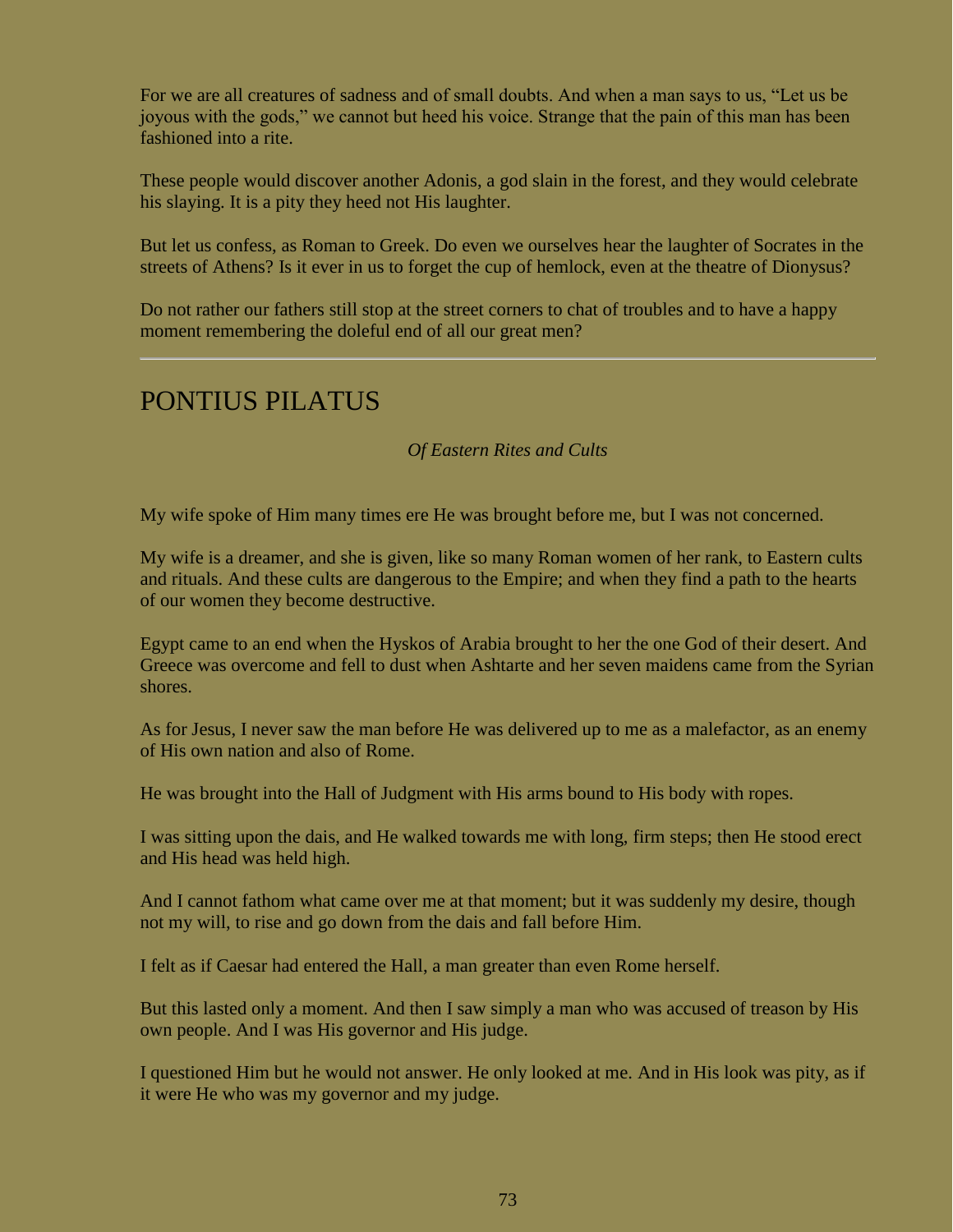For we are all creatures of sadness and of small doubts. And when a man says to us, "Let us be joyous with the gods," we cannot but heed his voice. Strange that the pain of this man has been fashioned into a rite.

These people would discover another Adonis, a god slain in the forest, and they would celebrate his slaying. It is a pity they heed not His laughter.

But let us confess, as Roman to Greek. Do even we ourselves hear the laughter of Socrates in the streets of Athens? Is it ever in us to forget the cup of hemlock, even at the theatre of Dionysus?

Do not rather our fathers still stop at the street corners to chat of troubles and to have a happy moment remembering the doleful end of all our great men?

---

## PONTIUS PILATUS

*Of Eastern Rites and Cults*

My wife spoke of Him many times ere He was brought before me, but I was not concerned.

My wife is a dreamer, and she is given, like so many Roman women of her rank, to Eastern cults and rituals. And these cults are dangerous to the Empire; and when they find a path to the hearts of our women they become destructive.

Egypt came to an end when the Hyskos of Arabia brought to her the one God of their desert. And Greece was overcome and fell to dust when Ashtarte and her seven maidens came from the Syrian shores.

As for Jesus, I never saw the man before He was delivered up to me as a malefactor, as an enemy of His own nation and also of Rome.

He was brought into the Hall of Judgment with His arms bound to His body with ropes.

I was sitting upon the dais, and He walked towards me with long, firm steps; then He stood erect and His head was held high.

And I cannot fathom what came over me at that moment; but it was suddenly my desire, though not my will, to rise and go down from the dais and fall before Him.

I felt as if Caesar had entered the Hall, a man greater than even Rome herself.

But this lasted only a moment. And then I saw simply a man who was accused of treason by His own people. And I was His governor and His judge.

I questioned Him but he would not answer. He only looked at me. And in His look was pity, as if it were He who was my governor and my judge.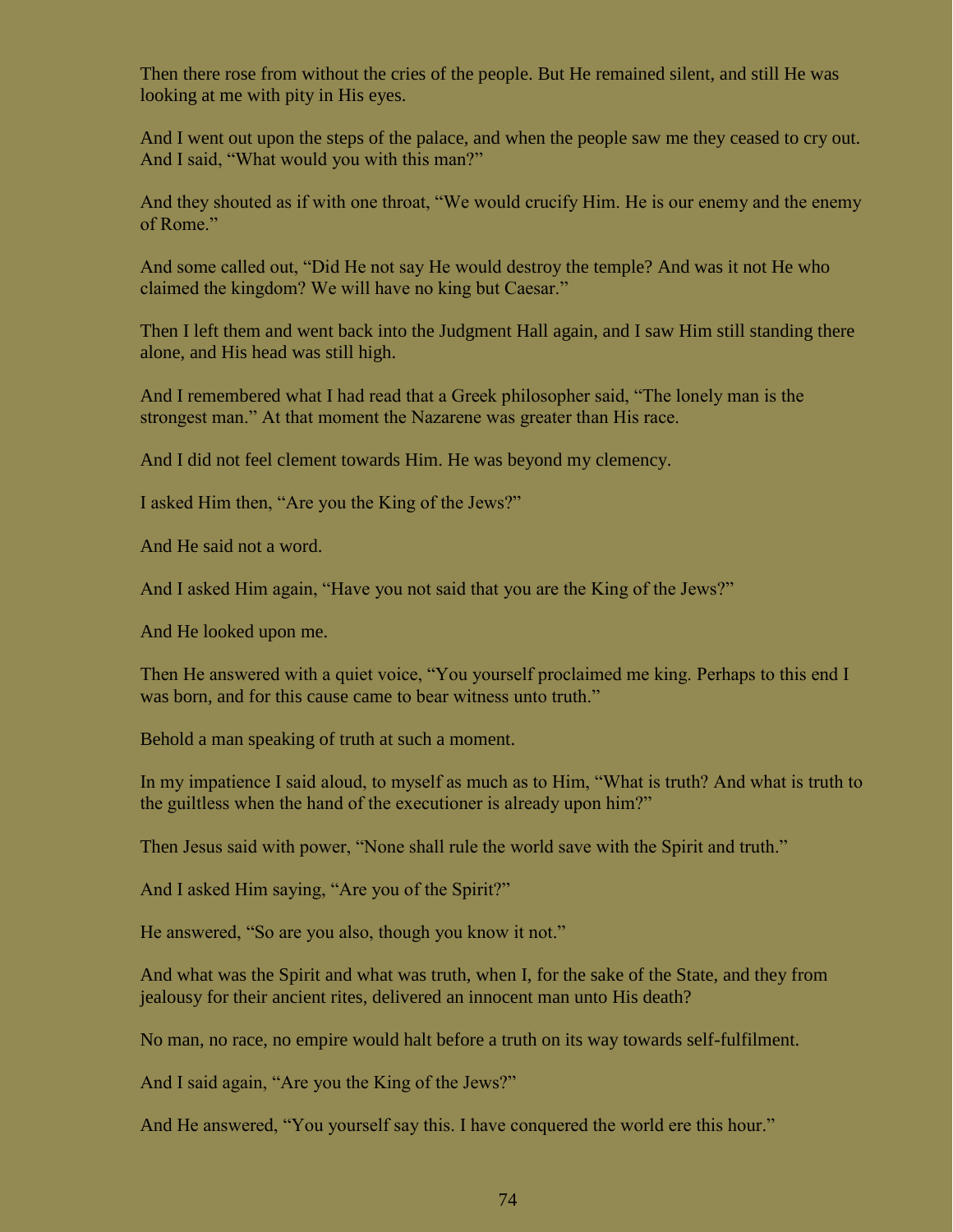Then there rose from without the cries of the people. But He remained silent, and still He was looking at me with pity in His eyes.

And I went out upon the steps of the palace, and when the people saw me they ceased to cry out. And I said, "What would you with this man?"

And they shouted as if with one throat, "We would crucify Him. He is our enemy and the enemy of Rome."

And some called out, "Did He not say He would destroy the temple? And was it not He who claimed the kingdom? We will have no king but Caesar."

Then I left them and went back into the Judgment Hall again, and I saw Him still standing there alone, and His head was still high.

And I remembered what I had read that a Greek philosopher said, "The lonely man is the strongest man." At that moment the Nazarene was greater than His race.

And I did not feel clement towards Him. He was beyond my clemency.

I asked Him then, "Are you the King of the Jews?"

And He said not a word.

And I asked Him again, "Have you not said that you are the King of the Jews?"

And He looked upon me.

Then He answered with a quiet voice, "You yourself proclaimed me king. Perhaps to this end I was born, and for this cause came to bear witness unto truth."

Behold a man speaking of truth at such a moment.

In my impatience I said aloud, to myself as much as to Him, "What is truth? And what is truth to the guiltless when the hand of the executioner is already upon him?"

Then Jesus said with power, "None shall rule the world save with the Spirit and truth."

And I asked Him saying, "Are you of the Spirit?"

He answered, "So are you also, though you know it not."

And what was the Spirit and what was truth, when I, for the sake of the State, and they from jealousy for their ancient rites, delivered an innocent man unto His death?

No man, no race, no empire would halt before a truth on its way towards self-fulfilment.

And I said again, "Are you the King of the Jews?"

And He answered, "You yourself say this. I have conquered the world ere this hour."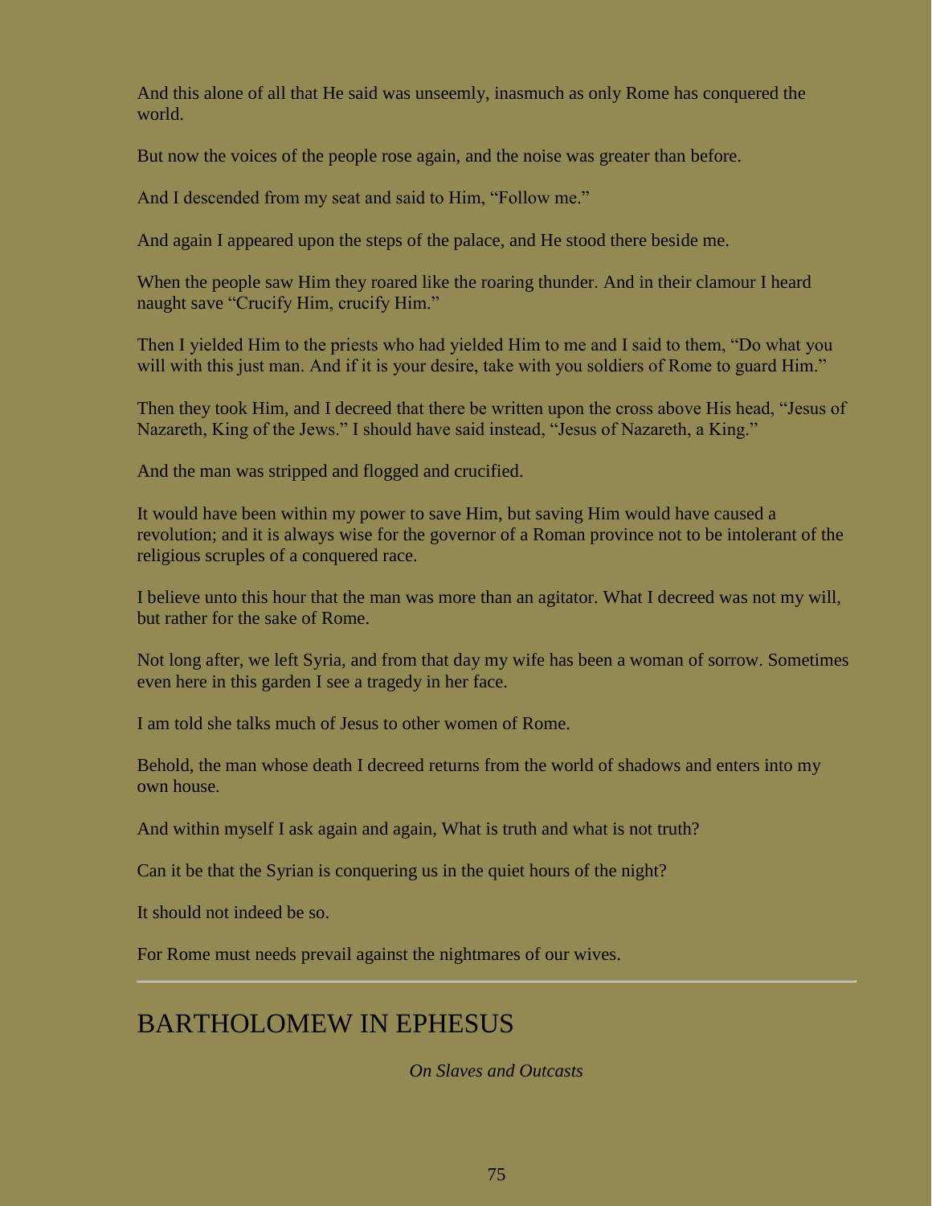And this alone of all that He said was unseemly, inasmuch as only Rome has conquered the world.

But now the voices of the people rose again, and the noise was greater than before.

And I descended from my seat and said to Him, “Follow me.”

And again I appeared upon the steps of the palace, and He stood there beside me.

When the people saw Him they roared like the roaring thunder. And in their clamour I heard naught save “Crucify Him, crucify Him.”

Then I yielded Him to the priests who had yielded Him to me and I said to them, “Do what you will with this just man. And if it is your desire, take with you soldiers of Rome to guard Him.”

Then they took Him, and I decreed that there be written upon the cross above His head, “Jesus of Nazareth, King of the Jews.” I should have said instead, “Jesus of Nazareth, a King.”

And the man was stripped and flogged and crucified.

It would have been within my power to save Him, but saving Him would have caused a revolution; and it is always wise for the governor of a Roman province not to be intolerant of the religious scruples of a conquered race.

I believe unto this hour that the man was more than an agitator. What I decreed was not my will, but rather for the sake of Rome.

Not long after, we left Syria, and from that day my wife has been a woman of sorrow. Sometimes even here in this garden I see a tragedy in her face.

I am told she talks much of Jesus to other women of Rome.

Behold, the man whose death I decreed returns from the world of shadows and enters into my own house.

And within myself I ask again and again, What is truth and what is not truth?

Can it be that the Syrian is conquering us in the quiet hours of the night?

It should not indeed be so.

For Rome must needs prevail against the nightmares of our wives.

---

## BARTHOLOMEW IN EPHESUS

*On Slaves and Outcasts*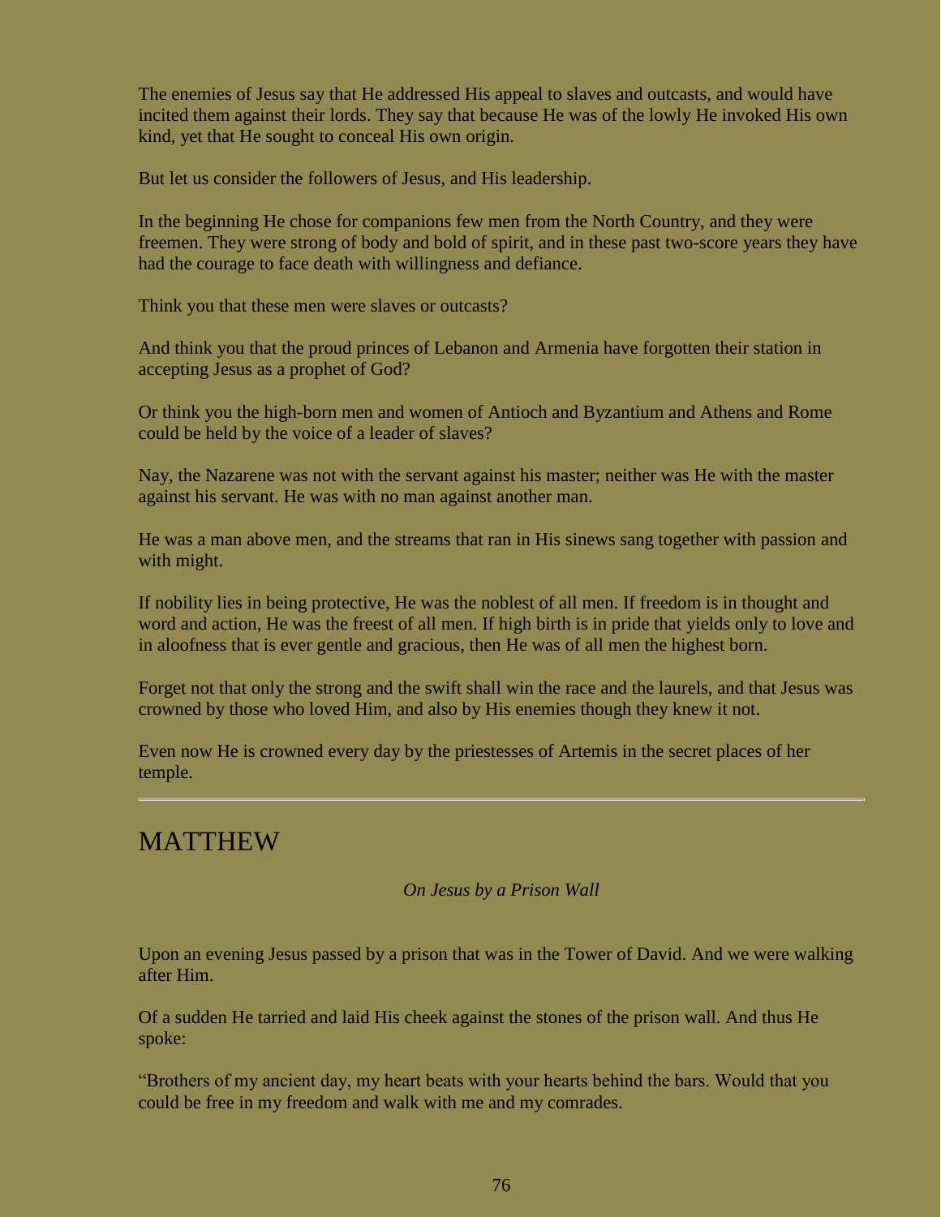The enemies of Jesus say that He addressed His appeal to slaves and outcasts, and would have incited them against their lords. They say that because He was of the lowly He invoked His own kind, yet that He sought to conceal His own origin.

But let us consider the followers of Jesus, and His leadership.

In the beginning He chose for companions few men from the North Country, and they were freemen. They were strong of body and bold of spirit, and in these past two-score years they have had the courage to face death with willingness and defiance.

Think you that these men were slaves or outcasts?

And think you that the proud princes of Lebanon and Armenia have forgotten their station in accepting Jesus as a prophet of God?

Or think you the high-born men and women of Antioch and Byzantium and Athens and Rome could be held by the voice of a leader of slaves?

Nay, the Nazarene was not with the servant against his master; neither was He with the master against his servant. He was with no man against another man.

He was a man above men, and the streams that ran in His sinews sang together with passion and with might.

If nobility lies in being protective, He was the noblest of all men. If freedom is in thought and word and action, He was the freest of all men. If high birth is in pride that yields only to love and in aloofness that is ever gentle and gracious, then He was of all men the highest born.

Forget not that only the strong and the swift shall win the race and the laurels, and that Jesus was crowned by those who loved Him, and also by His enemies though they knew it not.

Even now He is crowned every day by the priestesses of Artemis in the secret places of her temple.

---

## MATTHEW

*On Jesus by a Prison Wall*

Upon an evening Jesus passed by a prison that was in the Tower of David. And we were walking after Him.

Of a sudden He tarried and laid His cheek against the stones of the prison wall. And thus He spoke:

“Brothers of my ancient day, my heart beats with your hearts behind the bars. Would that you could be free in my freedom and walk with me and my comrades.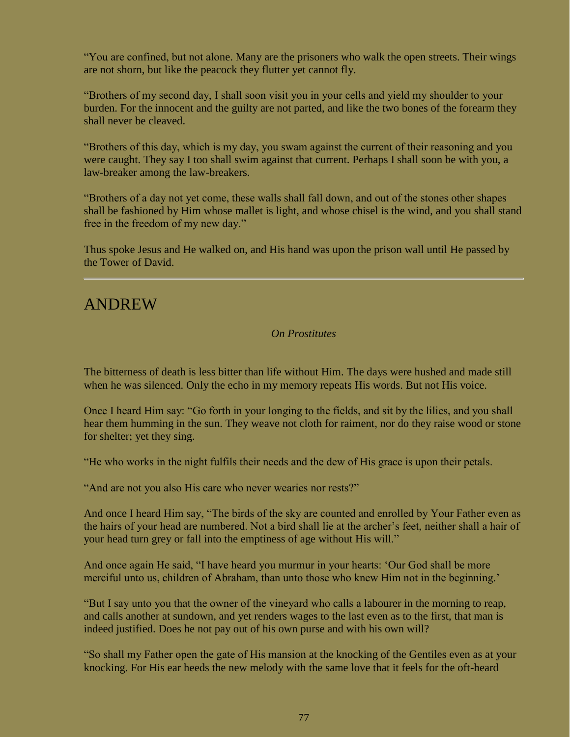"You are confined, but not alone. Many are the prisoners who walk the open streets. Their wings are not shorn, but like the peacock they flutter yet cannot fly.

"Brothers of my second day, I shall soon visit you in your cells and yield my shoulder to your burden. For the innocent and the guilty are not parted, and like the two bones of the forearm they shall never be cleaved.

"Brothers of this day, which is my day, you swam against the current of their reasoning and you were caught. They say I too shall swim against that current. Perhaps I shall soon be with you, a law-breaker among the law-breakers.

"Brothers of a day not yet come, these walls shall fall down, and out of the stones other shapes shall be fashioned by Him whose mallet is light, and whose chisel is the wind, and you shall stand free in the freedom of my new day."

Thus spoke Jesus and He walked on, and His hand was upon the prison wall until He passed by the Tower of David.

---

## ANDREW

*On Prostitutes*

The bitterness of death is less bitter than life without Him. The days were hushed and made still when he was silenced. Only the echo in my memory repeats His words. But not His voice.

Once I heard Him say: "Go forth in your longing to the fields, and sit by the lilies, and you shall hear them humming in the sun. They weave not cloth for raiment, nor do they raise wood or stone for shelter; yet they sing.

"He who works in the night fulfils their needs and the dew of His grace is upon their petals.

"And are not you also His care who never wearies nor rests?"

And once I heard Him say, "The birds of the sky are counted and enrolled by Your Father even as the hairs of your head are numbered. Not a bird shall lie at the archer's feet, neither shall a hair of your head turn grey or fall into the emptiness of age without His will."

And once again He said, "I have heard you murmur in your hearts: 'Our God shall be more merciful unto us, children of Abraham, than unto those who knew Him not in the beginning.'

"But I say unto you that the owner of the vineyard who calls a labourer in the morning to reap, and calls another at sundown, and yet renders wages to the last even as to the first, that man is indeed justified. Does he not pay out of his own purse and with his own will?

"So shall my Father open the gate of His mansion at the knocking of the Gentiles even as at your knocking. For His ear heeds the new melody with the same love that it feels for the oft-heard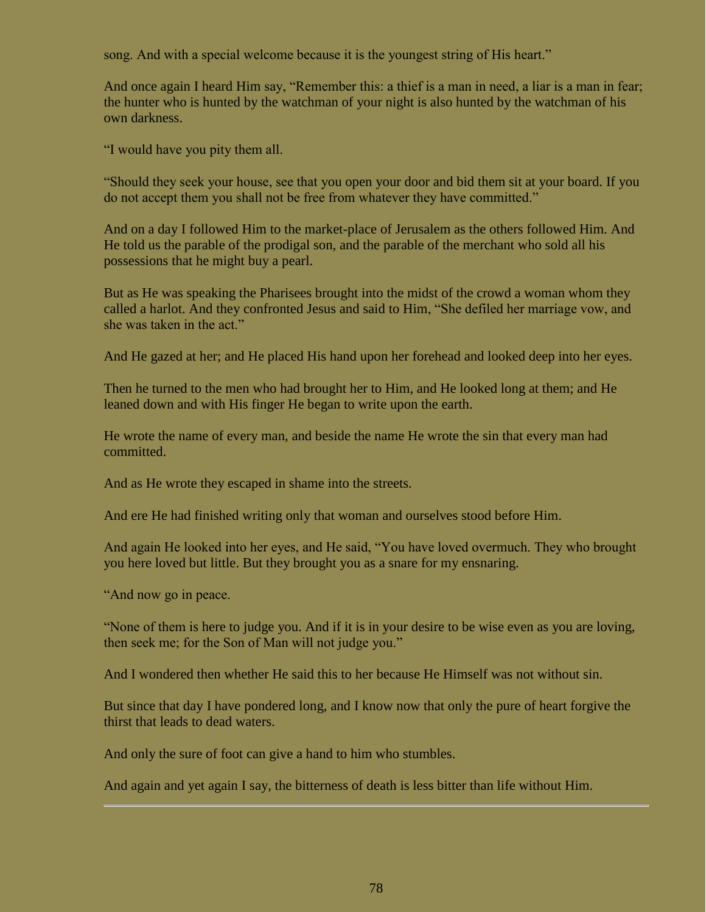song. And with a special welcome because it is the youngest string of His heart."

And once again I heard Him say, "Remember this: a thief is a man in need, a liar is a man in fear; the hunter who is hunted by the watchman of your night is also hunted by the watchman of his own darkness.

"I would have you pity them all.

"Should they seek your house, see that you open your door and bid them sit at your board. If you do not accept them you shall not be free from whatever they have committed."

And on a day I followed Him to the market-place of Jerusalem as the others followed Him. And He told us the parable of the prodigal son, and the parable of the merchant who sold all his possessions that he might buy a pearl.

But as He was speaking the Pharisees brought into the midst of the crowd a woman whom they called a harlot. And they confronted Jesus and said to Him, "She defiled her marriage vow, and she was taken in the act."

And He gazed at her; and He placed His hand upon her forehead and looked deep into her eyes.

Then he turned to the men who had brought her to Him, and He looked long at them; and He leaned down and with His finger He began to write upon the earth.

He wrote the name of every man, and beside the name He wrote the sin that every man had committed.

And as He wrote they escaped in shame into the streets.

And ere He had finished writing only that woman and ourselves stood before Him.

And again He looked into her eyes, and He said, "You have loved overmuch. They who brought you here loved but little. But they brought you as a snare for my ensnaring.

"And now go in peace.

"None of them is here to judge you. And if it is in your desire to be wise even as you are loving, then seek me; for the Son of Man will not judge you."

And I wondered then whether He said this to her because He Himself was not without sin.

But since that day I have pondered long, and I know now that only the pure of heart forgive the thirst that leads to dead waters.

And only the sure of foot can give a hand to him who stumbles.

And again and yet again I say, the bitterness of death is less bitter than life without Him.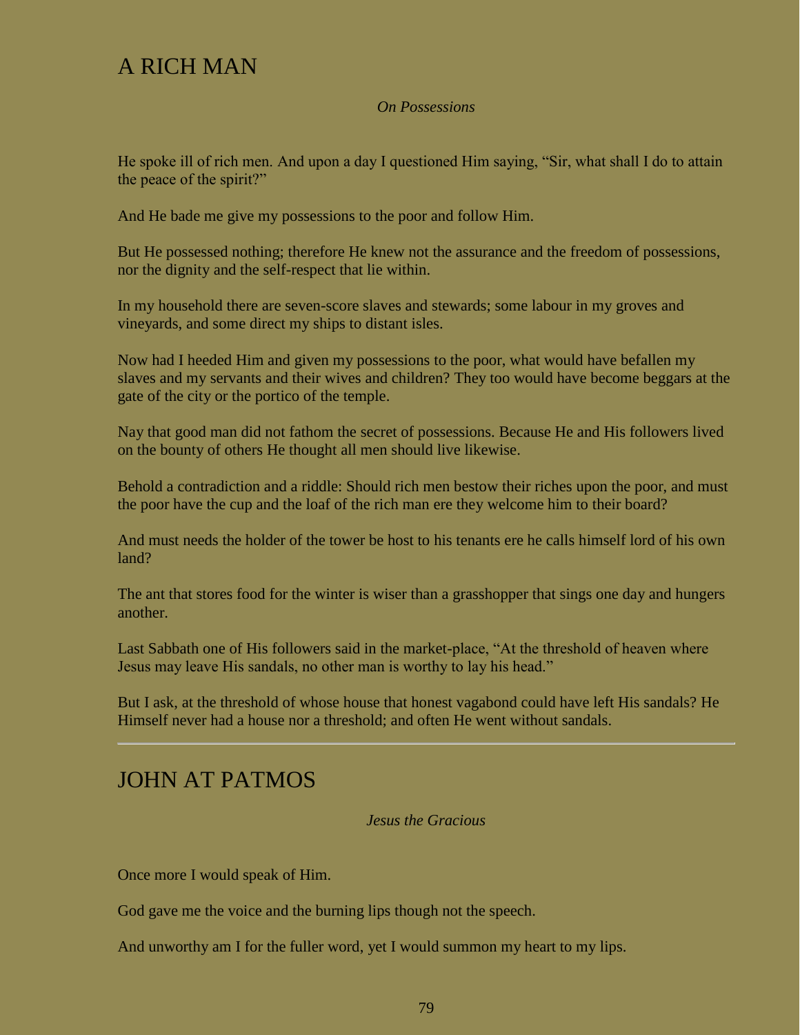## A RICH MAN

*On Possessions*

He spoke ill of rich men. And upon a day I questioned Him saying, “Sir, what shall I do to attain the peace of the spirit?”

And He bade me give my possessions to the poor and follow Him.

But He possessed nothing; therefore He knew not the assurance and the freedom of possessions, nor the dignity and the self-respect that lie within.

In my household there are seven-score slaves and stewards; some labour in my groves and vineyards, and some direct my ships to distant isles.

Now had I heeded Him and given my possessions to the poor, what would have befallen my slaves and my servants and their wives and children? They too would have become beggars at the gate of the city or the portico of the temple.

Nay that good man did not fathom the secret of possessions. Because He and His followers lived on the bounty of others He thought all men should live likewise.

Behold a contradiction and a riddle: Should rich men bestow their riches upon the poor, and must the poor have the cup and the loaf of the rich man ere they welcome him to their board?

And must needs the holder of the tower be host to his tenants ere he calls himself lord of his own land?

The ant that stores food for the winter is wiser than a grasshopper that sings one day and hungers another.

Last Sabbath one of His followers said in the market-place, “At the threshold of heaven where Jesus may leave His sandals, no other man is worthy to lay his head.”

But I ask, at the threshold of whose house that honest vagabond could have left His sandals? He Himself never had a house nor a threshold; and often He went without sandals.

---

## JOHN AT PATMOS

*Jesus the Gracious*

Once more I would speak of Him.

God gave me the voice and the burning lips though not the speech.

And unworthy am I for the fuller word, yet I would summon my heart to my lips.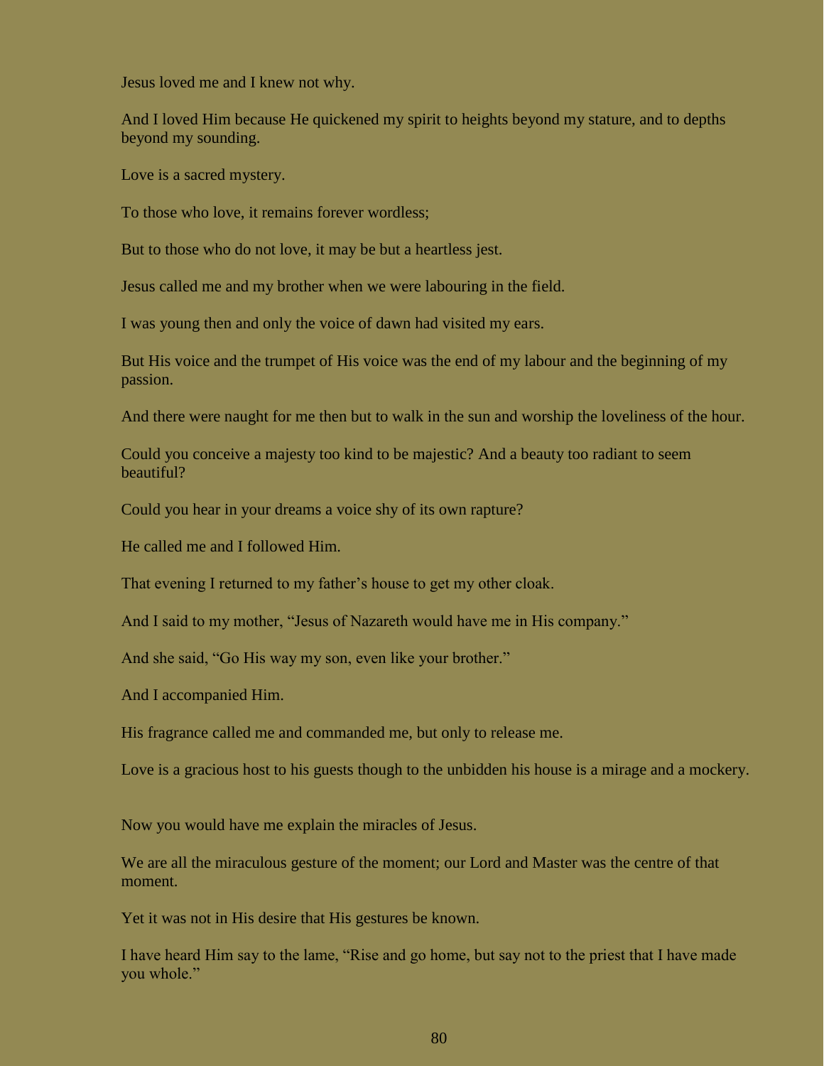Jesus loved me and I knew not why.

And I loved Him because He quickened my spirit to heights beyond my stature, and to depths beyond my sounding.

Love is a sacred mystery.

To those who love, it remains forever wordless;

But to those who do not love, it may be but a heartless jest.

Jesus called me and my brother when we were labouring in the field.

I was young then and only the voice of dawn had visited my ears.

But His voice and the trumpet of His voice was the end of my labour and the beginning of my passion.

And there were naught for me then but to walk in the sun and worship the loveliness of the hour.

Could you conceive a majesty too kind to be majestic? And a beauty too radiant to seem beautiful?

Could you hear in your dreams a voice shy of its own rapture?

He called me and I followed Him.

That evening I returned to my father's house to get my other cloak.

And I said to my mother, "Jesus of Nazareth would have me in His company."

And she said, "Go His way my son, even like your brother."

And I accompanied Him.

His fragrance called me and commanded me, but only to release me.

Love is a gracious host to his guests though to the unbidden his house is a mirage and a mockery.

Now you would have me explain the miracles of Jesus.

We are all the miraculous gesture of the moment; our Lord and Master was the centre of that moment.

Yet it was not in His desire that His gestures be known.

I have heard Him say to the lame, "Rise and go home, but say not to the priest that I have made you whole."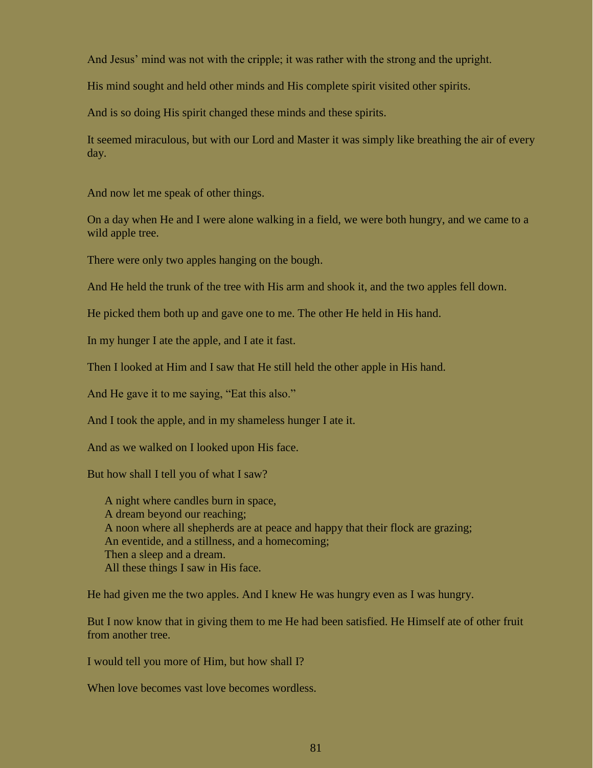And Jesus' mind was not with the cripple; it was rather with the strong and the upright.

His mind sought and held other minds and His complete spirit visited other spirits.

And is so doing His spirit changed these minds and these spirits.

It seemed miraculous, but with our Lord and Master it was simply like breathing the air of every day.

And now let me speak of other things.

On a day when He and I were alone walking in a field, we were both hungry, and we came to a wild apple tree.

There were only two apples hanging on the bough.

And He held the trunk of the tree with His arm and shook it, and the two apples fell down.

He picked them both up and gave one to me. The other He held in His hand.

In my hunger I ate the apple, and I ate it fast.

Then I looked at Him and I saw that He still held the other apple in His hand.

And He gave it to me saying, "Eat this also."

And I took the apple, and in my shameless hunger I ate it.

And as we walked on I looked upon His face.

But how shall I tell you of what I saw?

> A night where candles burn in space,  
> A dream beyond our reaching;  
> A noon where all shepherds are at peace and happy that their flock are grazing;  
> An eventide, and a stillness, and a homecoming;  
> Then a sleep and a dream.  
> All these things I saw in His face.

He had given me the two apples. And I knew He was hungry even as I was hungry.

But I now know that in giving them to me He had been satisfied. He Himself ate of other fruit from another tree.

I would tell you more of Him, but how shall I?

When love becomes vast love becomes wordless.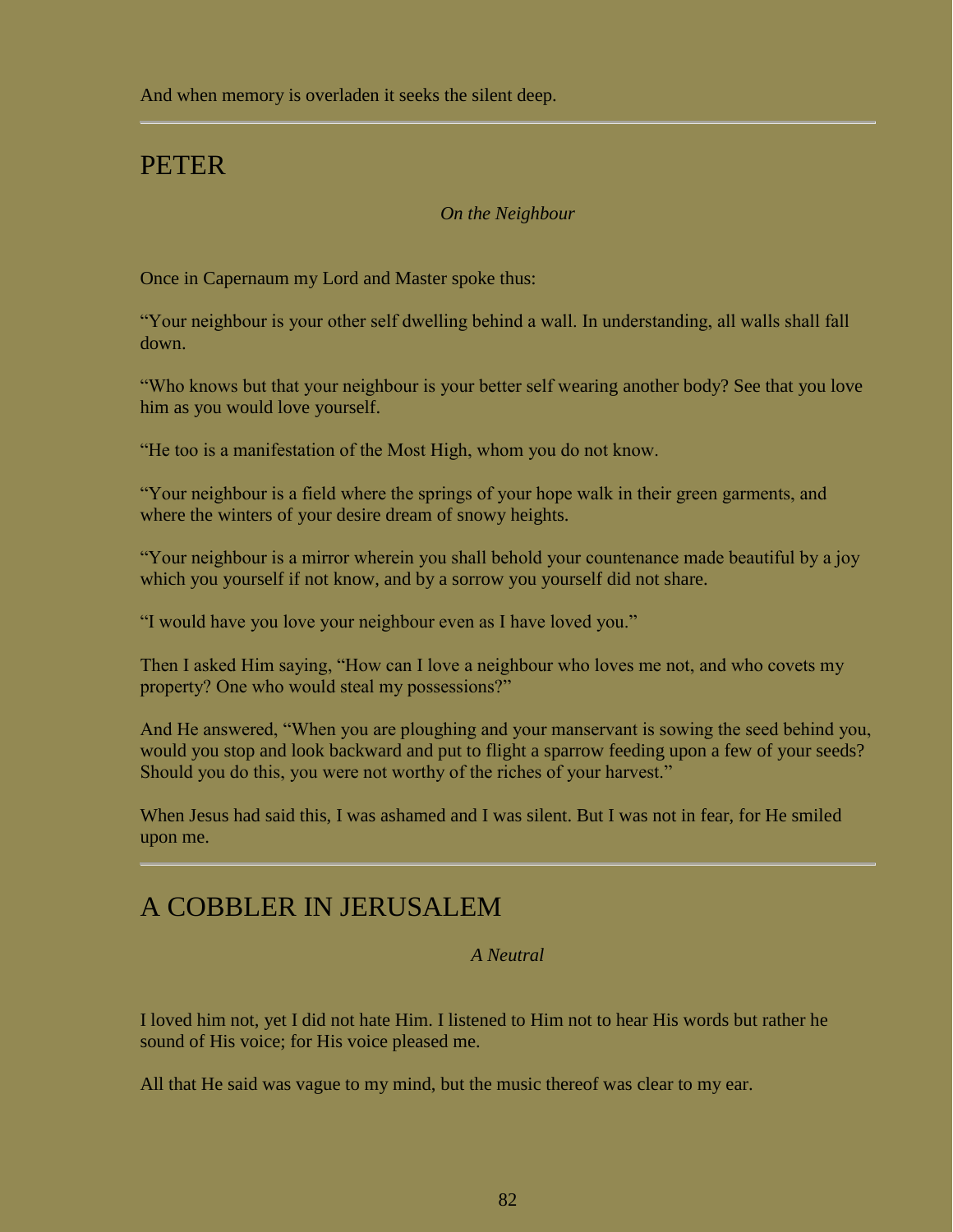And when memory is overladen it seeks the silent deep.

---

## PETER

*On the Neighbour*

Once in Capernaum my Lord and Master spoke thus:

“Your neighbour is your other self dwelling behind a wall. In understanding, all walls shall fall down.

“Who knows but that your neighbour is your better self wearing another body? See that you love him as you would love yourself.

“He too is a manifestation of the Most High, whom you do not know.

“Your neighbour is a field where the springs of your hope walk in their green garments, and where the winters of your desire dream of snowy heights.

“Your neighbour is a mirror wherein you shall behold your countenance made beautiful by a joy which you yourself if not know, and by a sorrow you yourself did not share.

“I would have you love your neighbour even as I have loved you.”

Then I asked Him saying, “How can I love a neighbour who loves me not, and who covets my property? One who would steal my possessions?”

And He answered, “When you are ploughing and your manservant is sowing the seed behind you, would you stop and look backward and put to flight a sparrow feeding upon a few of your seeds? Should you do this, you were not worthy of the riches of your harvest.”

When Jesus had said this, I was ashamed and I was silent. But I was not in fear, for He smiled upon me.

---

## A COBBLER IN JERUSALEM

*A Neutral*

I loved him not, yet I did not hate Him. I listened to Him not to hear His words but rather he sound of His voice; for His voice pleased me.

All that He said was vague to my mind, but the music thereof was clear to my ear.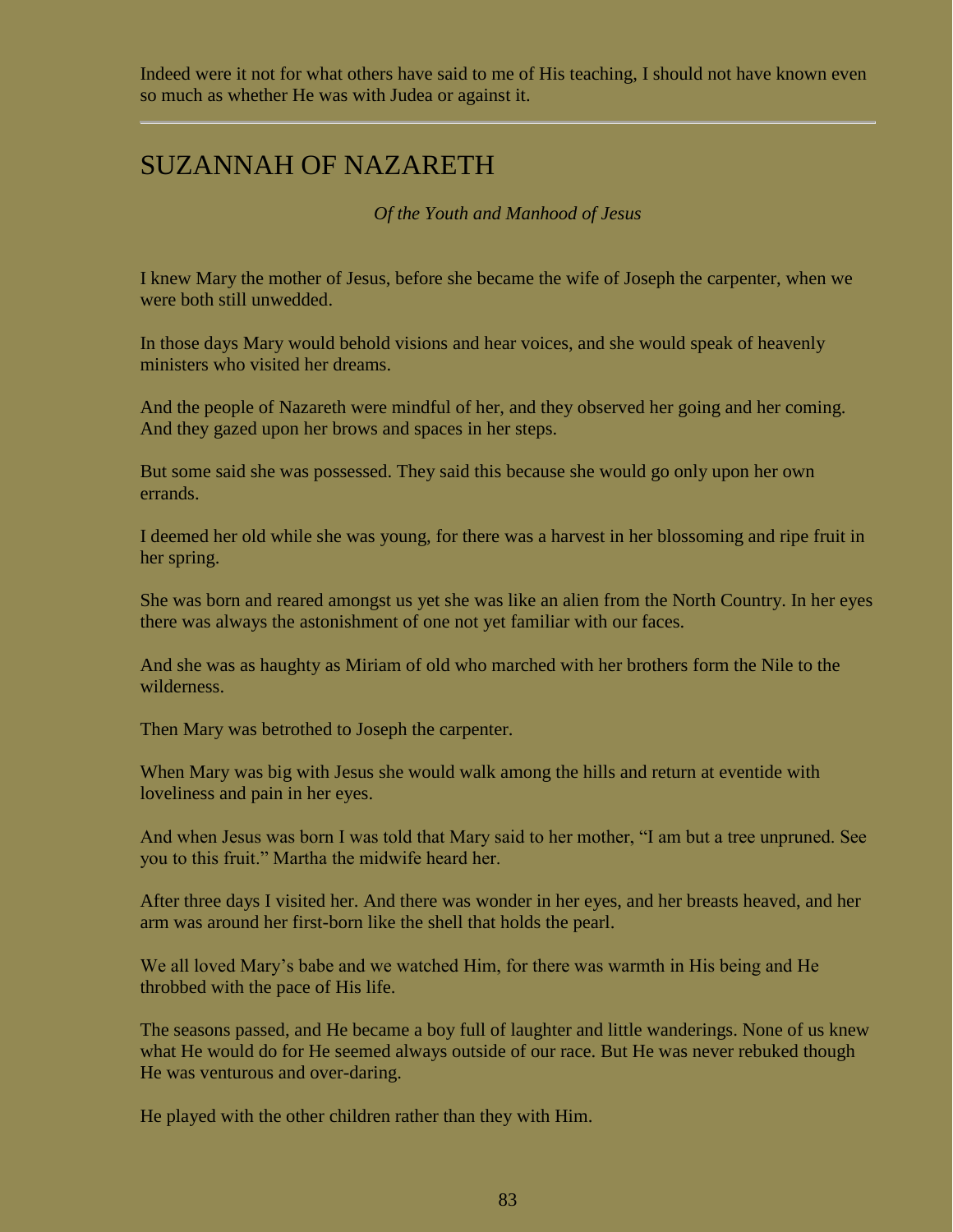Indeed were it not for what others have said to me of His teaching, I should not have known even so much as whether He was with Judea or against it.

---

## SUZANNAH OF NAZARETH

*Of the Youth and Manhood of Jesus*

I knew Mary the mother of Jesus, before she became the wife of Joseph the carpenter, when we were both still unwedded.

In those days Mary would behold visions and hear voices, and she would speak of heavenly ministers who visited her dreams.

And the people of Nazareth were mindful of her, and they observed her going and her coming. And they gazed upon her brows and spaces in her steps.

But some said she was possessed. They said this because she would go only upon her own errands.

I deemed her old while she was young, for there was a harvest in her blossoming and ripe fruit in her spring.

She was born and reared amongst us yet she was like an alien from the North Country. In her eyes there was always the astonishment of one not yet familiar with our faces.

And she was as haughty as Miriam of old who marched with her brothers form the Nile to the wilderness.

Then Mary was betrothed to Joseph the carpenter.

When Mary was big with Jesus she would walk among the hills and return at eventide with loveliness and pain in her eyes.

And when Jesus was born I was told that Mary said to her mother, "I am but a tree unpruned. See you to this fruit." Martha the midwife heard her.

After three days I visited her. And there was wonder in her eyes, and her breasts heaved, and her arm was around her first-born like the shell that holds the pearl.

We all loved Mary's babe and we watched Him, for there was warmth in His being and He throbbed with the pace of His life.

The seasons passed, and He became a boy full of laughter and little wanderings. None of us knew what He would do for He seemed always outside of our race. But He was never rebuked though He was venturous and over-daring.

He played with the other children rather than they with Him.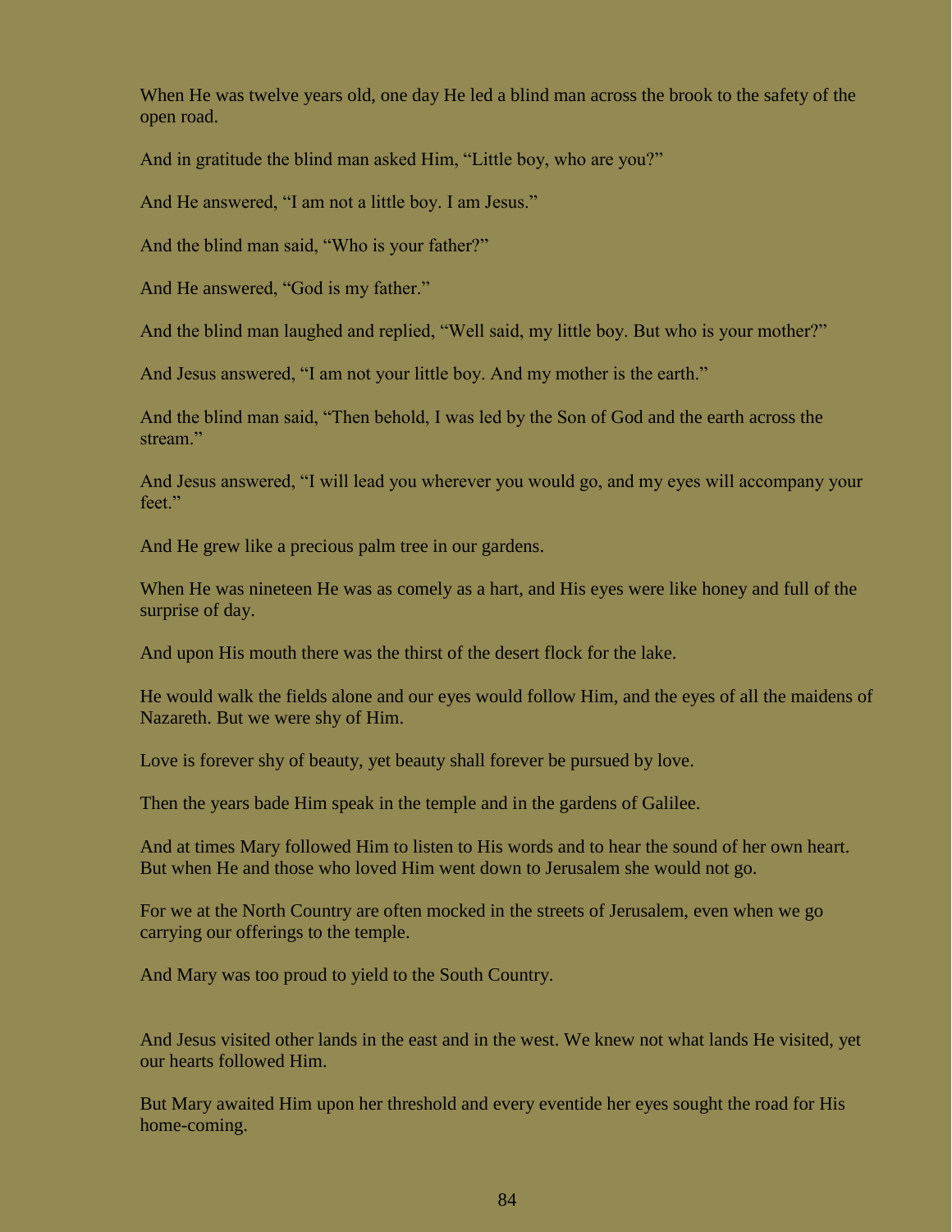When He was twelve years old, one day He led a blind man across the brook to the safety of the open road.

And in gratitude the blind man asked Him, "Little boy, who are you?"

And He answered, "I am not a little boy. I am Jesus."

And the blind man said, "Who is your father?"

And He answered, "God is my father."

And the blind man laughed and replied, "Well said, my little boy. But who is your mother?"

And Jesus answered, "I am not your little boy. And my mother is the earth."

And the blind man said, "Then behold, I was led by the Son of God and the earth across the stream."

And Jesus answered, "I will lead you wherever you would go, and my eyes will accompany your feet."

And He grew like a precious palm tree in our gardens.

When He was nineteen He was as comely as a hart, and His eyes were like honey and full of the surprise of day.

And upon His mouth there was the thirst of the desert flock for the lake.

He would walk the fields alone and our eyes would follow Him, and the eyes of all the maidens of Nazareth. But we were shy of Him.

Love is forever shy of beauty, yet beauty shall forever be pursued by love.

Then the years bade Him speak in the temple and in the gardens of Galilee.

And at times Mary followed Him to listen to His words and to hear the sound of her own heart. But when He and those who loved Him went down to Jerusalem she would not go.

For we at the North Country are often mocked in the streets of Jerusalem, even when we go carrying our offerings to the temple.

And Mary was too proud to yield to the South Country.

And Jesus visited other lands in the east and in the west. We knew not what lands He visited, yet our hearts followed Him.

But Mary awaited Him upon her threshold and every eventide her eyes sought the road for His home-coming.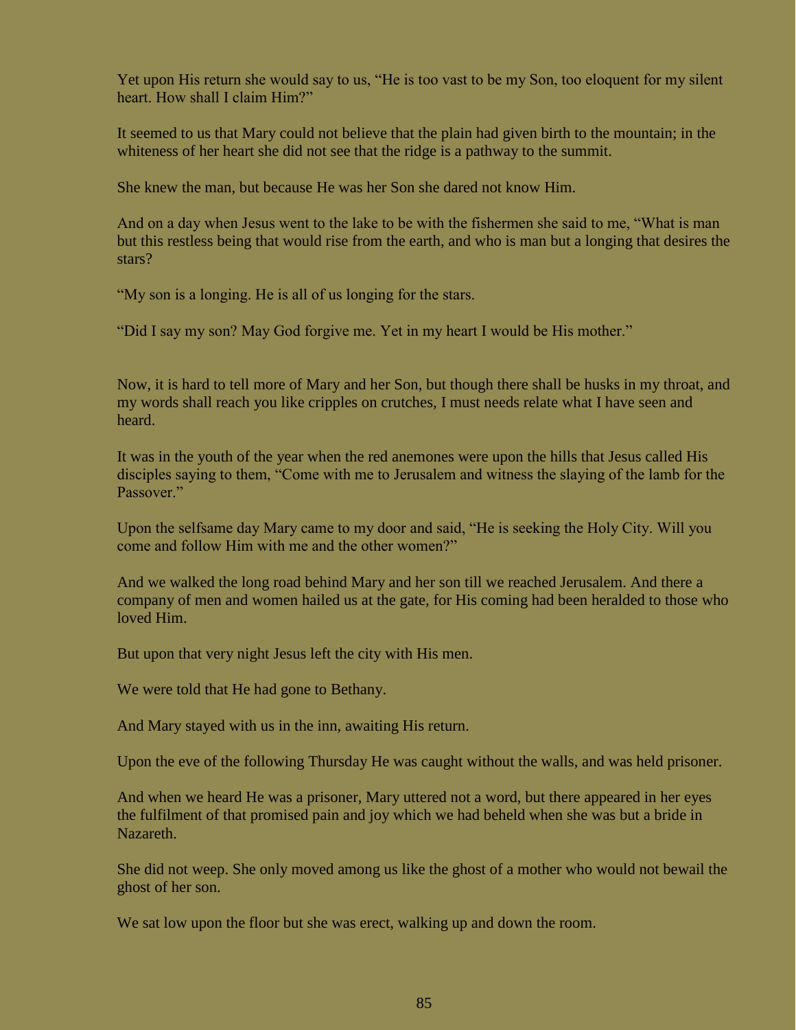Yet upon His return she would say to us, "He is too vast to be my Son, too eloquent for my silent heart. How shall I claim Him?"

It seemed to us that Mary could not believe that the plain had given birth to the mountain; in the whiteness of her heart she did not see that the ridge is a pathway to the summit.

She knew the man, but because He was her Son she dared not know Him.

And on a day when Jesus went to the lake to be with the fishermen she said to me, "What is man but this restless being that would rise from the earth, and who is man but a longing that desires the stars?

"My son is a longing. He is all of us longing for the stars.

"Did I say my son? May God forgive me. Yet in my heart I would be His mother."

Now, it is hard to tell more of Mary and her Son, but though there shall be husks in my throat, and my words shall reach you like cripples on crutches, I must needs relate what I have seen and heard.

It was in the youth of the year when the red anemones were upon the hills that Jesus called His disciples saying to them, "Come with me to Jerusalem and witness the slaying of the lamb for the Passover."

Upon the selfsame day Mary came to my door and said, "He is seeking the Holy City. Will you come and follow Him with me and the other women?"

And we walked the long road behind Mary and her son till we reached Jerusalem. And there a company of men and women hailed us at the gate, for His coming had been heralded to those who loved Him.

But upon that very night Jesus left the city with His men.

We were told that He had gone to Bethany.

And Mary stayed with us in the inn, awaiting His return.

Upon the eve of the following Thursday He was caught without the walls, and was held prisoner.

And when we heard He was a prisoner, Mary uttered not a word, but there appeared in her eyes the fulfilment of that promised pain and joy which we had beheld when she was but a bride in Nazareth.

She did not weep. She only moved among us like the ghost of a mother who would not bewail the ghost of her son.

We sat low upon the floor but she was erect, walking up and down the room.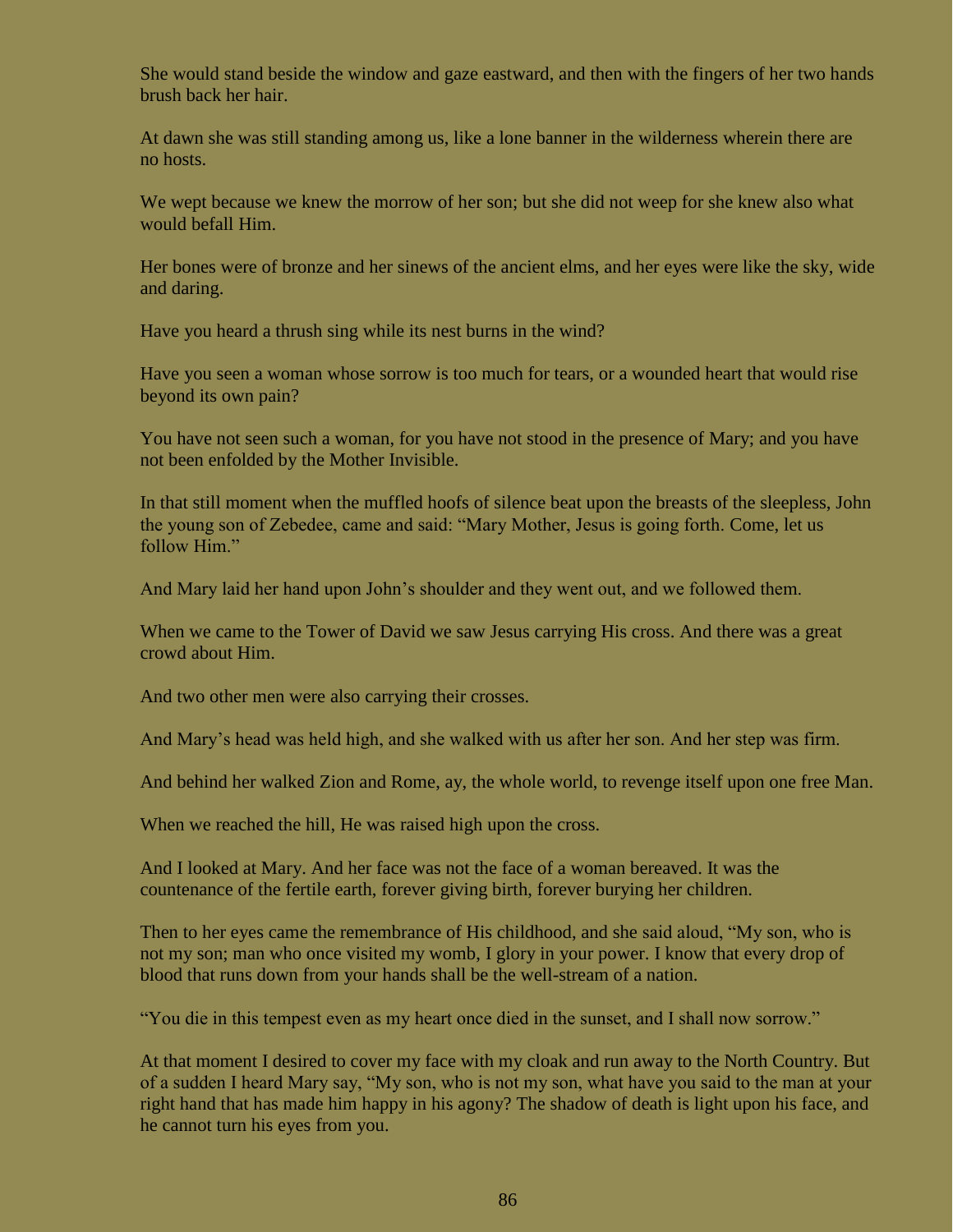She would stand beside the window and gaze eastward, and then with the fingers of her two hands brush back her hair.

At dawn she was still standing among us, like a lone banner in the wilderness wherein there are no hosts.

We wept because we knew the morrow of her son; but she did not weep for she knew also what would befall Him.

Her bones were of bronze and her sinews of the ancient elms, and her eyes were like the sky, wide and daring.

Have you heard a thrush sing while its nest burns in the wind?

Have you seen a woman whose sorrow is too much for tears, or a wounded heart that would rise beyond its own pain?

You have not seen such a woman, for you have not stood in the presence of Mary; and you have not been enfolded by the Mother Invisible.

In that still moment when the muffled hoofs of silence beat upon the breasts of the sleepless, John the young son of Zebedee, came and said: "Mary Mother, Jesus is going forth. Come, let us follow Him."

And Mary laid her hand upon John's shoulder and they went out, and we followed them.

When we came to the Tower of David we saw Jesus carrying His cross. And there was a great crowd about Him.

And two other men were also carrying their crosses.

And Mary's head was held high, and she walked with us after her son. And her step was firm.

And behind her walked Zion and Rome, ay, the whole world, to revenge itself upon one free Man.

When we reached the hill, He was raised high upon the cross.

And I looked at Mary. And her face was not the face of a woman bereaved. It was the countenance of the fertile earth, forever giving birth, forever burying her children.

Then to her eyes came the remembrance of His childhood, and she said aloud, "My son, who is not my son; man who once visited my womb, I glory in your power. I know that every drop of blood that runs down from your hands shall be the well-stream of a nation.

"You die in this tempest even as my heart once died in the sunset, and I shall now sorrow."

At that moment I desired to cover my face with my cloak and run away to the North Country. But of a sudden I heard Mary say, "My son, who is not my son, what have you said to the man at your right hand that has made him happy in his agony? The shadow of death is light upon his face, and he cannot turn his eyes from you.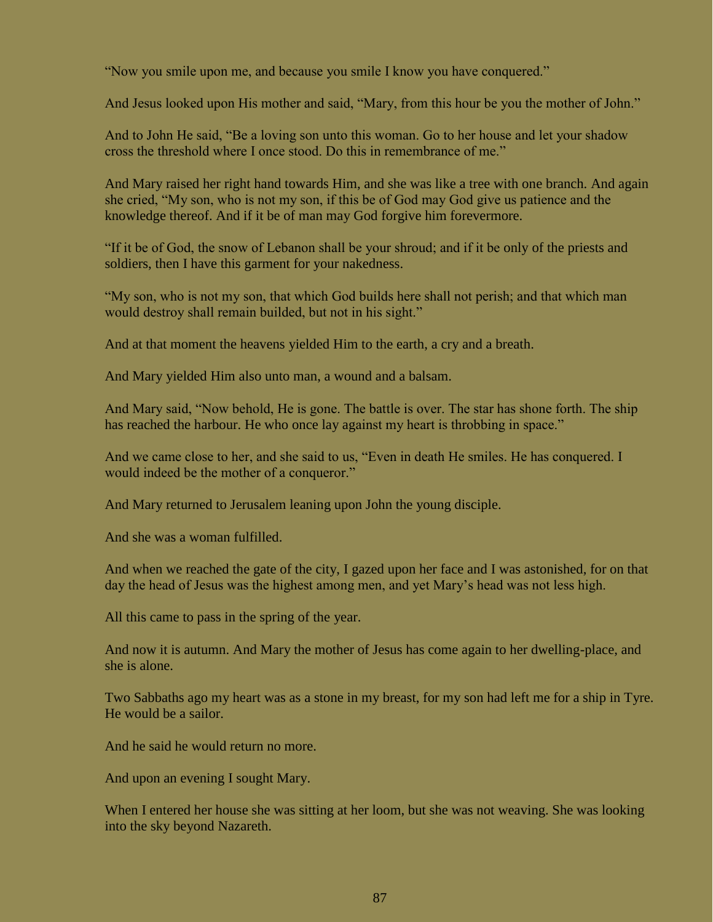"Now you smile upon me, and because you smile I know you have conquered."

And Jesus looked upon His mother and said, "Mary, from this hour be you the mother of John."

And to John He said, "Be a loving son unto this woman. Go to her house and let your shadow cross the threshold where I once stood. Do this in remembrance of me."

And Mary raised her right hand towards Him, and she was like a tree with one branch. And again she cried, "My son, who is not my son, if this be of God may God give us patience and the knowledge thereof. And if it be of man may God forgive him forevermore.

"If it be of God, the snow of Lebanon shall be your shroud; and if it be only of the priests and soldiers, then I have this garment for your nakedness.

"My son, who is not my son, that which God builds here shall not perish; and that which man would destroy shall remain builded, but not in his sight."

And at that moment the heavens yielded Him to the earth, a cry and a breath.

And Mary yielded Him also unto man, a wound and a balsam.

And Mary said, "Now behold, He is gone. The battle is over. The star has shone forth. The ship has reached the harbour. He who once lay against my heart is throbbing in space."

And we came close to her, and she said to us, "Even in death He smiles. He has conquered. I would indeed be the mother of a conqueror."

And Mary returned to Jerusalem leaning upon John the young disciple.

And she was a woman fulfilled.

And when we reached the gate of the city, I gazed upon her face and I was astonished, for on that day the head of Jesus was the highest among men, and yet Mary's head was not less high.

All this came to pass in the spring of the year.

And now it is autumn. And Mary the mother of Jesus has come again to her dwelling-place, and she is alone.

Two Sabbaths ago my heart was as a stone in my breast, for my son had left me for a ship in Tyre. He would be a sailor.

And he said he would return no more.

And upon an evening I sought Mary.

When I entered her house she was sitting at her loom, but she was not weaving. She was looking into the sky beyond Nazareth.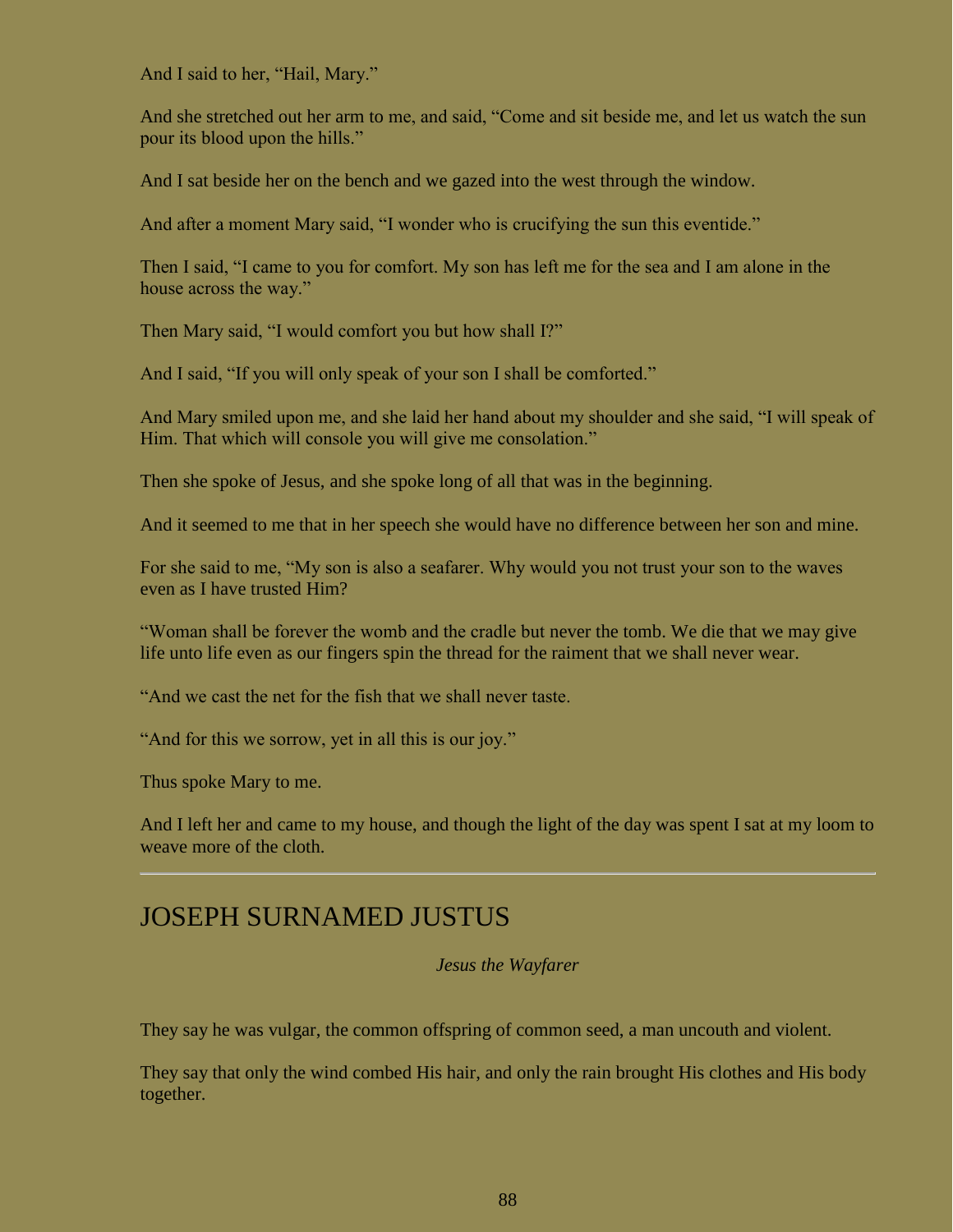And I said to her, "Hail, Mary."

And she stretched out her arm to me, and said, "Come and sit beside me, and let us watch the sun pour its blood upon the hills."

And I sat beside her on the bench and we gazed into the west through the window.

And after a moment Mary said, "I wonder who is crucifying the sun this eventide."

Then I said, "I came to you for comfort. My son has left me for the sea and I am alone in the house across the way."

Then Mary said, "I would comfort you but how shall I?"

And I said, "If you will only speak of your son I shall be comforted."

And Mary smiled upon me, and she laid her hand about my shoulder and she said, "I will speak of Him. That which will console you will give me consolation."

Then she spoke of Jesus, and she spoke long of all that was in the beginning.

And it seemed to me that in her speech she would have no difference between her son and mine.

For she said to me, "My son is also a seafarer. Why would you not trust your son to the waves even as I have trusted Him?

"Woman shall be forever the womb and the cradle but never the tomb. We die that we may give life unto life even as our fingers spin the thread for the raiment that we shall never wear.

"And we cast the net for the fish that we shall never taste.

"And for this we sorrow, yet in all this is our joy."

Thus spoke Mary to me.

And I left her and came to my house, and though the light of the day was spent I sat at my loom to weave more of the cloth.

---

## JOSEPH SURNAMED JUSTUS

*Jesus the Wayfarer*

They say he was vulgar, the common offspring of common seed, a man uncouth and violent.

They say that only the wind combed His hair, and only the rain brought His clothes and His body together.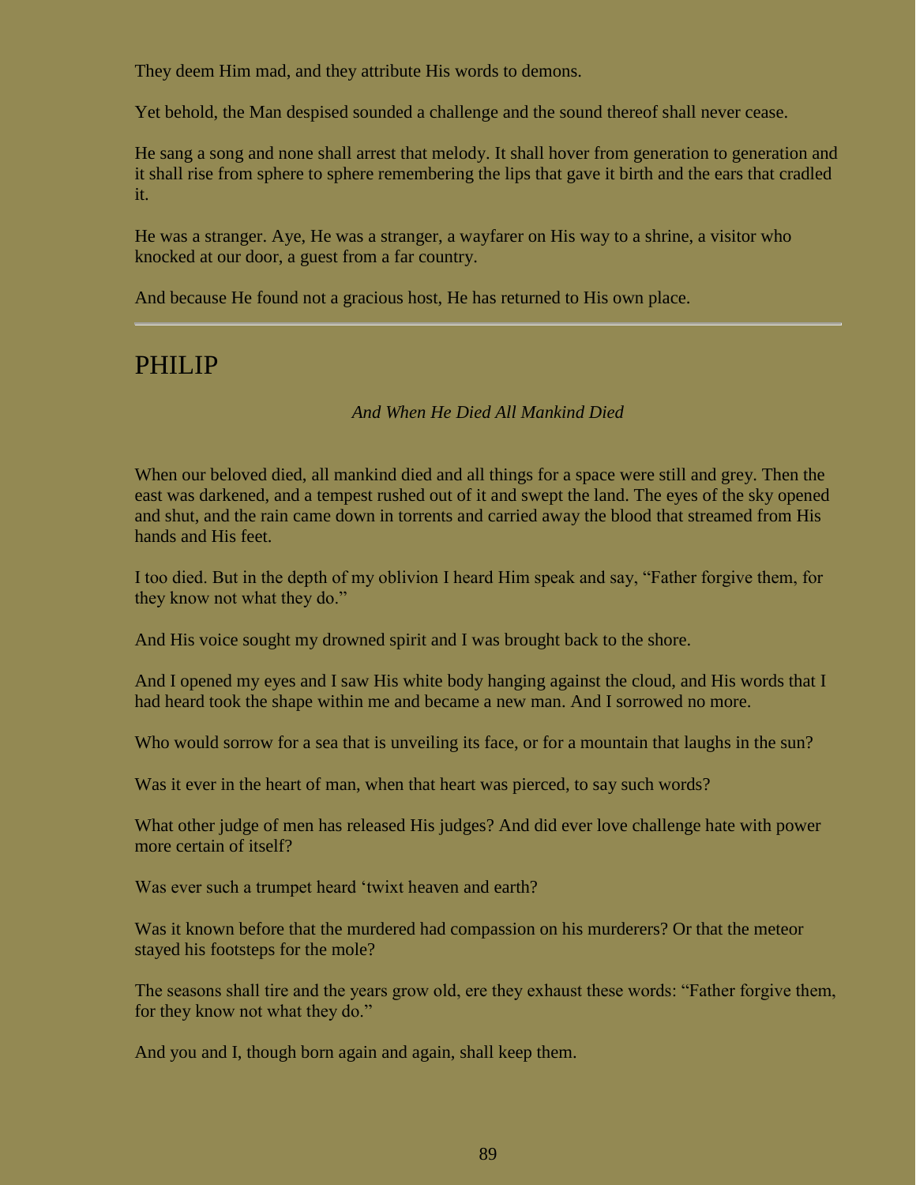They deem Him mad, and they attribute His words to demons.

Yet behold, the Man despised sounded a challenge and the sound thereof shall never cease.

He sang a song and none shall arrest that melody. It shall hover from generation to generation and it shall rise from sphere to sphere remembering the lips that gave it birth and the ears that cradled it.

He was a stranger. Aye, He was a stranger, a wayfarer on His way to a shrine, a visitor who knocked at our door, a guest from a far country.

And because He found not a gracious host, He has returned to His own place.

---

## PHILIP

*And When He Died All Mankind Died*

When our beloved died, all mankind died and all things for a space were still and grey. Then the east was darkened, and a tempest rushed out of it and swept the land. The eyes of the sky opened and shut, and the rain came down in torrents and carried away the blood that streamed from His hands and His feet.

I too died. But in the depth of my oblivion I heard Him speak and say, "Father forgive them, for they know not what they do."

And His voice sought my drowned spirit and I was brought back to the shore.

And I opened my eyes and I saw His white body hanging against the cloud, and His words that I had heard took the shape within me and became a new man. And I sorrowed no more.

Who would sorrow for a sea that is unveiling its face, or for a mountain that laughs in the sun?

Was it ever in the heart of man, when that heart was pierced, to say such words?

What other judge of men has released His judges? And did ever love challenge hate with power more certain of itself?

Was ever such a trumpet heard 'twixt heaven and earth?

Was it known before that the murdered had compassion on his murderers? Or that the meteor stayed his footsteps for the mole?

The seasons shall tire and the years grow old, ere they exhaust these words: "Father forgive them, for they know not what they do."

And you and I, though born again and again, shall keep them.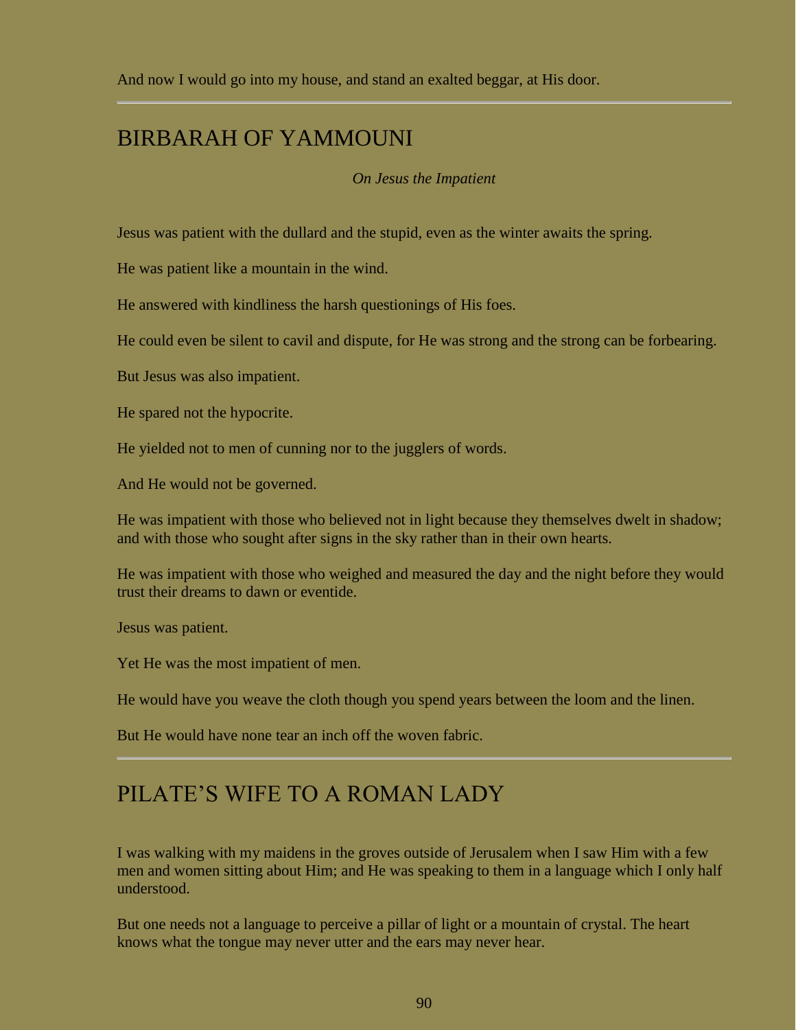And now I would go into my house, and stand an exalted beggar, at His door.

---

## BIRBARAH OF YAMMOUNI

*On Jesus the Impatient*

Jesus was patient with the dullard and the stupid, even as the winter awaits the spring.

He was patient like a mountain in the wind.

He answered with kindliness the harsh questionings of His foes.

He could even be silent to cavil and dispute, for He was strong and the strong can be forbearing.

But Jesus was also impatient.

He spared not the hypocrite.

He yielded not to men of cunning nor to the jugglers of words.

And He would not be governed.

He was impatient with those who believed not in light because they themselves dwelt in shadow; and with those who sought after signs in the sky rather than in their own hearts.

He was impatient with those who weighed and measured the day and the night before they would trust their dreams to dawn or eventide.

Jesus was patient.

Yet He was the most impatient of men.

He would have you weave the cloth though you spend years between the loom and the linen.

But He would have none tear an inch off the woven fabric.

---

## PILATE'S WIFE TO A ROMAN LADY

I was walking with my maidens in the groves outside of Jerusalem when I saw Him with a few men and women sitting about Him; and He was speaking to them in a language which I only half understood.

But one needs not a language to perceive a pillar of light or a mountain of crystal. The heart knows what the tongue may never utter and the ears may never hear.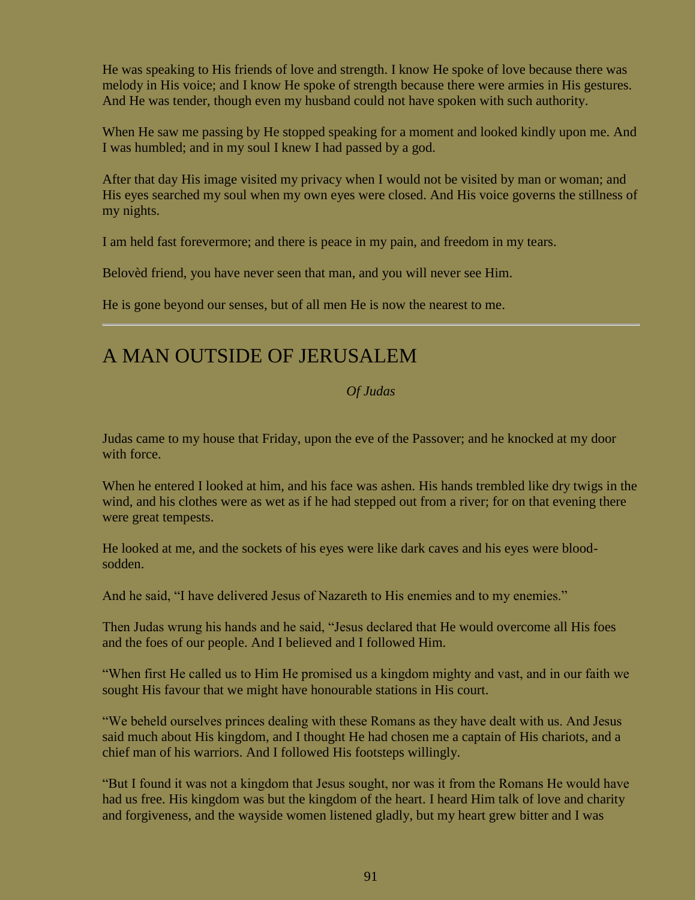He was speaking to His friends of love and strength. I know He spoke of love because there was melody in His voice; and I know He spoke of strength because there were armies in His gestures. And He was tender, though even my husband could not have spoken with such authority.

When He saw me passing by He stopped speaking for a moment and looked kindly upon me. And I was humbled; and in my soul I knew I had passed by a god.

After that day His image visited my privacy when I would not be visited by man or woman; and His eyes searched my soul when my own eyes were closed. And His voice governs the stillness of my nights.

I am held fast forevermore; and there is peace in my pain, and freedom in my tears.

Belovèd friend, you have never seen that man, and you will never see Him.

He is gone beyond our senses, but of all men He is now the nearest to me.

---

## A MAN OUTSIDE OF JERUSALEM

*Of Judas*

Judas came to my house that Friday, upon the eve of the Passover; and he knocked at my door with force.

When he entered I looked at him, and his face was ashen. His hands trembled like dry twigs in the wind, and his clothes were as wet as if he had stepped out from a river; for on that evening there were great tempests.

He looked at me, and the sockets of his eyes were like dark caves and his eyes were blood-sodden.

And he said, "I have delivered Jesus of Nazareth to His enemies and to my enemies."

Then Judas wrung his hands and he said, "Jesus declared that He would overcome all His foes and the foes of our people. And I believed and I followed Him.

"When first He called us to Him He promised us a kingdom mighty and vast, and in our faith we sought His favour that we might have honourable stations in His court.

"We beheld ourselves princes dealing with these Romans as they have dealt with us. And Jesus said much about His kingdom, and I thought He had chosen me a captain of His chariots, and a chief man of his warriors. And I followed His footsteps willingly.

"But I found it was not a kingdom that Jesus sought, nor was it from the Romans He would have had us free. His kingdom was but the kingdom of the heart. I heard Him talk of love and charity and forgiveness, and the wayside women listened gladly, but my heart grew bitter and I was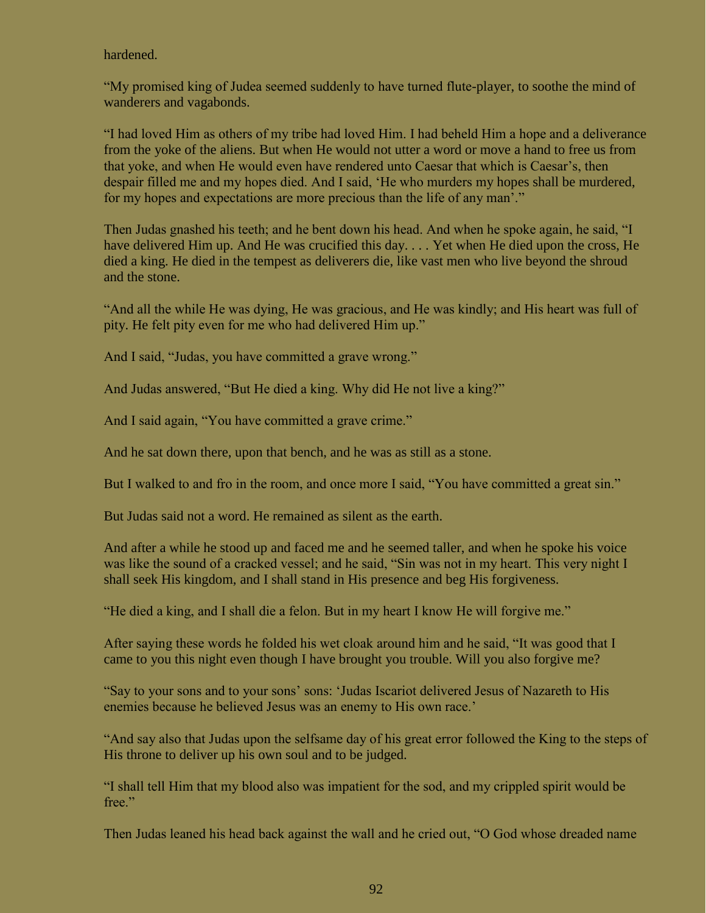hardened.

"My promised king of Judea seemed suddenly to have turned flute-player, to soothe the mind of wanderers and vagabonds.

"I had loved Him as others of my tribe had loved Him. I had beheld Him a hope and a deliverance from the yoke of the aliens. But when He would not utter a word or move a hand to free us from that yoke, and when He would even have rendered unto Caesar that which is Caesar's, then despair filled me and my hopes died. And I said, 'He who murders my hopes shall be murdered, for my hopes and expectations are more precious than the life of any man'."

Then Judas gnashed his teeth; and he bent down his head. And when he spoke again, he said, "I have delivered Him up. And He was crucified this day. . . . Yet when He died upon the cross, He died a king. He died in the tempest as deliverers die, like vast men who live beyond the shroud and the stone.

"And all the while He was dying, He was gracious, and He was kindly; and His heart was full of pity. He felt pity even for me who had delivered Him up."

And I said, "Judas, you have committed a grave wrong."

And Judas answered, "But He died a king. Why did He not live a king?"

And I said again, "You have committed a grave crime."

And he sat down there, upon that bench, and he was as still as a stone.

But I walked to and fro in the room, and once more I said, "You have committed a great sin."

But Judas said not a word. He remained as silent as the earth.

And after a while he stood up and faced me and he seemed taller, and when he spoke his voice was like the sound of a cracked vessel; and he said, "Sin was not in my heart. This very night I shall seek His kingdom, and I shall stand in His presence and beg His forgiveness.

"He died a king, and I shall die a felon. But in my heart I know He will forgive me."

After saying these words he folded his wet cloak around him and he said, "It was good that I came to you this night even though I have brought you trouble. Will you also forgive me?

"Say to your sons and to your sons' sons: 'Judas Iscariot delivered Jesus of Nazareth to His enemies because he believed Jesus was an enemy to His own race.'

"And say also that Judas upon the selfsame day of his great error followed the King to the steps of His throne to deliver up his own soul and to be judged.

"I shall tell Him that my blood also was impatient for the sod, and my crippled spirit would be free."

Then Judas leaned his head back against the wall and he cried out, "O God whose dreaded name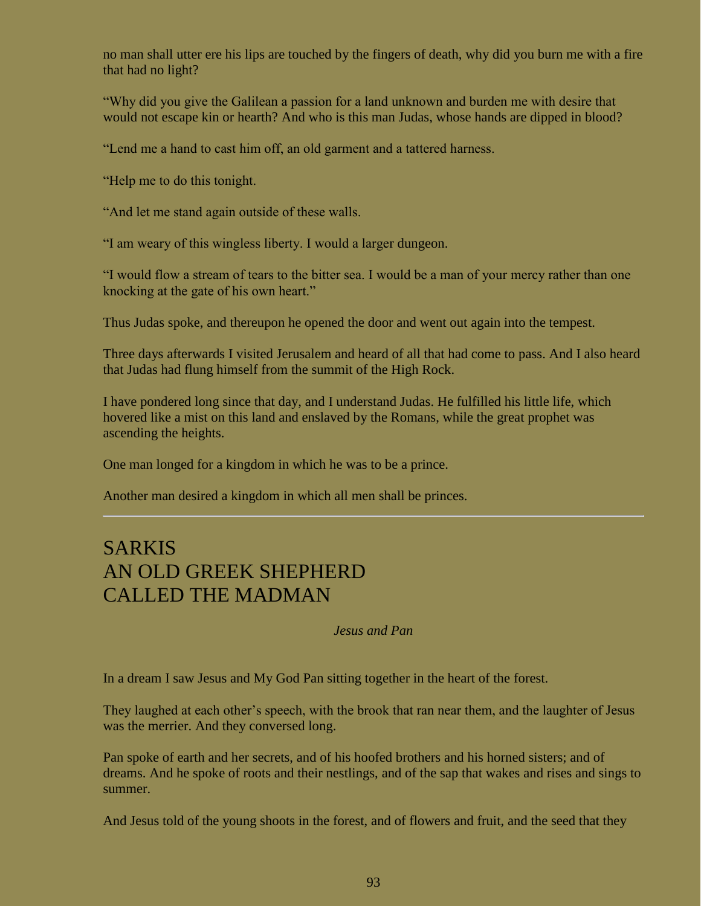no man shall utter ere his lips are touched by the fingers of death, why did you burn me with a fire that had no light?

"Why did you give the Galilean a passion for a land unknown and burden me with desire that would not escape kin or hearth? And who is this man Judas, whose hands are dipped in blood?

"Lend me a hand to cast him off, an old garment and a tattered harness.

"Help me to do this tonight.

"And let me stand again outside of these walls.

"I am weary of this wingless liberty. I would a larger dungeon.

"I would flow a stream of tears to the bitter sea. I would be a man of your mercy rather than one knocking at the gate of his own heart."

Thus Judas spoke, and thereupon he opened the door and went out again into the tempest.

Three days afterwards I visited Jerusalem and heard of all that had come to pass. And I also heard that Judas had flung himself from the summit of the High Rock.

I have pondered long since that day, and I understand Judas. He fulfilled his little life, which hovered like a mist on this land and enslaved by the Romans, while the great prophet was ascending the heights.

One man longed for a kingdom in which he was to be a prince.

Another man desired a kingdom in which all men shall be princes.

---

## SARKIS
## AN OLD GREEK SHEPHERD
## CALLED THE MADMAN

*Jesus and Pan*

In a dream I saw Jesus and My God Pan sitting together in the heart of the forest.

They laughed at each other's speech, with the brook that ran near them, and the laughter of Jesus was the merrier. And they conversed long.

Pan spoke of earth and her secrets, and of his hoofed brothers and his horned sisters; and of dreams. And he spoke of roots and their nestlings, and of the sap that wakes and rises and sings to summer.

And Jesus told of the young shoots in the forest, and of flowers and fruit, and the seed that they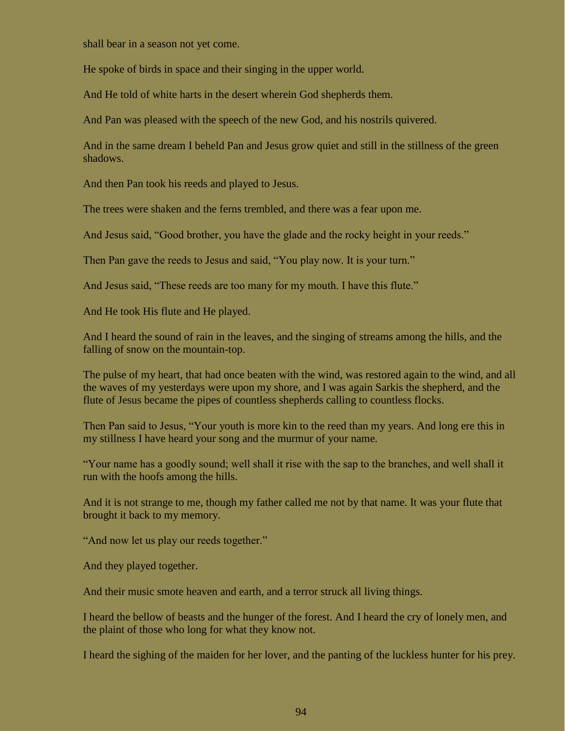shall bear in a season not yet come.

He spoke of birds in space and their singing in the upper world.

And He told of white harts in the desert wherein God shepherds them.

And Pan was pleased with the speech of the new God, and his nostrils quivered.

And in the same dream I beheld Pan and Jesus grow quiet and still in the stillness of the green shadows.

And then Pan took his reeds and played to Jesus.

The trees were shaken and the ferns trembled, and there was a fear upon me.

And Jesus said, “Good brother, you have the glade and the rocky height in your reeds.”

Then Pan gave the reeds to Jesus and said, “You play now. It is your turn.”

And Jesus said, “These reeds are too many for my mouth. I have this flute.”

And He took His flute and He played.

And I heard the sound of rain in the leaves, and the singing of streams among the hills, and the falling of snow on the mountain-top.

The pulse of my heart, that had once beaten with the wind, was restored again to the wind, and all the waves of my yesterdays were upon my shore, and I was again Sarkis the shepherd, and the flute of Jesus became the pipes of countless shepherds calling to countless flocks.

Then Pan said to Jesus, “Your youth is more kin to the reed than my years. And long ere this in my stillness I have heard your song and the murmur of your name.

“Your name has a goodly sound; well shall it rise with the sap to the branches, and well shall it run with the hoofs among the hills.

And it is not strange to me, though my father called me not by that name. It was your flute that brought it back to my memory.

“And now let us play our reeds together.”

And they played together.

And their music smote heaven and earth, and a terror struck all living things.

I heard the bellow of beasts and the hunger of the forest. And I heard the cry of lonely men, and the plaint of those who long for what they know not.

I heard the sighing of the maiden for her lover, and the panting of the luckless hunter for his prey.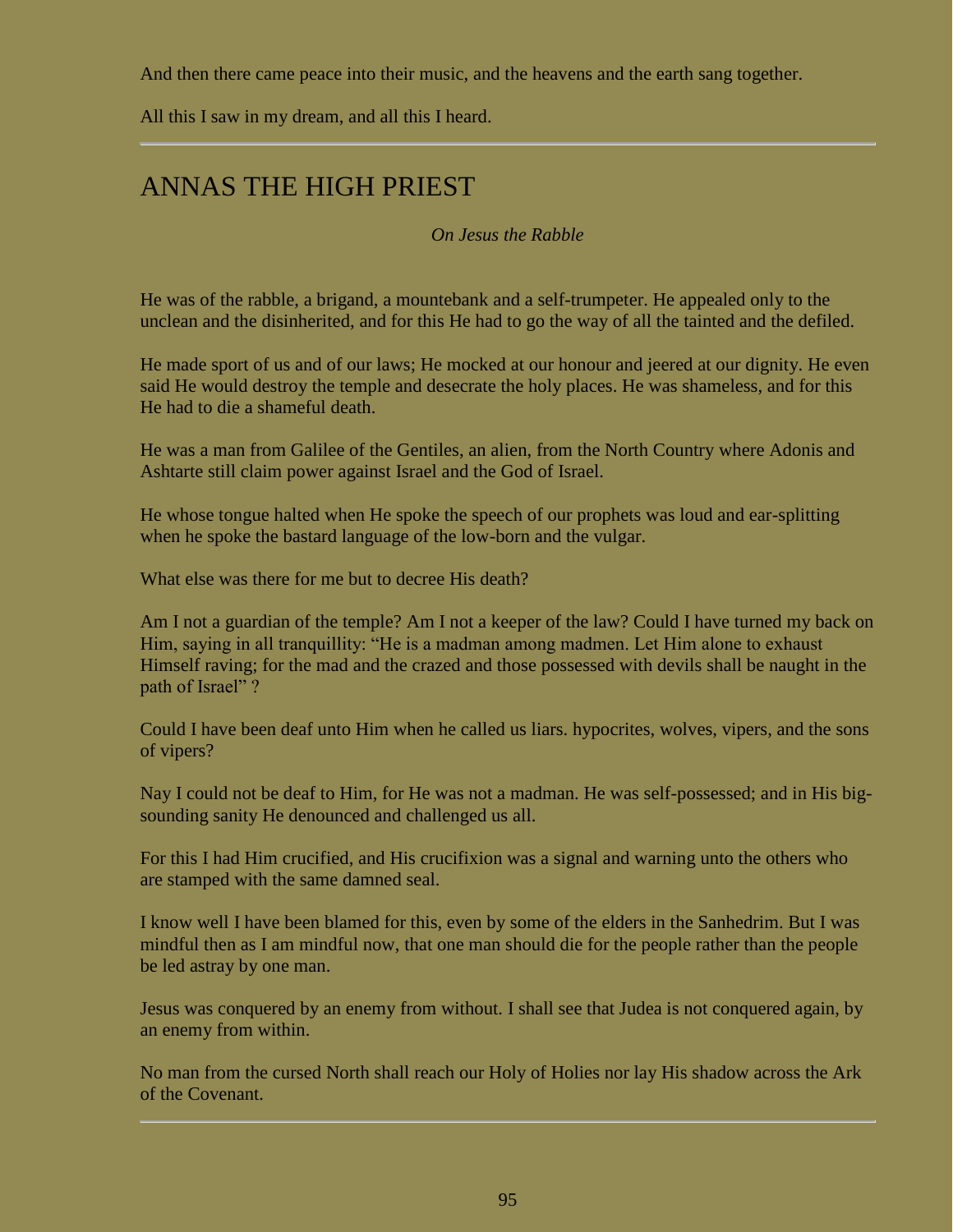And then there came peace into their music, and the heavens and the earth sang together.

All this I saw in my dream, and all this I heard.

---

# ANNAS THE HIGH PRIEST

*On Jesus the Rabble*

He was of the rabble, a brigand, a mountebank and a self-trumpeter. He appealed only to the unclean and the disinherited, and for this He had to go the way of all the tainted and the defiled.

He made sport of us and of our laws; He mocked at our honour and jeered at our dignity. He even said He would destroy the temple and desecrate the holy places. He was shameless, and for this He had to die a shameful death.

He was a man from Galilee of the Gentiles, an alien, from the North Country where Adonis and Ashtarte still claim power against Israel and the God of Israel.

He whose tongue halted when He spoke the speech of our prophets was loud and ear-splitting when he spoke the bastard language of the low-born and the vulgar.

What else was there for me but to decree His death?

Am I not a guardian of the temple? Am I not a keeper of the law? Could I have turned my back on Him, saying in all tranquillity: "He is a madman among madmen. Let Him alone to exhaust Himself raving; for the mad and the crazed and those possessed with devils shall be naught in the path of Israel" ?

Could I have been deaf unto Him when he called us liars. hypocrites, wolves, vipers, and the sons of vipers?

Nay I could not be deaf to Him, for He was not a madman. He was self-possessed; and in His big-sounding sanity He denounced and challenged us all.

For this I had Him crucified, and His crucifixion was a signal and warning unto the others who are stamped with the same damned seal.

I know well I have been blamed for this, even by some of the elders in the Sanhedrim. But I was mindful then as I am mindful now, that one man should die for the people rather than the people be led astray by one man.

Jesus was conquered by an enemy from without. I shall see that Judea is not conquered again, by an enemy from within.

No man from the cursed North shall reach our Holy of Holies nor lay His shadow across the Ark of the Covenant.

---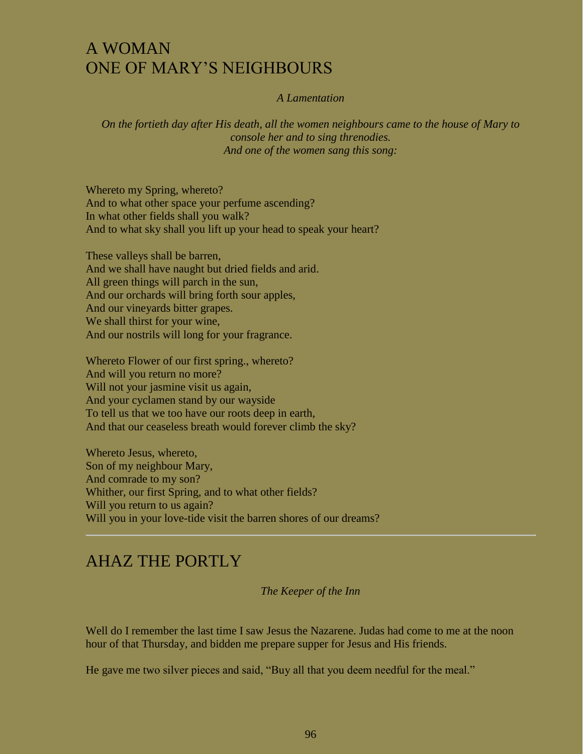# A WOMAN
# ONE OF MARY'S NEIGHBOURS

*A Lamentation*

*On the fortieth day after His death, all the women neighbours came to the house of Mary to console her and to sing threnodies.*
*And one of the women sang this song:*

Whereto my Spring, whereto?
And to what other space your perfume ascending?
In what other fields shall you walk?
And to what sky shall you lift up your head to speak your heart?

These valleys shall be barren,
And we shall have naught but dried fields and arid.
All green things will parch in the sun,
And our orchards will bring forth sour apples,
And our vineyards bitter grapes.
We shall thirst for your wine,
And our nostrils will long for your fragrance.

Whereto Flower of our first spring., whereto?
And will you return no more?
Will not your jasmine visit us again,
And your cyclamen stand by our wayside
To tell us that we too have our roots deep in earth,
And that our ceaseless breath would forever climb the sky?

Whereto Jesus, whereto,
Son of my neighbour Mary,
And comrade to my son?
Whither, our first Spring, and to what other fields?
Will you return to us again?
Will you in your love-tide visit the barren shores of our dreams?

---

# AHAZ THE PORTLY

*The Keeper of the Inn*

Well do I remember the last time I saw Jesus the Nazarene. Judas had come to me at the noon hour of that Thursday, and bidden me prepare supper for Jesus and His friends.

He gave me two silver pieces and said, "Buy all that you deem needful for the meal."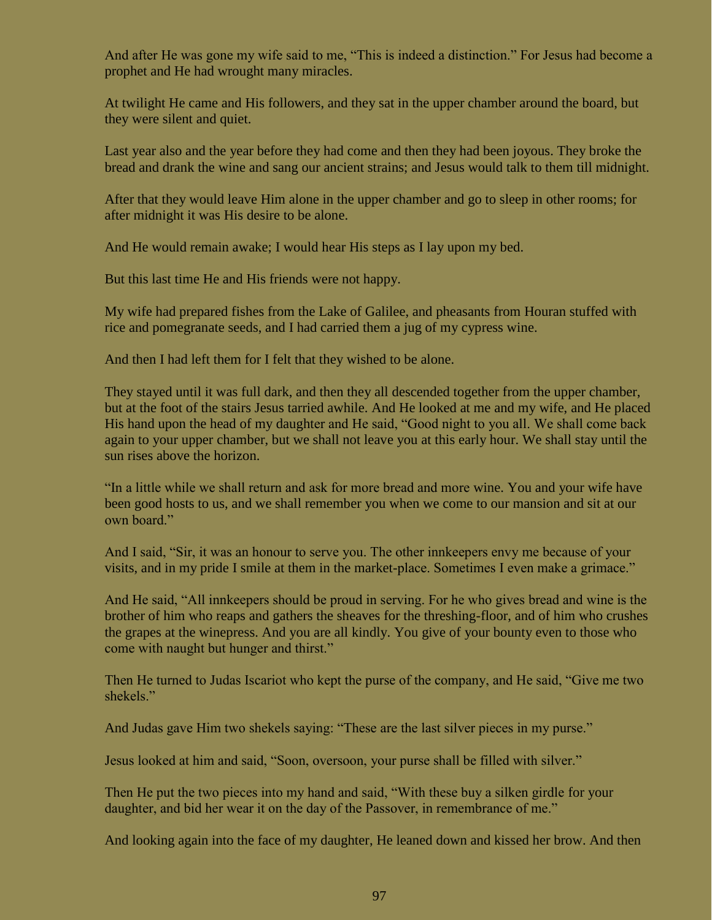And after He was gone my wife said to me, “This is indeed a distinction.” For Jesus had become a prophet and He had wrought many miracles.

At twilight He came and His followers, and they sat in the upper chamber around the board, but they were silent and quiet.

Last year also and the year before they had come and then they had been joyous. They broke the bread and drank the wine and sang our ancient strains; and Jesus would talk to them till midnight.

After that they would leave Him alone in the upper chamber and go to sleep in other rooms; for after midnight it was His desire to be alone.

And He would remain awake; I would hear His steps as I lay upon my bed.

But this last time He and His friends were not happy.

My wife had prepared fishes from the Lake of Galilee, and pheasants from Houran stuffed with rice and pomegranate seeds, and I had carried them a jug of my cypress wine.

And then I had left them for I felt that they wished to be alone.

They stayed until it was full dark, and then they all descended together from the upper chamber, but at the foot of the stairs Jesus tarried awhile. And He looked at me and my wife, and He placed His hand upon the head of my daughter and He said, “Good night to you all. We shall come back again to your upper chamber, but we shall not leave you at this early hour. We shall stay until the sun rises above the horizon.

“In a little while we shall return and ask for more bread and more wine. You and your wife have been good hosts to us, and we shall remember you when we come to our mansion and sit at our own board.”

And I said, “Sir, it was an honour to serve you. The other innkeepers envy me because of your visits, and in my pride I smile at them in the market-place. Sometimes I even make a grimace.”

And He said, “All innkeepers should be proud in serving. For he who gives bread and wine is the brother of him who reaps and gathers the sheaves for the threshing-floor, and of him who crushes the grapes at the winepress. And you are all kindly. You give of your bounty even to those who come with naught but hunger and thirst.”

Then He turned to Judas Iscariot who kept the purse of the company, and He said, “Give me two shekels.”

And Judas gave Him two shekels saying: “These are the last silver pieces in my purse.”

Jesus looked at him and said, “Soon, oversoon, your purse shall be filled with silver.”

Then He put the two pieces into my hand and said, “With these buy a silken girdle for your daughter, and bid her wear it on the day of the Passover, in remembrance of me.”

And looking again into the face of my daughter, He leaned down and kissed her brow. And then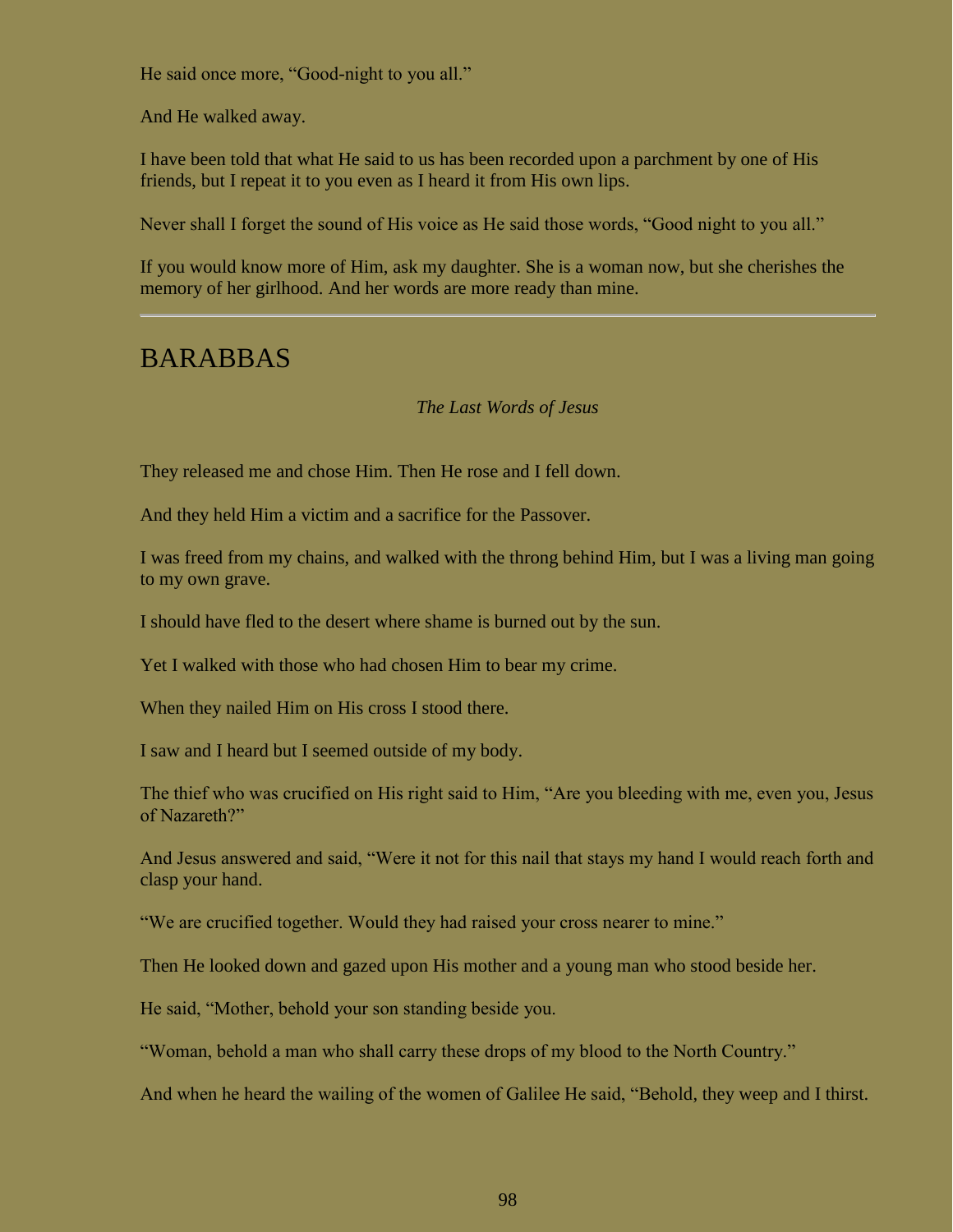He said once more, "Good-night to you all."

And He walked away.

I have been told that what He said to us has been recorded upon a parchment by one of His friends, but I repeat it to you even as I heard it from His own lips.

Never shall I forget the sound of His voice as He said those words, "Good night to you all."

If you would know more of Him, ask my daughter. She is a woman now, but she cherishes the memory of her girlhood. And her words are more ready than mine.

---

## BARABBAS

*The Last Words of Jesus*

They released me and chose Him. Then He rose and I fell down.

And they held Him a victim and a sacrifice for the Passover.

I was freed from my chains, and walked with the throng behind Him, but I was a living man going to my own grave.

I should have fled to the desert where shame is burned out by the sun.

Yet I walked with those who had chosen Him to bear my crime.

When they nailed Him on His cross I stood there.

I saw and I heard but I seemed outside of my body.

The thief who was crucified on His right said to Him, "Are you bleeding with me, even you, Jesus of Nazareth?"

And Jesus answered and said, "Were it not for this nail that stays my hand I would reach forth and clasp your hand.

"We are crucified together. Would they had raised your cross nearer to mine."

Then He looked down and gazed upon His mother and a young man who stood beside her.

He said, "Mother, behold your son standing beside you.

"Woman, behold a man who shall carry these drops of my blood to the North Country."

And when he heard the wailing of the women of Galilee He said, "Behold, they weep and I thirst.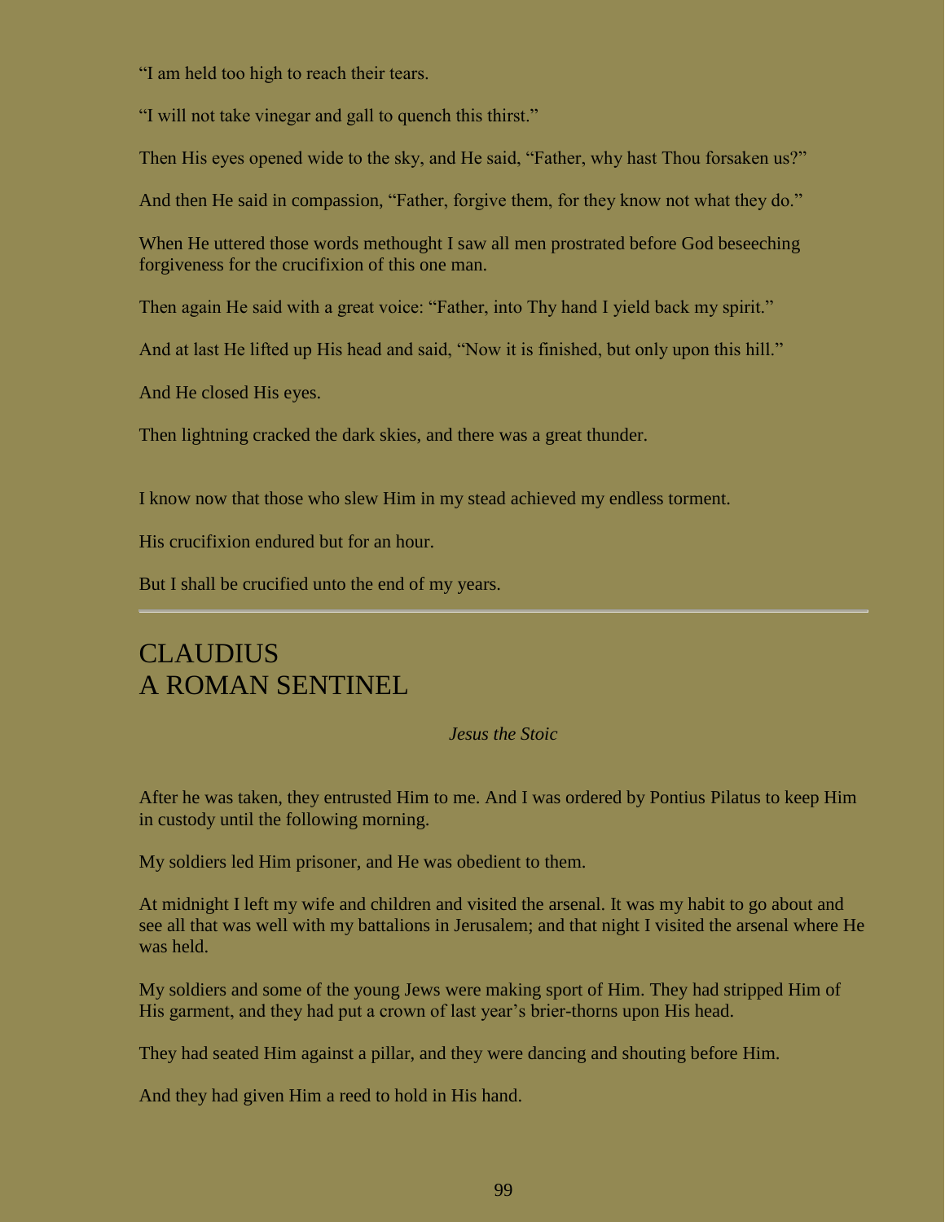“I am held too high to reach their tears.

“I will not take vinegar and gall to quench this thirst.”

Then His eyes opened wide to the sky, and He said, “Father, why hast Thou forsaken us?”

And then He said in compassion, “Father, forgive them, for they know not what they do.”

When He uttered those words methought I saw all men prostrated before God beseeching forgiveness for the crucifixion of this one man.

Then again He said with a great voice: “Father, into Thy hand I yield back my spirit.”

And at last He lifted up His head and said, “Now it is finished, but only upon this hill.”

And He closed His eyes.

Then lightning cracked the dark skies, and there was a great thunder.

I know now that those who slew Him in my stead achieved my endless torment.

His crucifixion endured but for an hour.

But I shall be crucified unto the end of my years.

---

# CLAUDIUS
# A ROMAN SENTINEL

*Jesus the Stoic*

After he was taken, they entrusted Him to me. And I was ordered by Pontius Pilatus to keep Him in custody until the following morning.

My soldiers led Him prisoner, and He was obedient to them.

At midnight I left my wife and children and visited the arsenal. It was my habit to go about and see all that was well with my battalions in Jerusalem; and that night I visited the arsenal where He was held.

My soldiers and some of the young Jews were making sport of Him. They had stripped Him of His garment, and they had put a crown of last year’s brier-thorns upon His head.

They had seated Him against a pillar, and they were dancing and shouting before Him.

And they had given Him a reed to hold in His hand.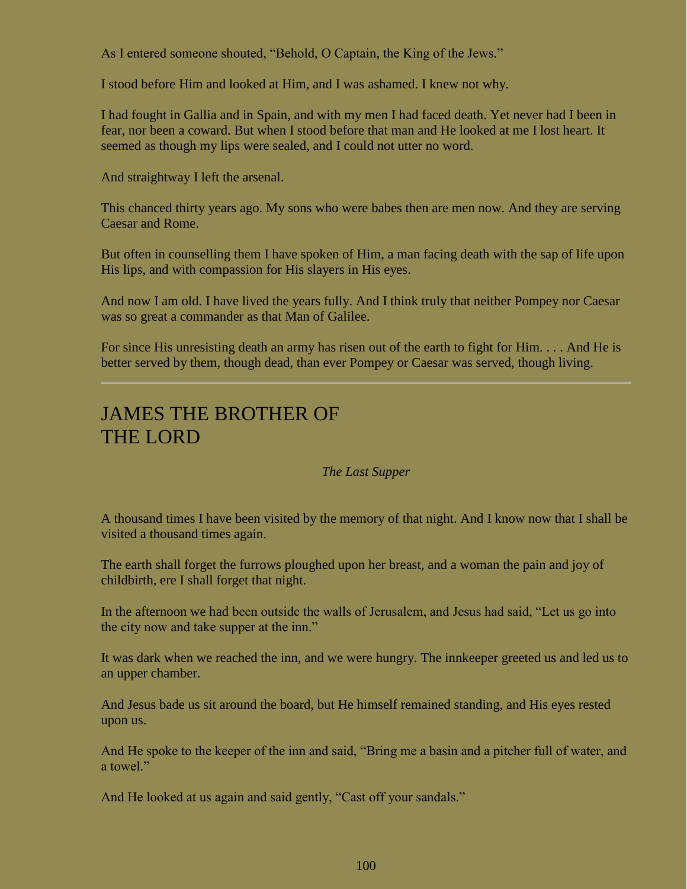As I entered someone shouted, “Behold, O Captain, the King of the Jews.”

I stood before Him and looked at Him, and I was ashamed. I knew not why.

I had fought in Gallia and in Spain, and with my men I had faced death. Yet never had I been in fear, nor been a coward. But when I stood before that man and He looked at me I lost heart. It seemed as though my lips were sealed, and I could not utter no word.

And straightway I left the arsenal.

This chanced thirty years ago. My sons who were babes then are men now. And they are serving Caesar and Rome.

But often in counselling them I have spoken of Him, a man facing death with the sap of life upon His lips, and with compassion for His slayers in His eyes.

And now I am old. I have lived the years fully. And I think truly that neither Pompey nor Caesar was so great a commander as that Man of Galilee.

For since His unresisting death an army has risen out of the earth to fight for Him. . . . And He is better served by them, though dead, than ever Pompey or Caesar was served, though living.

---

# JAMES THE BROTHER OF THE LORD

*The Last Supper*

A thousand times I have been visited by the memory of that night. And I know now that I shall be visited a thousand times again.

The earth shall forget the furrows ploughed upon her breast, and a woman the pain and joy of childbirth, ere I shall forget that night.

In the afternoon we had been outside the walls of Jerusalem, and Jesus had said, “Let us go into the city now and take supper at the inn.”

It was dark when we reached the inn, and we were hungry. The innkeeper greeted us and led us to an upper chamber.

And Jesus bade us sit around the board, but He himself remained standing, and His eyes rested upon us.

And He spoke to the keeper of the inn and said, “Bring me a basin and a pitcher full of water, and a towel.”

And He looked at us again and said gently, “Cast off your sandals.”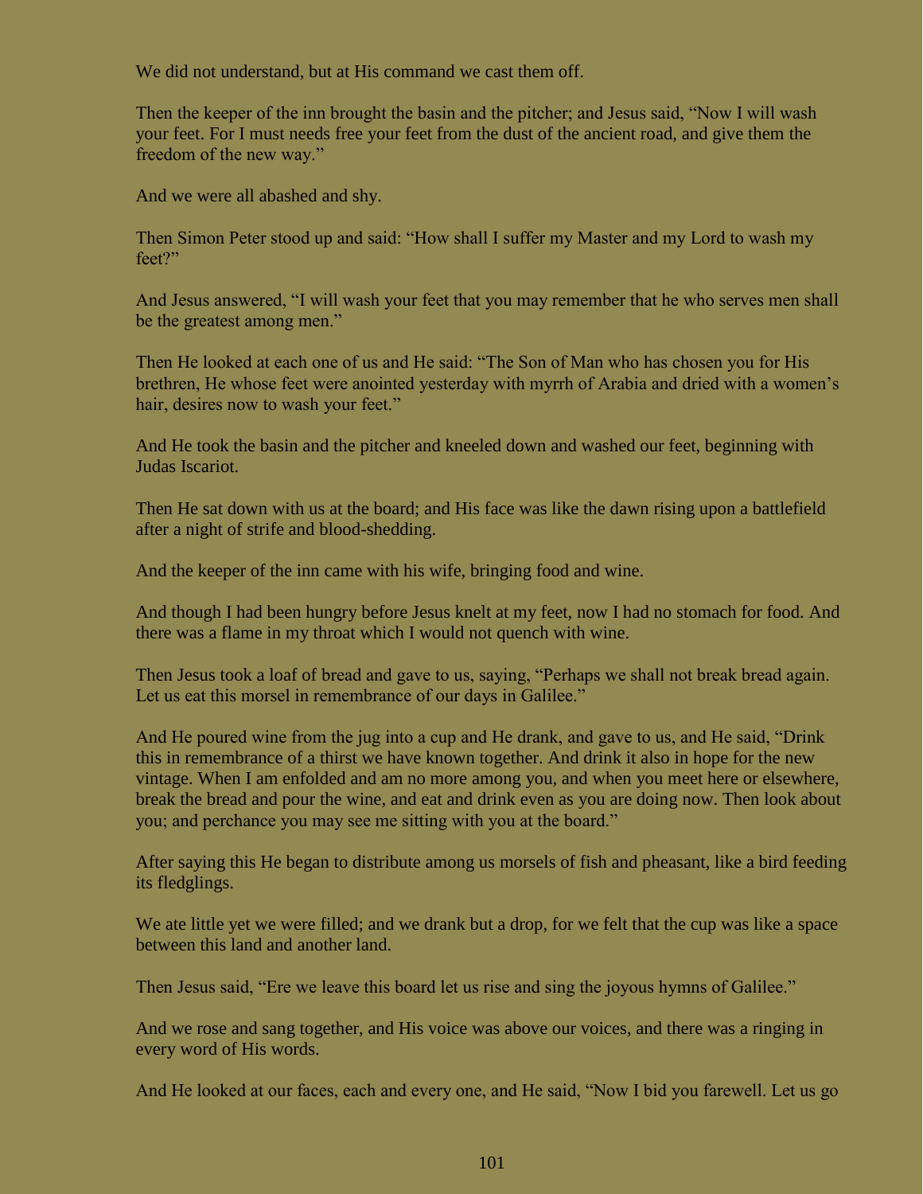We did not understand, but at His command we cast them off.

Then the keeper of the inn brought the basin and the pitcher; and Jesus said, “Now I will wash your feet. For I must needs free your feet from the dust of the ancient road, and give them the freedom of the new way.”

And we were all abashed and shy.

Then Simon Peter stood up and said: “How shall I suffer my Master and my Lord to wash my feet?”

And Jesus answered, “I will wash your feet that you may remember that he who serves men shall be the greatest among men.”

Then He looked at each one of us and He said: “The Son of Man who has chosen you for His brethren, He whose feet were anointed yesterday with myrrh of Arabia and dried with a women’s hair, desires now to wash your feet.”

And He took the basin and the pitcher and kneeled down and washed our feet, beginning with Judas Iscariot.

Then He sat down with us at the board; and His face was like the dawn rising upon a battlefield after a night of strife and blood-shedding.

And the keeper of the inn came with his wife, bringing food and wine.

And though I had been hungry before Jesus knelt at my feet, now I had no stomach for food. And there was a flame in my throat which I would not quench with wine.

Then Jesus took a loaf of bread and gave to us, saying, “Perhaps we shall not break bread again. Let us eat this morsel in remembrance of our days in Galilee.”

And He poured wine from the jug into a cup and He drank, and gave to us, and He said, “Drink this in remembrance of a thirst we have known together. And drink it also in hope for the new vintage. When I am enfolded and am no more among you, and when you meet here or elsewhere, break the bread and pour the wine, and eat and drink even as you are doing now. Then look about you; and perchance you may see me sitting with you at the board.”

After saying this He began to distribute among us morsels of fish and pheasant, like a bird feeding its fledglings.

We ate little yet we were filled; and we drank but a drop, for we felt that the cup was like a space between this land and another land.

Then Jesus said, “Ere we leave this board let us rise and sing the joyous hymns of Galilee.”

And we rose and sang together, and His voice was above our voices, and there was a ringing in every word of His words.

And He looked at our faces, each and every one, and He said, “Now I bid you farewell. Let us go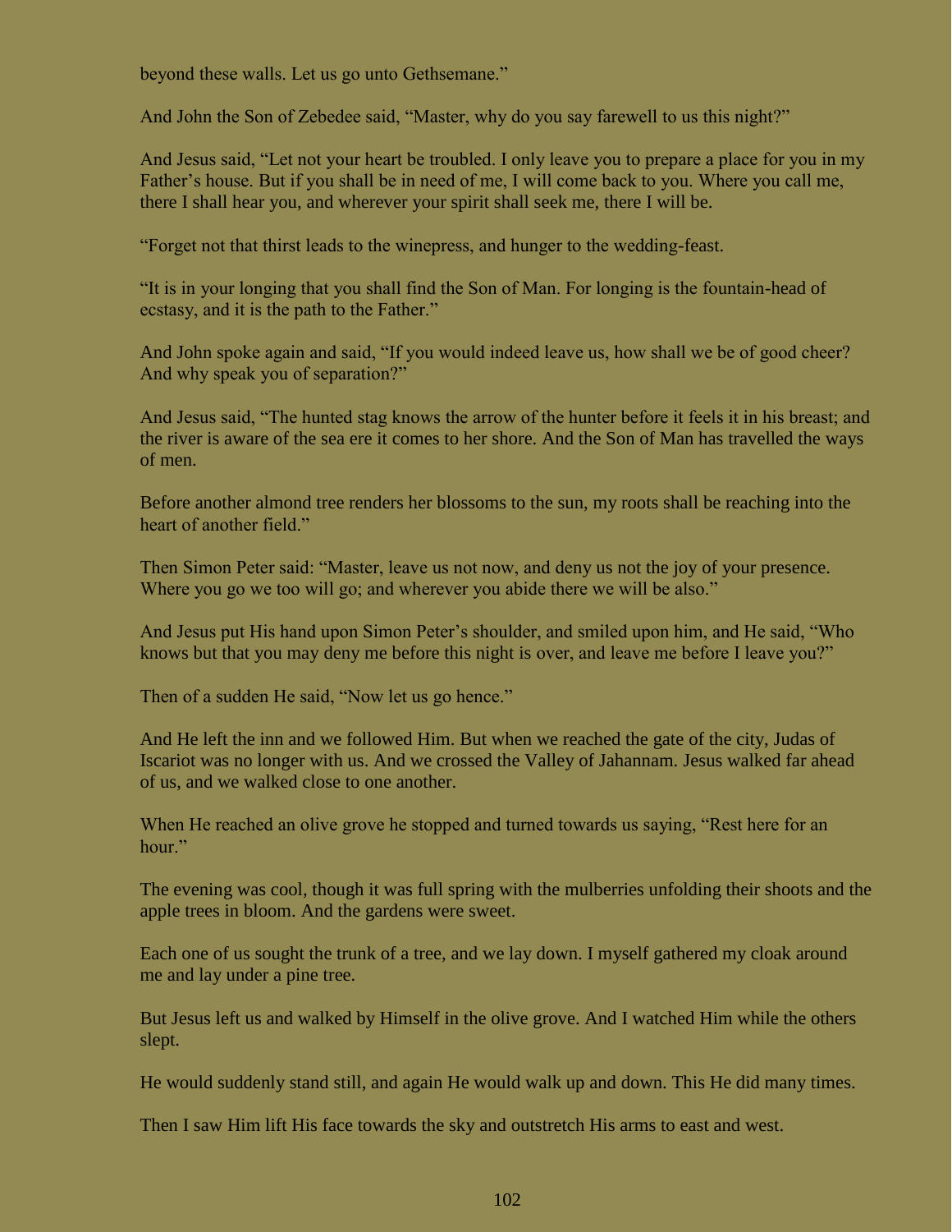beyond these walls. Let us go unto Gethsemane."

And John the Son of Zebedee said, "Master, why do you say farewell to us this night?"

And Jesus said, "Let not your heart be troubled. I only leave you to prepare a place for you in my Father's house. But if you shall be in need of me, I will come back to you. Where you call me, there I shall hear you, and wherever your spirit shall seek me, there I will be.

"Forget not that thirst leads to the winepress, and hunger to the wedding-feast.

"It is in your longing that you shall find the Son of Man. For longing is the fountain-head of ecstasy, and it is the path to the Father."

And John spoke again and said, "If you would indeed leave us, how shall we be of good cheer? And why speak you of separation?"

And Jesus said, "The hunted stag knows the arrow of the hunter before it feels it in his breast; and the river is aware of the sea ere it comes to her shore. And the Son of Man has travelled the ways of men.

Before another almond tree renders her blossoms to the sun, my roots shall be reaching into the heart of another field."

Then Simon Peter said: "Master, leave us not now, and deny us not the joy of your presence. Where you go we too will go; and wherever you abide there we will be also."

And Jesus put His hand upon Simon Peter's shoulder, and smiled upon him, and He said, "Who knows but that you may deny me before this night is over, and leave me before I leave you?"

Then of a sudden He said, "Now let us go hence."

And He left the inn and we followed Him. But when we reached the gate of the city, Judas of Iscariot was no longer with us. And we crossed the Valley of Jahannam. Jesus walked far ahead of us, and we walked close to one another.

When He reached an olive grove he stopped and turned towards us saying, "Rest here for an hour."

The evening was cool, though it was full spring with the mulberries unfolding their shoots and the apple trees in bloom. And the gardens were sweet.

Each one of us sought the trunk of a tree, and we lay down. I myself gathered my cloak around me and lay under a pine tree.

But Jesus left us and walked by Himself in the olive grove. And I watched Him while the others slept.

He would suddenly stand still, and again He would walk up and down. This He did many times.

Then I saw Him lift His face towards the sky and outstretch His arms to east and west.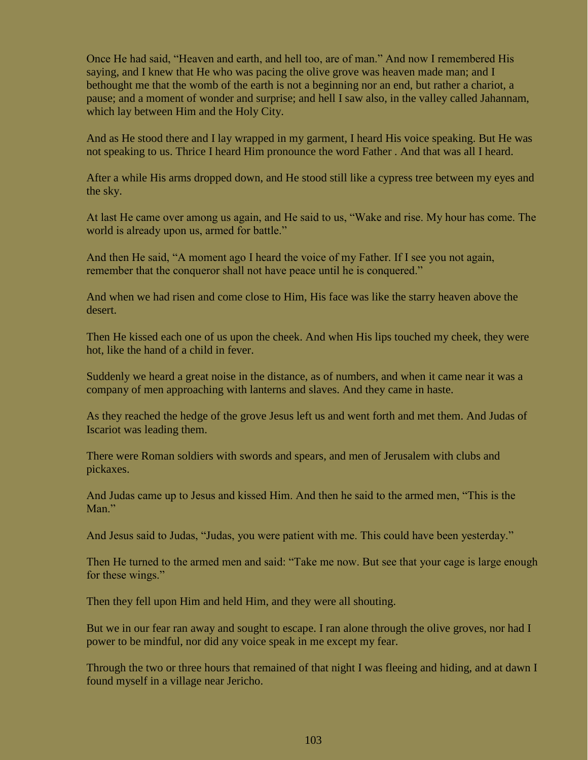Once He had said, "Heaven and earth, and hell too, are of man." And now I remembered His saying, and I knew that He who was pacing the olive grove was heaven made man; and I bethought me that the womb of the earth is not a beginning nor an end, but rather a chariot, a pause; and a moment of wonder and surprise; and hell I saw also, in the valley called Jahannam, which lay between Him and the Holy City.

And as He stood there and I lay wrapped in my garment, I heard His voice speaking. But He was not speaking to us. Thrice I heard Him pronounce the word Father . And that was all I heard.

After a while His arms dropped down, and He stood still like a cypress tree between my eyes and the sky.

At last He came over among us again, and He said to us, "Wake and rise. My hour has come. The world is already upon us, armed for battle."

And then He said, "A moment ago I heard the voice of my Father. If I see you not again, remember that the conqueror shall not have peace until he is conquered."

And when we had risen and come close to Him, His face was like the starry heaven above the desert.

Then He kissed each one of us upon the cheek. And when His lips touched my cheek, they were hot, like the hand of a child in fever.

Suddenly we heard a great noise in the distance, as of numbers, and when it came near it was a company of men approaching with lanterns and slaves. And they came in haste.

As they reached the hedge of the grove Jesus left us and went forth and met them. And Judas of Iscariot was leading them.

There were Roman soldiers with swords and spears, and men of Jerusalem with clubs and pickaxes.

And Judas came up to Jesus and kissed Him. And then he said to the armed men, "This is the Man."

And Jesus said to Judas, "Judas, you were patient with me. This could have been yesterday."

Then He turned to the armed men and said: "Take me now. But see that your cage is large enough for these wings."

Then they fell upon Him and held Him, and they were all shouting.

But we in our fear ran away and sought to escape. I ran alone through the olive groves, nor had I power to be mindful, nor did any voice speak in me except my fear.

Through the two or three hours that remained of that night I was fleeing and hiding, and at dawn I found myself in a village near Jericho.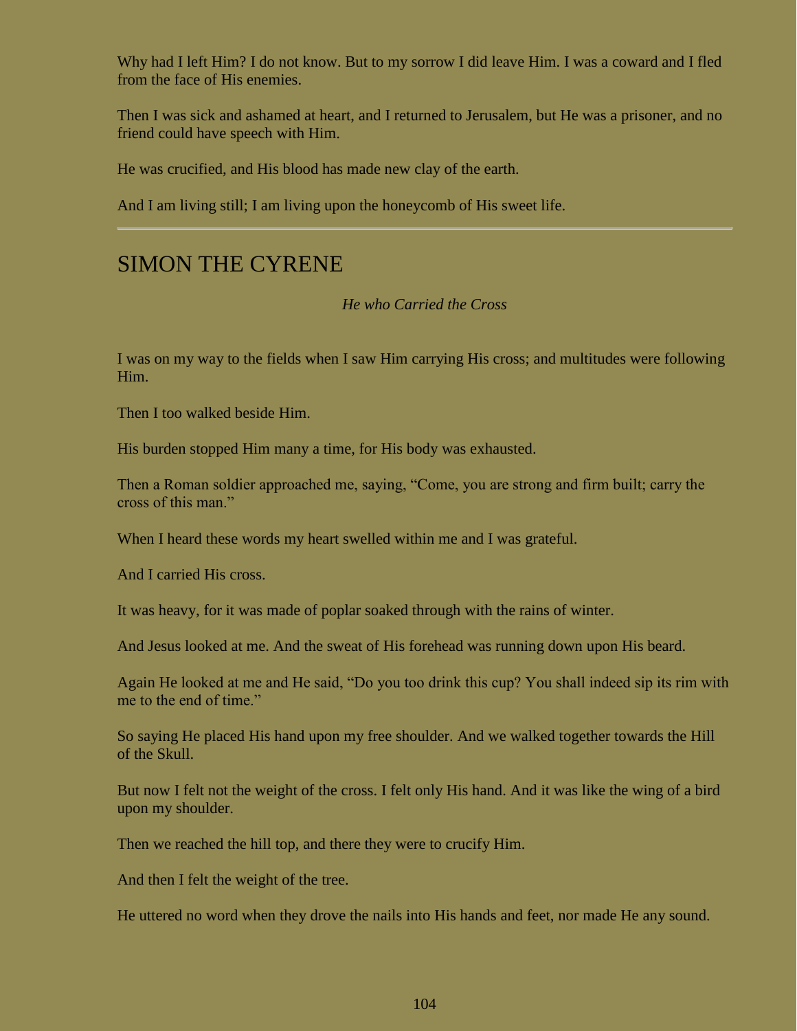Why had I left Him? I do not know. But to my sorrow I did leave Him. I was a coward and I fled from the face of His enemies.

Then I was sick and ashamed at heart, and I returned to Jerusalem, but He was a prisoner, and no friend could have speech with Him.

He was crucified, and His blood has made new clay of the earth.

And I am living still; I am living upon the honeycomb of His sweet life.

---

## SIMON THE CYRENE

*He who Carried the Cross*

I was on my way to the fields when I saw Him carrying His cross; and multitudes were following Him.

Then I too walked beside Him.

His burden stopped Him many a time, for His body was exhausted.

Then a Roman soldier approached me, saying, "Come, you are strong and firm built; carry the cross of this man."

When I heard these words my heart swelled within me and I was grateful.

And I carried His cross.

It was heavy, for it was made of poplar soaked through with the rains of winter.

And Jesus looked at me. And the sweat of His forehead was running down upon His beard.

Again He looked at me and He said, "Do you too drink this cup? You shall indeed sip its rim with me to the end of time."

So saying He placed His hand upon my free shoulder. And we walked together towards the Hill of the Skull.

But now I felt not the weight of the cross. I felt only His hand. And it was like the wing of a bird upon my shoulder.

Then we reached the hill top, and there they were to crucify Him.

And then I felt the weight of the tree.

He uttered no word when they drove the nails into His hands and feet, nor made He any sound.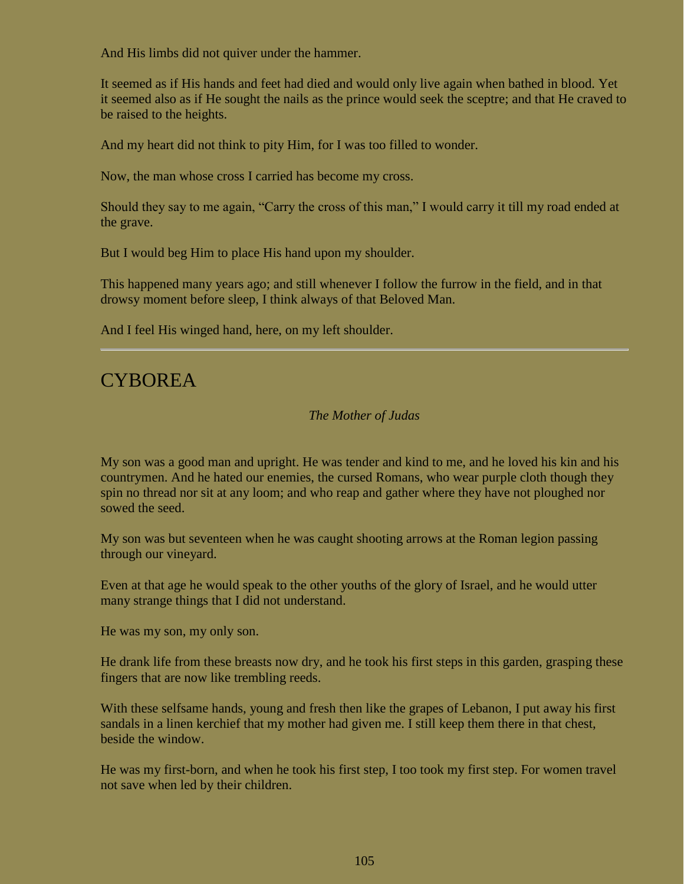And His limbs did not quiver under the hammer.

It seemed as if His hands and feet had died and would only live again when bathed in blood. Yet it seemed also as if He sought the nails as the prince would seek the sceptre; and that He craved to be raised to the heights.

And my heart did not think to pity Him, for I was too filled to wonder.

Now, the man whose cross I carried has become my cross.

Should they say to me again, “Carry the cross of this man,” I would carry it till my road ended at the grave.

But I would beg Him to place His hand upon my shoulder.

This happened many years ago; and still whenever I follow the furrow in the field, and in that drowsy moment before sleep, I think always of that Beloved Man.

And I feel His winged hand, here, on my left shoulder.

---

## CYBOREA

*The Mother of Judas*

My son was a good man and upright. He was tender and kind to me, and he loved his kin and his countrymen. And he hated our enemies, the cursed Romans, who wear purple cloth though they spin no thread nor sit at any loom; and who reap and gather where they have not ploughed nor sowed the seed.

My son was but seventeen when he was caught shooting arrows at the Roman legion passing through our vineyard.

Even at that age he would speak to the other youths of the glory of Israel, and he would utter many strange things that I did not understand.

He was my son, my only son.

He drank life from these breasts now dry, and he took his first steps in this garden, grasping these fingers that are now like trembling reeds.

With these selfsame hands, young and fresh then like the grapes of Lebanon, I put away his first sandals in a linen kerchief that my mother had given me. I still keep them there in that chest, beside the window.

He was my first-born, and when he took his first step, I too took my first step. For women travel not save when led by their children.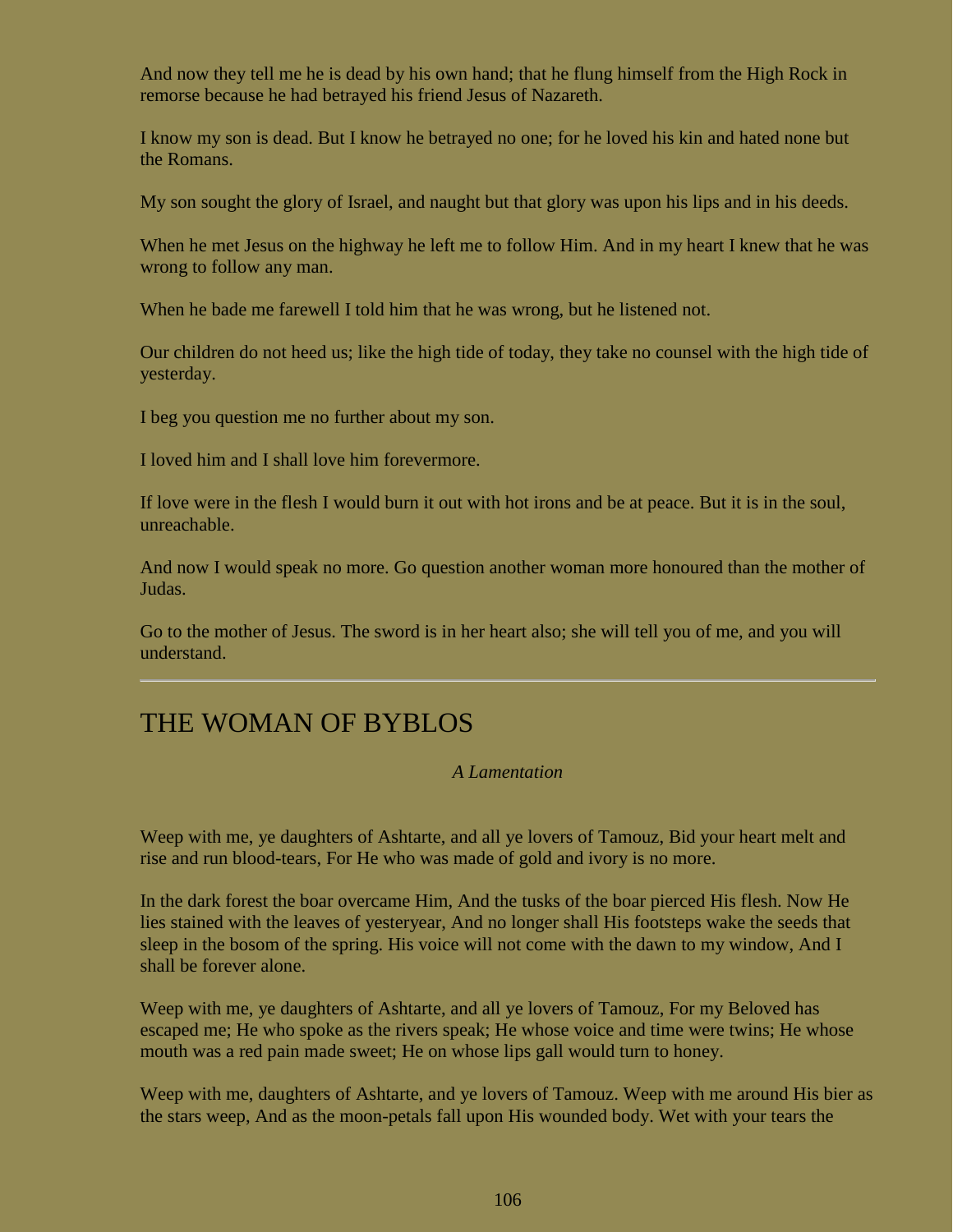And now they tell me he is dead by his own hand; that he flung himself from the High Rock in remorse because he had betrayed his friend Jesus of Nazareth.

I know my son is dead. But I know he betrayed no one; for he loved his kin and hated none but the Romans.

My son sought the glory of Israel, and naught but that glory was upon his lips and in his deeds.

When he met Jesus on the highway he left me to follow Him. And in my heart I knew that he was wrong to follow any man.

When he bade me farewell I told him that he was wrong, but he listened not.

Our children do not heed us; like the high tide of today, they take no counsel with the high tide of yesterday.

I beg you question me no further about my son.

I loved him and I shall love him forevermore.

If love were in the flesh I would burn it out with hot irons and be at peace. But it is in the soul, unreachable.

And now I would speak no more. Go question another woman more honoured than the mother of Judas.

Go to the mother of Jesus. The sword is in her heart also; she will tell you of me, and you will understand.

---

## THE WOMAN OF BYBLOS

*A Lamentation*

Weep with me, ye daughters of Ashtarte, and all ye lovers of Tamouz, Bid your heart melt and rise and run blood-tears, For He who was made of gold and ivory is no more.

In the dark forest the boar overcame Him, And the tusks of the boar pierced His flesh. Now He lies stained with the leaves of yesteryear, And no longer shall His footsteps wake the seeds that sleep in the bosom of the spring. His voice will not come with the dawn to my window, And I shall be forever alone.

Weep with me, ye daughters of Ashtarte, and all ye lovers of Tamouz, For my Beloved has escaped me; He who spoke as the rivers speak; He whose voice and time were twins; He whose mouth was a red pain made sweet; He on whose lips gall would turn to honey.

Weep with me, daughters of Ashtarte, and ye lovers of Tamouz. Weep with me around His bier as the stars weep, And as the moon-petals fall upon His wounded body. Wet with your tears the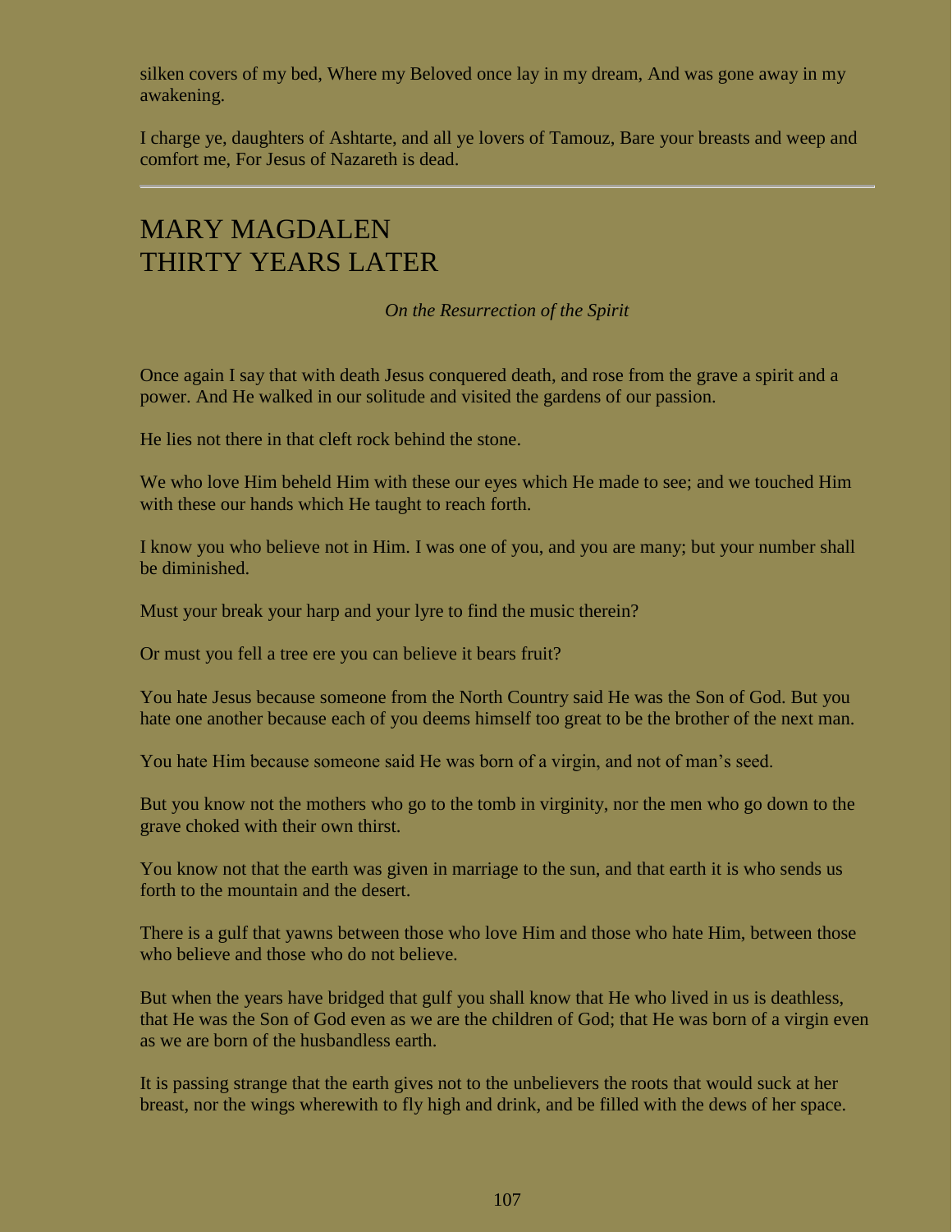silken covers of my bed, Where my Beloved once lay in my dream, And was gone away in my awakening.

I charge ye, daughters of Ashtarte, and all ye lovers of Tamouz, Bare your breasts and weep and comfort me, For Jesus of Nazareth is dead.

---

# MARY MAGDALEN THIRTY YEARS LATER

*On the Resurrection of the Spirit*

Once again I say that with death Jesus conquered death, and rose from the grave a spirit and a power. And He walked in our solitude and visited the gardens of our passion.

He lies not there in that cleft rock behind the stone.

We who love Him beheld Him with these our eyes which He made to see; and we touched Him with these our hands which He taught to reach forth.

I know you who believe not in Him. I was one of you, and you are many; but your number shall be diminished.

Must your break your harp and your lyre to find the music therein?

Or must you fell a tree ere you can believe it bears fruit?

You hate Jesus because someone from the North Country said He was the Son of God. But you hate one another because each of you deems himself too great to be the brother of the next man.

You hate Him because someone said He was born of a virgin, and not of man's seed.

But you know not the mothers who go to the tomb in virginity, nor the men who go down to the grave choked with their own thirst.

You know not that the earth was given in marriage to the sun, and that earth it is who sends us forth to the mountain and the desert.

There is a gulf that yawns between those who love Him and those who hate Him, between those who believe and those who do not believe.

But when the years have bridged that gulf you shall know that He who lived in us is deathless, that He was the Son of God even as we are the children of God; that He was born of a virgin even as we are born of the husbandless earth.

It is passing strange that the earth gives not to the unbelievers the roots that would suck at her breast, nor the wings wherewith to fly high and drink, and be filled with the dews of her space.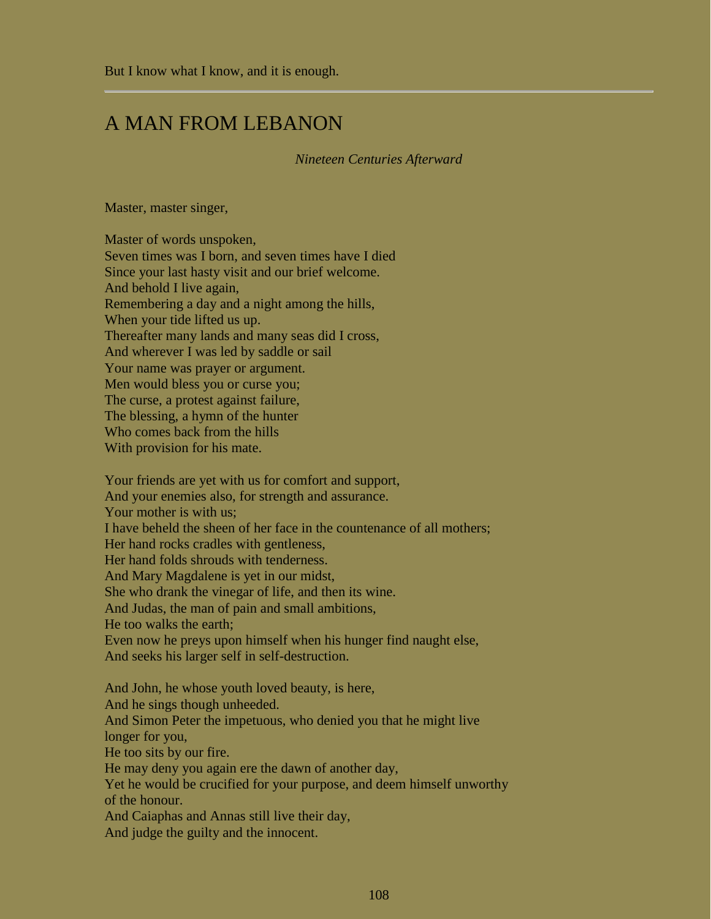But I know what I know, and it is enough.

---

## A MAN FROM LEBANON

*Nineteen Centuries Afterward*

Master, master singer,

Master of words unspoken,
Seven times was I born, and seven times have I died
Since your last hasty visit and our brief welcome.
And behold I live again,
Remembering a day and a night among the hills,
When your tide lifted us up.
Thereafter many lands and many seas did I cross,
And wherever I was led by saddle or sail
Your name was prayer or argument.
Men would bless you or curse you;
The curse, a protest against failure,
The blessing, a hymn of the hunter
Who comes back from the hills
With provision for his mate.

Your friends are yet with us for comfort and support,
And your enemies also, for strength and assurance.
Your mother is with us;
I have beheld the sheen of her face in the countenance of all mothers;
Her hand rocks cradles with gentleness,
Her hand folds shrouds with tenderness.
And Mary Magdalene is yet in our midst,
She who drank the vinegar of life, and then its wine.
And Judas, the man of pain and small ambitions,
He too walks the earth;
Even now he preys upon himself when his hunger find naught else,
And seeks his larger self in self-destruction.

And John, he whose youth loved beauty, is here,
And he sings though unheeded.
And Simon Peter the impetuous, who denied you that he might live longer for you,
He too sits by our fire.
He may deny you again ere the dawn of another day,
Yet he would be crucified for your purpose, and deem himself unworthy of the honour.
And Caiaphas and Annas still live their day,
And judge the guilty and the innocent.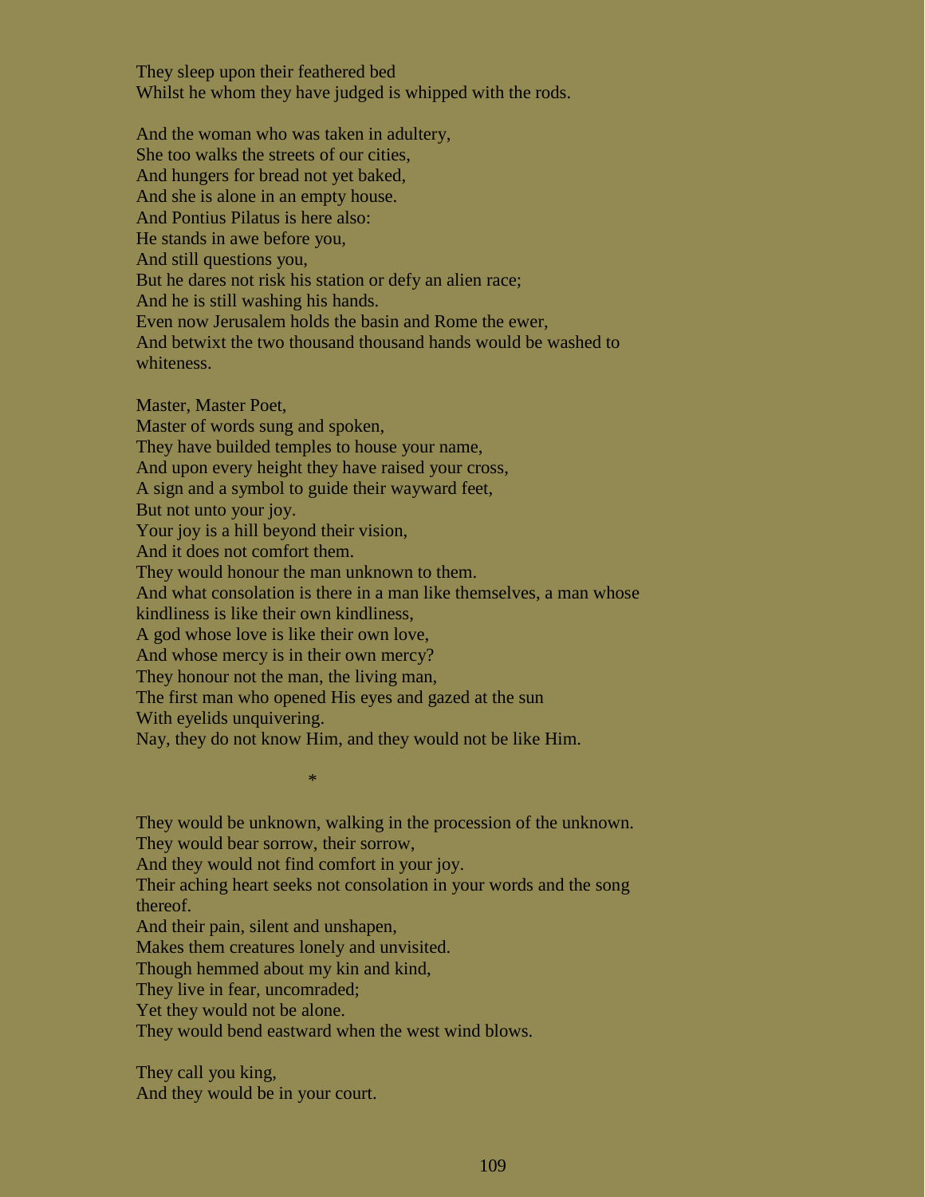They sleep upon their feathered bed
Whilst he whom they have judged is whipped with the rods.

And the woman who was taken in adultery,
She too walks the streets of our cities,
And hungers for bread not yet baked,
And she is alone in an empty house.
And Pontius Pilatus is here also:
He stands in awe before you,
And still questions you,
But he dares not risk his station or defy an alien race;
And he is still washing his hands.
Even now Jerusalem holds the basin and Rome the ewer,
And betwixt the two thousand thousand hands would be washed to whiteness.

Master, Master Poet,
Master of words sung and spoken,
They have builded temples to house your name,
And upon every height they have raised your cross,
A sign and a symbol to guide their wayward feet,
But not unto your joy.
Your joy is a hill beyond their vision,
And it does not comfort them.
They would honour the man unknown to them.
And what consolation is there in a man like themselves, a man whose kindliness is like their own kindliness,
A god whose love is like their own love,
And whose mercy is in their own mercy?
They honour not the man, the living man,
The first man who opened His eyes and gazed at the sun
With eyelids unquivering.
Nay, they do not know Him, and they would not be like Him.

*

They would be unknown, walking in the procession of the unknown.
They would bear sorrow, their sorrow,
And they would not find comfort in your joy.
Their aching heart seeks not consolation in your words and the song thereof.
And their pain, silent and unshapen,
Makes them creatures lonely and unvisited.
Though hemmed about my kin and kind,
They live in fear, uncomraded;
Yet they would not be alone.
They would bend eastward when the west wind blows.

They call you king,
And they would be in your court.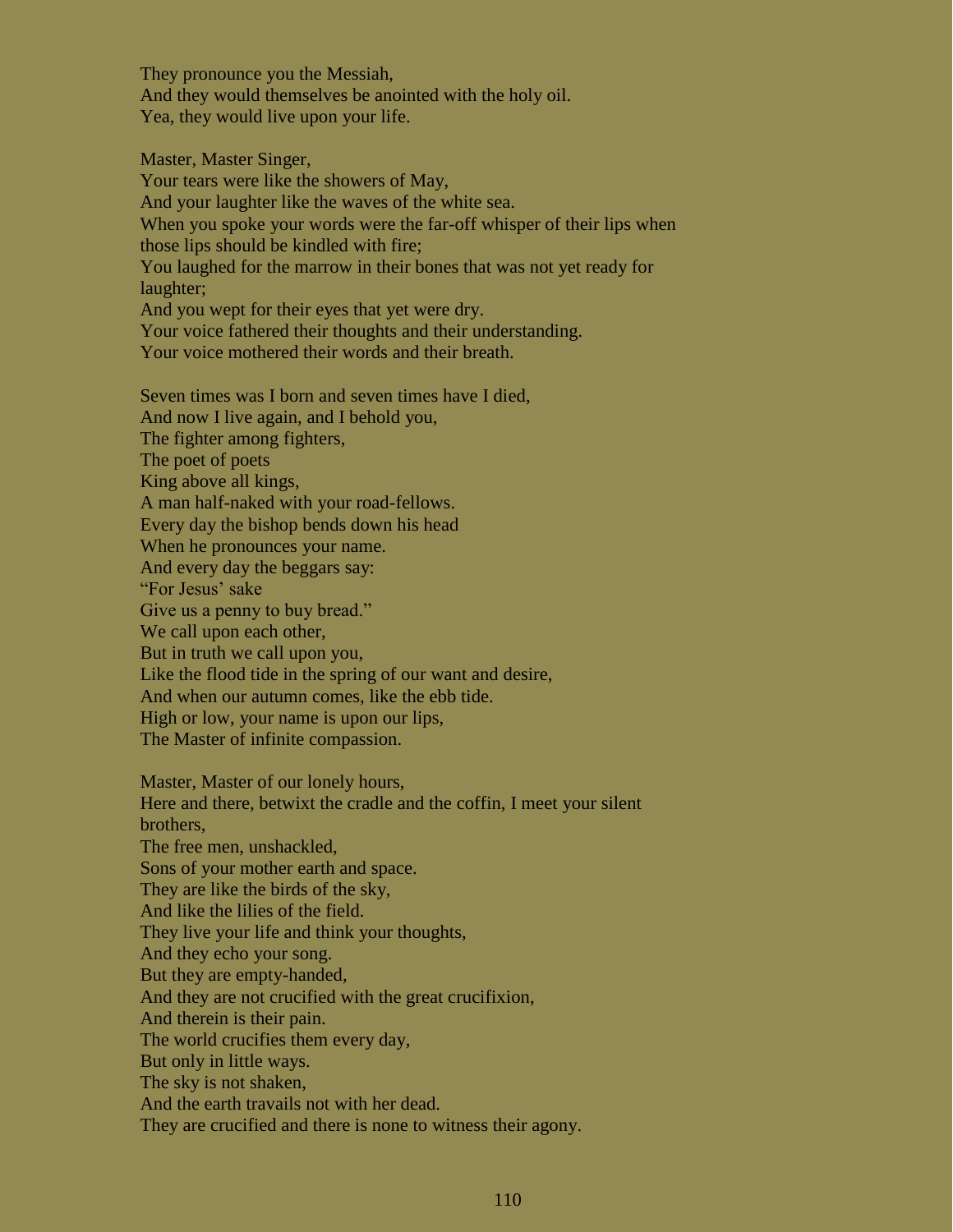They pronounce you the Messiah,
And they would themselves be anointed with the holy oil.
Yea, they would live upon your life.

Master, Master Singer,
Your tears were like the showers of May,
And your laughter like the waves of the white sea.
When you spoke your words were the far-off whisper of their lips when those lips should be kindled with fire;
You laughed for the marrow in their bones that was not yet ready for laughter;
And you wept for their eyes that yet were dry.
Your voice fathered their thoughts and their understanding.
Your voice mothered their words and their breath.

Seven times was I born and seven times have I died,
And now I live again, and I behold you,
The fighter among fighters,
The poet of poets
King above all kings,
A man half-naked with your road-fellows.
Every day the bishop bends down his head
When he pronounces your name.
And every day the beggars say:
"For Jesus' sake
Give us a penny to buy bread."
We call upon each other,
But in truth we call upon you,
Like the flood tide in the spring of our want and desire,
And when our autumn comes, like the ebb tide.
High or low, your name is upon our lips,
The Master of infinite compassion.

Master, Master of our lonely hours,
Here and there, betwixt the cradle and the coffin, I meet your silent brothers,
The free men, unshackled,
Sons of your mother earth and space.
They are like the birds of the sky,
And like the lilies of the field.
They live your life and think your thoughts,
And they echo your song.
But they are empty-handed,
And they are not crucified with the great crucifixion,
And therein is their pain.
The world crucifies them every day,
But only in little ways.
The sky is not shaken,
And the earth travails not with her dead.
They are crucified and there is none to witness their agony.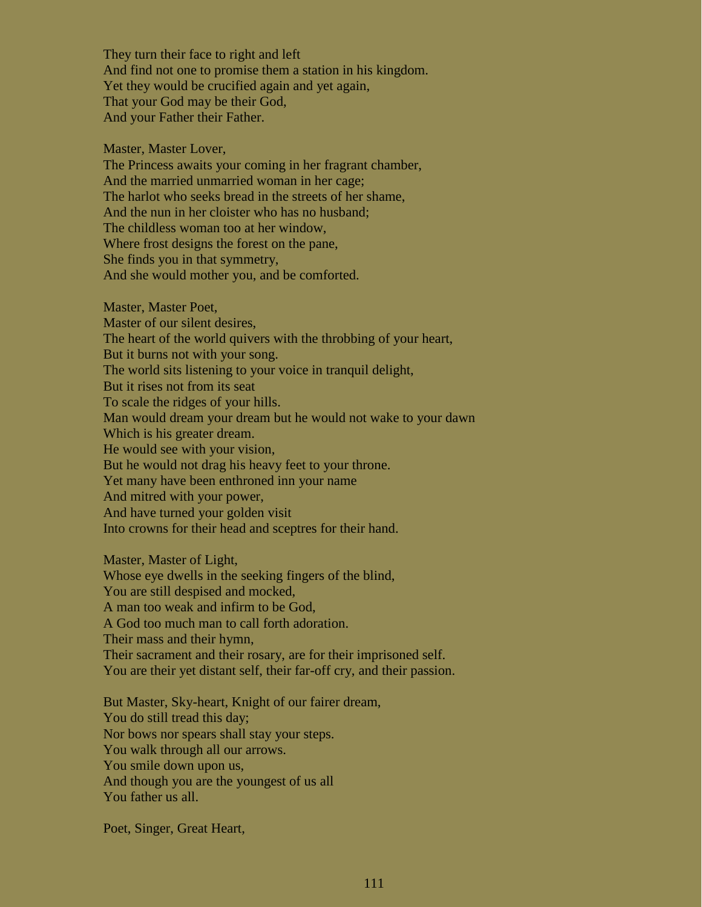They turn their face to right and left
And find not one to promise them a station in his kingdom.
Yet they would be crucified again and yet again,
That your God may be their God,
And your Father their Father.

Master, Master Lover,
The Princess awaits your coming in her fragrant chamber,
And the married unmarried woman in her cage;
The harlot who seeks bread in the streets of her shame,
And the nun in her cloister who has no husband;
The childless woman too at her window,
Where frost designs the forest on the pane,
She finds you in that symmetry,
And she would mother you, and be comforted.

Master, Master Poet,
Master of our silent desires,
The heart of the world quivers with the throbbing of your heart,
But it burns not with your song.
The world sits listening to your voice in tranquil delight,
But it rises not from its seat
To scale the ridges of your hills.
Man would dream your dream but he would not wake to your dawn
Which is his greater dream.
He would see with your vision,
But he would not drag his heavy feet to your throne.
Yet many have been enthroned inn your name
And mitred with your power,
And have turned your golden visit
Into crowns for their head and sceptres for their hand.

Master, Master of Light,
Whose eye dwells in the seeking fingers of the blind,
You are still despised and mocked,
A man too weak and infirm to be God,
A God too much man to call forth adoration.
Their mass and their hymn,
Their sacrament and their rosary, are for their imprisoned self.
You are their yet distant self, their far-off cry, and their passion.

But Master, Sky-heart, Knight of our fairer dream,
You do still tread this day;
Nor bows nor spears shall stay your steps.
You walk through all our arrows.
You smile down upon us,
And though you are the youngest of us all
You father us all.

Poet, Singer, Great Heart,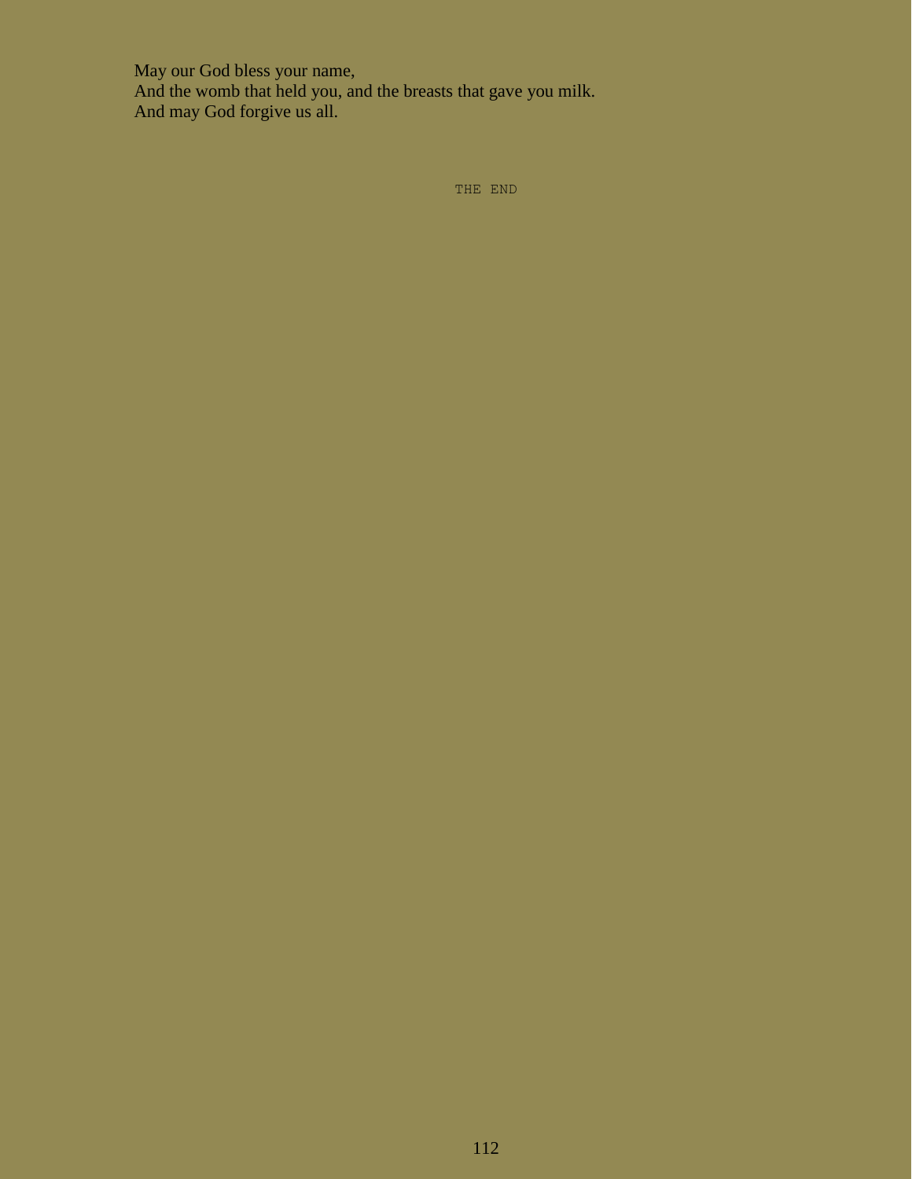May our God bless your name,
And the womb that held you, and the breasts that gave you milk.
And may God forgive us all.

THE END